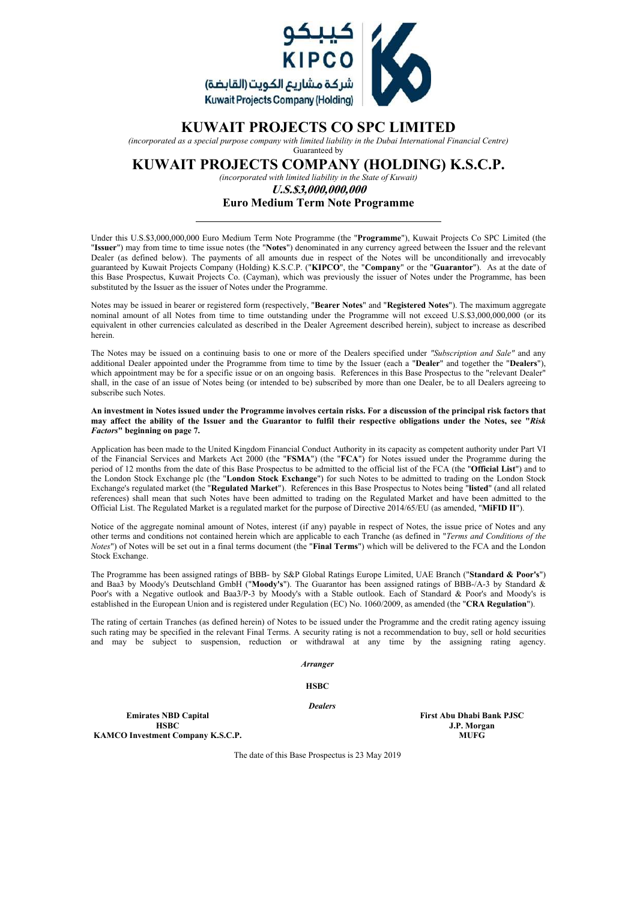كيبكو
KIPCO
شركة مشاريع الكويت (القابضة)
Kuwait Projects Company (Holding)

# KUWAIT PROJECTS CO SPC LIMITED

*(incorporated as a special purpose company with limited liability in the Dubai International Financial Centre)*

Guaranteed by

# KUWAIT PROJECTS COMPANY (HOLDING) K.S.C.P.

*(incorporated with limited liability in the State of Kuwait)*

***U.S.$3,000,000,000***

**Euro Medium Term Note Programme**

---

Under this U.S.$3,000,000,000 Euro Medium Term Note Programme (the "**Programme**"), Kuwait Projects Co SPC Limited (the "**Issuer**") may from time to time issue notes (the "**Notes**") denominated in any currency agreed between the Issuer and the relevant Dealer (as defined below). The payments of all amounts due in respect of the Notes will be unconditionally and irrevocably guaranteed by Kuwait Projects Company (Holding) K.S.C.P. ("**KIPCO**", the "**Company**" or the "**Guarantor**"). As at the date of this Base Prospectus, Kuwait Projects Co. (Cayman), which was previously the issuer of Notes under the Programme, has been substituted by the Issuer as the issuer of Notes under the Programme.

Notes may be issued in bearer or registered form (respectively, "**Bearer Notes**" and "**Registered Notes**"). The maximum aggregate nominal amount of all Notes from time to time outstanding under the Programme will not exceed U.S.$3,000,000,000 (or its equivalent in other currencies calculated as described in the Dealer Agreement described herein), subject to increase as described herein.

The Notes may be issued on a continuing basis to one or more of the Dealers specified under *"Subscription and Sale"* and any additional Dealer appointed under the Programme from time to time by the Issuer (each a "**Dealer**" and together the "**Dealers**"), which appointment may be for a specific issue or on an ongoing basis. References in this Base Prospectus to the "relevant Dealer" shall, in the case of an issue of Notes being (or intended to be) subscribed by more than one Dealer, be to all Dealers agreeing to subscribe such Notes.

**An investment in Notes issued under the Programme involves certain risks. For a discussion of the principal risk factors that may affect the ability of the Issuer and the Guarantor to fulfil their respective obligations under the Notes, see "*Risk Factors*" beginning on page 7.**

Application has been made to the United Kingdom Financial Conduct Authority in its capacity as competent authority under Part VI of the Financial Services and Markets Act 2000 (the "**FSMA**") (the "**FCA**") for Notes issued under the Programme during the period of 12 months from the date of this Base Prospectus to be admitted to the official list of the FCA (the "**Official List**") and to the London Stock Exchange plc (the "**London Stock Exchange**") for such Notes to be admitted to trading on the London Stock Exchange's regulated market (the "**Regulated Market**"). References in this Base Prospectus to Notes being "**listed**" (and all related references) shall mean that such Notes have been admitted to trading on the Regulated Market and have been admitted to the Official List. The Regulated Market is a regulated market for the purpose of Directive 2014/65/EU (as amended, "**MiFID II**").

Notice of the aggregate nominal amount of Notes, interest (if any) payable in respect of Notes, the issue price of Notes and any other terms and conditions not contained herein which are applicable to each Tranche (as defined in "*Terms and Conditions of the Notes*") of Notes will be set out in a final terms document (the "**Final Terms**") which will be delivered to the FCA and the London Stock Exchange.

The Programme has been assigned ratings of BBB- by S&P Global Ratings Europe Limited, UAE Branch ("**Standard & Poor's**") and Baa3 by Moody's Deutschland GmbH ("**Moody's**"). The Guarantor has been assigned ratings of BBB-/A-3 by Standard & Poor's with a Negative outlook and Baa3/P-3 by Moody's with a Stable outlook. Each of Standard & Poor's and Moody's is established in the European Union and is registered under Regulation (EC) No. 1060/2009, as amended (the "**CRA Regulation**").

The rating of certain Tranches (as defined herein) of Notes to be issued under the Programme and the credit rating agency issuing such rating may be specified in the relevant Final Terms. A security rating is not a recommendation to buy, sell or hold securities and may be subject to suspension, reduction or withdrawal at any time by the assigning rating agency.

*Arranger*

**HSBC**

*Dealers*

**Emirates NBD Capital**

**First Abu Dhabi Bank PJSC**

**HSBC**

**J.P. Morgan**

**KAMCO Investment Company K.S.C.P.**

**MUFG**

The date of this Base Prospectus is 23 May 2019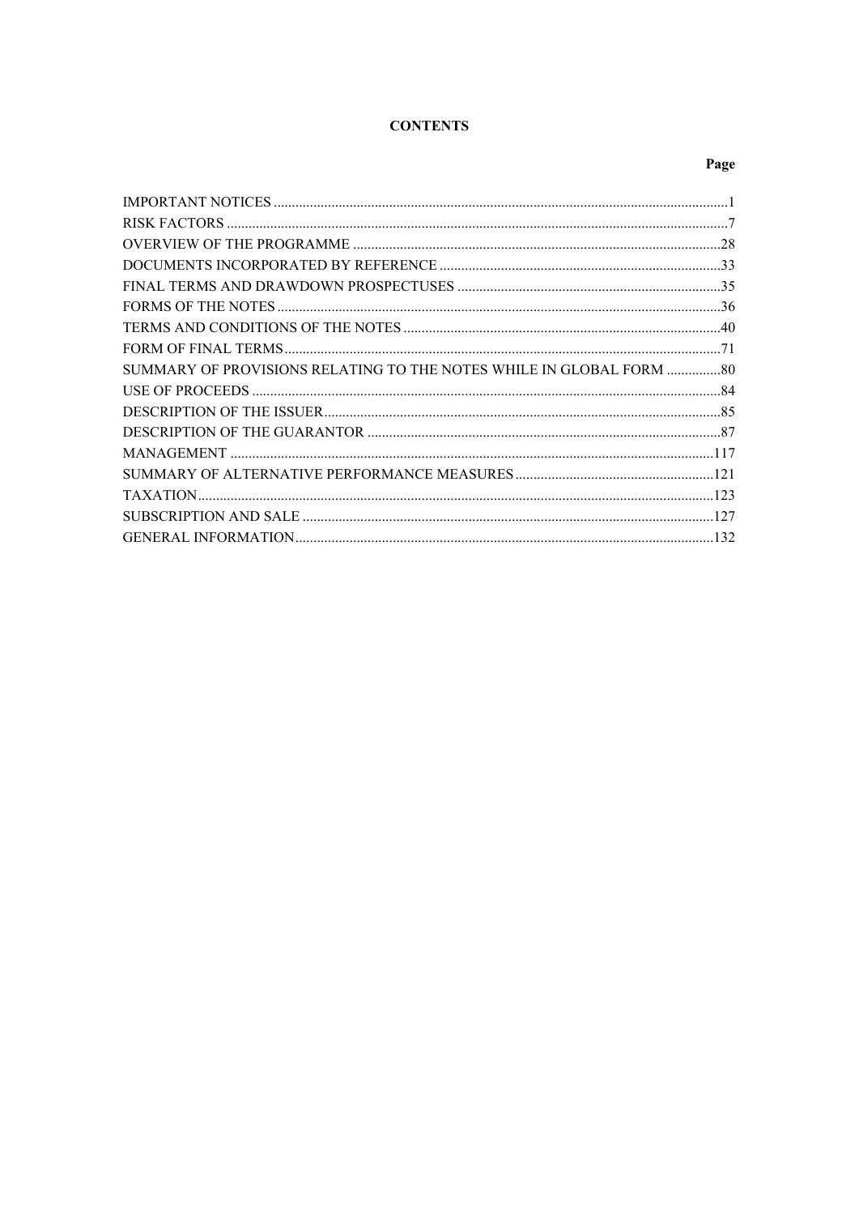**CONTENTS**

| | Page |
|---|---|
| IMPORTANT NOTICES | 1 |
| RISK FACTORS | 7 |
| OVERVIEW OF THE PROGRAMME | 28 |
| DOCUMENTS INCORPORATED BY REFERENCE | 33 |
| FINAL TERMS AND DRAWDOWN PROSPECTUSES | 35 |
| FORMS OF THE NOTES | 36 |
| TERMS AND CONDITIONS OF THE NOTES | 40 |
| FORM OF FINAL TERMS | 71 |
| SUMMARY OF PROVISIONS RELATING TO THE NOTES WHILE IN GLOBAL FORM | 80 |
| USE OF PROCEEDS | 84 |
| DESCRIPTION OF THE ISSUER | 85 |
| DESCRIPTION OF THE GUARANTOR | 87 |
| MANAGEMENT | 117 |
| SUMMARY OF ALTERNATIVE PERFORMANCE MEASURES | 121 |
| TAXATION | 123 |
| SUBSCRIPTION AND SALE | 127 |
| GENERAL INFORMATION | 132 |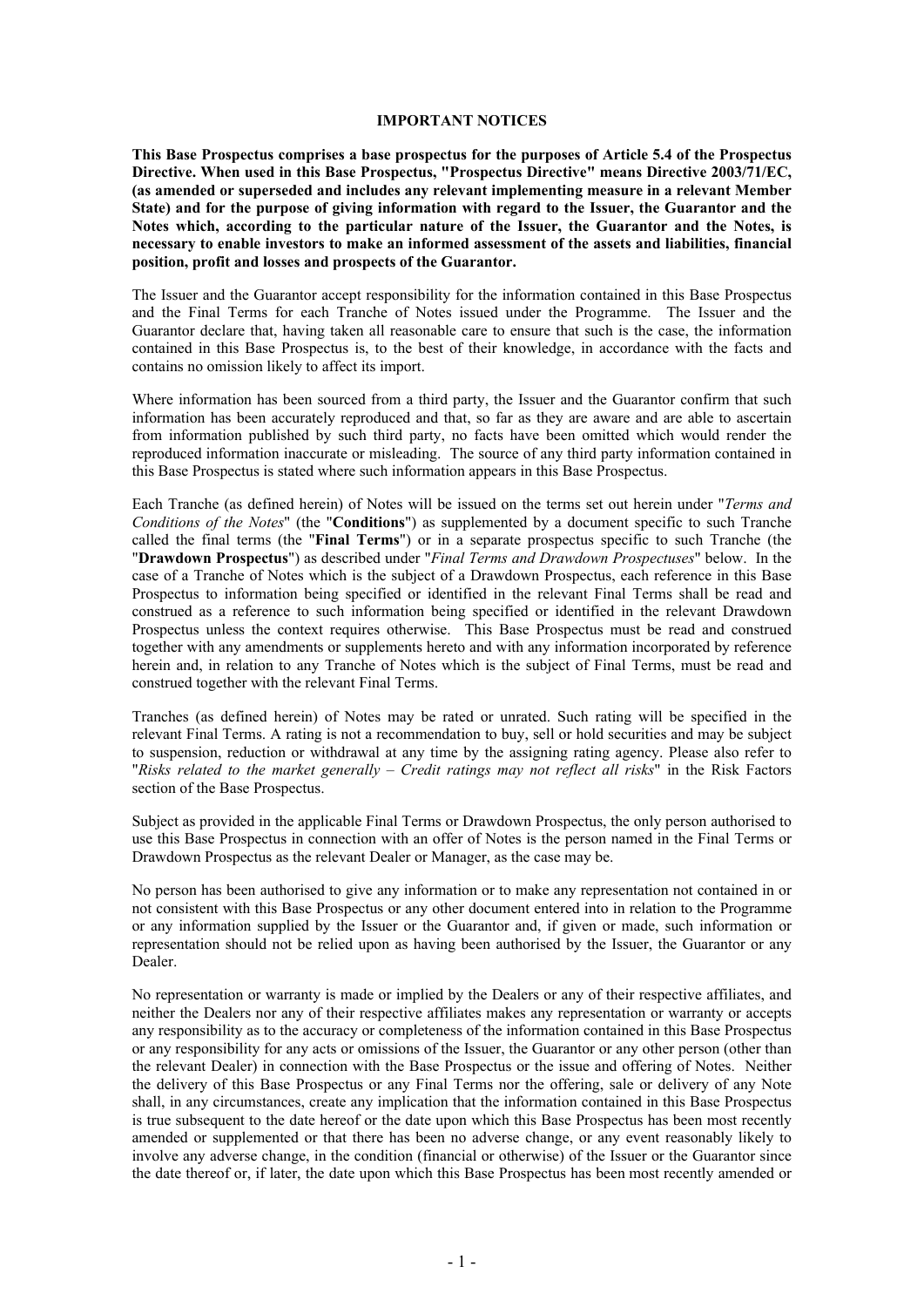## IMPORTANT NOTICES

**This Base Prospectus comprises a base prospectus for the purposes of Article 5.4 of the Prospectus Directive. When used in this Base Prospectus, "Prospectus Directive" means Directive 2003/71/EC, (as amended or superseded and includes any relevant implementing measure in a relevant Member State) and for the purpose of giving information with regard to the Issuer, the Guarantor and the Notes which, according to the particular nature of the Issuer, the Guarantor and the Notes, is necessary to enable investors to make an informed assessment of the assets and liabilities, financial position, profit and losses and prospects of the Guarantor.**

The Issuer and the Guarantor accept responsibility for the information contained in this Base Prospectus and the Final Terms for each Tranche of Notes issued under the Programme. The Issuer and the Guarantor declare that, having taken all reasonable care to ensure that such is the case, the information contained in this Base Prospectus is, to the best of their knowledge, in accordance with the facts and contains no omission likely to affect its import.

Where information has been sourced from a third party, the Issuer and the Guarantor confirm that such information has been accurately reproduced and that, so far as they are aware and are able to ascertain from information published by such third party, no facts have been omitted which would render the reproduced information inaccurate or misleading. The source of any third party information contained in this Base Prospectus is stated where such information appears in this Base Prospectus.

Each Tranche (as defined herein) of Notes will be issued on the terms set out herein under "*Terms and Conditions of the Notes*" (the "**Conditions**") as supplemented by a document specific to such Tranche called the final terms (the "**Final Terms**") or in a separate prospectus specific to such Tranche (the "**Drawdown Prospectus**") as described under "*Final Terms and Drawdown Prospectuses*" below. In the case of a Tranche of Notes which is the subject of a Drawdown Prospectus, each reference in this Base Prospectus to information being specified or identified in the relevant Final Terms shall be read and construed as a reference to such information being specified or identified in the relevant Drawdown Prospectus unless the context requires otherwise. This Base Prospectus must be read and construed together with any amendments or supplements hereto and with any information incorporated by reference herein and, in relation to any Tranche of Notes which is the subject of Final Terms, must be read and construed together with the relevant Final Terms.

Tranches (as defined herein) of Notes may be rated or unrated. Such rating will be specified in the relevant Final Terms. A rating is not a recommendation to buy, sell or hold securities and may be subject to suspension, reduction or withdrawal at any time by the assigning rating agency. Please also refer to "*Risks related to the market generally – Credit ratings may not reflect all risks*" in the Risk Factors section of the Base Prospectus.

Subject as provided in the applicable Final Terms or Drawdown Prospectus, the only person authorised to use this Base Prospectus in connection with an offer of Notes is the person named in the Final Terms or Drawdown Prospectus as the relevant Dealer or Manager, as the case may be.

No person has been authorised to give any information or to make any representation not contained in or not consistent with this Base Prospectus or any other document entered into in relation to the Programme or any information supplied by the Issuer or the Guarantor and, if given or made, such information or representation should not be relied upon as having been authorised by the Issuer, the Guarantor or any Dealer.

No representation or warranty is made or implied by the Dealers or any of their respective affiliates, and neither the Dealers nor any of their respective affiliates makes any representation or warranty or accepts any responsibility as to the accuracy or completeness of the information contained in this Base Prospectus or any responsibility for any acts or omissions of the Issuer, the Guarantor or any other person (other than the relevant Dealer) in connection with the Base Prospectus or the issue and offering of Notes. Neither the delivery of this Base Prospectus or any Final Terms nor the offering, sale or delivery of any Note shall, in any circumstances, create any implication that the information contained in this Base Prospectus is true subsequent to the date hereof or the date upon which this Base Prospectus has been most recently amended or supplemented or that there has been no adverse change, or any event reasonably likely to involve any adverse change, in the condition (financial or otherwise) of the Issuer or the Guarantor since the date thereof or, if later, the date upon which this Base Prospectus has been most recently amended or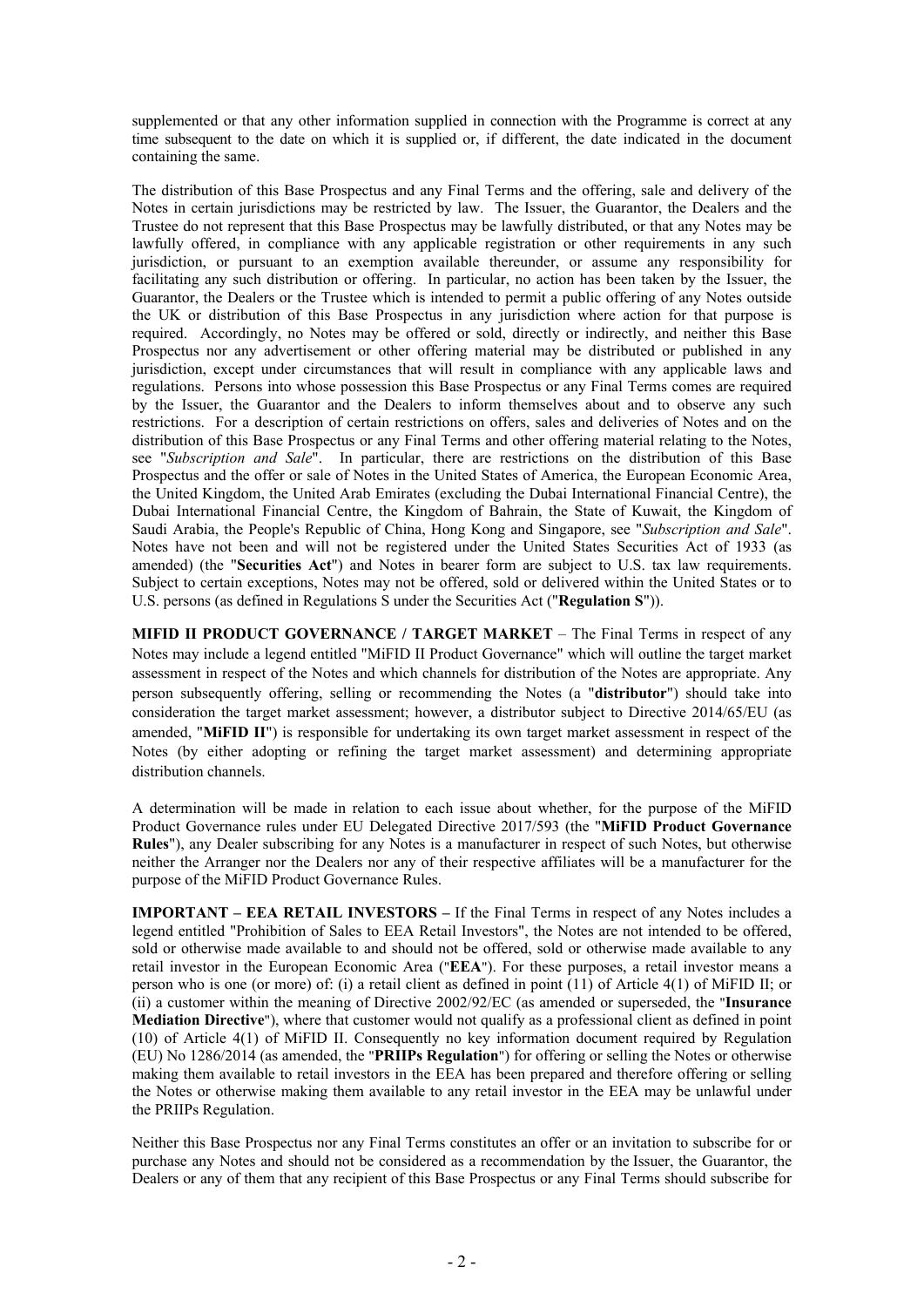supplemented or that any other information supplied in connection with the Programme is correct at any time subsequent to the date on which it is supplied or, if different, the date indicated in the document containing the same.

The distribution of this Base Prospectus and any Final Terms and the offering, sale and delivery of the Notes in certain jurisdictions may be restricted by law. The Issuer, the Guarantor, the Dealers and the Trustee do not represent that this Base Prospectus may be lawfully distributed, or that any Notes may be lawfully offered, in compliance with any applicable registration or other requirements in any such jurisdiction, or pursuant to an exemption available thereunder, or assume any responsibility for facilitating any such distribution or offering. In particular, no action has been taken by the Issuer, the Guarantor, the Dealers or the Trustee which is intended to permit a public offering of any Notes outside the UK or distribution of this Base Prospectus in any jurisdiction where action for that purpose is required. Accordingly, no Notes may be offered or sold, directly or indirectly, and neither this Base Prospectus nor any advertisement or other offering material may be distributed or published in any jurisdiction, except under circumstances that will result in compliance with any applicable laws and regulations. Persons into whose possession this Base Prospectus or any Final Terms comes are required by the Issuer, the Guarantor and the Dealers to inform themselves about and to observe any such restrictions. For a description of certain restrictions on offers, sales and deliveries of Notes and on the distribution of this Base Prospectus or any Final Terms and other offering material relating to the Notes, see "*Subscription and Sale*". In particular, there are restrictions on the distribution of this Base Prospectus and the offer or sale of Notes in the United States of America, the European Economic Area, the United Kingdom, the United Arab Emirates (excluding the Dubai International Financial Centre), the Dubai International Financial Centre, the Kingdom of Bahrain, the State of Kuwait, the Kingdom of Saudi Arabia, the People's Republic of China, Hong Kong and Singapore, see "*Subscription and Sale*". Notes have not been and will not be registered under the United States Securities Act of 1933 (as amended) (the "**Securities Act**") and Notes in bearer form are subject to U.S. tax law requirements. Subject to certain exceptions, Notes may not be offered, sold or delivered within the United States or to U.S. persons (as defined in Regulations S under the Securities Act ("**Regulation S**")).

**MIFID II PRODUCT GOVERNANCE / TARGET MARKET** – The Final Terms in respect of any Notes may include a legend entitled "MiFID II Product Governance" which will outline the target market assessment in respect of the Notes and which channels for distribution of the Notes are appropriate. Any person subsequently offering, selling or recommending the Notes (a "**distributor**") should take into consideration the target market assessment; however, a distributor subject to Directive 2014/65/EU (as amended, "**MiFID II**") is responsible for undertaking its own target market assessment in respect of the Notes (by either adopting or refining the target market assessment) and determining appropriate distribution channels.

A determination will be made in relation to each issue about whether, for the purpose of the MiFID Product Governance rules under EU Delegated Directive 2017/593 (the "**MiFID Product Governance Rules**"), any Dealer subscribing for any Notes is a manufacturer in respect of such Notes, but otherwise neither the Arranger nor the Dealers nor any of their respective affiliates will be a manufacturer for the purpose of the MiFID Product Governance Rules.

**IMPORTANT – EEA RETAIL INVESTORS –** If the Final Terms in respect of any Notes includes a legend entitled "Prohibition of Sales to EEA Retail Investors", the Notes are not intended to be offered, sold or otherwise made available to and should not be offered, sold or otherwise made available to any retail investor in the European Economic Area ("**EEA**"). For these purposes, a retail investor means a person who is one (or more) of: (i) a retail client as defined in point (11) of Article 4(1) of MiFID II; or (ii) a customer within the meaning of Directive 2002/92/EC (as amended or superseded, the "**Insurance Mediation Directive**"), where that customer would not qualify as a professional client as defined in point (10) of Article 4(1) of MiFID II. Consequently no key information document required by Regulation (EU) No 1286/2014 (as amended, the "**PRIIPs Regulation**") for offering or selling the Notes or otherwise making them available to retail investors in the EEA has been prepared and therefore offering or selling the Notes or otherwise making them available to any retail investor in the EEA may be unlawful under the PRIIPs Regulation.

Neither this Base Prospectus nor any Final Terms constitutes an offer or an invitation to subscribe for or purchase any Notes and should not be considered as a recommendation by the Issuer, the Guarantor, the Dealers or any of them that any recipient of this Base Prospectus or any Final Terms should subscribe for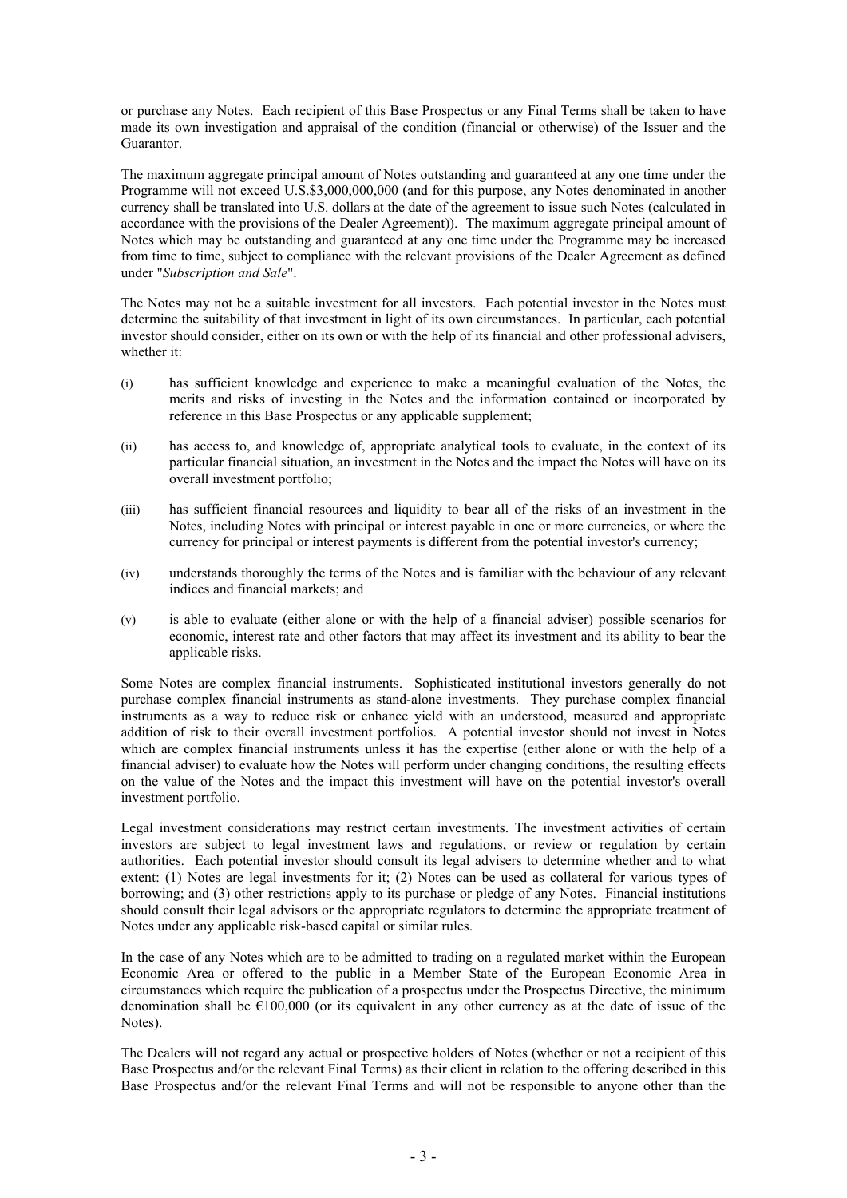or purchase any Notes. Each recipient of this Base Prospectus or any Final Terms shall be taken to have made its own investigation and appraisal of the condition (financial or otherwise) of the Issuer and the Guarantor.

The maximum aggregate principal amount of Notes outstanding and guaranteed at any one time under the Programme will not exceed U.S.$3,000,000,000 (and for this purpose, any Notes denominated in another currency shall be translated into U.S. dollars at the date of the agreement to issue such Notes (calculated in accordance with the provisions of the Dealer Agreement)). The maximum aggregate principal amount of Notes which may be outstanding and guaranteed at any one time under the Programme may be increased from time to time, subject to compliance with the relevant provisions of the Dealer Agreement as defined under "*Subscription and Sale*".

The Notes may not be a suitable investment for all investors. Each potential investor in the Notes must determine the suitability of that investment in light of its own circumstances. In particular, each potential investor should consider, either on its own or with the help of its financial and other professional advisers, whether it:

(i) has sufficient knowledge and experience to make a meaningful evaluation of the Notes, the merits and risks of investing in the Notes and the information contained or incorporated by reference in this Base Prospectus or any applicable supplement;

(ii) has access to, and knowledge of, appropriate analytical tools to evaluate, in the context of its particular financial situation, an investment in the Notes and the impact the Notes will have on its overall investment portfolio;

(iii) has sufficient financial resources and liquidity to bear all of the risks of an investment in the Notes, including Notes with principal or interest payable in one or more currencies, or where the currency for principal or interest payments is different from the potential investor's currency;

(iv) understands thoroughly the terms of the Notes and is familiar with the behaviour of any relevant indices and financial markets; and

(v) is able to evaluate (either alone or with the help of a financial adviser) possible scenarios for economic, interest rate and other factors that may affect its investment and its ability to bear the applicable risks.

Some Notes are complex financial instruments. Sophisticated institutional investors generally do not purchase complex financial instruments as stand-alone investments. They purchase complex financial instruments as a way to reduce risk or enhance yield with an understood, measured and appropriate addition of risk to their overall investment portfolios. A potential investor should not invest in Notes which are complex financial instruments unless it has the expertise (either alone or with the help of a financial adviser) to evaluate how the Notes will perform under changing conditions, the resulting effects on the value of the Notes and the impact this investment will have on the potential investor's overall investment portfolio.

Legal investment considerations may restrict certain investments. The investment activities of certain investors are subject to legal investment laws and regulations, or review or regulation by certain authorities. Each potential investor should consult its legal advisers to determine whether and to what extent: (1) Notes are legal investments for it; (2) Notes can be used as collateral for various types of borrowing; and (3) other restrictions apply to its purchase or pledge of any Notes. Financial institutions should consult their legal advisors or the appropriate regulators to determine the appropriate treatment of Notes under any applicable risk-based capital or similar rules.

In the case of any Notes which are to be admitted to trading on a regulated market within the European Economic Area or offered to the public in a Member State of the European Economic Area in circumstances which require the publication of a prospectus under the Prospectus Directive, the minimum denomination shall be €100,000 (or its equivalent in any other currency as at the date of issue of the Notes).

The Dealers will not regard any actual or prospective holders of Notes (whether or not a recipient of this Base Prospectus and/or the relevant Final Terms) as their client in relation to the offering described in this Base Prospectus and/or the relevant Final Terms and will not be responsible to anyone other than the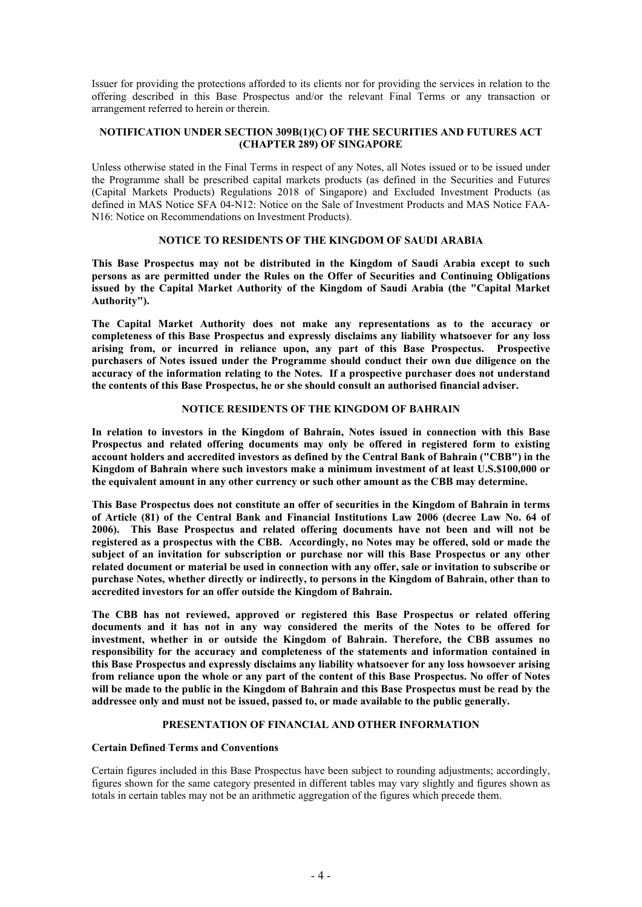Issuer for providing the protections afforded to its clients nor for providing the services in relation to the offering described in this Base Prospectus and/or the relevant Final Terms or any transaction or arrangement referred to herein or therein.

## NOTIFICATION UNDER SECTION 309B(1)(C) OF THE SECURITIES AND FUTURES ACT (CHAPTER 289) OF SINGAPORE

Unless otherwise stated in the Final Terms in respect of any Notes, all Notes issued or to be issued under the Programme shall be prescribed capital markets products (as defined in the Securities and Futures (Capital Markets Products) Regulations 2018 of Singapore) and Excluded Investment Products (as defined in MAS Notice SFA 04-N12: Notice on the Sale of Investment Products and MAS Notice FAA-N16: Notice on Recommendations on Investment Products).

## NOTICE TO RESIDENTS OF THE KINGDOM OF SAUDI ARABIA

**This Base Prospectus may not be distributed in the Kingdom of Saudi Arabia except to such persons as are permitted under the Rules on the Offer of Securities and Continuing Obligations issued by the Capital Market Authority of the Kingdom of Saudi Arabia (the "Capital Market Authority").**

**The Capital Market Authority does not make any representations as to the accuracy or completeness of this Base Prospectus and expressly disclaims any liability whatsoever for any loss arising from, or incurred in reliance upon, any part of this Base Prospectus. Prospective purchasers of Notes issued under the Programme should conduct their own due diligence on the accuracy of the information relating to the Notes. If a prospective purchaser does not understand the contents of this Base Prospectus, he or she should consult an authorised financial adviser.**

## NOTICE RESIDENTS OF THE KINGDOM OF BAHRAIN

**In relation to investors in the Kingdom of Bahrain, Notes issued in connection with this Base Prospectus and related offering documents may only be offered in registered form to existing account holders and accredited investors as defined by the Central Bank of Bahrain ("CBB") in the Kingdom of Bahrain where such investors make a minimum investment of at least U.S.$100,000 or the equivalent amount in any other currency or such other amount as the CBB may determine.**

**This Base Prospectus does not constitute an offer of securities in the Kingdom of Bahrain in terms of Article (81) of the Central Bank and Financial Institutions Law 2006 (decree Law No. 64 of 2006). This Base Prospectus and related offering documents have not been and will not be registered as a prospectus with the CBB. Accordingly, no Notes may be offered, sold or made the subject of an invitation for subscription or purchase nor will this Base Prospectus or any other related document or material be used in connection with any offer, sale or invitation to subscribe or purchase Notes, whether directly or indirectly, to persons in the Kingdom of Bahrain, other than to accredited investors for an offer outside the Kingdom of Bahrain.**

**The CBB has not reviewed, approved or registered this Base Prospectus or related offering documents and it has not in any way considered the merits of the Notes to be offered for investment, whether in or outside the Kingdom of Bahrain. Therefore, the CBB assumes no responsibility for the accuracy and completeness of the statements and information contained in this Base Prospectus and expressly disclaims any liability whatsoever for any loss howsoever arising from reliance upon the whole or any part of the content of this Base Prospectus. No offer of Notes will be made to the public in the Kingdom of Bahrain and this Base Prospectus must be read by the addressee only and must not be issued, passed to, or made available to the public generally.**

## PRESENTATION OF FINANCIAL AND OTHER INFORMATION

### Certain Defined Terms and Conventions

Certain figures included in this Base Prospectus have been subject to rounding adjustments; accordingly, figures shown for the same category presented in different tables may vary slightly and figures shown as totals in certain tables may not be an arithmetic aggregation of the figures which precede them.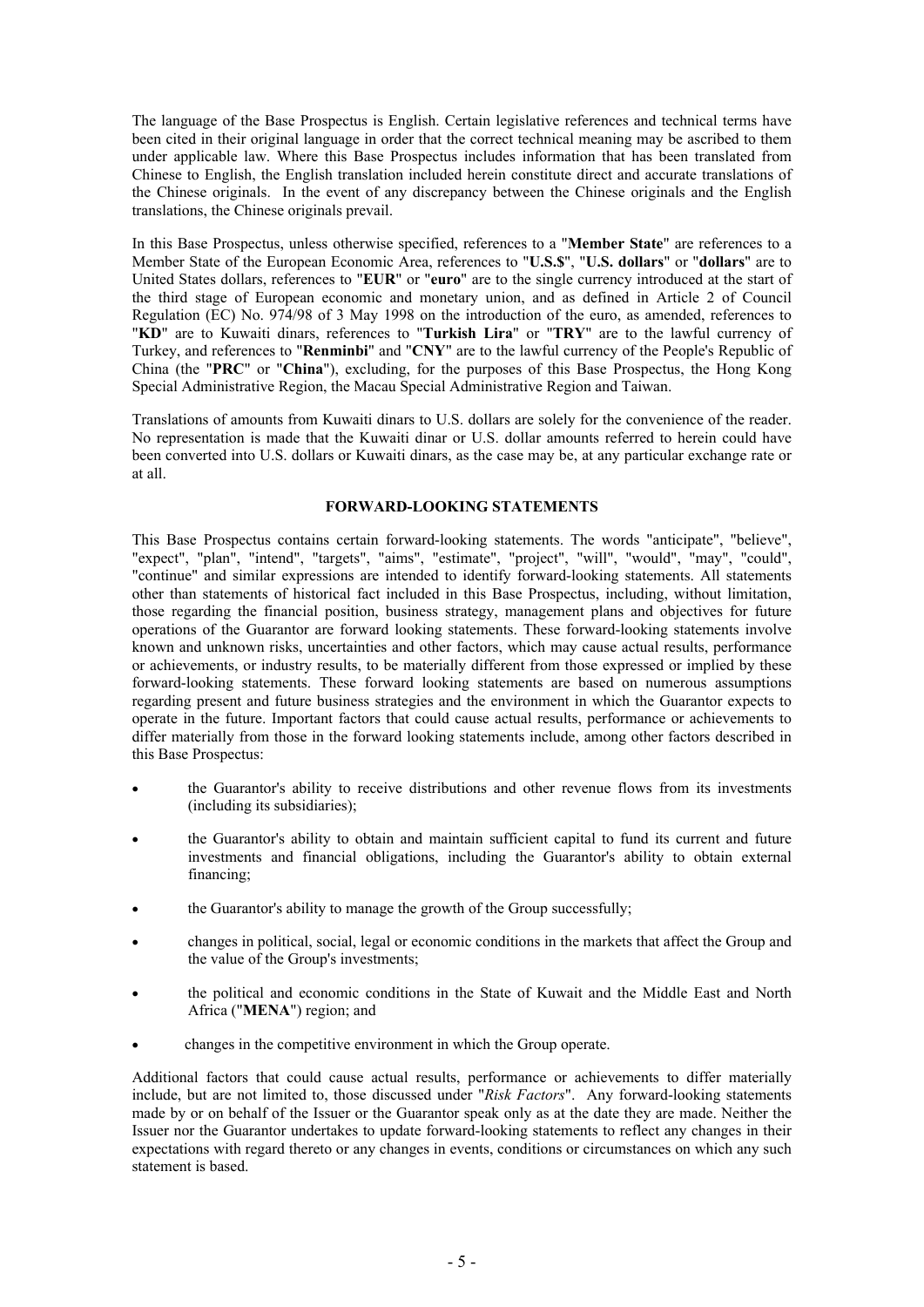The language of the Base Prospectus is English. Certain legislative references and technical terms have been cited in their original language in order that the correct technical meaning may be ascribed to them under applicable law. Where this Base Prospectus includes information that has been translated from Chinese to English, the English translation included herein constitute direct and accurate translations of the Chinese originals. In the event of any discrepancy between the Chinese originals and the English translations, the Chinese originals prevail.

In this Base Prospectus, unless otherwise specified, references to a "**Member State**" are references to a Member State of the European Economic Area, references to "**U.S.$**", "**U.S. dollars**" or "**dollars**" are to United States dollars, references to "**EUR**" or "**euro**" are to the single currency introduced at the start of the third stage of European economic and monetary union, and as defined in Article 2 of Council Regulation (EC) No. 974/98 of 3 May 1998 on the introduction of the euro, as amended, references to "**KD**" are to Kuwaiti dinars, references to "**Turkish Lira**" or "**TRY**" are to the lawful currency of Turkey, and references to "**Renminbi**" and "**CNY**" are to the lawful currency of the People's Republic of China (the "**PRC**" or "**China**"), excluding, for the purposes of this Base Prospectus, the Hong Kong Special Administrative Region, the Macau Special Administrative Region and Taiwan.

Translations of amounts from Kuwaiti dinars to U.S. dollars are solely for the convenience of the reader. No representation is made that the Kuwaiti dinar or U.S. dollar amounts referred to herein could have been converted into U.S. dollars or Kuwaiti dinars, as the case may be, at any particular exchange rate or at all.

## FORWARD-LOOKING STATEMENTS

This Base Prospectus contains certain forward-looking statements. The words "anticipate", "believe", "expect", "plan", "intend", "targets", "aims", "estimate", "project", "will", "would", "may", "could", "continue" and similar expressions are intended to identify forward-looking statements. All statements other than statements of historical fact included in this Base Prospectus, including, without limitation, those regarding the financial position, business strategy, management plans and objectives for future operations of the Guarantor are forward looking statements. These forward-looking statements involve known and unknown risks, uncertainties and other factors, which may cause actual results, performance or achievements, or industry results, to be materially different from those expressed or implied by these forward-looking statements. These forward looking statements are based on numerous assumptions regarding present and future business strategies and the environment in which the Guarantor expects to operate in the future. Important factors that could cause actual results, performance or achievements to differ materially from those in the forward looking statements include, among other factors described in this Base Prospectus:

- the Guarantor's ability to receive distributions and other revenue flows from its investments (including its subsidiaries);
- the Guarantor's ability to obtain and maintain sufficient capital to fund its current and future investments and financial obligations, including the Guarantor's ability to obtain external financing;
- the Guarantor's ability to manage the growth of the Group successfully;
- changes in political, social, legal or economic conditions in the markets that affect the Group and the value of the Group's investments;
- the political and economic conditions in the State of Kuwait and the Middle East and North Africa ("**MENA**") region; and
- changes in the competitive environment in which the Group operate.

Additional factors that could cause actual results, performance or achievements to differ materially include, but are not limited to, those discussed under "*Risk Factors*". Any forward-looking statements made by or on behalf of the Issuer or the Guarantor speak only as at the date they are made. Neither the Issuer nor the Guarantor undertakes to update forward-looking statements to reflect any changes in their expectations with regard thereto or any changes in events, conditions or circumstances on which any such statement is based.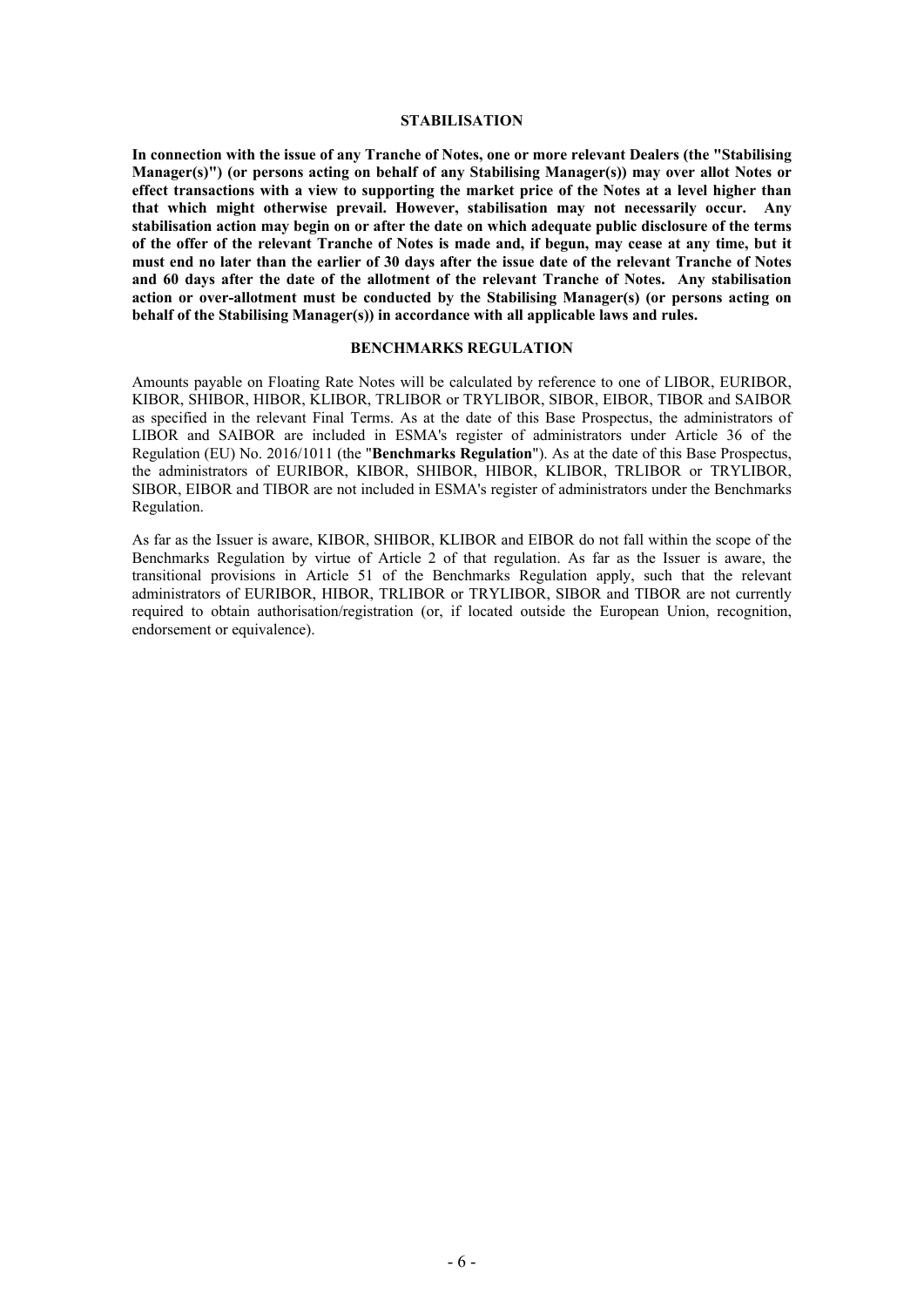## STABILISATION

**In connection with the issue of any Tranche of Notes, one or more relevant Dealers (the "Stabilising Manager(s)") (or persons acting on behalf of any Stabilising Manager(s)) may over allot Notes or effect transactions with a view to supporting the market price of the Notes at a level higher than that which might otherwise prevail. However, stabilisation may not necessarily occur. Any stabilisation action may begin on or after the date on which adequate public disclosure of the terms of the offer of the relevant Tranche of Notes is made and, if begun, may cease at any time, but it must end no later than the earlier of 30 days after the issue date of the relevant Tranche of Notes and 60 days after the date of the allotment of the relevant Tranche of Notes. Any stabilisation action or over-allotment must be conducted by the Stabilising Manager(s) (or persons acting on behalf of the Stabilising Manager(s)) in accordance with all applicable laws and rules.**

## BENCHMARKS REGULATION

Amounts payable on Floating Rate Notes will be calculated by reference to one of LIBOR, EURIBOR, KIBOR, SHIBOR, HIBOR, KLIBOR, TRLIBOR or TRYLIBOR, SIBOR, EIBOR, TIBOR and SAIBOR as specified in the relevant Final Terms. As at the date of this Base Prospectus, the administrators of LIBOR and SAIBOR are included in ESMA's register of administrators under Article 36 of the Regulation (EU) No. 2016/1011 (the "**Benchmarks Regulation**"). As at the date of this Base Prospectus, the administrators of EURIBOR, KIBOR, SHIBOR, HIBOR, KLIBOR, TRLIBOR or TRYLIBOR, SIBOR, EIBOR and TIBOR are not included in ESMA's register of administrators under the Benchmarks Regulation.

As far as the Issuer is aware, KIBOR, SHIBOR, KLIBOR and EIBOR do not fall within the scope of the Benchmarks Regulation by virtue of Article 2 of that regulation. As far as the Issuer is aware, the transitional provisions in Article 51 of the Benchmarks Regulation apply, such that the relevant administrators of EURIBOR, HIBOR, TRLIBOR or TRYLIBOR, SIBOR and TIBOR are not currently required to obtain authorisation/registration (or, if located outside the European Union, recognition, endorsement or equivalence).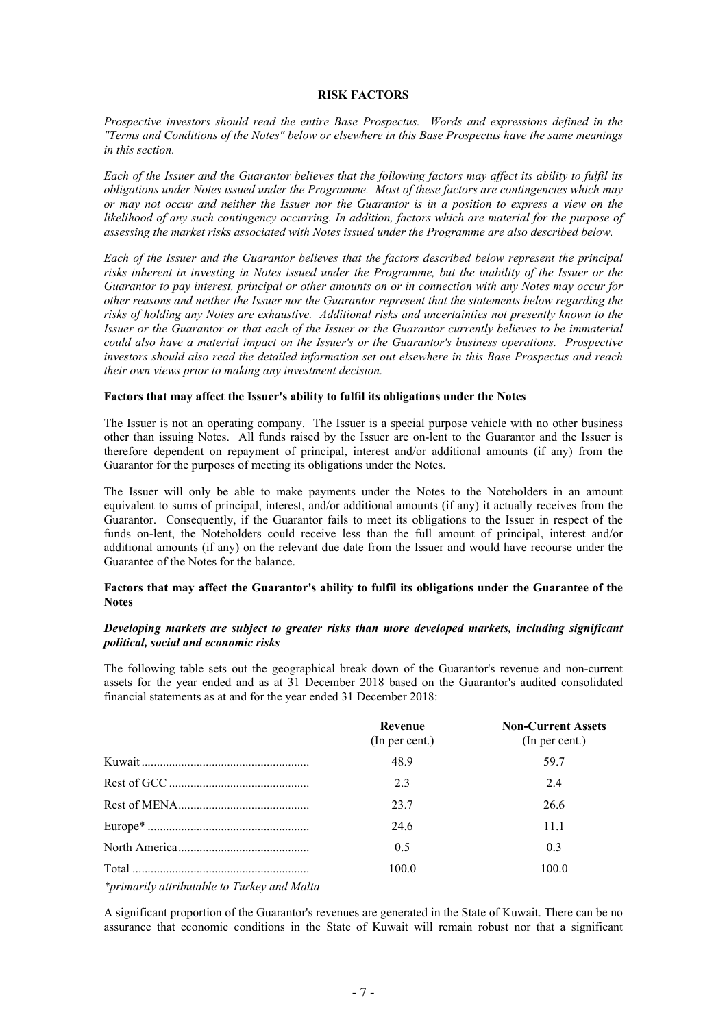# RISK FACTORS

*Prospective investors should read the entire Base Prospectus. Words and expressions defined in the "Terms and Conditions of the Notes" below or elsewhere in this Base Prospectus have the same meanings in this section.*

*Each of the Issuer and the Guarantor believes that the following factors may affect its ability to fulfil its obligations under Notes issued under the Programme. Most of these factors are contingencies which may or may not occur and neither the Issuer nor the Guarantor is in a position to express a view on the likelihood of any such contingency occurring. In addition, factors which are material for the purpose of assessing the market risks associated with Notes issued under the Programme are also described below.*

*Each of the Issuer and the Guarantor believes that the factors described below represent the principal risks inherent in investing in Notes issued under the Programme, but the inability of the Issuer or the Guarantor to pay interest, principal or other amounts on or in connection with any Notes may occur for other reasons and neither the Issuer nor the Guarantor represent that the statements below regarding the risks of holding any Notes are exhaustive. Additional risks and uncertainties not presently known to the Issuer or the Guarantor or that each of the Issuer or the Guarantor currently believes to be immaterial could also have a material impact on the Issuer's or the Guarantor's business operations. Prospective investors should also read the detailed information set out elsewhere in this Base Prospectus and reach their own views prior to making any investment decision.*

**Factors that may affect the Issuer's ability to fulfil its obligations under the Notes**

The Issuer is not an operating company. The Issuer is a special purpose vehicle with no other business other than issuing Notes. All funds raised by the Issuer are on-lent to the Guarantor and the Issuer is therefore dependent on repayment of principal, interest and/or additional amounts (if any) from the Guarantor for the purposes of meeting its obligations under the Notes.

The Issuer will only be able to make payments under the Notes to the Noteholders in an amount equivalent to sums of principal, interest, and/or additional amounts (if any) it actually receives from the Guarantor. Consequently, if the Guarantor fails to meet its obligations to the Issuer in respect of the funds on-lent, the Noteholders could receive less than the full amount of principal, interest and/or additional amounts (if any) on the relevant due date from the Issuer and would have recourse under the Guarantee of the Notes for the balance.

**Factors that may affect the Guarantor's ability to fulfil its obligations under the Guarantee of the Notes**

***Developing markets are subject to greater risks than more developed markets, including significant political, social and economic risks***

The following table sets out the geographical break down of the Guarantor's revenue and non-current assets for the year ended and as at 31 December 2018 based on the Guarantor's audited consolidated financial statements as at and for the year ended 31 December 2018:

| | **Revenue** (In per cent.) | **Non-Current Assets** (In per cent.) |
|---|---|---|
| Kuwait | 48.9 | 59.7 |
| Rest of GCC | 2.3 | 2.4 |
| Rest of MENA | 23.7 | 26.6 |
| Europe* | 24.6 | 11.1 |
| North America | 0.5 | 0.3 |
| Total | 100.0 | 100.0 |

**primarily attributable to Turkey and Malta*

A significant proportion of the Guarantor's revenues are generated in the State of Kuwait. There can be no assurance that economic conditions in the State of Kuwait will remain robust nor that a significant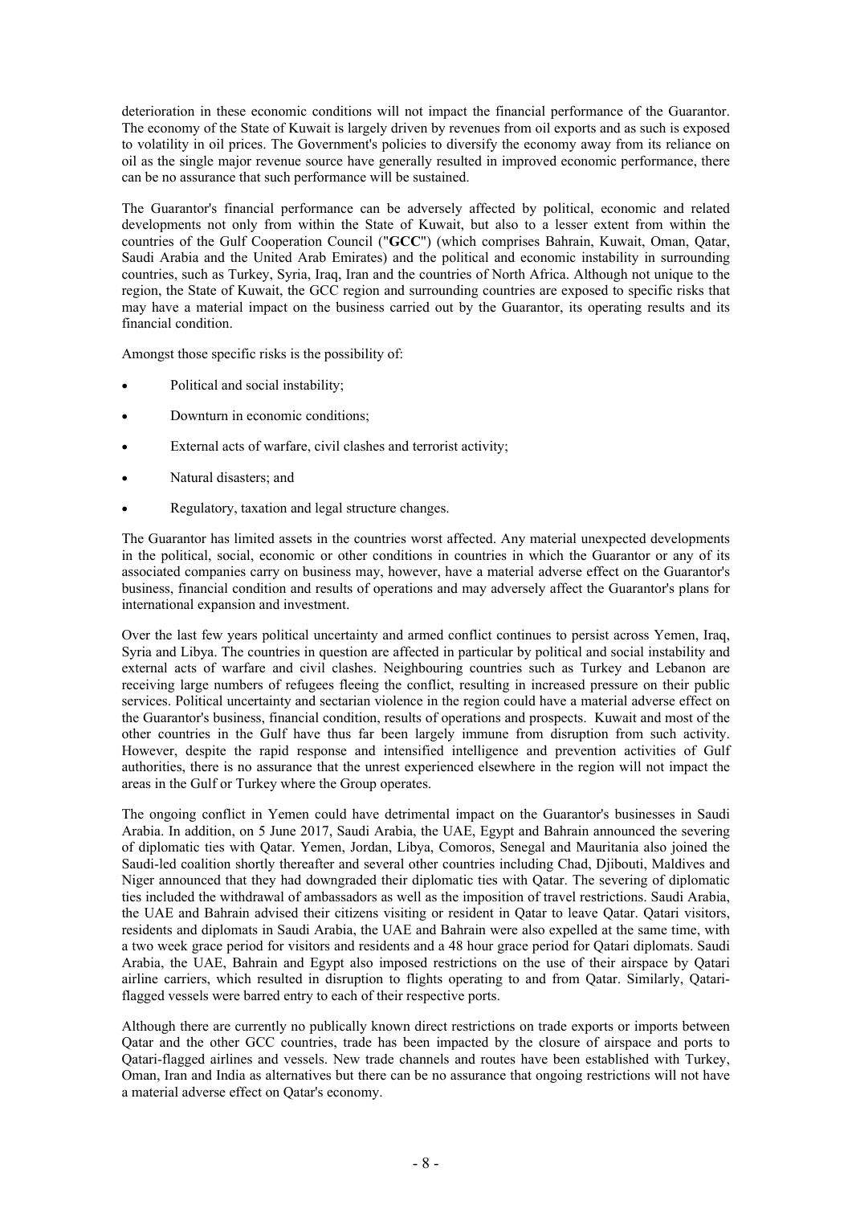deterioration in these economic conditions will not impact the financial performance of the Guarantor. The economy of the State of Kuwait is largely driven by revenues from oil exports and as such is exposed to volatility in oil prices. The Government's policies to diversify the economy away from its reliance on oil as the single major revenue source have generally resulted in improved economic performance, there can be no assurance that such performance will be sustained.

The Guarantor's financial performance can be adversely affected by political, economic and related developments not only from within the State of Kuwait, but also to a lesser extent from within the countries of the Gulf Cooperation Council ("**GCC**") (which comprises Bahrain, Kuwait, Oman, Qatar, Saudi Arabia and the United Arab Emirates) and the political and economic instability in surrounding countries, such as Turkey, Syria, Iraq, Iran and the countries of North Africa. Although not unique to the region, the State of Kuwait, the GCC region and surrounding countries are exposed to specific risks that may have a material impact on the business carried out by the Guarantor, its operating results and its financial condition.

Amongst those specific risks is the possibility of:

- Political and social instability;
- Downturn in economic conditions;
- External acts of warfare, civil clashes and terrorist activity;
- Natural disasters; and
- Regulatory, taxation and legal structure changes.

The Guarantor has limited assets in the countries worst affected. Any material unexpected developments in the political, social, economic or other conditions in countries in which the Guarantor or any of its associated companies carry on business may, however, have a material adverse effect on the Guarantor's business, financial condition and results of operations and may adversely affect the Guarantor's plans for international expansion and investment.

Over the last few years political uncertainty and armed conflict continues to persist across Yemen, Iraq, Syria and Libya. The countries in question are affected in particular by political and social instability and external acts of warfare and civil clashes. Neighbouring countries such as Turkey and Lebanon are receiving large numbers of refugees fleeing the conflict, resulting in increased pressure on their public services. Political uncertainty and sectarian violence in the region could have a material adverse effect on the Guarantor's business, financial condition, results of operations and prospects. Kuwait and most of the other countries in the Gulf have thus far been largely immune from disruption from such activity. However, despite the rapid response and intensified intelligence and prevention activities of Gulf authorities, there is no assurance that the unrest experienced elsewhere in the region will not impact the areas in the Gulf or Turkey where the Group operates.

The ongoing conflict in Yemen could have detrimental impact on the Guarantor's businesses in Saudi Arabia. In addition, on 5 June 2017, Saudi Arabia, the UAE, Egypt and Bahrain announced the severing of diplomatic ties with Qatar. Yemen, Jordan, Libya, Comoros, Senegal and Mauritania also joined the Saudi-led coalition shortly thereafter and several other countries including Chad, Djibouti, Maldives and Niger announced that they had downgraded their diplomatic ties with Qatar. The severing of diplomatic ties included the withdrawal of ambassadors as well as the imposition of travel restrictions. Saudi Arabia, the UAE and Bahrain advised their citizens visiting or resident in Qatar to leave Qatar. Qatari visitors, residents and diplomats in Saudi Arabia, the UAE and Bahrain were also expelled at the same time, with a two week grace period for visitors and residents and a 48 hour grace period for Qatari diplomats. Saudi Arabia, the UAE, Bahrain and Egypt also imposed restrictions on the use of their airspace by Qatari airline carriers, which resulted in disruption to flights operating to and from Qatar. Similarly, Qatari-flagged vessels were barred entry to each of their respective ports.

Although there are currently no publically known direct restrictions on trade exports or imports between Qatar and the other GCC countries, trade has been impacted by the closure of airspace and ports to Qatari-flagged airlines and vessels. New trade channels and routes have been established with Turkey, Oman, Iran and India as alternatives but there can be no assurance that ongoing restrictions will not have a material adverse effect on Qatar's economy.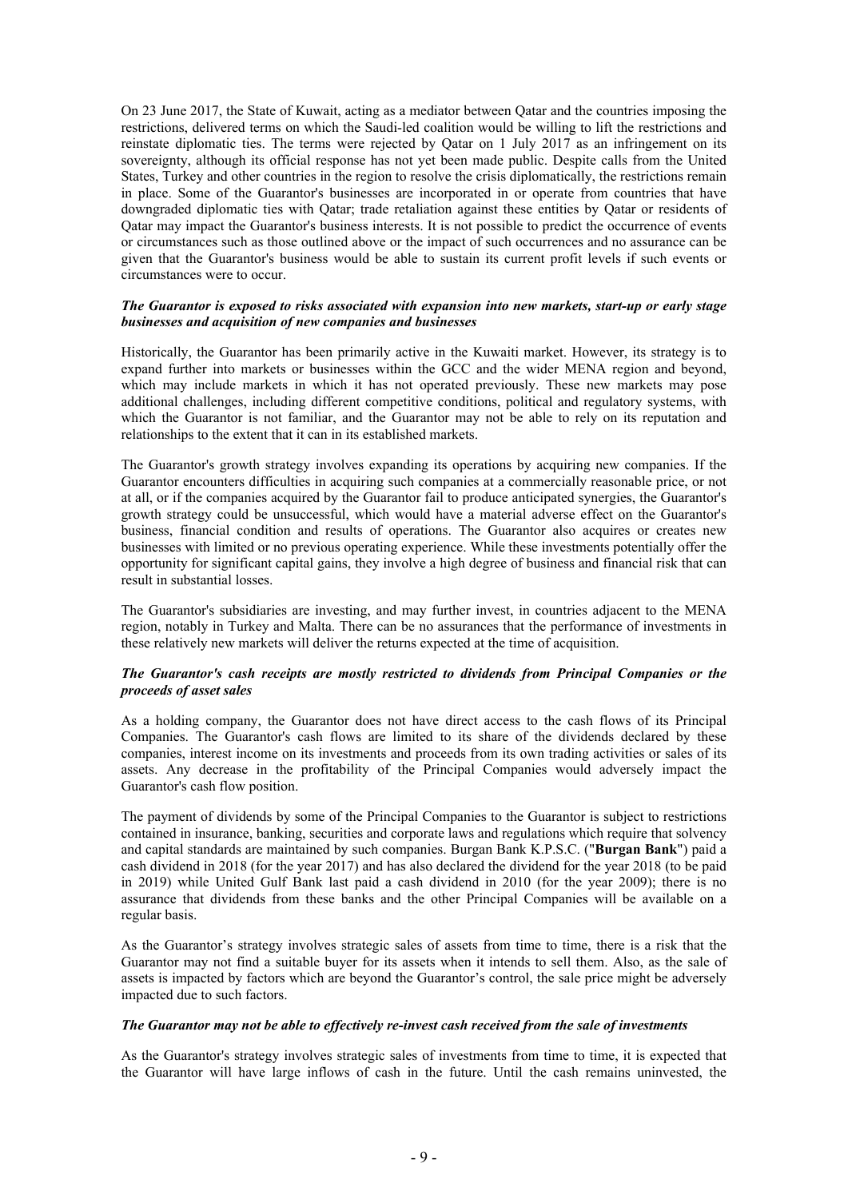On 23 June 2017, the State of Kuwait, acting as a mediator between Qatar and the countries imposing the restrictions, delivered terms on which the Saudi-led coalition would be willing to lift the restrictions and reinstate diplomatic ties. The terms were rejected by Qatar on 1 July 2017 as an infringement on its sovereignty, although its official response has not yet been made public. Despite calls from the United States, Turkey and other countries in the region to resolve the crisis diplomatically, the restrictions remain in place. Some of the Guarantor's businesses are incorporated in or operate from countries that have downgraded diplomatic ties with Qatar; trade retaliation against these entities by Qatar or residents of Qatar may impact the Guarantor's business interests. It is not possible to predict the occurrence of events or circumstances such as those outlined above or the impact of such occurrences and no assurance can be given that the Guarantor's business would be able to sustain its current profit levels if such events or circumstances were to occur.

***The Guarantor is exposed to risks associated with expansion into new markets, start-up or early stage businesses and acquisition of new companies and businesses***

Historically, the Guarantor has been primarily active in the Kuwaiti market. However, its strategy is to expand further into markets or businesses within the GCC and the wider MENA region and beyond, which may include markets in which it has not operated previously. These new markets may pose additional challenges, including different competitive conditions, political and regulatory systems, with which the Guarantor is not familiar, and the Guarantor may not be able to rely on its reputation and relationships to the extent that it can in its established markets.

The Guarantor's growth strategy involves expanding its operations by acquiring new companies. If the Guarantor encounters difficulties in acquiring such companies at a commercially reasonable price, or not at all, or if the companies acquired by the Guarantor fail to produce anticipated synergies, the Guarantor's growth strategy could be unsuccessful, which would have a material adverse effect on the Guarantor's business, financial condition and results of operations. The Guarantor also acquires or creates new businesses with limited or no previous operating experience. While these investments potentially offer the opportunity for significant capital gains, they involve a high degree of business and financial risk that can result in substantial losses.

The Guarantor's subsidiaries are investing, and may further invest, in countries adjacent to the MENA region, notably in Turkey and Malta. There can be no assurances that the performance of investments in these relatively new markets will deliver the returns expected at the time of acquisition.

***The Guarantor's cash receipts are mostly restricted to dividends from Principal Companies or the proceeds of asset sales***

As a holding company, the Guarantor does not have direct access to the cash flows of its Principal Companies. The Guarantor's cash flows are limited to its share of the dividends declared by these companies, interest income on its investments and proceeds from its own trading activities or sales of its assets. Any decrease in the profitability of the Principal Companies would adversely impact the Guarantor's cash flow position.

The payment of dividends by some of the Principal Companies to the Guarantor is subject to restrictions contained in insurance, banking, securities and corporate laws and regulations which require that solvency and capital standards are maintained by such companies. Burgan Bank K.P.S.C. ("**Burgan Bank**") paid a cash dividend in 2018 (for the year 2017) and has also declared the dividend for the year 2018 (to be paid in 2019) while United Gulf Bank last paid a cash dividend in 2010 (for the year 2009); there is no assurance that dividends from these banks and the other Principal Companies will be available on a regular basis.

As the Guarantor's strategy involves strategic sales of assets from time to time, there is a risk that the Guarantor may not find a suitable buyer for its assets when it intends to sell them. Also, as the sale of assets is impacted by factors which are beyond the Guarantor's control, the sale price might be adversely impacted due to such factors.

***The Guarantor may not be able to effectively re-invest cash received from the sale of investments***

As the Guarantor's strategy involves strategic sales of investments from time to time, it is expected that the Guarantor will have large inflows of cash in the future. Until the cash remains uninvested, the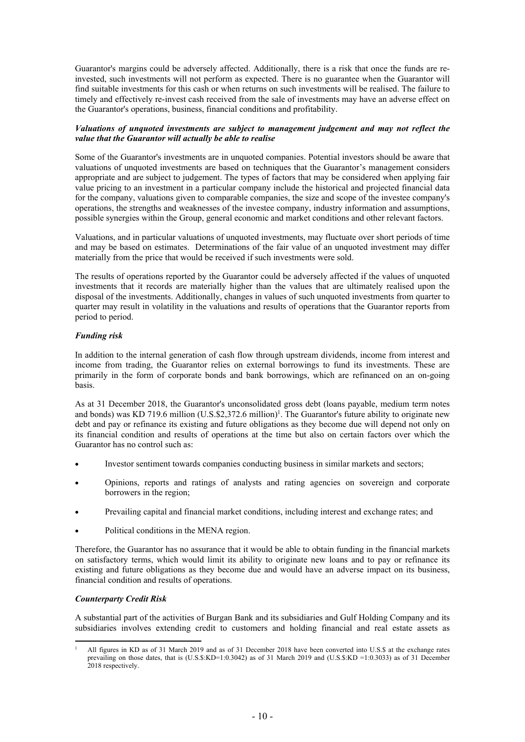Guarantor's margins could be adversely affected. Additionally, there is a risk that once the funds are re-invested, such investments will not perform as expected. There is no guarantee when the Guarantor will find suitable investments for this cash or when returns on such investments will be realised. The failure to timely and effectively re-invest cash received from the sale of investments may have an adverse effect on the Guarantor's operations, business, financial conditions and profitability.

***Valuations of unquoted investments are subject to management judgement and may not reflect the value that the Guarantor will actually be able to realise***

Some of the Guarantor's investments are in unquoted companies. Potential investors should be aware that valuations of unquoted investments are based on techniques that the Guarantor's management considers appropriate and are subject to judgement. The types of factors that may be considered when applying fair value pricing to an investment in a particular company include the historical and projected financial data for the company, valuations given to comparable companies, the size and scope of the investee company's operations, the strengths and weaknesses of the investee company, industry information and assumptions, possible synergies within the Group, general economic and market conditions and other relevant factors.

Valuations, and in particular valuations of unquoted investments, may fluctuate over short periods of time and may be based on estimates. Determinations of the fair value of an unquoted investment may differ materially from the price that would be received if such investments were sold.

The results of operations reported by the Guarantor could be adversely affected if the values of unquoted investments that it records are materially higher than the values that are ultimately realised upon the disposal of the investments. Additionally, changes in values of such unquoted investments from quarter to quarter may result in volatility in the valuations and results of operations that the Guarantor reports from period to period.

***Funding risk***

In addition to the internal generation of cash flow through upstream dividends, income from interest and income from trading, the Guarantor relies on external borrowings to fund its investments. These are primarily in the form of corporate bonds and bank borrowings, which are refinanced on an on-going basis.

As at 31 December 2018, the Guarantor's unconsolidated gross debt (loans payable, medium term notes and bonds) was KD 719.6 million (U.S.$2,372.6 million)[1]. The Guarantor's future ability to originate new debt and pay or refinance its existing and future obligations as they become due will depend not only on its financial condition and results of operations at the time but also on certain factors over which the Guarantor has no control such as:

- Investor sentiment towards companies conducting business in similar markets and sectors;
- Opinions, reports and ratings of analysts and rating agencies on sovereign and corporate borrowers in the region;
- Prevailing capital and financial market conditions, including interest and exchange rates; and
- Political conditions in the MENA region.

Therefore, the Guarantor has no assurance that it would be able to obtain funding in the financial markets on satisfactory terms, which would limit its ability to originate new loans and to pay or refinance its existing and future obligations as they become due and would have an adverse impact on its business, financial condition and results of operations.

***Counterparty Credit Risk***

A substantial part of the activities of Burgan Bank and its subsidiaries and Gulf Holding Company and its subsidiaries involves extending credit to customers and holding financial and real estate assets as

[1] All figures in KD as of 31 March 2019 and as of 31 December 2018 have been converted into U.S.$ at the exchange rates prevailing on those dates, that is (U.S.$:KD=1:0.3042) as of 31 March 2019 and (U.S.$:KD =1:0.3033) as of 31 December 2018 respectively.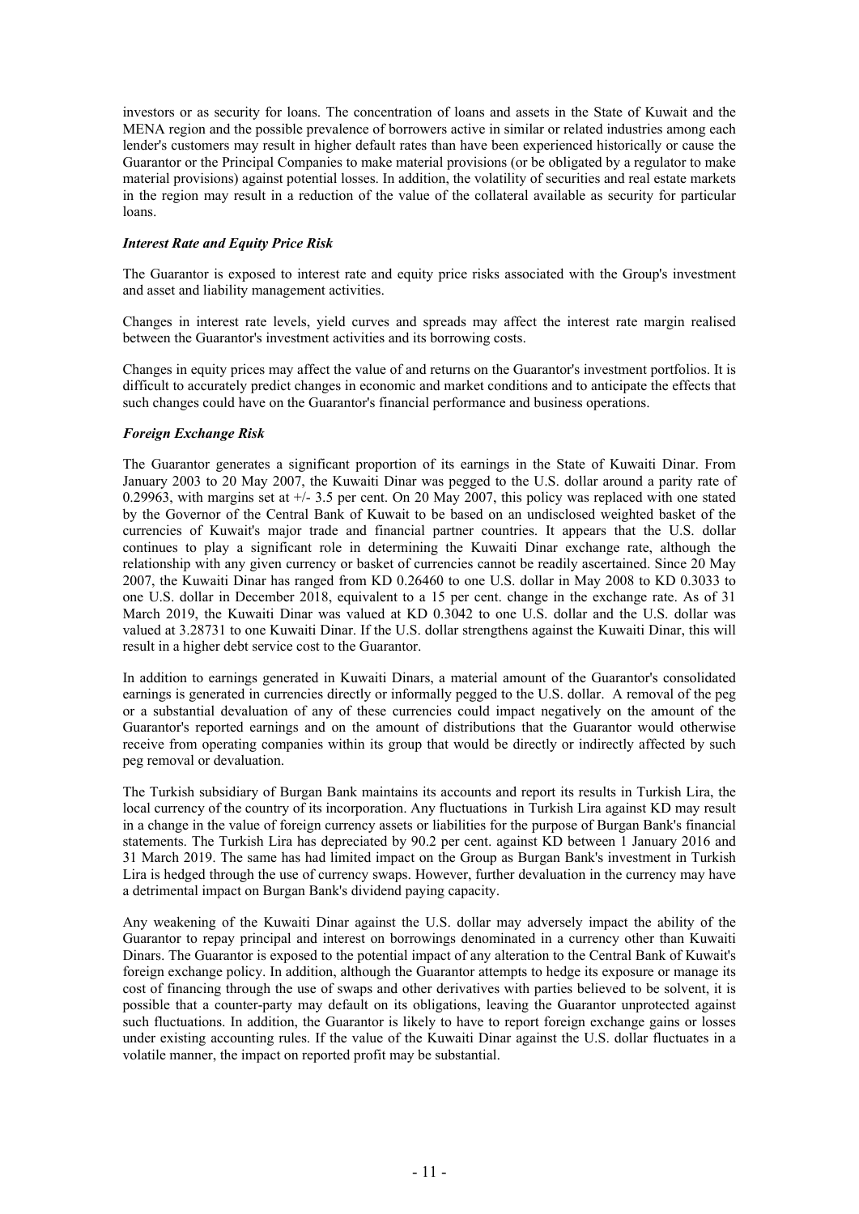investors or as security for loans. The concentration of loans and assets in the State of Kuwait and the MENA region and the possible prevalence of borrowers active in similar or related industries among each lender's customers may result in higher default rates than have been experienced historically or cause the Guarantor or the Principal Companies to make material provisions (or be obligated by a regulator to make material provisions) against potential losses. In addition, the volatility of securities and real estate markets in the region may result in a reduction of the value of the collateral available as security for particular loans.

***Interest Rate and Equity Price Risk***

The Guarantor is exposed to interest rate and equity price risks associated with the Group's investment and asset and liability management activities.

Changes in interest rate levels, yield curves and spreads may affect the interest rate margin realised between the Guarantor's investment activities and its borrowing costs.

Changes in equity prices may affect the value of and returns on the Guarantor's investment portfolios. It is difficult to accurately predict changes in economic and market conditions and to anticipate the effects that such changes could have on the Guarantor's financial performance and business operations.

***Foreign Exchange Risk***

The Guarantor generates a significant proportion of its earnings in the State of Kuwaiti Dinar. From January 2003 to 20 May 2007, the Kuwaiti Dinar was pegged to the U.S. dollar around a parity rate of 0.29963, with margins set at +/- 3.5 per cent. On 20 May 2007, this policy was replaced with one stated by the Governor of the Central Bank of Kuwait to be based on an undisclosed weighted basket of the currencies of Kuwait's major trade and financial partner countries. It appears that the U.S. dollar continues to play a significant role in determining the Kuwaiti Dinar exchange rate, although the relationship with any given currency or basket of currencies cannot be readily ascertained. Since 20 May 2007, the Kuwaiti Dinar has ranged from KD 0.26460 to one U.S. dollar in May 2008 to KD 0.3033 to one U.S. dollar in December 2018, equivalent to a 15 per cent. change in the exchange rate. As of 31 March 2019, the Kuwaiti Dinar was valued at KD 0.3042 to one U.S. dollar and the U.S. dollar was valued at 3.28731 to one Kuwaiti Dinar. If the U.S. dollar strengthens against the Kuwaiti Dinar, this will result in a higher debt service cost to the Guarantor.

In addition to earnings generated in Kuwaiti Dinars, a material amount of the Guarantor's consolidated earnings is generated in currencies directly or informally pegged to the U.S. dollar. A removal of the peg or a substantial devaluation of any of these currencies could impact negatively on the amount of the Guarantor's reported earnings and on the amount of distributions that the Guarantor would otherwise receive from operating companies within its group that would be directly or indirectly affected by such peg removal or devaluation.

The Turkish subsidiary of Burgan Bank maintains its accounts and report its results in Turkish Lira, the local currency of the country of its incorporation. Any fluctuations in Turkish Lira against KD may result in a change in the value of foreign currency assets or liabilities for the purpose of Burgan Bank's financial statements. The Turkish Lira has depreciated by 90.2 per cent. against KD between 1 January 2016 and 31 March 2019. The same has had limited impact on the Group as Burgan Bank's investment in Turkish Lira is hedged through the use of currency swaps. However, further devaluation in the currency may have a detrimental impact on Burgan Bank's dividend paying capacity.

Any weakening of the Kuwaiti Dinar against the U.S. dollar may adversely impact the ability of the Guarantor to repay principal and interest on borrowings denominated in a currency other than Kuwaiti Dinars. The Guarantor is exposed to the potential impact of any alteration to the Central Bank of Kuwait's foreign exchange policy. In addition, although the Guarantor attempts to hedge its exposure or manage its cost of financing through the use of swaps and other derivatives with parties believed to be solvent, it is possible that a counter-party may default on its obligations, leaving the Guarantor unprotected against such fluctuations. In addition, the Guarantor is likely to have to report foreign exchange gains or losses under existing accounting rules. If the value of the Kuwaiti Dinar against the U.S. dollar fluctuates in a volatile manner, the impact on reported profit may be substantial.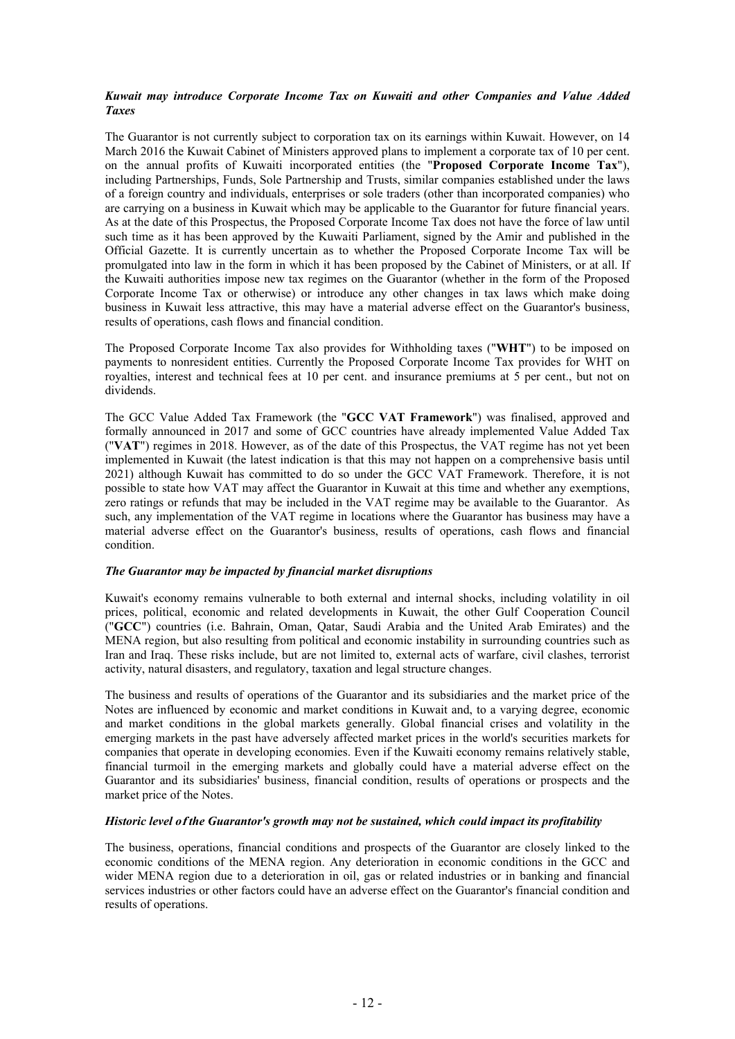*Kuwait may introduce Corporate Income Tax on Kuwaiti and other Companies and Value Added Taxes*

The Guarantor is not currently subject to corporation tax on its earnings within Kuwait. However, on 14 March 2016 the Kuwait Cabinet of Ministers approved plans to implement a corporate tax of 10 per cent. on the annual profits of Kuwaiti incorporated entities (the "**Proposed Corporate Income Tax**"), including Partnerships, Funds, Sole Partnership and Trusts, similar companies established under the laws of a foreign country and individuals, enterprises or sole traders (other than incorporated companies) who are carrying on a business in Kuwait which may be applicable to the Guarantor for future financial years. As at the date of this Prospectus, the Proposed Corporate Income Tax does not have the force of law until such time as it has been approved by the Kuwaiti Parliament, signed by the Amir and published in the Official Gazette. It is currently uncertain as to whether the Proposed Corporate Income Tax will be promulgated into law in the form in which it has been proposed by the Cabinet of Ministers, or at all. If the Kuwaiti authorities impose new tax regimes on the Guarantor (whether in the form of the Proposed Corporate Income Tax or otherwise) or introduce any other changes in tax laws which make doing business in Kuwait less attractive, this may have a material adverse effect on the Guarantor's business, results of operations, cash flows and financial condition.

The Proposed Corporate Income Tax also provides for Withholding taxes ("**WHT**") to be imposed on payments to nonresident entities. Currently the Proposed Corporate Income Tax provides for WHT on royalties, interest and technical fees at 10 per cent. and insurance premiums at 5 per cent., but not on dividends.

The GCC Value Added Tax Framework (the "**GCC VAT Framework**") was finalised, approved and formally announced in 2017 and some of GCC countries have already implemented Value Added Tax ("**VAT**") regimes in 2018. However, as of the date of this Prospectus, the VAT regime has not yet been implemented in Kuwait (the latest indication is that this may not happen on a comprehensive basis until 2021) although Kuwait has committed to do so under the GCC VAT Framework. Therefore, it is not possible to state how VAT may affect the Guarantor in Kuwait at this time and whether any exemptions, zero ratings or refunds that may be included in the VAT regime may be available to the Guarantor. As such, any implementation of the VAT regime in locations where the Guarantor has business may have a material adverse effect on the Guarantor's business, results of operations, cash flows and financial condition.

*The Guarantor may be impacted by financial market disruptions*

Kuwait's economy remains vulnerable to both external and internal shocks, including volatility in oil prices, political, economic and related developments in Kuwait, the other Gulf Cooperation Council ("**GCC**") countries (i.e. Bahrain, Oman, Qatar, Saudi Arabia and the United Arab Emirates) and the MENA region, but also resulting from political and economic instability in surrounding countries such as Iran and Iraq. These risks include, but are not limited to, external acts of warfare, civil clashes, terrorist activity, natural disasters, and regulatory, taxation and legal structure changes.

The business and results of operations of the Guarantor and its subsidiaries and the market price of the Notes are influenced by economic and market conditions in Kuwait and, to a varying degree, economic and market conditions in the global markets generally. Global financial crises and volatility in the emerging markets in the past have adversely affected market prices in the world's securities markets for companies that operate in developing economies. Even if the Kuwaiti economy remains relatively stable, financial turmoil in the emerging markets and globally could have a material adverse effect on the Guarantor and its subsidiaries' business, financial condition, results of operations or prospects and the market price of the Notes.

*Historic level of the Guarantor's growth may not be sustained, which could impact its profitability*

The business, operations, financial conditions and prospects of the Guarantor are closely linked to the economic conditions of the MENA region. Any deterioration in economic conditions in the GCC and wider MENA region due to a deterioration in oil, gas or related industries or in banking and financial services industries or other factors could have an adverse effect on the Guarantor's financial condition and results of operations.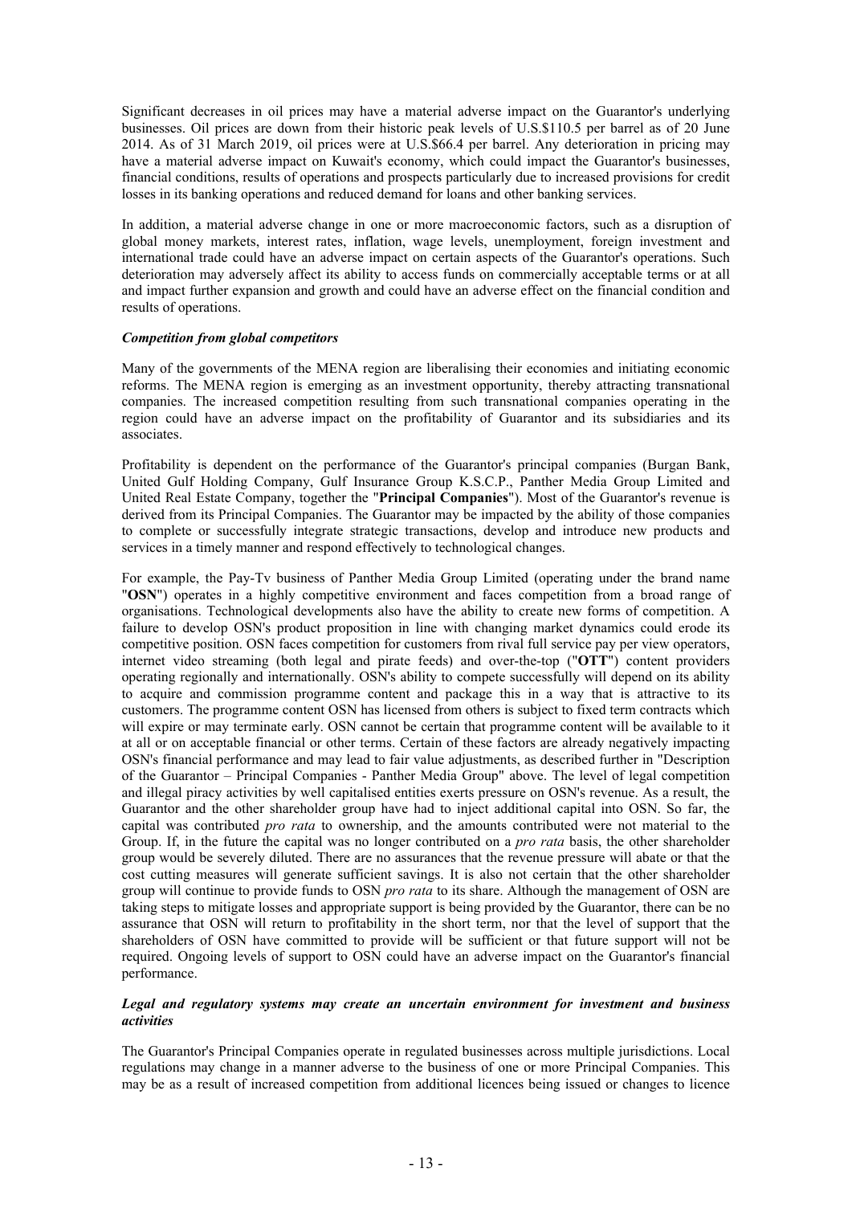Significant decreases in oil prices may have a material adverse impact on the Guarantor's underlying businesses. Oil prices are down from their historic peak levels of U.S.$110.5 per barrel as of 20 June 2014. As of 31 March 2019, oil prices were at U.S.$66.4 per barrel. Any deterioration in pricing may have a material adverse impact on Kuwait's economy, which could impact the Guarantor's businesses, financial conditions, results of operations and prospects particularly due to increased provisions for credit losses in its banking operations and reduced demand for loans and other banking services.

In addition, a material adverse change in one or more macroeconomic factors, such as a disruption of global money markets, interest rates, inflation, wage levels, unemployment, foreign investment and international trade could have an adverse impact on certain aspects of the Guarantor's operations. Such deterioration may adversely affect its ability to access funds on commercially acceptable terms or at all and impact further expansion and growth and could have an adverse effect on the financial condition and results of operations.

***Competition from global competitors***

Many of the governments of the MENA region are liberalising their economies and initiating economic reforms. The MENA region is emerging as an investment opportunity, thereby attracting transnational companies. The increased competition resulting from such transnational companies operating in the region could have an adverse impact on the profitability of Guarantor and its subsidiaries and its associates.

Profitability is dependent on the performance of the Guarantor's principal companies (Burgan Bank, United Gulf Holding Company, Gulf Insurance Group K.S.C.P., Panther Media Group Limited and United Real Estate Company, together the "**Principal Companies**"). Most of the Guarantor's revenue is derived from its Principal Companies. The Guarantor may be impacted by the ability of those companies to complete or successfully integrate strategic transactions, develop and introduce new products and services in a timely manner and respond effectively to technological changes.

For example, the Pay-Tv business of Panther Media Group Limited (operating under the brand name "**OSN**") operates in a highly competitive environment and faces competition from a broad range of organisations. Technological developments also have the ability to create new forms of competition. A failure to develop OSN's product proposition in line with changing market dynamics could erode its competitive position. OSN faces competition for customers from rival full service pay per view operators, internet video streaming (both legal and pirate feeds) and over-the-top ("**OTT**") content providers operating regionally and internationally. OSN's ability to compete successfully will depend on its ability to acquire and commission programme content and package this in a way that is attractive to its customers. The programme content OSN has licensed from others is subject to fixed term contracts which will expire or may terminate early. OSN cannot be certain that programme content will be available to it at all or on acceptable financial or other terms. Certain of these factors are already negatively impacting OSN's financial performance and may lead to fair value adjustments, as described further in "Description of the Guarantor – Principal Companies - Panther Media Group" above. The level of legal competition and illegal piracy activities by well capitalised entities exerts pressure on OSN's revenue. As a result, the Guarantor and the other shareholder group have had to inject additional capital into OSN. So far, the capital was contributed *pro rata* to ownership, and the amounts contributed were not material to the Group. If, in the future the capital was no longer contributed on a *pro rata* basis, the other shareholder group would be severely diluted. There are no assurances that the revenue pressure will abate or that the cost cutting measures will generate sufficient savings. It is also not certain that the other shareholder group will continue to provide funds to OSN *pro rata* to its share. Although the management of OSN are taking steps to mitigate losses and appropriate support is being provided by the Guarantor, there can be no assurance that OSN will return to profitability in the short term, nor that the level of support that the shareholders of OSN have committed to provide will be sufficient or that future support will not be required. Ongoing levels of support to OSN could have an adverse impact on the Guarantor's financial performance.

***Legal and regulatory systems may create an uncertain environment for investment and business activities***

The Guarantor's Principal Companies operate in regulated businesses across multiple jurisdictions. Local regulations may change in a manner adverse to the business of one or more Principal Companies. This may be as a result of increased competition from additional licences being issued or changes to licence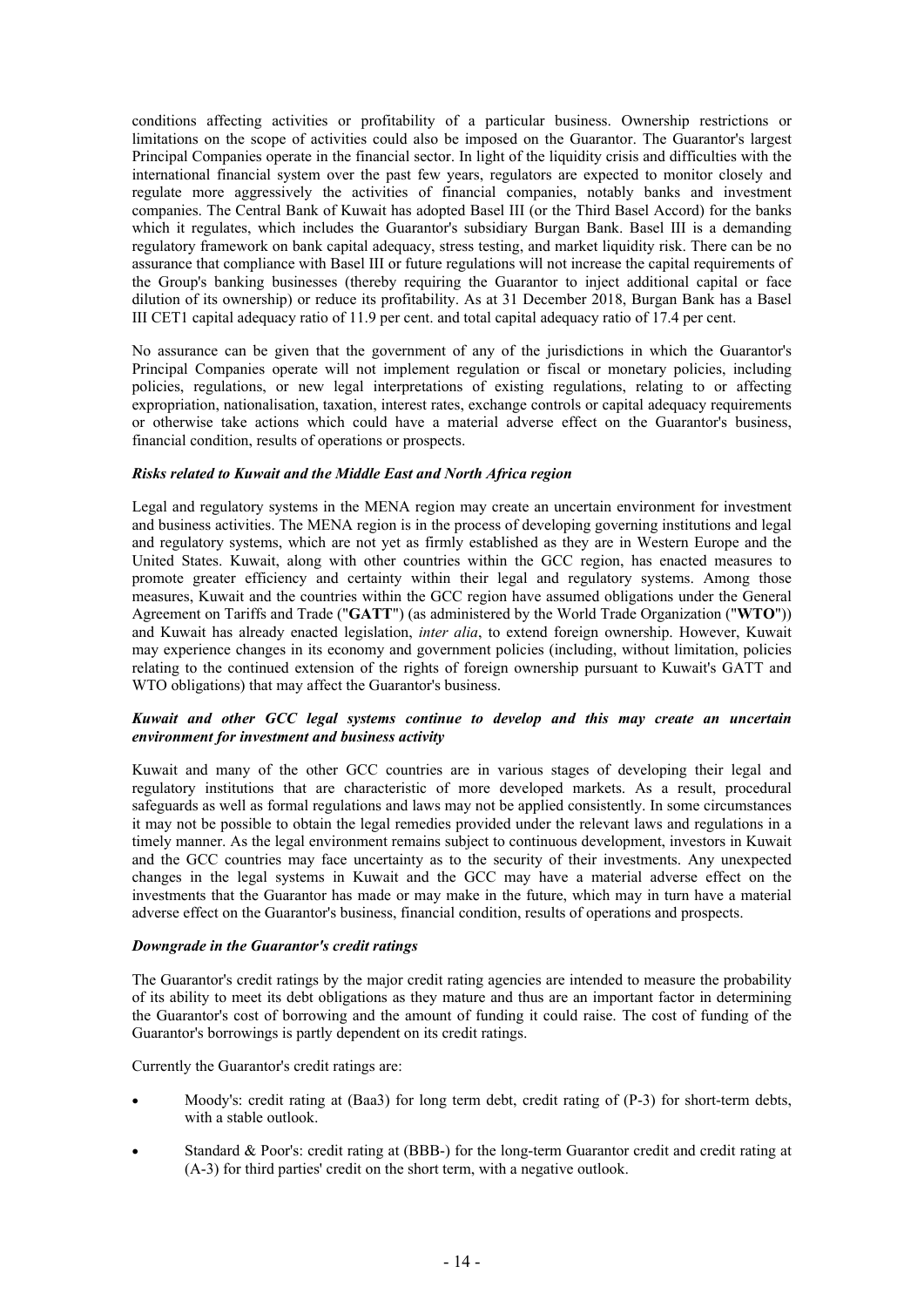conditions affecting activities or profitability of a particular business. Ownership restrictions or limitations on the scope of activities could also be imposed on the Guarantor. The Guarantor's largest Principal Companies operate in the financial sector. In light of the liquidity crisis and difficulties with the international financial system over the past few years, regulators are expected to monitor closely and regulate more aggressively the activities of financial companies, notably banks and investment companies. The Central Bank of Kuwait has adopted Basel III (or the Third Basel Accord) for the banks which it regulates, which includes the Guarantor's subsidiary Burgan Bank. Basel III is a demanding regulatory framework on bank capital adequacy, stress testing, and market liquidity risk. There can be no assurance that compliance with Basel III or future regulations will not increase the capital requirements of the Group's banking businesses (thereby requiring the Guarantor to inject additional capital or face dilution of its ownership) or reduce its profitability. As at 31 December 2018, Burgan Bank has a Basel III CET1 capital adequacy ratio of 11.9 per cent. and total capital adequacy ratio of 17.4 per cent.

No assurance can be given that the government of any of the jurisdictions in which the Guarantor's Principal Companies operate will not implement regulation or fiscal or monetary policies, including policies, regulations, or new legal interpretations of existing regulations, relating to or affecting expropriation, nationalisation, taxation, interest rates, exchange controls or capital adequacy requirements or otherwise take actions which could have a material adverse effect on the Guarantor's business, financial condition, results of operations or prospects.

***Risks related to Kuwait and the Middle East and North Africa region***

Legal and regulatory systems in the MENA region may create an uncertain environment for investment and business activities. The MENA region is in the process of developing governing institutions and legal and regulatory systems, which are not yet as firmly established as they are in Western Europe and the United States. Kuwait, along with other countries within the GCC region, has enacted measures to promote greater efficiency and certainty within their legal and regulatory systems. Among those measures, Kuwait and the countries within the GCC region have assumed obligations under the General Agreement on Tariffs and Trade ("**GATT**") (as administered by the World Trade Organization ("**WTO**")) and Kuwait has already enacted legislation, *inter alia*, to extend foreign ownership. However, Kuwait may experience changes in its economy and government policies (including, without limitation, policies relating to the continued extension of the rights of foreign ownership pursuant to Kuwait's GATT and WTO obligations) that may affect the Guarantor's business.

***Kuwait and other GCC legal systems continue to develop and this may create an uncertain environment for investment and business activity***

Kuwait and many of the other GCC countries are in various stages of developing their legal and regulatory institutions that are characteristic of more developed markets. As a result, procedural safeguards as well as formal regulations and laws may not be applied consistently. In some circumstances it may not be possible to obtain the legal remedies provided under the relevant laws and regulations in a timely manner. As the legal environment remains subject to continuous development, investors in Kuwait and the GCC countries may face uncertainty as to the security of their investments. Any unexpected changes in the legal systems in Kuwait and the GCC may have a material adverse effect on the investments that the Guarantor has made or may make in the future, which may in turn have a material adverse effect on the Guarantor's business, financial condition, results of operations and prospects.

***Downgrade in the Guarantor's credit ratings***

The Guarantor's credit ratings by the major credit rating agencies are intended to measure the probability of its ability to meet its debt obligations as they mature and thus are an important factor in determining the Guarantor's cost of borrowing and the amount of funding it could raise. The cost of funding of the Guarantor's borrowings is partly dependent on its credit ratings.

Currently the Guarantor's credit ratings are:

- Moody's: credit rating at (Baa3) for long term debt, credit rating of (P-3) for short-term debts, with a stable outlook.
- Standard & Poor's: credit rating at (BBB-) for the long-term Guarantor credit and credit rating at (A-3) for third parties' credit on the short term, with a negative outlook.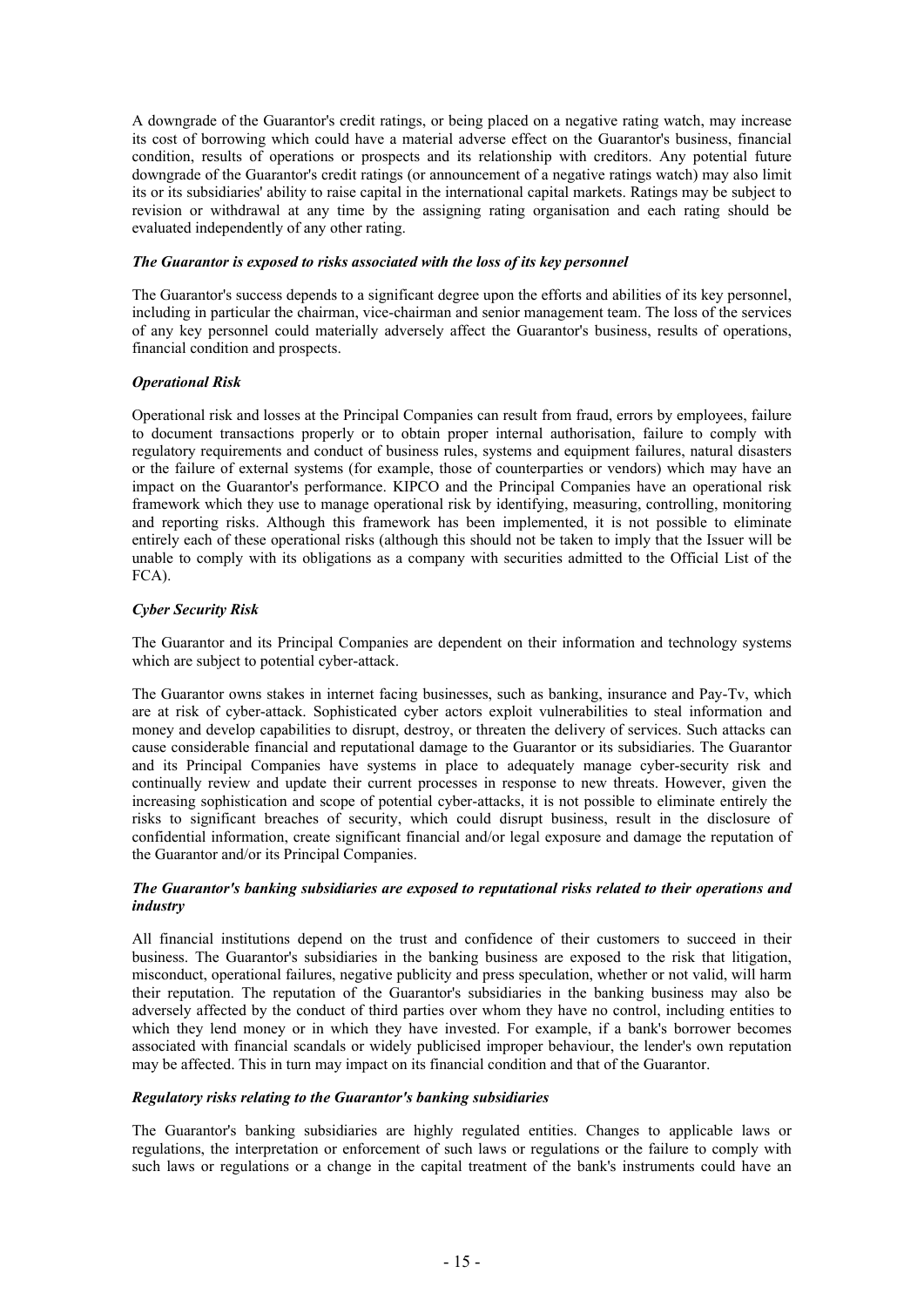A downgrade of the Guarantor's credit ratings, or being placed on a negative rating watch, may increase its cost of borrowing which could have a material adverse effect on the Guarantor's business, financial condition, results of operations or prospects and its relationship with creditors. Any potential future downgrade of the Guarantor's credit ratings (or announcement of a negative ratings watch) may also limit its or its subsidiaries' ability to raise capital in the international capital markets. Ratings may be subject to revision or withdrawal at any time by the assigning rating organisation and each rating should be evaluated independently of any other rating.

***The Guarantor is exposed to risks associated with the loss of its key personnel***

The Guarantor's success depends to a significant degree upon the efforts and abilities of its key personnel, including in particular the chairman, vice-chairman and senior management team. The loss of the services of any key personnel could materially adversely affect the Guarantor's business, results of operations, financial condition and prospects.

***Operational Risk***

Operational risk and losses at the Principal Companies can result from fraud, errors by employees, failure to document transactions properly or to obtain proper internal authorisation, failure to comply with regulatory requirements and conduct of business rules, systems and equipment failures, natural disasters or the failure of external systems (for example, those of counterparties or vendors) which may have an impact on the Guarantor's performance. KIPCO and the Principal Companies have an operational risk framework which they use to manage operational risk by identifying, measuring, controlling, monitoring and reporting risks. Although this framework has been implemented, it is not possible to eliminate entirely each of these operational risks (although this should not be taken to imply that the Issuer will be unable to comply with its obligations as a company with securities admitted to the Official List of the FCA).

***Cyber Security Risk***

The Guarantor and its Principal Companies are dependent on their information and technology systems which are subject to potential cyber-attack.

The Guarantor owns stakes in internet facing businesses, such as banking, insurance and Pay-Tv, which are at risk of cyber-attack. Sophisticated cyber actors exploit vulnerabilities to steal information and money and develop capabilities to disrupt, destroy, or threaten the delivery of services. Such attacks can cause considerable financial and reputational damage to the Guarantor or its subsidiaries. The Guarantor and its Principal Companies have systems in place to adequately manage cyber-security risk and continually review and update their current processes in response to new threats. However, given the increasing sophistication and scope of potential cyber-attacks, it is not possible to eliminate entirely the risks to significant breaches of security, which could disrupt business, result in the disclosure of confidential information, create significant financial and/or legal exposure and damage the reputation of the Guarantor and/or its Principal Companies.

***The Guarantor's banking subsidiaries are exposed to reputational risks related to their operations and industry***

All financial institutions depend on the trust and confidence of their customers to succeed in their business. The Guarantor's subsidiaries in the banking business are exposed to the risk that litigation, misconduct, operational failures, negative publicity and press speculation, whether or not valid, will harm their reputation. The reputation of the Guarantor's subsidiaries in the banking business may also be adversely affected by the conduct of third parties over whom they have no control, including entities to which they lend money or in which they have invested. For example, if a bank's borrower becomes associated with financial scandals or widely publicised improper behaviour, the lender's own reputation may be affected. This in turn may impact on its financial condition and that of the Guarantor.

***Regulatory risks relating to the Guarantor's banking subsidiaries***

The Guarantor's banking subsidiaries are highly regulated entities. Changes to applicable laws or regulations, the interpretation or enforcement of such laws or regulations or the failure to comply with such laws or regulations or a change in the capital treatment of the bank's instruments could have an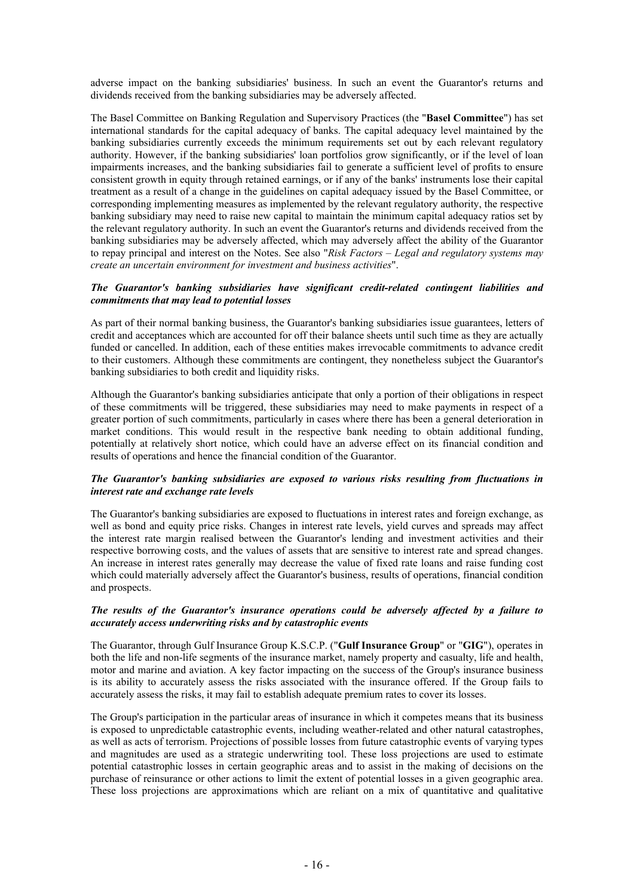adverse impact on the banking subsidiaries' business. In such an event the Guarantor's returns and dividends received from the banking subsidiaries may be adversely affected.

The Basel Committee on Banking Regulation and Supervisory Practices (the "**Basel Committee**") has set international standards for the capital adequacy of banks. The capital adequacy level maintained by the banking subsidiaries currently exceeds the minimum requirements set out by each relevant regulatory authority. However, if the banking subsidiaries' loan portfolios grow significantly, or if the level of loan impairments increases, and the banking subsidiaries fail to generate a sufficient level of profits to ensure consistent growth in equity through retained earnings, or if any of the banks' instruments lose their capital treatment as a result of a change in the guidelines on capital adequacy issued by the Basel Committee, or corresponding implementing measures as implemented by the relevant regulatory authority, the respective banking subsidiary may need to raise new capital to maintain the minimum capital adequacy ratios set by the relevant regulatory authority. In such an event the Guarantor's returns and dividends received from the banking subsidiaries may be adversely affected, which may adversely affect the ability of the Guarantor to repay principal and interest on the Notes. See also "*Risk Factors – Legal and regulatory systems may create an uncertain environment for investment and business activities*".

***The Guarantor's banking subsidiaries have significant credit-related contingent liabilities and commitments that may lead to potential losses***

As part of their normal banking business, the Guarantor's banking subsidiaries issue guarantees, letters of credit and acceptances which are accounted for off their balance sheets until such time as they are actually funded or cancelled. In addition, each of these entities makes irrevocable commitments to advance credit to their customers. Although these commitments are contingent, they nonetheless subject the Guarantor's banking subsidiaries to both credit and liquidity risks.

Although the Guarantor's banking subsidiaries anticipate that only a portion of their obligations in respect of these commitments will be triggered, these subsidiaries may need to make payments in respect of a greater portion of such commitments, particularly in cases where there has been a general deterioration in market conditions. This would result in the respective bank needing to obtain additional funding, potentially at relatively short notice, which could have an adverse effect on its financial condition and results of operations and hence the financial condition of the Guarantor.

***The Guarantor's banking subsidiaries are exposed to various risks resulting from fluctuations in interest rate and exchange rate levels***

The Guarantor's banking subsidiaries are exposed to fluctuations in interest rates and foreign exchange, as well as bond and equity price risks. Changes in interest rate levels, yield curves and spreads may affect the interest rate margin realised between the Guarantor's lending and investment activities and their respective borrowing costs, and the values of assets that are sensitive to interest rate and spread changes. An increase in interest rates generally may decrease the value of fixed rate loans and raise funding cost which could materially adversely affect the Guarantor's business, results of operations, financial condition and prospects.

***The results of the Guarantor's insurance operations could be adversely affected by a failure to accurately access underwriting risks and by catastrophic events***

The Guarantor, through Gulf Insurance Group K.S.C.P. ("**Gulf Insurance Group**" or "**GIG**"), operates in both the life and non-life segments of the insurance market, namely property and casualty, life and health, motor and marine and aviation. A key factor impacting on the success of the Group's insurance business is its ability to accurately assess the risks associated with the insurance offered. If the Group fails to accurately assess the risks, it may fail to establish adequate premium rates to cover its losses.

The Group's participation in the particular areas of insurance in which it competes means that its business is exposed to unpredictable catastrophic events, including weather-related and other natural catastrophes, as well as acts of terrorism. Projections of possible losses from future catastrophic events of varying types and magnitudes are used as a strategic underwriting tool. These loss projections are used to estimate potential catastrophic losses in certain geographic areas and to assist in the making of decisions on the purchase of reinsurance or other actions to limit the extent of potential losses in a given geographic area. These loss projections are approximations which are reliant on a mix of quantitative and qualitative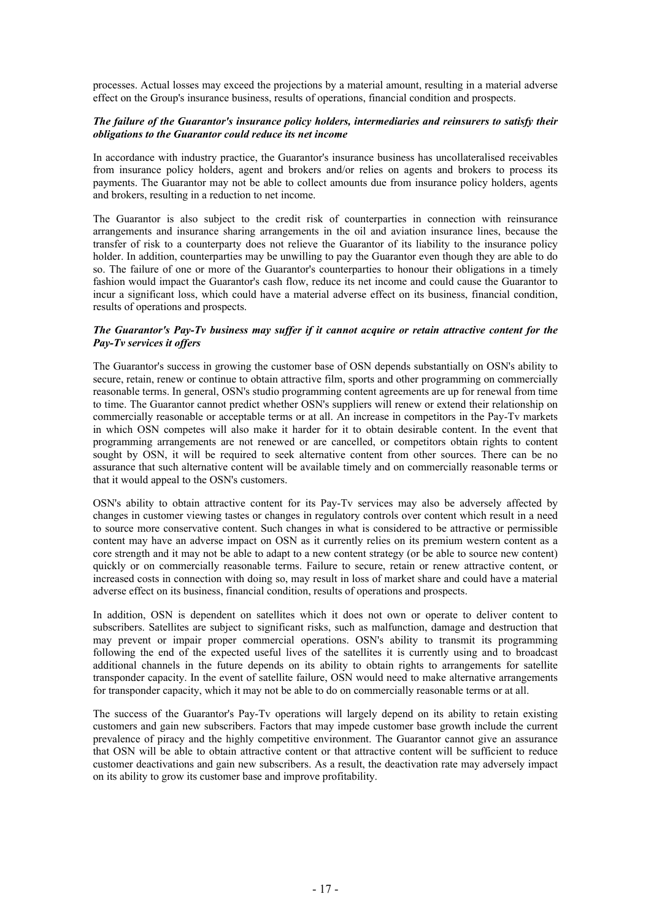processes. Actual losses may exceed the projections by a material amount, resulting in a material adverse effect on the Group's insurance business, results of operations, financial condition and prospects.

***The failure of the Guarantor's insurance policy holders, intermediaries and reinsurers to satisfy their obligations to the Guarantor could reduce its net income***

In accordance with industry practice, the Guarantor's insurance business has uncollateralised receivables from insurance policy holders, agent and brokers and/or relies on agents and brokers to process its payments. The Guarantor may not be able to collect amounts due from insurance policy holders, agents and brokers, resulting in a reduction to net income.

The Guarantor is also subject to the credit risk of counterparties in connection with reinsurance arrangements and insurance sharing arrangements in the oil and aviation insurance lines, because the transfer of risk to a counterparty does not relieve the Guarantor of its liability to the insurance policy holder. In addition, counterparties may be unwilling to pay the Guarantor even though they are able to do so. The failure of one or more of the Guarantor's counterparties to honour their obligations in a timely fashion would impact the Guarantor's cash flow, reduce its net income and could cause the Guarantor to incur a significant loss, which could have a material adverse effect on its business, financial condition, results of operations and prospects.

***The Guarantor's Pay-Tv business may suffer if it cannot acquire or retain attractive content for the Pay-Tv services it offers***

The Guarantor's success in growing the customer base of OSN depends substantially on OSN's ability to secure, retain, renew or continue to obtain attractive film, sports and other programming on commercially reasonable terms. In general, OSN's studio programming content agreements are up for renewal from time to time. The Guarantor cannot predict whether OSN's suppliers will renew or extend their relationship on commercially reasonable or acceptable terms or at all. An increase in competitors in the Pay-Tv markets in which OSN competes will also make it harder for it to obtain desirable content. In the event that programming arrangements are not renewed or are cancelled, or competitors obtain rights to content sought by OSN, it will be required to seek alternative content from other sources. There can be no assurance that such alternative content will be available timely and on commercially reasonable terms or that it would appeal to the OSN's customers.

OSN's ability to obtain attractive content for its Pay-Tv services may also be adversely affected by changes in customer viewing tastes or changes in regulatory controls over content which result in a need to source more conservative content. Such changes in what is considered to be attractive or permissible content may have an adverse impact on OSN as it currently relies on its premium western content as a core strength and it may not be able to adapt to a new content strategy (or be able to source new content) quickly or on commercially reasonable terms. Failure to secure, retain or renew attractive content, or increased costs in connection with doing so, may result in loss of market share and could have a material adverse effect on its business, financial condition, results of operations and prospects.

In addition, OSN is dependent on satellites which it does not own or operate to deliver content to subscribers. Satellites are subject to significant risks, such as malfunction, damage and destruction that may prevent or impair proper commercial operations. OSN's ability to transmit its programming following the end of the expected useful lives of the satellites it is currently using and to broadcast additional channels in the future depends on its ability to obtain rights to arrangements for satellite transponder capacity. In the event of satellite failure, OSN would need to make alternative arrangements for transponder capacity, which it may not be able to do on commercially reasonable terms or at all.

The success of the Guarantor's Pay-Tv operations will largely depend on its ability to retain existing customers and gain new subscribers. Factors that may impede customer base growth include the current prevalence of piracy and the highly competitive environment. The Guarantor cannot give an assurance that OSN will be able to obtain attractive content or that attractive content will be sufficient to reduce customer deactivations and gain new subscribers. As a result, the deactivation rate may adversely impact on its ability to grow its customer base and improve profitability.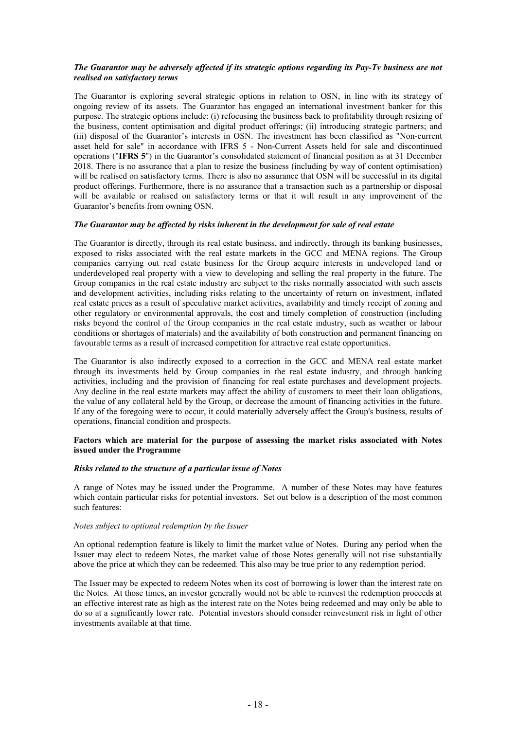***The Guarantor may be adversely affected if its strategic options regarding its Pay-Tv business are not realised on satisfactory terms***

The Guarantor is exploring several strategic options in relation to OSN, in line with its strategy of ongoing review of its assets. The Guarantor has engaged an international investment banker for this purpose. The strategic options include: (i) refocusing the business back to profitability through resizing of the business, content optimisation and digital product offerings; (ii) introducing strategic partners; and (iii) disposal of the Guarantor's interests in OSN. The investment has been classified as "Non-current asset held for sale" in accordance with IFRS 5 - Non-Current Assets held for sale and discontinued operations ("**IFRS 5**") in the Guarantor's consolidated statement of financial position as at 31 December 2018. There is no assurance that a plan to resize the business (including by way of content optimisation) will be realised on satisfactory terms. There is also no assurance that OSN will be successful in its digital product offerings. Furthermore, there is no assurance that a transaction such as a partnership or disposal will be available or realised on satisfactory terms or that it will result in any improvement of the Guarantor's benefits from owning OSN.

***The Guarantor may be affected by risks inherent in the development for sale of real estate***

The Guarantor is directly, through its real estate business, and indirectly, through its banking businesses, exposed to risks associated with the real estate markets in the GCC and MENA regions. The Group companies carrying out real estate business for the Group acquire interests in undeveloped land or underdeveloped real property with a view to developing and selling the real property in the future. The Group companies in the real estate industry are subject to the risks normally associated with such assets and development activities, including risks relating to the uncertainty of return on investment, inflated real estate prices as a result of speculative market activities, availability and timely receipt of zoning and other regulatory or environmental approvals, the cost and timely completion of construction (including risks beyond the control of the Group companies in the real estate industry, such as weather or labour conditions or shortages of materials) and the availability of both construction and permanent financing on favourable terms as a result of increased competition for attractive real estate opportunities.

The Guarantor is also indirectly exposed to a correction in the GCC and MENA real estate market through its investments held by Group companies in the real estate industry, and through banking activities, including and the provision of financing for real estate purchases and development projects. Any decline in the real estate markets may affect the ability of customers to meet their loan obligations, the value of any collateral held by the Group, or decrease the amount of financing activities in the future. If any of the foregoing were to occur, it could materially adversely affect the Group's business, results of operations, financial condition and prospects.

**Factors which are material for the purpose of assessing the market risks associated with Notes issued under the Programme**

***Risks related to the structure of a particular issue of Notes***

A range of Notes may be issued under the Programme. A number of these Notes may have features which contain particular risks for potential investors. Set out below is a description of the most common such features:

*Notes subject to optional redemption by the Issuer*

An optional redemption feature is likely to limit the market value of Notes. During any period when the Issuer may elect to redeem Notes, the market value of those Notes generally will not rise substantially above the price at which they can be redeemed. This also may be true prior to any redemption period.

The Issuer may be expected to redeem Notes when its cost of borrowing is lower than the interest rate on the Notes. At those times, an investor generally would not be able to reinvest the redemption proceeds at an effective interest rate as high as the interest rate on the Notes being redeemed and may only be able to do so at a significantly lower rate. Potential investors should consider reinvestment risk in light of other investments available at that time.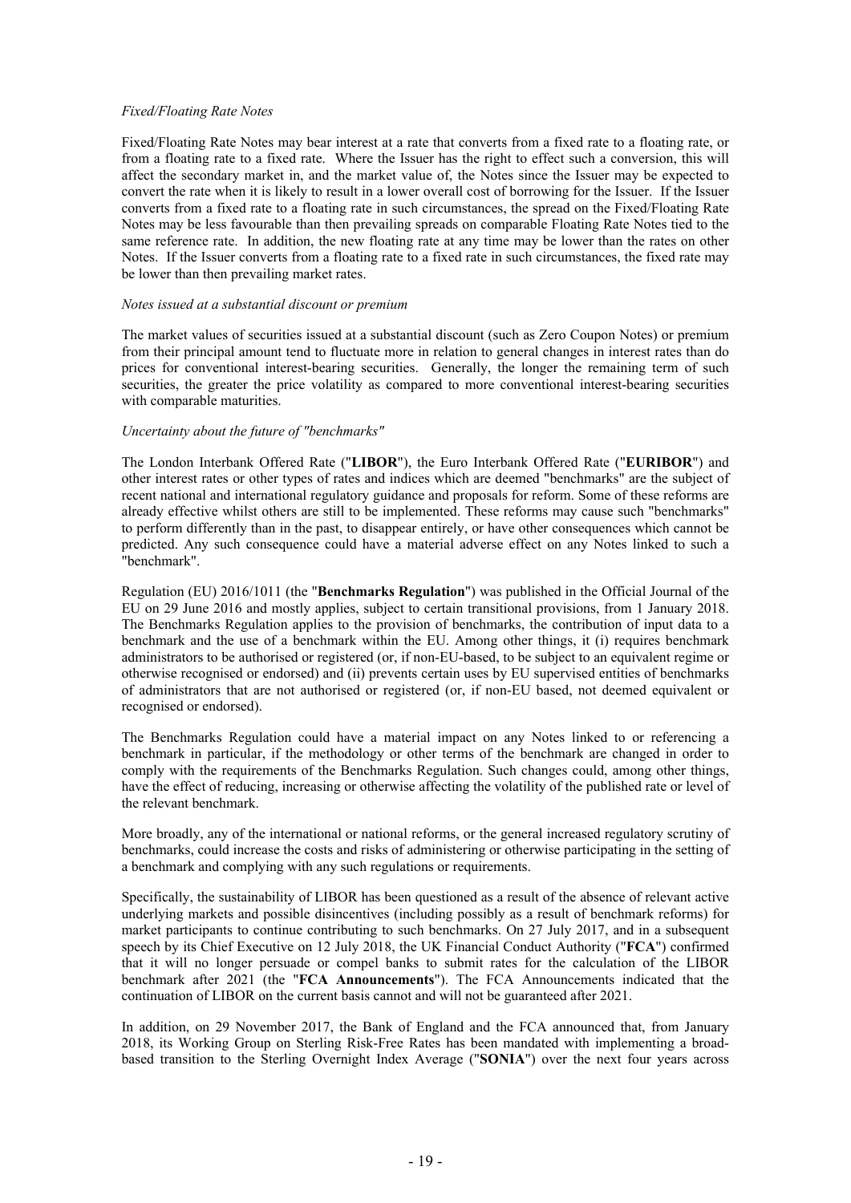*Fixed/Floating Rate Notes*

Fixed/Floating Rate Notes may bear interest at a rate that converts from a fixed rate to a floating rate, or from a floating rate to a fixed rate. Where the Issuer has the right to effect such a conversion, this will affect the secondary market in, and the market value of, the Notes since the Issuer may be expected to convert the rate when it is likely to result in a lower overall cost of borrowing for the Issuer. If the Issuer converts from a fixed rate to a floating rate in such circumstances, the spread on the Fixed/Floating Rate Notes may be less favourable than then prevailing spreads on comparable Floating Rate Notes tied to the same reference rate. In addition, the new floating rate at any time may be lower than the rates on other Notes. If the Issuer converts from a floating rate to a fixed rate in such circumstances, the fixed rate may be lower than then prevailing market rates.

*Notes issued at a substantial discount or premium*

The market values of securities issued at a substantial discount (such as Zero Coupon Notes) or premium from their principal amount tend to fluctuate more in relation to general changes in interest rates than do prices for conventional interest-bearing securities. Generally, the longer the remaining term of such securities, the greater the price volatility as compared to more conventional interest-bearing securities with comparable maturities.

*Uncertainty about the future of "benchmarks"*

The London Interbank Offered Rate ("**LIBOR**"), the Euro Interbank Offered Rate ("**EURIBOR**") and other interest rates or other types of rates and indices which are deemed "benchmarks" are the subject of recent national and international regulatory guidance and proposals for reform. Some of these reforms are already effective whilst others are still to be implemented. These reforms may cause such "benchmarks" to perform differently than in the past, to disappear entirely, or have other consequences which cannot be predicted. Any such consequence could have a material adverse effect on any Notes linked to such a "benchmark".

Regulation (EU) 2016/1011 (the "**Benchmarks Regulation**") was published in the Official Journal of the EU on 29 June 2016 and mostly applies, subject to certain transitional provisions, from 1 January 2018. The Benchmarks Regulation applies to the provision of benchmarks, the contribution of input data to a benchmark and the use of a benchmark within the EU. Among other things, it (i) requires benchmark administrators to be authorised or registered (or, if non-EU-based, to be subject to an equivalent regime or otherwise recognised or endorsed) and (ii) prevents certain uses by EU supervised entities of benchmarks of administrators that are not authorised or registered (or, if non-EU based, not deemed equivalent or recognised or endorsed).

The Benchmarks Regulation could have a material impact on any Notes linked to or referencing a benchmark in particular, if the methodology or other terms of the benchmark are changed in order to comply with the requirements of the Benchmarks Regulation. Such changes could, among other things, have the effect of reducing, increasing or otherwise affecting the volatility of the published rate or level of the relevant benchmark.

More broadly, any of the international or national reforms, or the general increased regulatory scrutiny of benchmarks, could increase the costs and risks of administering or otherwise participating in the setting of a benchmark and complying with any such regulations or requirements.

Specifically, the sustainability of LIBOR has been questioned as a result of the absence of relevant active underlying markets and possible disincentives (including possibly as a result of benchmark reforms) for market participants to continue contributing to such benchmarks. On 27 July 2017, and in a subsequent speech by its Chief Executive on 12 July 2018, the UK Financial Conduct Authority ("**FCA**") confirmed that it will no longer persuade or compel banks to submit rates for the calculation of the LIBOR benchmark after 2021 (the "**FCA Announcements**"). The FCA Announcements indicated that the continuation of LIBOR on the current basis cannot and will not be guaranteed after 2021.

In addition, on 29 November 2017, the Bank of England and the FCA announced that, from January 2018, its Working Group on Sterling Risk-Free Rates has been mandated with implementing a broad-based transition to the Sterling Overnight Index Average ("**SONIA**") over the next four years across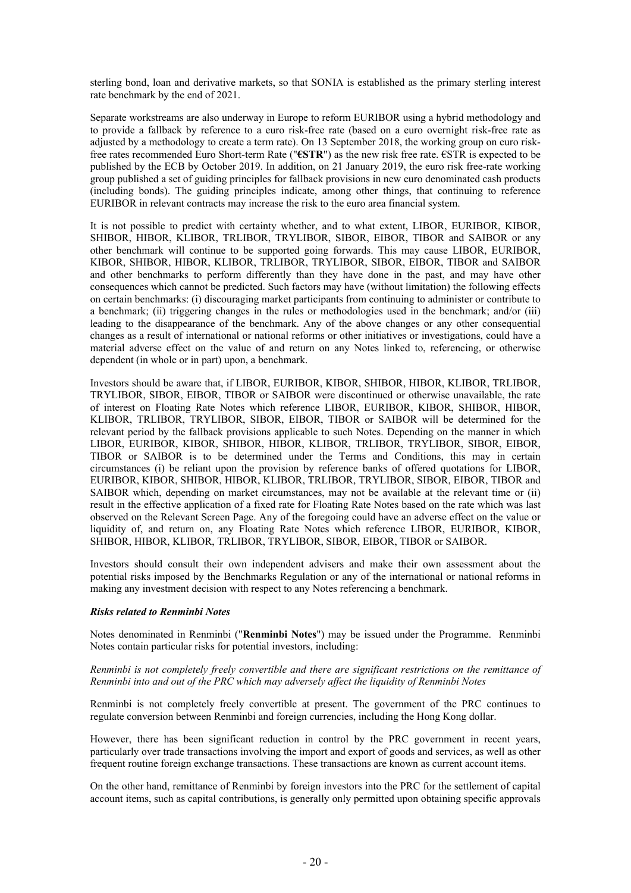sterling bond, loan and derivative markets, so that SONIA is established as the primary sterling interest rate benchmark by the end of 2021.

Separate workstreams are also underway in Europe to reform EURIBOR using a hybrid methodology and to provide a fallback by reference to a euro risk-free rate (based on a euro overnight risk-free rate as adjusted by a methodology to create a term rate). On 13 September 2018, the working group on euro risk-free rates recommended Euro Short-term Rate ("**€STR**") as the new risk free rate. €STR is expected to be published by the ECB by October 2019. In addition, on 21 January 2019, the euro risk free-rate working group published a set of guiding principles for fallback provisions in new euro denominated cash products (including bonds). The guiding principles indicate, among other things, that continuing to reference EURIBOR in relevant contracts may increase the risk to the euro area financial system.

It is not possible to predict with certainty whether, and to what extent, LIBOR, EURIBOR, KIBOR, SHIBOR, HIBOR, KLIBOR, TRLIBOR, TRYLIBOR, SIBOR, EIBOR, TIBOR and SAIBOR or any other benchmark will continue to be supported going forwards. This may cause LIBOR, EURIBOR, KIBOR, SHIBOR, HIBOR, KLIBOR, TRLIBOR, TRYLIBOR, SIBOR, EIBOR, TIBOR and SAIBOR and other benchmarks to perform differently than they have done in the past, and may have other consequences which cannot be predicted. Such factors may have (without limitation) the following effects on certain benchmarks: (i) discouraging market participants from continuing to administer or contribute to a benchmark; (ii) triggering changes in the rules or methodologies used in the benchmark; and/or (iii) leading to the disappearance of the benchmark. Any of the above changes or any other consequential changes as a result of international or national reforms or other initiatives or investigations, could have a material adverse effect on the value of and return on any Notes linked to, referencing, or otherwise dependent (in whole or in part) upon, a benchmark.

Investors should be aware that, if LIBOR, EURIBOR, KIBOR, SHIBOR, HIBOR, KLIBOR, TRLIBOR, TRYLIBOR, SIBOR, EIBOR, TIBOR or SAIBOR were discontinued or otherwise unavailable, the rate of interest on Floating Rate Notes which reference LIBOR, EURIBOR, KIBOR, SHIBOR, HIBOR, KLIBOR, TRLIBOR, TRYLIBOR, SIBOR, EIBOR, TIBOR or SAIBOR will be determined for the relevant period by the fallback provisions applicable to such Notes. Depending on the manner in which LIBOR, EURIBOR, KIBOR, SHIBOR, HIBOR, KLIBOR, TRLIBOR, TRYLIBOR, SIBOR, EIBOR, TIBOR or SAIBOR is to be determined under the Terms and Conditions, this may in certain circumstances (i) be reliant upon the provision by reference banks of offered quotations for LIBOR, EURIBOR, KIBOR, SHIBOR, HIBOR, KLIBOR, TRLIBOR, TRYLIBOR, SIBOR, EIBOR, TIBOR and SAIBOR which, depending on market circumstances, may not be available at the relevant time or (ii) result in the effective application of a fixed rate for Floating Rate Notes based on the rate which was last observed on the Relevant Screen Page. Any of the foregoing could have an adverse effect on the value or liquidity of, and return on, any Floating Rate Notes which reference LIBOR, EURIBOR, KIBOR, SHIBOR, HIBOR, KLIBOR, TRLIBOR, TRYLIBOR, SIBOR, EIBOR, TIBOR or SAIBOR.

Investors should consult their own independent advisers and make their own assessment about the potential risks imposed by the Benchmarks Regulation or any of the international or national reforms in making any investment decision with respect to any Notes referencing a benchmark.

***Risks related to Renminbi Notes***

Notes denominated in Renminbi ("**Renminbi Notes**") may be issued under the Programme. Renminbi Notes contain particular risks for potential investors, including:

*Renminbi is not completely freely convertible and there are significant restrictions on the remittance of Renminbi into and out of the PRC which may adversely affect the liquidity of Renminbi Notes*

Renminbi is not completely freely convertible at present. The government of the PRC continues to regulate conversion between Renminbi and foreign currencies, including the Hong Kong dollar.

However, there has been significant reduction in control by the PRC government in recent years, particularly over trade transactions involving the import and export of goods and services, as well as other frequent routine foreign exchange transactions. These transactions are known as current account items.

On the other hand, remittance of Renminbi by foreign investors into the PRC for the settlement of capital account items, such as capital contributions, is generally only permitted upon obtaining specific approvals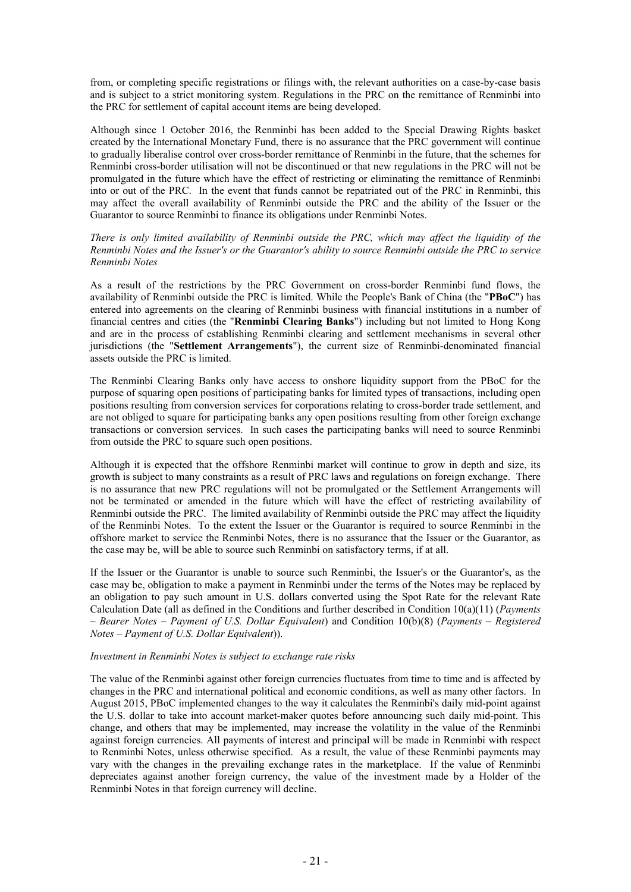from, or completing specific registrations or filings with, the relevant authorities on a case-by-case basis and is subject to a strict monitoring system. Regulations in the PRC on the remittance of Renminbi into the PRC for settlement of capital account items are being developed.

Although since 1 October 2016, the Renminbi has been added to the Special Drawing Rights basket created by the International Monetary Fund, there is no assurance that the PRC government will continue to gradually liberalise control over cross-border remittance of Renminbi in the future, that the schemes for Renminbi cross-border utilisation will not be discontinued or that new regulations in the PRC will not be promulgated in the future which have the effect of restricting or eliminating the remittance of Renminbi into or out of the PRC. In the event that funds cannot be repatriated out of the PRC in Renminbi, this may affect the overall availability of Renminbi outside the PRC and the ability of the Issuer or the Guarantor to source Renminbi to finance its obligations under Renminbi Notes.

*There is only limited availability of Renminbi outside the PRC, which may affect the liquidity of the Renminbi Notes and the Issuer's or the Guarantor's ability to source Renminbi outside the PRC to service Renminbi Notes*

As a result of the restrictions by the PRC Government on cross-border Renminbi fund flows, the availability of Renminbi outside the PRC is limited. While the People's Bank of China (the "**PBoC**") has entered into agreements on the clearing of Renminbi business with financial institutions in a number of financial centres and cities (the "**Renminbi Clearing Banks**") including but not limited to Hong Kong and are in the process of establishing Renminbi clearing and settlement mechanisms in several other jurisdictions (the "**Settlement Arrangements**"), the current size of Renminbi-denominated financial assets outside the PRC is limited.

The Renminbi Clearing Banks only have access to onshore liquidity support from the PBoC for the purpose of squaring open positions of participating banks for limited types of transactions, including open positions resulting from conversion services for corporations relating to cross-border trade settlement, and are not obliged to square for participating banks any open positions resulting from other foreign exchange transactions or conversion services. In such cases the participating banks will need to source Renminbi from outside the PRC to square such open positions.

Although it is expected that the offshore Renminbi market will continue to grow in depth and size, its growth is subject to many constraints as a result of PRC laws and regulations on foreign exchange. There is no assurance that new PRC regulations will not be promulgated or the Settlement Arrangements will not be terminated or amended in the future which will have the effect of restricting availability of Renminbi outside the PRC. The limited availability of Renminbi outside the PRC may affect the liquidity of the Renminbi Notes. To the extent the Issuer or the Guarantor is required to source Renminbi in the offshore market to service the Renminbi Notes, there is no assurance that the Issuer or the Guarantor, as the case may be, will be able to source such Renminbi on satisfactory terms, if at all.

If the Issuer or the Guarantor is unable to source such Renminbi, the Issuer's or the Guarantor's, as the case may be, obligation to make a payment in Renminbi under the terms of the Notes may be replaced by an obligation to pay such amount in U.S. dollars converted using the Spot Rate for the relevant Rate Calculation Date (all as defined in the Conditions and further described in Condition 10(a)(11) (*Payments – Bearer Notes – Payment of U.S. Dollar Equivalent*) and Condition 10(b)(8) (*Payments – Registered Notes – Payment of U.S. Dollar Equivalent*)).

*Investment in Renminbi Notes is subject to exchange rate risks*

The value of the Renminbi against other foreign currencies fluctuates from time to time and is affected by changes in the PRC and international political and economic conditions, as well as many other factors. In August 2015, PBoC implemented changes to the way it calculates the Renminbi's daily mid-point against the U.S. dollar to take into account market-maker quotes before announcing such daily mid-point. This change, and others that may be implemented, may increase the volatility in the value of the Renminbi against foreign currencies. All payments of interest and principal will be made in Renminbi with respect to Renminbi Notes, unless otherwise specified. As a result, the value of these Renminbi payments may vary with the changes in the prevailing exchange rates in the marketplace. If the value of Renminbi depreciates against another foreign currency, the value of the investment made by a Holder of the Renminbi Notes in that foreign currency will decline.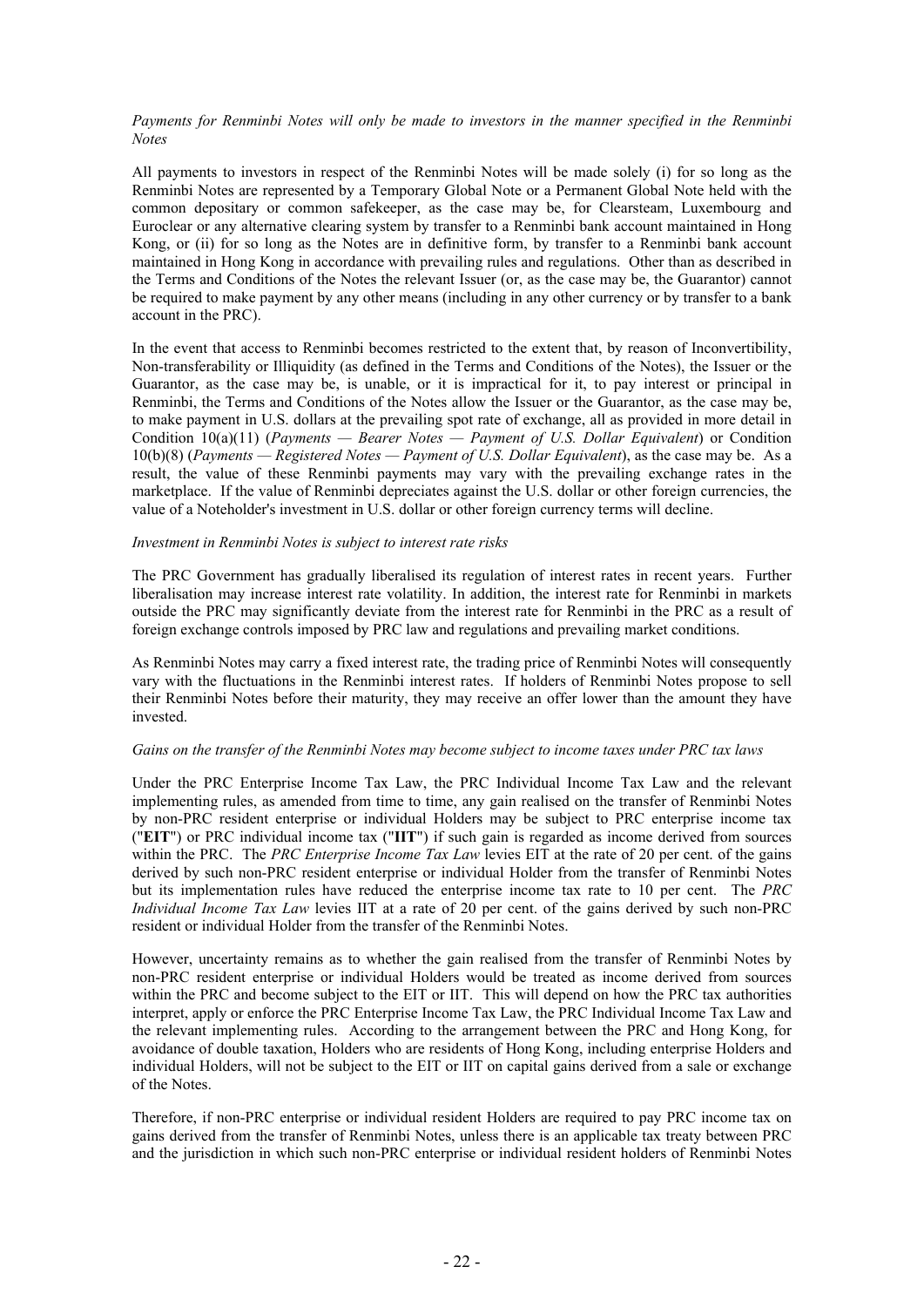*Payments for Renminbi Notes will only be made to investors in the manner specified in the Renminbi Notes*

All payments to investors in respect of the Renminbi Notes will be made solely (i) for so long as the Renminbi Notes are represented by a Temporary Global Note or a Permanent Global Note held with the common depositary or common safekeeper, as the case may be, for Clearsteam, Luxembourg and Euroclear or any alternative clearing system by transfer to a Renminbi bank account maintained in Hong Kong, or (ii) for so long as the Notes are in definitive form, by transfer to a Renminbi bank account maintained in Hong Kong in accordance with prevailing rules and regulations. Other than as described in the Terms and Conditions of the Notes the relevant Issuer (or, as the case may be, the Guarantor) cannot be required to make payment by any other means (including in any other currency or by transfer to a bank account in the PRC).

In the event that access to Renminbi becomes restricted to the extent that, by reason of Inconvertibility, Non-transferability or Illiquidity (as defined in the Terms and Conditions of the Notes), the Issuer or the Guarantor, as the case may be, is unable, or it is impractical for it, to pay interest or principal in Renminbi, the Terms and Conditions of the Notes allow the Issuer or the Guarantor, as the case may be, to make payment in U.S. dollars at the prevailing spot rate of exchange, all as provided in more detail in Condition 10(a)(11) (*Payments — Bearer Notes — Payment of U.S. Dollar Equivalent*) or Condition 10(b)(8) (*Payments — Registered Notes — Payment of U.S. Dollar Equivalent*), as the case may be. As a result, the value of these Renminbi payments may vary with the prevailing exchange rates in the marketplace. If the value of Renminbi depreciates against the U.S. dollar or other foreign currencies, the value of a Noteholder's investment in U.S. dollar or other foreign currency terms will decline.

*Investment in Renminbi Notes is subject to interest rate risks*

The PRC Government has gradually liberalised its regulation of interest rates in recent years. Further liberalisation may increase interest rate volatility. In addition, the interest rate for Renminbi in markets outside the PRC may significantly deviate from the interest rate for Renminbi in the PRC as a result of foreign exchange controls imposed by PRC law and regulations and prevailing market conditions.

As Renminbi Notes may carry a fixed interest rate, the trading price of Renminbi Notes will consequently vary with the fluctuations in the Renminbi interest rates. If holders of Renminbi Notes propose to sell their Renminbi Notes before their maturity, they may receive an offer lower than the amount they have invested.

*Gains on the transfer of the Renminbi Notes may become subject to income taxes under PRC tax laws*

Under the PRC Enterprise Income Tax Law, the PRC Individual Income Tax Law and the relevant implementing rules, as amended from time to time, any gain realised on the transfer of Renminbi Notes by non-PRC resident enterprise or individual Holders may be subject to PRC enterprise income tax ("**EIT**") or PRC individual income tax ("**IIT**") if such gain is regarded as income derived from sources within the PRC. The *PRC Enterprise Income Tax Law* levies EIT at the rate of 20 per cent. of the gains derived by such non-PRC resident enterprise or individual Holder from the transfer of Renminbi Notes but its implementation rules have reduced the enterprise income tax rate to 10 per cent. The *PRC Individual Income Tax Law* levies IIT at a rate of 20 per cent. of the gains derived by such non-PRC resident or individual Holder from the transfer of the Renminbi Notes.

However, uncertainty remains as to whether the gain realised from the transfer of Renminbi Notes by non-PRC resident enterprise or individual Holders would be treated as income derived from sources within the PRC and become subject to the EIT or IIT. This will depend on how the PRC tax authorities interpret, apply or enforce the PRC Enterprise Income Tax Law, the PRC Individual Income Tax Law and the relevant implementing rules. According to the arrangement between the PRC and Hong Kong, for avoidance of double taxation, Holders who are residents of Hong Kong, including enterprise Holders and individual Holders, will not be subject to the EIT or IIT on capital gains derived from a sale or exchange of the Notes.

Therefore, if non-PRC enterprise or individual resident Holders are required to pay PRC income tax on gains derived from the transfer of Renminbi Notes, unless there is an applicable tax treaty between PRC and the jurisdiction in which such non-PRC enterprise or individual resident holders of Renminbi Notes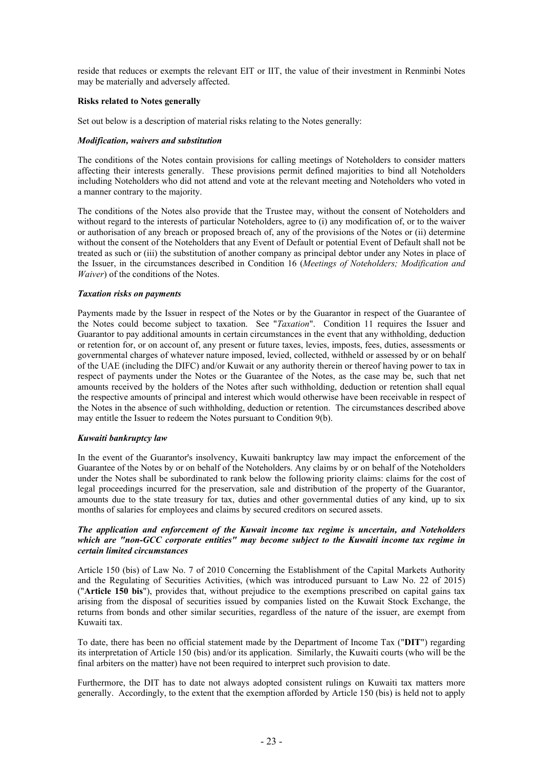reside that reduces or exempts the relevant EIT or IIT, the value of their investment in Renminbi Notes may be materially and adversely affected.

**Risks related to Notes generally**

Set out below is a description of material risks relating to the Notes generally:

***Modification, waivers and substitution***

The conditions of the Notes contain provisions for calling meetings of Noteholders to consider matters affecting their interests generally. These provisions permit defined majorities to bind all Noteholders including Noteholders who did not attend and vote at the relevant meeting and Noteholders who voted in a manner contrary to the majority.

The conditions of the Notes also provide that the Trustee may, without the consent of Noteholders and without regard to the interests of particular Noteholders, agree to (i) any modification of, or to the waiver or authorisation of any breach or proposed breach of, any of the provisions of the Notes or (ii) determine without the consent of the Noteholders that any Event of Default or potential Event of Default shall not be treated as such or (iii) the substitution of another company as principal debtor under any Notes in place of the Issuer, in the circumstances described in Condition 16 (*Meetings of Noteholders; Modification and Waiver*) of the conditions of the Notes.

***Taxation risks on payments***

Payments made by the Issuer in respect of the Notes or by the Guarantor in respect of the Guarantee of the Notes could become subject to taxation. See "*Taxation*". Condition 11 requires the Issuer and Guarantor to pay additional amounts in certain circumstances in the event that any withholding, deduction or retention for, or on account of, any present or future taxes, levies, imposts, fees, duties, assessments or governmental charges of whatever nature imposed, levied, collected, withheld or assessed by or on behalf of the UAE (including the DIFC) and/or Kuwait or any authority therein or thereof having power to tax in respect of payments under the Notes or the Guarantee of the Notes, as the case may be, such that net amounts received by the holders of the Notes after such withholding, deduction or retention shall equal the respective amounts of principal and interest which would otherwise have been receivable in respect of the Notes in the absence of such withholding, deduction or retention. The circumstances described above may entitle the Issuer to redeem the Notes pursuant to Condition 9(b).

***Kuwaiti bankruptcy law***

In the event of the Guarantor's insolvency, Kuwaiti bankruptcy law may impact the enforcement of the Guarantee of the Notes by or on behalf of the Noteholders. Any claims by or on behalf of the Noteholders under the Notes shall be subordinated to rank below the following priority claims: claims for the cost of legal proceedings incurred for the preservation, sale and distribution of the property of the Guarantor, amounts due to the state treasury for tax, duties and other governmental duties of any kind, up to six months of salaries for employees and claims by secured creditors on secured assets.

***The application and enforcement of the Kuwait income tax regime is uncertain, and Noteholders which are "non-GCC corporate entities" may become subject to the Kuwaiti income tax regime in certain limited circumstances***

Article 150 (bis) of Law No. 7 of 2010 Concerning the Establishment of the Capital Markets Authority and the Regulating of Securities Activities, (which was introduced pursuant to Law No. 22 of 2015) ("**Article 150 bis**"), provides that, without prejudice to the exemptions prescribed on capital gains tax arising from the disposal of securities issued by companies listed on the Kuwait Stock Exchange, the returns from bonds and other similar securities, regardless of the nature of the issuer, are exempt from Kuwaiti tax.

To date, there has been no official statement made by the Department of Income Tax ("**DIT**") regarding its interpretation of Article 150 (bis) and/or its application. Similarly, the Kuwaiti courts (who will be the final arbiters on the matter) have not been required to interpret such provision to date.

Furthermore, the DIT has to date not always adopted consistent rulings on Kuwaiti tax matters more generally. Accordingly, to the extent that the exemption afforded by Article 150 (bis) is held not to apply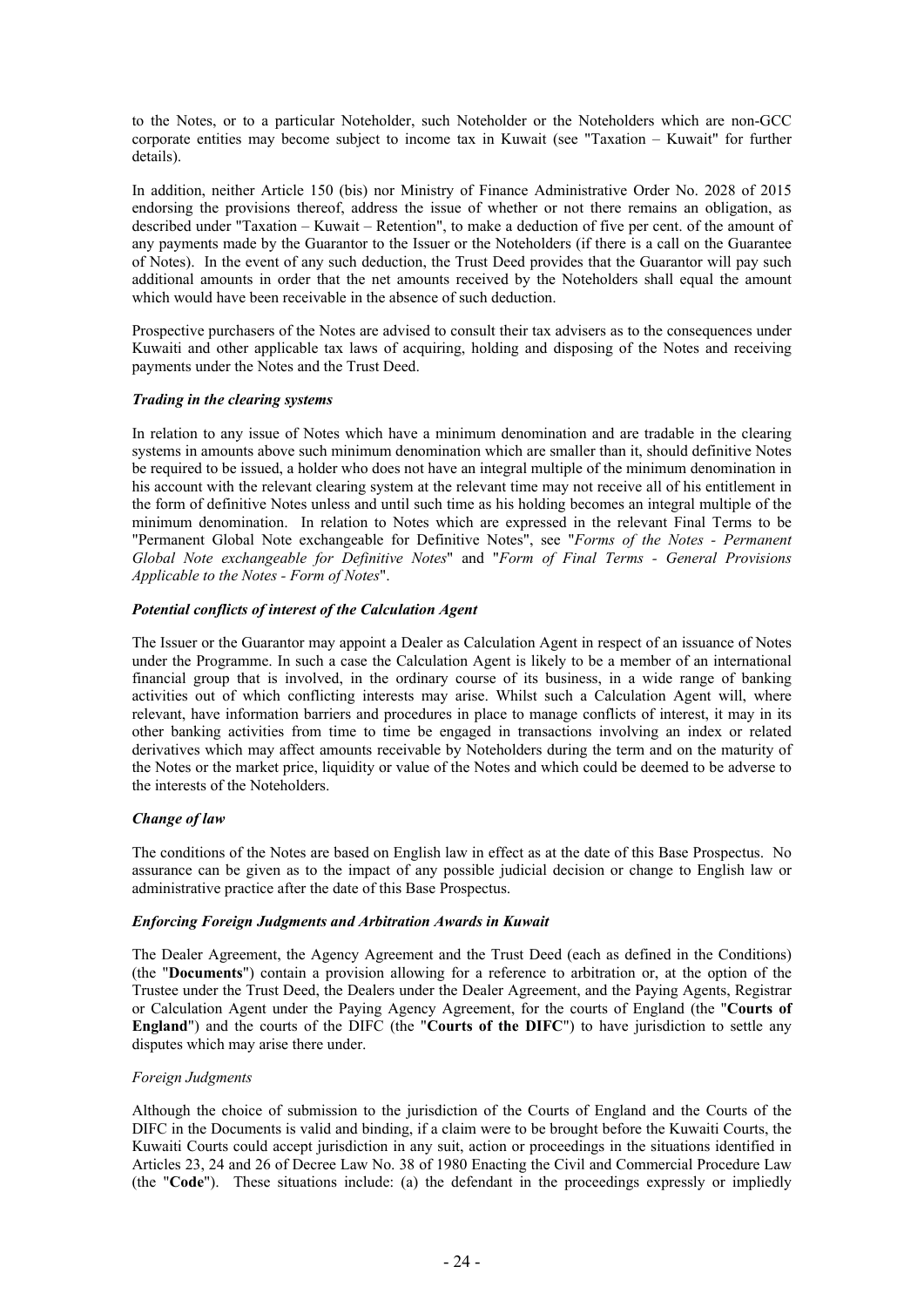to the Notes, or to a particular Noteholder, such Noteholder or the Noteholders which are non-GCC corporate entities may become subject to income tax in Kuwait (see "Taxation – Kuwait" for further details).

In addition, neither Article 150 (bis) nor Ministry of Finance Administrative Order No. 2028 of 2015 endorsing the provisions thereof, address the issue of whether or not there remains an obligation, as described under "Taxation – Kuwait – Retention", to make a deduction of five per cent. of the amount of any payments made by the Guarantor to the Issuer or the Noteholders (if there is a call on the Guarantee of Notes). In the event of any such deduction, the Trust Deed provides that the Guarantor will pay such additional amounts in order that the net amounts received by the Noteholders shall equal the amount which would have been receivable in the absence of such deduction.

Prospective purchasers of the Notes are advised to consult their tax advisers as to the consequences under Kuwaiti and other applicable tax laws of acquiring, holding and disposing of the Notes and receiving payments under the Notes and the Trust Deed.

***Trading in the clearing systems***

In relation to any issue of Notes which have a minimum denomination and are tradable in the clearing systems in amounts above such minimum denomination which are smaller than it, should definitive Notes be required to be issued, a holder who does not have an integral multiple of the minimum denomination in his account with the relevant clearing system at the relevant time may not receive all of his entitlement in the form of definitive Notes unless and until such time as his holding becomes an integral multiple of the minimum denomination. In relation to Notes which are expressed in the relevant Final Terms to be "Permanent Global Note exchangeable for Definitive Notes", see "*Forms of the Notes - Permanent Global Note exchangeable for Definitive Notes*" and "*Form of Final Terms - General Provisions Applicable to the Notes - Form of Notes*".

***Potential conflicts of interest of the Calculation Agent***

The Issuer or the Guarantor may appoint a Dealer as Calculation Agent in respect of an issuance of Notes under the Programme. In such a case the Calculation Agent is likely to be a member of an international financial group that is involved, in the ordinary course of its business, in a wide range of banking activities out of which conflicting interests may arise. Whilst such a Calculation Agent will, where relevant, have information barriers and procedures in place to manage conflicts of interest, it may in its other banking activities from time to time be engaged in transactions involving an index or related derivatives which may affect amounts receivable by Noteholders during the term and on the maturity of the Notes or the market price, liquidity or value of the Notes and which could be deemed to be adverse to the interests of the Noteholders.

***Change of law***

The conditions of the Notes are based on English law in effect as at the date of this Base Prospectus. No assurance can be given as to the impact of any possible judicial decision or change to English law or administrative practice after the date of this Base Prospectus.

***Enforcing Foreign Judgments and Arbitration Awards in Kuwait***

The Dealer Agreement, the Agency Agreement and the Trust Deed (each as defined in the Conditions) (the "**Documents**") contain a provision allowing for a reference to arbitration or, at the option of the Trustee under the Trust Deed, the Dealers under the Dealer Agreement, and the Paying Agents, Registrar or Calculation Agent under the Paying Agency Agreement, for the courts of England (the "**Courts of England**") and the courts of the DIFC (the "**Courts of the DIFC**") to have jurisdiction to settle any disputes which may arise there under.

*Foreign Judgments*

Although the choice of submission to the jurisdiction of the Courts of England and the Courts of the DIFC in the Documents is valid and binding, if a claim were to be brought before the Kuwaiti Courts, the Kuwaiti Courts could accept jurisdiction in any suit, action or proceedings in the situations identified in Articles 23, 24 and 26 of Decree Law No. 38 of 1980 Enacting the Civil and Commercial Procedure Law (the "**Code**"). These situations include: (a) the defendant in the proceedings expressly or impliedly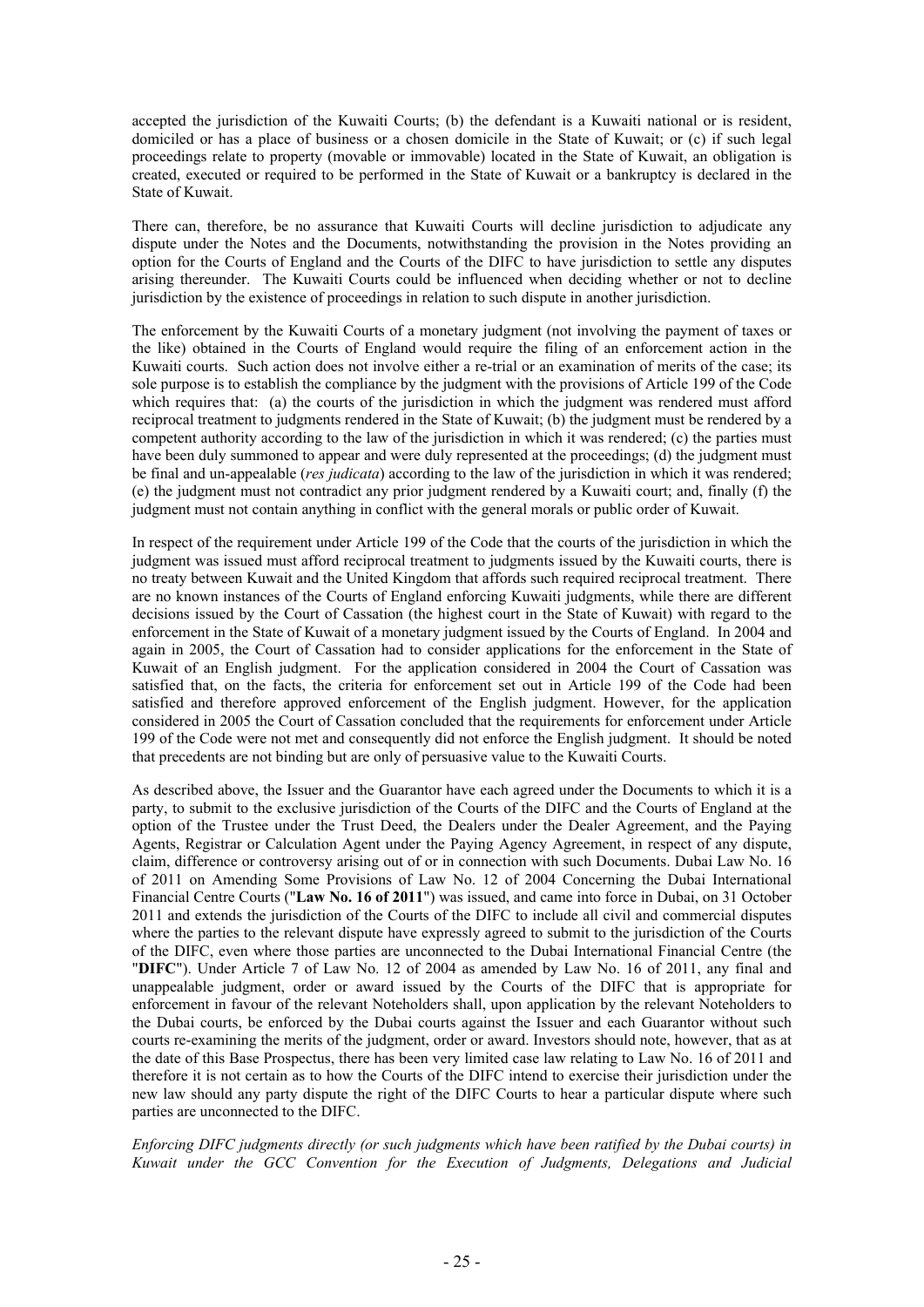accepted the jurisdiction of the Kuwaiti Courts; (b) the defendant is a Kuwaiti national or is resident, domiciled or has a place of business or a chosen domicile in the State of Kuwait; or (c) if such legal proceedings relate to property (movable or immovable) located in the State of Kuwait, an obligation is created, executed or required to be performed in the State of Kuwait or a bankruptcy is declared in the State of Kuwait.

There can, therefore, be no assurance that Kuwaiti Courts will decline jurisdiction to adjudicate any dispute under the Notes and the Documents, notwithstanding the provision in the Notes providing an option for the Courts of England and the Courts of the DIFC to have jurisdiction to settle any disputes arising thereunder. The Kuwaiti Courts could be influenced when deciding whether or not to decline jurisdiction by the existence of proceedings in relation to such dispute in another jurisdiction.

The enforcement by the Kuwaiti Courts of a monetary judgment (not involving the payment of taxes or the like) obtained in the Courts of England would require the filing of an enforcement action in the Kuwaiti courts. Such action does not involve either a re-trial or an examination of merits of the case; its sole purpose is to establish the compliance by the judgment with the provisions of Article 199 of the Code which requires that: (a) the courts of the jurisdiction in which the judgment was rendered must afford reciprocal treatment to judgments rendered in the State of Kuwait; (b) the judgment must be rendered by a competent authority according to the law of the jurisdiction in which it was rendered; (c) the parties must have been duly summoned to appear and were duly represented at the proceedings; (d) the judgment must be final and un-appealable (*res judicata*) according to the law of the jurisdiction in which it was rendered; (e) the judgment must not contradict any prior judgment rendered by a Kuwaiti court; and, finally (f) the judgment must not contain anything in conflict with the general morals or public order of Kuwait.

In respect of the requirement under Article 199 of the Code that the courts of the jurisdiction in which the judgment was issued must afford reciprocal treatment to judgments issued by the Kuwaiti courts, there is no treaty between Kuwait and the United Kingdom that affords such required reciprocal treatment. There are no known instances of the Courts of England enforcing Kuwaiti judgments, while there are different decisions issued by the Court of Cassation (the highest court in the State of Kuwait) with regard to the enforcement in the State of Kuwait of a monetary judgment issued by the Courts of England. In 2004 and again in 2005, the Court of Cassation had to consider applications for the enforcement in the State of Kuwait of an English judgment. For the application considered in 2004 the Court of Cassation was satisfied that, on the facts, the criteria for enforcement set out in Article 199 of the Code had been satisfied and therefore approved enforcement of the English judgment. However, for the application considered in 2005 the Court of Cassation concluded that the requirements for enforcement under Article 199 of the Code were not met and consequently did not enforce the English judgment. It should be noted that precedents are not binding but are only of persuasive value to the Kuwaiti Courts.

As described above, the Issuer and the Guarantor have each agreed under the Documents to which it is a party, to submit to the exclusive jurisdiction of the Courts of the DIFC and the Courts of England at the option of the Trustee under the Trust Deed, the Dealers under the Dealer Agreement, and the Paying Agents, Registrar or Calculation Agent under the Paying Agency Agreement, in respect of any dispute, claim, difference or controversy arising out of or in connection with such Documents. Dubai Law No. 16 of 2011 on Amending Some Provisions of Law No. 12 of 2004 Concerning the Dubai International Financial Centre Courts ("**Law No. 16 of 2011**") was issued, and came into force in Dubai, on 31 October 2011 and extends the jurisdiction of the Courts of the DIFC to include all civil and commercial disputes where the parties to the relevant dispute have expressly agreed to submit to the jurisdiction of the Courts of the DIFC, even where those parties are unconnected to the Dubai International Financial Centre (the "**DIFC**"). Under Article 7 of Law No. 12 of 2004 as amended by Law No. 16 of 2011, any final and unappealable judgment, order or award issued by the Courts of the DIFC that is appropriate for enforcement in favour of the relevant Noteholders shall, upon application by the relevant Noteholders to the Dubai courts, be enforced by the Dubai courts against the Issuer and each Guarantor without such courts re-examining the merits of the judgment, order or award. Investors should note, however, that as at the date of this Base Prospectus, there has been very limited case law relating to Law No. 16 of 2011 and therefore it is not certain as to how the Courts of the DIFC intend to exercise their jurisdiction under the new law should any party dispute the right of the DIFC Courts to hear a particular dispute where such parties are unconnected to the DIFC.

*Enforcing DIFC judgments directly (or such judgments which have been ratified by the Dubai courts) in Kuwait under the GCC Convention for the Execution of Judgments, Delegations and Judicial*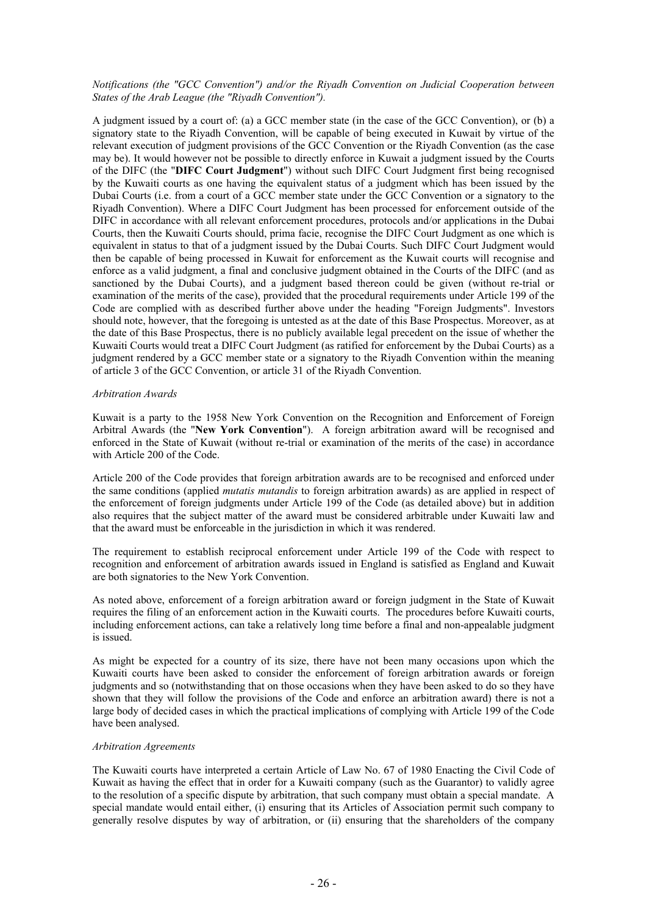*Notifications (the "GCC Convention") and/or the Riyadh Convention on Judicial Cooperation between States of the Arab League (the "Riyadh Convention").*

A judgment issued by a court of: (a) a GCC member state (in the case of the GCC Convention), or (b) a signatory state to the Riyadh Convention, will be capable of being executed in Kuwait by virtue of the relevant execution of judgment provisions of the GCC Convention or the Riyadh Convention (as the case may be). It would however not be possible to directly enforce in Kuwait a judgment issued by the Courts of the DIFC (the "**DIFC Court Judgment**") without such DIFC Court Judgment first being recognised by the Kuwaiti courts as one having the equivalent status of a judgment which has been issued by the Dubai Courts (i.e. from a court of a GCC member state under the GCC Convention or a signatory to the Riyadh Convention). Where a DIFC Court Judgment has been processed for enforcement outside of the DIFC in accordance with all relevant enforcement procedures, protocols and/or applications in the Dubai Courts, then the Kuwaiti Courts should, prima facie, recognise the DIFC Court Judgment as one which is equivalent in status to that of a judgment issued by the Dubai Courts. Such DIFC Court Judgment would then be capable of being processed in Kuwait for enforcement as the Kuwait courts will recognise and enforce as a valid judgment, a final and conclusive judgment obtained in the Courts of the DIFC (and as sanctioned by the Dubai Courts), and a judgment based thereon could be given (without re-trial or examination of the merits of the case), provided that the procedural requirements under Article 199 of the Code are complied with as described further above under the heading "Foreign Judgments". Investors should note, however, that the foregoing is untested as at the date of this Base Prospectus. Moreover, as at the date of this Base Prospectus, there is no publicly available legal precedent on the issue of whether the Kuwaiti Courts would treat a DIFC Court Judgment (as ratified for enforcement by the Dubai Courts) as a judgment rendered by a GCC member state or a signatory to the Riyadh Convention within the meaning of article 3 of the GCC Convention, or article 31 of the Riyadh Convention.

*Arbitration Awards*

Kuwait is a party to the 1958 New York Convention on the Recognition and Enforcement of Foreign Arbitral Awards (the "**New York Convention**"). A foreign arbitration award will be recognised and enforced in the State of Kuwait (without re-trial or examination of the merits of the case) in accordance with Article 200 of the Code.

Article 200 of the Code provides that foreign arbitration awards are to be recognised and enforced under the same conditions (applied *mutatis mutandis* to foreign arbitration awards) as are applied in respect of the enforcement of foreign judgments under Article 199 of the Code (as detailed above) but in addition also requires that the subject matter of the award must be considered arbitrable under Kuwaiti law and that the award must be enforceable in the jurisdiction in which it was rendered.

The requirement to establish reciprocal enforcement under Article 199 of the Code with respect to recognition and enforcement of arbitration awards issued in England is satisfied as England and Kuwait are both signatories to the New York Convention.

As noted above, enforcement of a foreign arbitration award or foreign judgment in the State of Kuwait requires the filing of an enforcement action in the Kuwaiti courts. The procedures before Kuwaiti courts, including enforcement actions, can take a relatively long time before a final and non-appealable judgment is issued.

As might be expected for a country of its size, there have not been many occasions upon which the Kuwaiti courts have been asked to consider the enforcement of foreign arbitration awards or foreign judgments and so (notwithstanding that on those occasions when they have been asked to do so they have shown that they will follow the provisions of the Code and enforce an arbitration award) there is not a large body of decided cases in which the practical implications of complying with Article 199 of the Code have been analysed.

*Arbitration Agreements*

The Kuwaiti courts have interpreted a certain Article of Law No. 67 of 1980 Enacting the Civil Code of Kuwait as having the effect that in order for a Kuwaiti company (such as the Guarantor) to validly agree to the resolution of a specific dispute by arbitration, that such company must obtain a special mandate. A special mandate would entail either, (i) ensuring that its Articles of Association permit such company to generally resolve disputes by way of arbitration, or (ii) ensuring that the shareholders of the company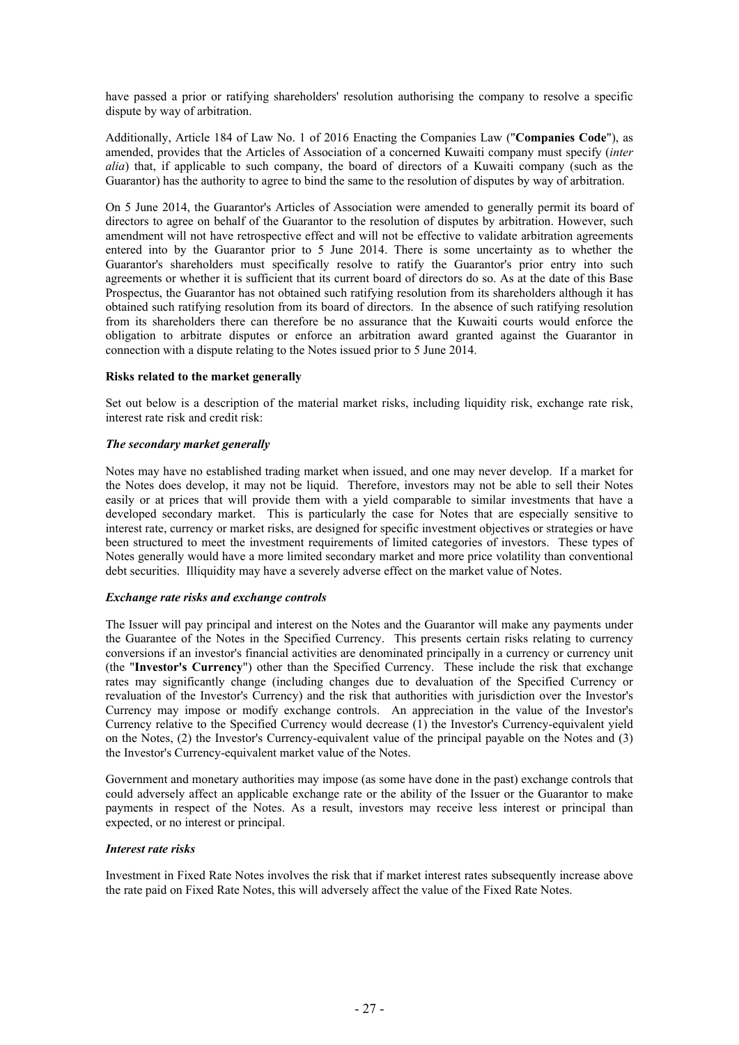have passed a prior or ratifying shareholders' resolution authorising the company to resolve a specific dispute by way of arbitration.

Additionally, Article 184 of Law No. 1 of 2016 Enacting the Companies Law ("**Companies Code**"), as amended, provides that the Articles of Association of a concerned Kuwaiti company must specify (*inter alia*) that, if applicable to such company, the board of directors of a Kuwaiti company (such as the Guarantor) has the authority to agree to bind the same to the resolution of disputes by way of arbitration.

On 5 June 2014, the Guarantor's Articles of Association were amended to generally permit its board of directors to agree on behalf of the Guarantor to the resolution of disputes by arbitration. However, such amendment will not have retrospective effect and will not be effective to validate arbitration agreements entered into by the Guarantor prior to 5 June 2014. There is some uncertainty as to whether the Guarantor's shareholders must specifically resolve to ratify the Guarantor's prior entry into such agreements or whether it is sufficient that its current board of directors do so. As at the date of this Base Prospectus, the Guarantor has not obtained such ratifying resolution from its shareholders although it has obtained such ratifying resolution from its board of directors. In the absence of such ratifying resolution from its shareholders there can therefore be no assurance that the Kuwaiti courts would enforce the obligation to arbitrate disputes or enforce an arbitration award granted against the Guarantor in connection with a dispute relating to the Notes issued prior to 5 June 2014.

**Risks related to the market generally**

Set out below is a description of the material market risks, including liquidity risk, exchange rate risk, interest rate risk and credit risk:

***The secondary market generally***

Notes may have no established trading market when issued, and one may never develop. If a market for the Notes does develop, it may not be liquid. Therefore, investors may not be able to sell their Notes easily or at prices that will provide them with a yield comparable to similar investments that have a developed secondary market. This is particularly the case for Notes that are especially sensitive to interest rate, currency or market risks, are designed for specific investment objectives or strategies or have been structured to meet the investment requirements of limited categories of investors. These types of Notes generally would have a more limited secondary market and more price volatility than conventional debt securities. Illiquidity may have a severely adverse effect on the market value of Notes.

***Exchange rate risks and exchange controls***

The Issuer will pay principal and interest on the Notes and the Guarantor will make any payments under the Guarantee of the Notes in the Specified Currency. This presents certain risks relating to currency conversions if an investor's financial activities are denominated principally in a currency or currency unit (the "**Investor's Currency**") other than the Specified Currency. These include the risk that exchange rates may significantly change (including changes due to devaluation of the Specified Currency or revaluation of the Investor's Currency) and the risk that authorities with jurisdiction over the Investor's Currency may impose or modify exchange controls. An appreciation in the value of the Investor's Currency relative to the Specified Currency would decrease (1) the Investor's Currency-equivalent yield on the Notes, (2) the Investor's Currency-equivalent value of the principal payable on the Notes and (3) the Investor's Currency-equivalent market value of the Notes.

Government and monetary authorities may impose (as some have done in the past) exchange controls that could adversely affect an applicable exchange rate or the ability of the Issuer or the Guarantor to make payments in respect of the Notes. As a result, investors may receive less interest or principal than expected, or no interest or principal.

***Interest rate risks***

Investment in Fixed Rate Notes involves the risk that if market interest rates subsequently increase above the rate paid on Fixed Rate Notes, this will adversely affect the value of the Fixed Rate Notes.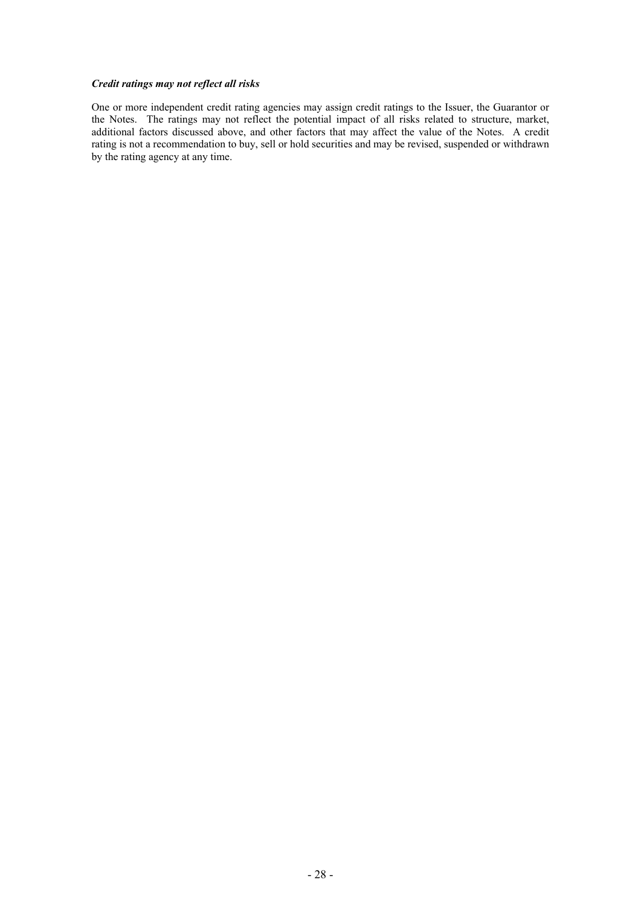***Credit ratings may not reflect all risks***

One or more independent credit rating agencies may assign credit ratings to the Issuer, the Guarantor or the Notes. The ratings may not reflect the potential impact of all risks related to structure, market, additional factors discussed above, and other factors that may affect the value of the Notes. A credit rating is not a recommendation to buy, sell or hold securities and may be revised, suspended or withdrawn by the rating agency at any time.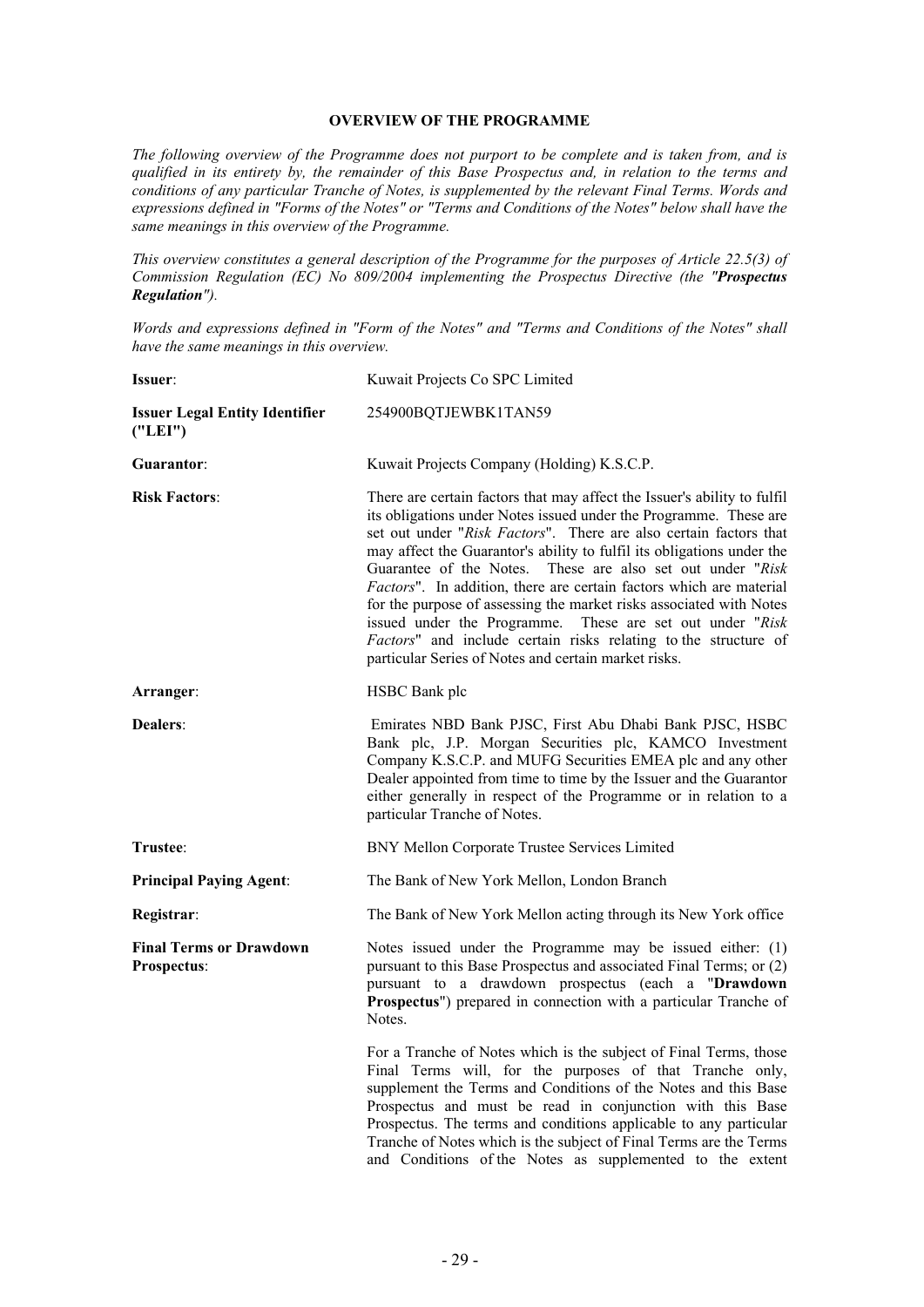**OVERVIEW OF THE PROGRAMME**

*The following overview of the Programme does not purport to be complete and is taken from, and is qualified in its entirety by, the remainder of this Base Prospectus and, in relation to the terms and conditions of any particular Tranche of Notes, is supplemented by the relevant Final Terms. Words and expressions defined in "Forms of the Notes" or "Terms and Conditions of the Notes" below shall have the same meanings in this overview of the Programme.*

*This overview constitutes a general description of the Programme for the purposes of Article 22.5(3) of Commission Regulation (EC) No 809/2004 implementing the Prospectus Directive (the "**Prospectus Regulation**").*

*Words and expressions defined in "Form of the Notes" and "Terms and Conditions of the Notes" shall have the same meanings in this overview.*

| | |
|---|---|
| **Issuer**: | Kuwait Projects Co SPC Limited |
| **Issuer Legal Entity Identifier ("LEI")** | 254900BQTJEWBK1TAN59 |
| **Guarantor**: | Kuwait Projects Company (Holding) K.S.C.P. |
| **Risk Factors**: | There are certain factors that may affect the Issuer's ability to fulfil its obligations under Notes issued under the Programme. These are set out under "*Risk Factors*". There are also certain factors that may affect the Guarantor's ability to fulfil its obligations under the Guarantee of the Notes. These are also set out under "*Risk Factors*". In addition, there are certain factors which are material for the purpose of assessing the market risks associated with Notes issued under the Programme. These are set out under "*Risk Factors*" and include certain risks relating to the structure of particular Series of Notes and certain market risks. |
| **Arranger**: | HSBC Bank plc |
| **Dealers**: | Emirates NBD Bank PJSC, First Abu Dhabi Bank PJSC, HSBC Bank plc, J.P. Morgan Securities plc, KAMCO Investment Company K.S.C.P. and MUFG Securities EMEA plc and any other Dealer appointed from time to time by the Issuer and the Guarantor either generally in respect of the Programme or in relation to a particular Tranche of Notes. |
| **Trustee**: | BNY Mellon Corporate Trustee Services Limited |
| **Principal Paying Agent**: | The Bank of New York Mellon, London Branch |
| **Registrar**: | The Bank of New York Mellon acting through its New York office |
| **Final Terms or Drawdown Prospectus**: | Notes issued under the Programme may be issued either: (1) pursuant to this Base Prospectus and associated Final Terms; or (2) pursuant to a drawdown prospectus (each a "**Drawdown Prospectus**") prepared in connection with a particular Tranche of Notes.<br><br>For a Tranche of Notes which is the subject of Final Terms, those Final Terms will, for the purposes of that Tranche only, supplement the Terms and Conditions of the Notes and this Base Prospectus and must be read in conjunction with this Base Prospectus. The terms and conditions applicable to any particular Tranche of Notes which is the subject of Final Terms are the Terms and Conditions of the Notes as supplemented to the extent |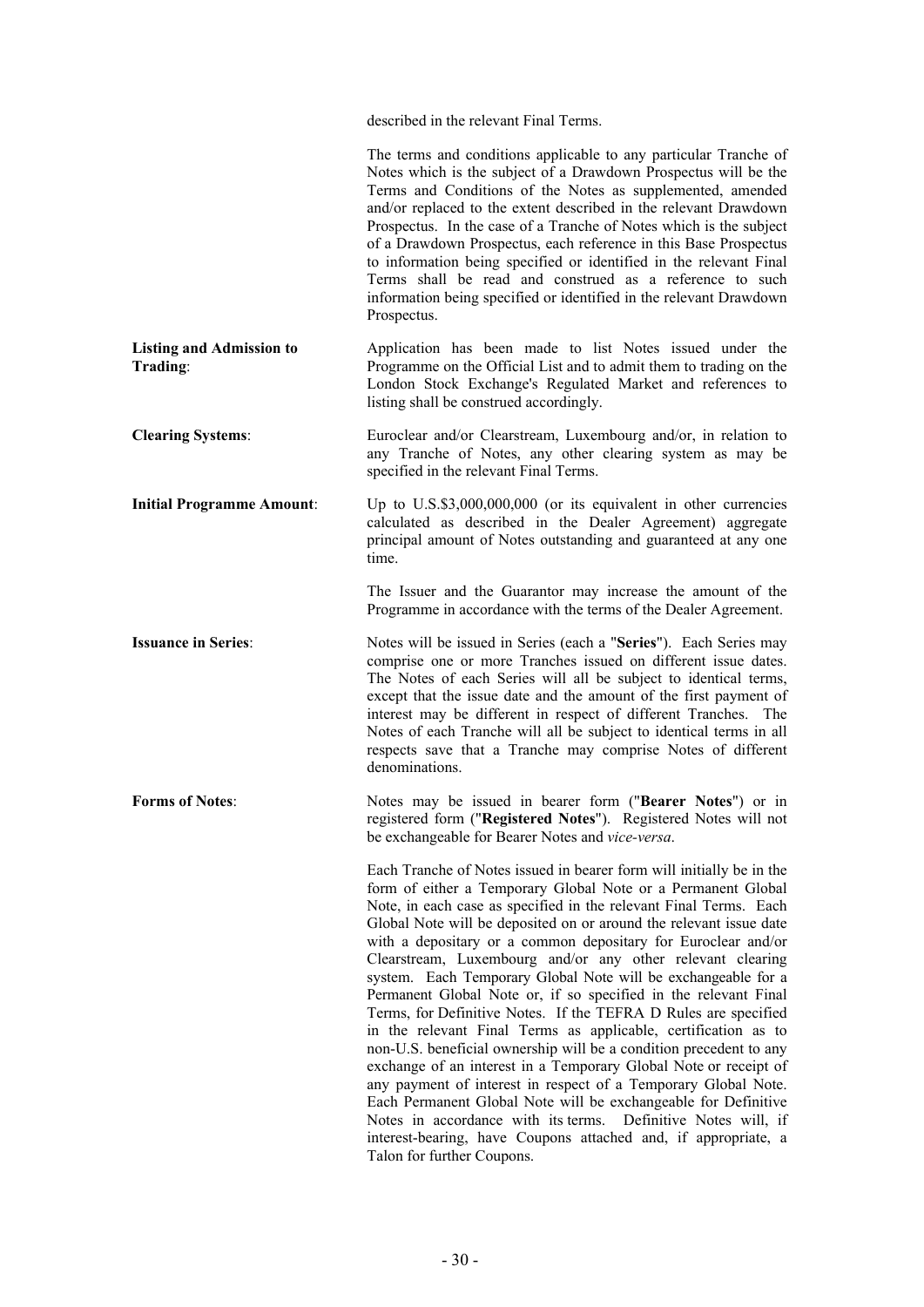described in the relevant Final Terms.

The terms and conditions applicable to any particular Tranche of Notes which is the subject of a Drawdown Prospectus will be the Terms and Conditions of the Notes as supplemented, amended and/or replaced to the extent described in the relevant Drawdown Prospectus. In the case of a Tranche of Notes which is the subject of a Drawdown Prospectus, each reference in this Base Prospectus to information being specified or identified in the relevant Final Terms shall be read and construed as a reference to such information being specified or identified in the relevant Drawdown Prospectus.

**Listing and Admission to Trading**: Application has been made to list Notes issued under the Programme on the Official List and to admit them to trading on the London Stock Exchange's Regulated Market and references to listing shall be construed accordingly.

**Clearing Systems**: Euroclear and/or Clearstream, Luxembourg and/or, in relation to any Tranche of Notes, any other clearing system as may be specified in the relevant Final Terms.

**Initial Programme Amount**: Up to U.S.$3,000,000,000 (or its equivalent in other currencies calculated as described in the Dealer Agreement) aggregate principal amount of Notes outstanding and guaranteed at any one time.

The Issuer and the Guarantor may increase the amount of the Programme in accordance with the terms of the Dealer Agreement.

**Issuance in Series**: Notes will be issued in Series (each a "**Series**"). Each Series may comprise one or more Tranches issued on different issue dates. The Notes of each Series will all be subject to identical terms, except that the issue date and the amount of the first payment of interest may be different in respect of different Tranches. The Notes of each Tranche will all be subject to identical terms in all respects save that a Tranche may comprise Notes of different denominations.

**Forms of Notes**: Notes may be issued in bearer form ("**Bearer Notes**") or in registered form ("**Registered Notes**"). Registered Notes will not be exchangeable for Bearer Notes and *vice-versa*.

Each Tranche of Notes issued in bearer form will initially be in the form of either a Temporary Global Note or a Permanent Global Note, in each case as specified in the relevant Final Terms. Each Global Note will be deposited on or around the relevant issue date with a depositary or a common depositary for Euroclear and/or Clearstream, Luxembourg and/or any other relevant clearing system. Each Temporary Global Note will be exchangeable for a Permanent Global Note or, if so specified in the relevant Final Terms, for Definitive Notes. If the TEFRA D Rules are specified in the relevant Final Terms as applicable, certification as to non-U.S. beneficial ownership will be a condition precedent to any exchange of an interest in a Temporary Global Note or receipt of any payment of interest in respect of a Temporary Global Note. Each Permanent Global Note will be exchangeable for Definitive Notes in accordance with its terms. Definitive Notes will, if interest-bearing, have Coupons attached and, if appropriate, a Talon for further Coupons.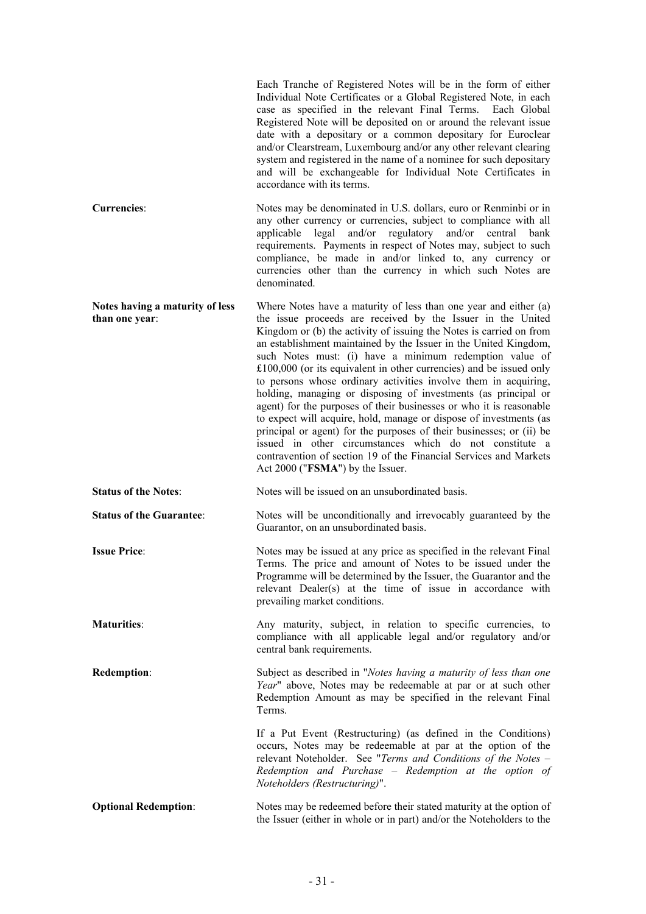Each Tranche of Registered Notes will be in the form of either Individual Note Certificates or a Global Registered Note, in each case as specified in the relevant Final Terms. Each Global Registered Note will be deposited on or around the relevant issue date with a depositary or a common depositary for Euroclear and/or Clearstream, Luxembourg and/or any other relevant clearing system and registered in the name of a nominee for such depositary and will be exchangeable for Individual Note Certificates in accordance with its terms.

**Currencies**: Notes may be denominated in U.S. dollars, euro or Renminbi or in any other currency or currencies, subject to compliance with all applicable legal and/or regulatory and/or central bank requirements. Payments in respect of Notes may, subject to such compliance, be made in and/or linked to, any currency or currencies other than the currency in which such Notes are denominated.

**Notes having a maturity of less than one year**: Where Notes have a maturity of less than one year and either (a) the issue proceeds are received by the Issuer in the United Kingdom or (b) the activity of issuing the Notes is carried on from an establishment maintained by the Issuer in the United Kingdom, such Notes must: (i) have a minimum redemption value of £100,000 (or its equivalent in other currencies) and be issued only to persons whose ordinary activities involve them in acquiring, holding, managing or disposing of investments (as principal or agent) for the purposes of their businesses or who it is reasonable to expect will acquire, hold, manage or dispose of investments (as principal or agent) for the purposes of their businesses; or (ii) be issued in other circumstances which do not constitute a contravention of section 19 of the Financial Services and Markets Act 2000 ("**FSMA**") by the Issuer.

**Status of the Notes**: Notes will be issued on an unsubordinated basis.

**Status of the Guarantee**: Notes will be unconditionally and irrevocably guaranteed by the Guarantor, on an unsubordinated basis.

**Issue Price**: Notes may be issued at any price as specified in the relevant Final Terms. The price and amount of Notes to be issued under the Programme will be determined by the Issuer, the Guarantor and the relevant Dealer(s) at the time of issue in accordance with prevailing market conditions.

**Maturities**: Any maturity, subject, in relation to specific currencies, to compliance with all applicable legal and/or regulatory and/or central bank requirements.

**Redemption**: Subject as described in "*Notes having a maturity of less than one Year*" above, Notes may be redeemable at par or at such other Redemption Amount as may be specified in the relevant Final Terms.

If a Put Event (Restructuring) (as defined in the Conditions) occurs, Notes may be redeemable at par at the option of the relevant Noteholder. See "*Terms and Conditions of the Notes – Redemption and Purchase – Redemption at the option of Noteholders (Restructuring)*".

**Optional Redemption**: Notes may be redeemed before their stated maturity at the option of the Issuer (either in whole or in part) and/or the Noteholders to the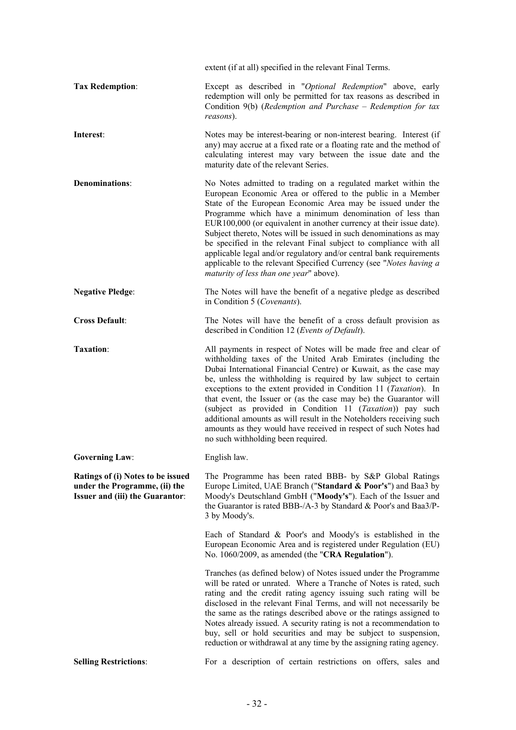extent (if at all) specified in the relevant Final Terms.

| | |
|---|---|
| **Tax Redemption**: | Except as described in "*Optional Redemption*" above, early redemption will only be permitted for tax reasons as described in Condition 9(b) (*Redemption and Purchase – Redemption for tax reasons*). |
| **Interest**: | Notes may be interest-bearing or non-interest bearing. Interest (if any) may accrue at a fixed rate or a floating rate and the method of calculating interest may vary between the issue date and the maturity date of the relevant Series. |
| **Denominations**: | No Notes admitted to trading on a regulated market within the European Economic Area or offered to the public in a Member State of the European Economic Area may be issued under the Programme which have a minimum denomination of less than EUR100,000 (or equivalent in another currency at their issue date). Subject thereto, Notes will be issued in such denominations as may be specified in the relevant Final subject to compliance with all applicable legal and/or regulatory and/or central bank requirements applicable to the relevant Specified Currency (see "*Notes having a maturity of less than one year*" above). |
| **Negative Pledge**: | The Notes will have the benefit of a negative pledge as described in Condition 5 (*Covenants*). |
| **Cross Default**: | The Notes will have the benefit of a cross default provision as described in Condition 12 (*Events of Default*). |
| **Taxation**: | All payments in respect of Notes will be made free and clear of withholding taxes of the United Arab Emirates (including the Dubai International Financial Centre) or Kuwait, as the case may be, unless the withholding is required by law subject to certain exceptions to the extent provided in Condition 11 (*Taxation*). In that event, the Issuer or (as the case may be) the Guarantor will (subject as provided in Condition 11 (*Taxation*)) pay such additional amounts as will result in the Noteholders receiving such amounts as they would have received in respect of such Notes had no such withholding been required. |
| **Governing Law**: | English law. |
| **Ratings of (i) Notes to be issued under the Programme, (ii) the Issuer and (iii) the Guarantor**: | The Programme has been rated BBB- by S&P Global Ratings Europe Limited, UAE Branch ("**Standard & Poor's**") and Baa3 by Moody's Deutschland GmbH ("**Moody's**"). Each of the Issuer and the Guarantor is rated BBB-/A-3 by Standard & Poor's and Baa3/P-3 by Moody's. |
| | Each of Standard & Poor's and Moody's is established in the European Economic Area and is registered under Regulation (EU) No. 1060/2009, as amended (the "**CRA Regulation**"). |
| | Tranches (as defined below) of Notes issued under the Programme will be rated or unrated. Where a Tranche of Notes is rated, such rating and the credit rating agency issuing such rating will be disclosed in the relevant Final Terms, and will not necessarily be the same as the ratings described above or the ratings assigned to Notes already issued. A security rating is not a recommendation to buy, sell or hold securities and may be subject to suspension, reduction or withdrawal at any time by the assigning rating agency. |
| **Selling Restrictions**: | For a description of certain restrictions on offers, sales and |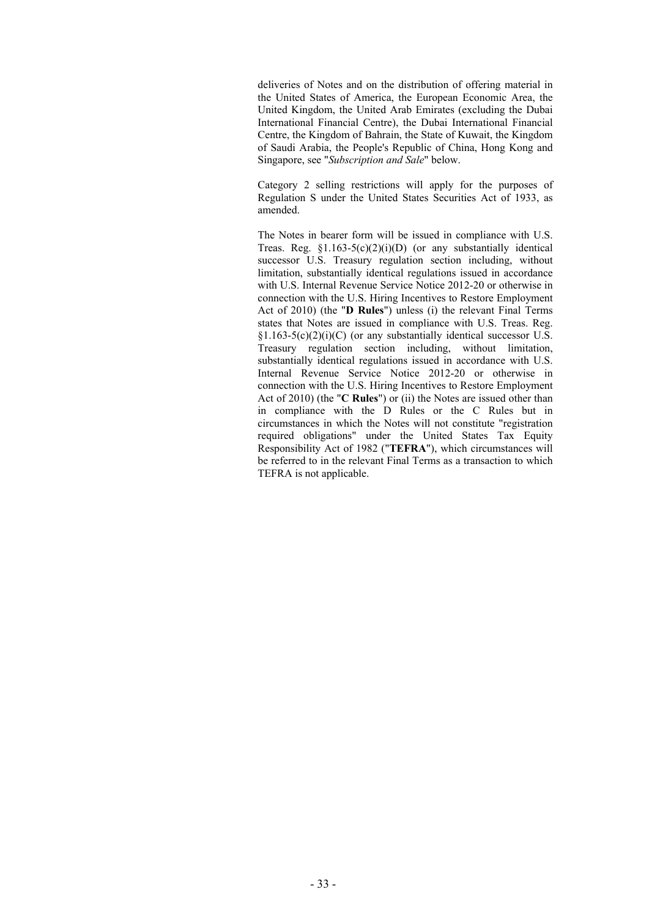deliveries of Notes and on the distribution of offering material in the United States of America, the European Economic Area, the United Kingdom, the United Arab Emirates (excluding the Dubai International Financial Centre), the Dubai International Financial Centre, the Kingdom of Bahrain, the State of Kuwait, the Kingdom of Saudi Arabia, the People's Republic of China, Hong Kong and Singapore, see "*Subscription and Sale*" below.

Category 2 selling restrictions will apply for the purposes of Regulation S under the United States Securities Act of 1933, as amended.

The Notes in bearer form will be issued in compliance with U.S. Treas. Reg. §1.163-5(c)(2)(i)(D) (or any substantially identical successor U.S. Treasury regulation section including, without limitation, substantially identical regulations issued in accordance with U.S. Internal Revenue Service Notice 2012-20 or otherwise in connection with the U.S. Hiring Incentives to Restore Employment Act of 2010) (the "**D Rules**") unless (i) the relevant Final Terms states that Notes are issued in compliance with U.S. Treas. Reg. §1.163-5(c)(2)(i)(C) (or any substantially identical successor U.S. Treasury regulation section including, without limitation, substantially identical regulations issued in accordance with U.S. Internal Revenue Service Notice 2012-20 or otherwise in connection with the U.S. Hiring Incentives to Restore Employment Act of 2010) (the "**C Rules**") or (ii) the Notes are issued other than in compliance with the D Rules or the C Rules but in circumstances in which the Notes will not constitute "registration required obligations" under the United States Tax Equity Responsibility Act of 1982 ("**TEFRA**"), which circumstances will be referred to in the relevant Final Terms as a transaction to which TEFRA is not applicable.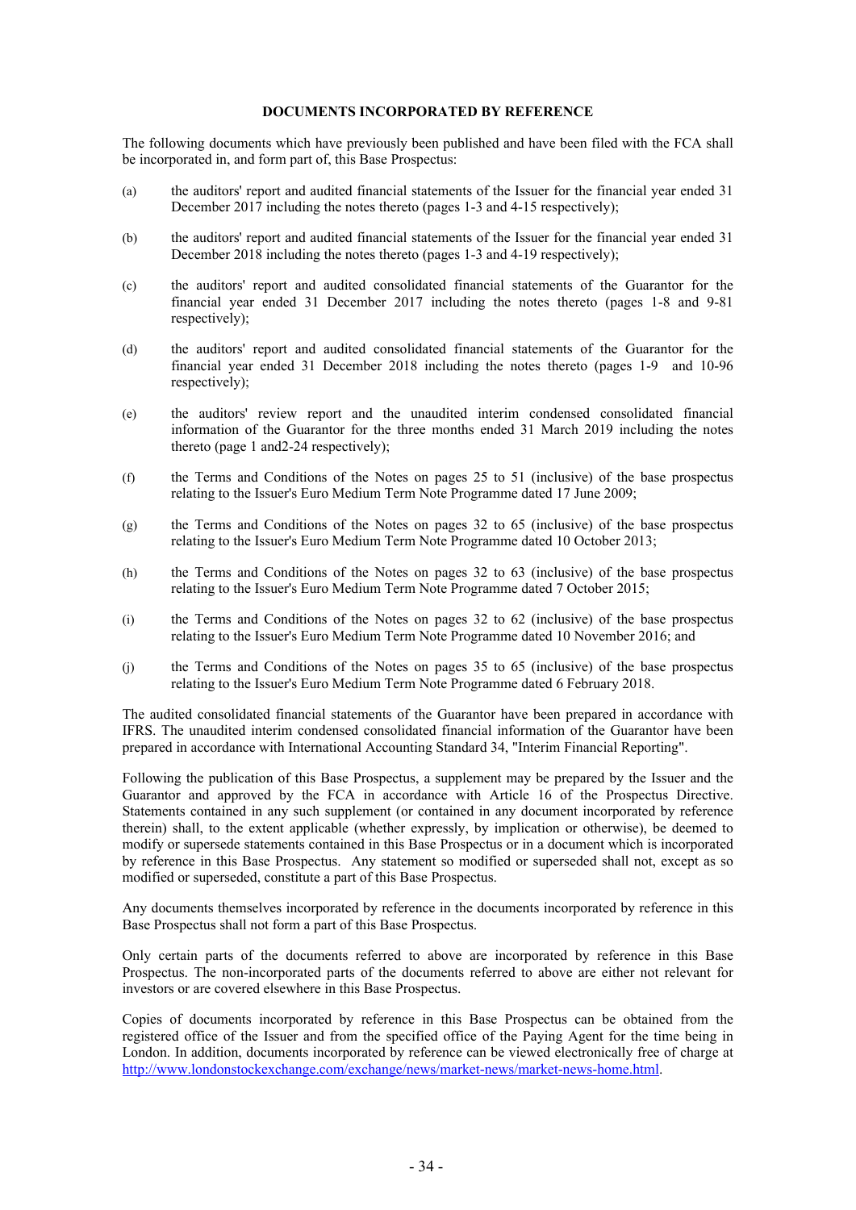## DOCUMENTS INCORPORATED BY REFERENCE

The following documents which have previously been published and have been filed with the FCA shall be incorporated in, and form part of, this Base Prospectus:

(a) the auditors' report and audited financial statements of the Issuer for the financial year ended 31 December 2017 including the notes thereto (pages 1-3 and 4-15 respectively);

(b) the auditors' report and audited financial statements of the Issuer for the financial year ended 31 December 2018 including the notes thereto (pages 1-3 and 4-19 respectively);

(c) the auditors' report and audited consolidated financial statements of the Guarantor for the financial year ended 31 December 2017 including the notes thereto (pages 1-8 and 9-81 respectively);

(d) the auditors' report and audited consolidated financial statements of the Guarantor for the financial year ended 31 December 2018 including the notes thereto (pages 1-9 and 10-96 respectively);

(e) the auditors' review report and the unaudited interim condensed consolidated financial information of the Guarantor for the three months ended 31 March 2019 including the notes thereto (page 1 and2-24 respectively);

(f) the Terms and Conditions of the Notes on pages 25 to 51 (inclusive) of the base prospectus relating to the Issuer's Euro Medium Term Note Programme dated 17 June 2009;

(g) the Terms and Conditions of the Notes on pages 32 to 65 (inclusive) of the base prospectus relating to the Issuer's Euro Medium Term Note Programme dated 10 October 2013;

(h) the Terms and Conditions of the Notes on pages 32 to 63 (inclusive) of the base prospectus relating to the Issuer's Euro Medium Term Note Programme dated 7 October 2015;

(i) the Terms and Conditions of the Notes on pages 32 to 62 (inclusive) of the base prospectus relating to the Issuer's Euro Medium Term Note Programme dated 10 November 2016; and

(j) the Terms and Conditions of the Notes on pages 35 to 65 (inclusive) of the base prospectus relating to the Issuer's Euro Medium Term Note Programme dated 6 February 2018.

The audited consolidated financial statements of the Guarantor have been prepared in accordance with IFRS. The unaudited interim condensed consolidated financial information of the Guarantor have been prepared in accordance with International Accounting Standard 34, "Interim Financial Reporting".

Following the publication of this Base Prospectus, a supplement may be prepared by the Issuer and the Guarantor and approved by the FCA in accordance with Article 16 of the Prospectus Directive. Statements contained in any such supplement (or contained in any document incorporated by reference therein) shall, to the extent applicable (whether expressly, by implication or otherwise), be deemed to modify or supersede statements contained in this Base Prospectus or in a document which is incorporated by reference in this Base Prospectus. Any statement so modified or superseded shall not, except as so modified or superseded, constitute a part of this Base Prospectus.

Any documents themselves incorporated by reference in the documents incorporated by reference in this Base Prospectus shall not form a part of this Base Prospectus.

Only certain parts of the documents referred to above are incorporated by reference in this Base Prospectus. The non-incorporated parts of the documents referred to above are either not relevant for investors or are covered elsewhere in this Base Prospectus.

Copies of documents incorporated by reference in this Base Prospectus can be obtained from the registered office of the Issuer and from the specified office of the Paying Agent for the time being in London. In addition, documents incorporated by reference can be viewed electronically free of charge at http://www.londonstockexchange.com/exchange/news/market-news/market-news-home.html.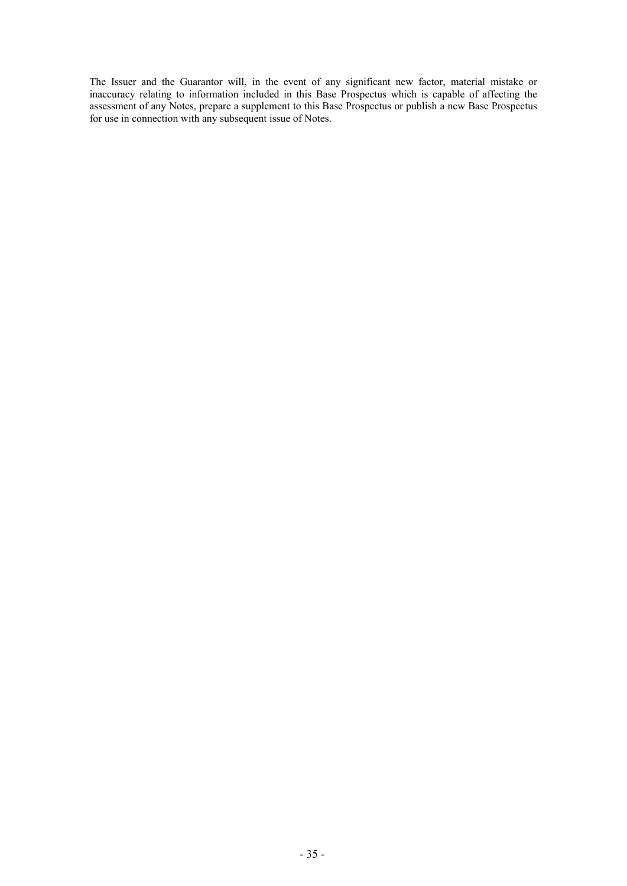The Issuer and the Guarantor will, in the event of any significant new factor, material mistake or inaccuracy relating to information included in this Base Prospectus which is capable of affecting the assessment of any Notes, prepare a supplement to this Base Prospectus or publish a new Base Prospectus for use in connection with any subsequent issue of Notes.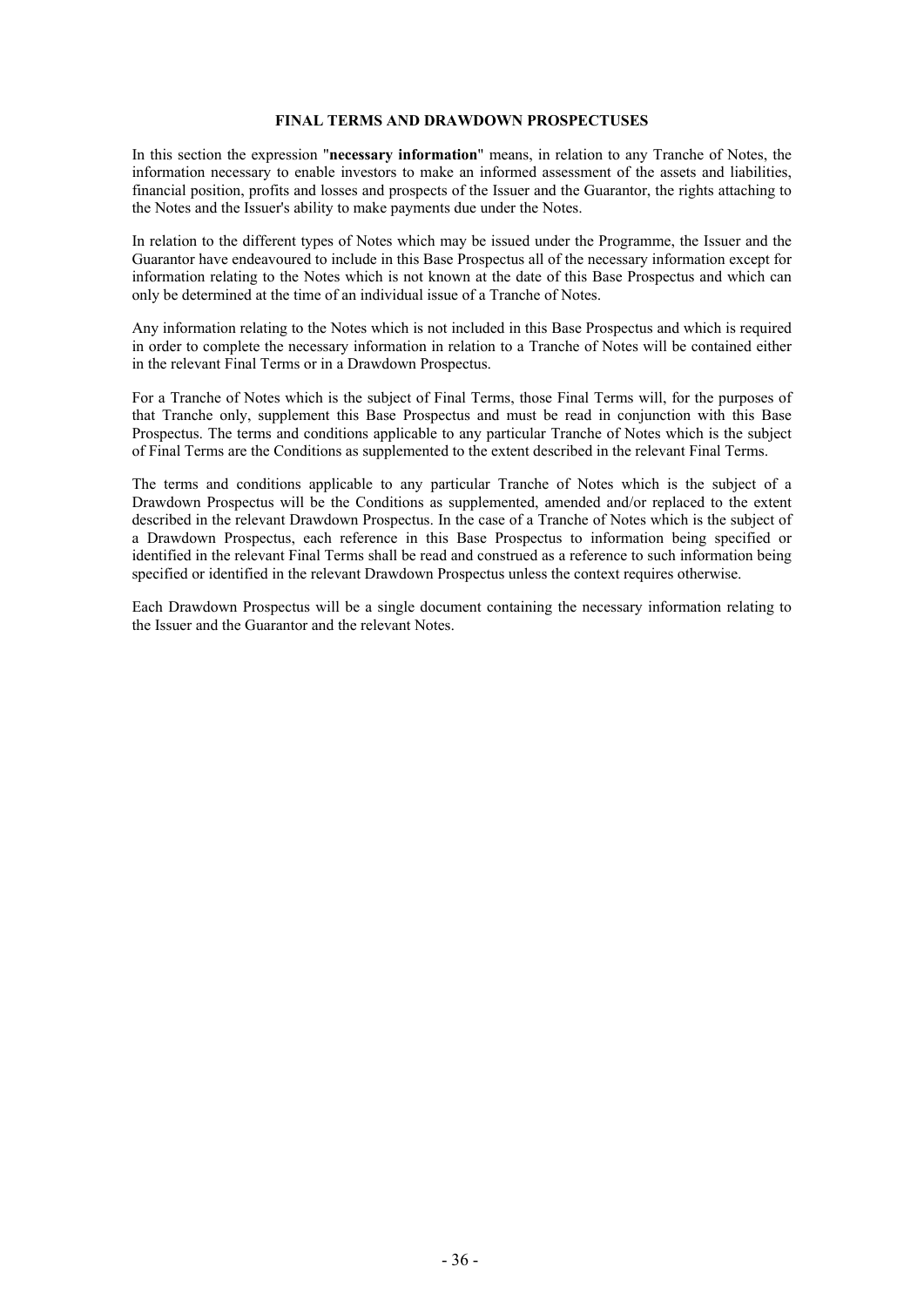## FINAL TERMS AND DRAWDOWN PROSPECTUSES

In this section the expression "**necessary information**" means, in relation to any Tranche of Notes, the information necessary to enable investors to make an informed assessment of the assets and liabilities, financial position, profits and losses and prospects of the Issuer and the Guarantor, the rights attaching to the Notes and the Issuer's ability to make payments due under the Notes.

In relation to the different types of Notes which may be issued under the Programme, the Issuer and the Guarantor have endeavoured to include in this Base Prospectus all of the necessary information except for information relating to the Notes which is not known at the date of this Base Prospectus and which can only be determined at the time of an individual issue of a Tranche of Notes.

Any information relating to the Notes which is not included in this Base Prospectus and which is required in order to complete the necessary information in relation to a Tranche of Notes will be contained either in the relevant Final Terms or in a Drawdown Prospectus.

For a Tranche of Notes which is the subject of Final Terms, those Final Terms will, for the purposes of that Tranche only, supplement this Base Prospectus and must be read in conjunction with this Base Prospectus. The terms and conditions applicable to any particular Tranche of Notes which is the subject of Final Terms are the Conditions as supplemented to the extent described in the relevant Final Terms.

The terms and conditions applicable to any particular Tranche of Notes which is the subject of a Drawdown Prospectus will be the Conditions as supplemented, amended and/or replaced to the extent described in the relevant Drawdown Prospectus. In the case of a Tranche of Notes which is the subject of a Drawdown Prospectus, each reference in this Base Prospectus to information being specified or identified in the relevant Final Terms shall be read and construed as a reference to such information being specified or identified in the relevant Drawdown Prospectus unless the context requires otherwise.

Each Drawdown Prospectus will be a single document containing the necessary information relating to the Issuer and the Guarantor and the relevant Notes.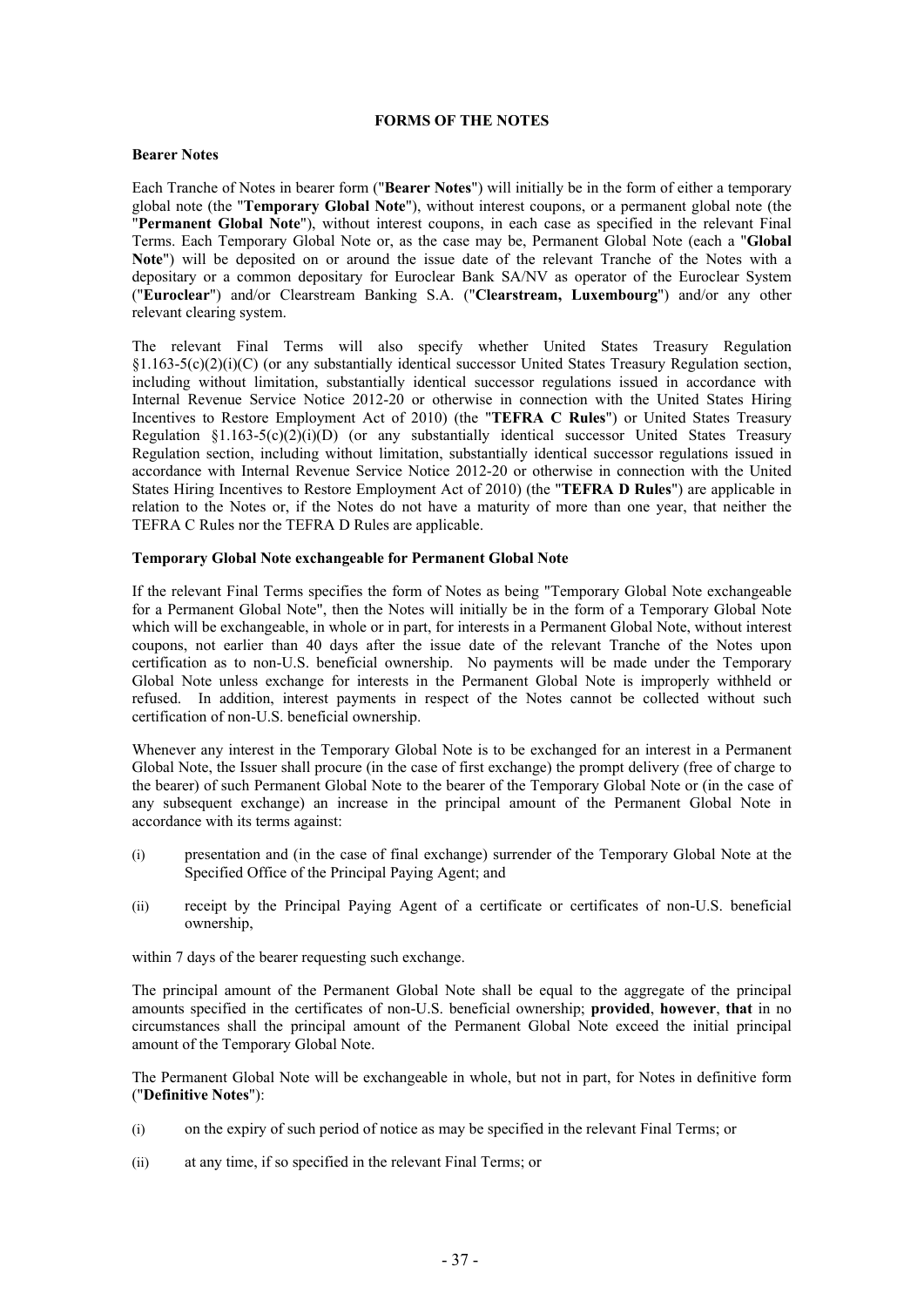## FORMS OF THE NOTES

### Bearer Notes

Each Tranche of Notes in bearer form ("**Bearer Notes**") will initially be in the form of either a temporary global note (the "**Temporary Global Note**"), without interest coupons, or a permanent global note (the "**Permanent Global Note**"), without interest coupons, in each case as specified in the relevant Final Terms. Each Temporary Global Note or, as the case may be, Permanent Global Note (each a "**Global Note**") will be deposited on or around the issue date of the relevant Tranche of the Notes with a depositary or a common depositary for Euroclear Bank SA/NV as operator of the Euroclear System ("**Euroclear**") and/or Clearstream Banking S.A. ("**Clearstream, Luxembourg**") and/or any other relevant clearing system.

The relevant Final Terms will also specify whether United States Treasury Regulation §1.163-5(c)(2)(i)(C) (or any substantially identical successor United States Treasury Regulation section, including without limitation, substantially identical successor regulations issued in accordance with Internal Revenue Service Notice 2012-20 or otherwise in connection with the United States Hiring Incentives to Restore Employment Act of 2010) (the "**TEFRA C Rules**") or United States Treasury Regulation §1.163-5(c)(2)(i)(D) (or any substantially identical successor United States Treasury Regulation section, including without limitation, substantially identical successor regulations issued in accordance with Internal Revenue Service Notice 2012-20 or otherwise in connection with the United States Hiring Incentives to Restore Employment Act of 2010) (the "**TEFRA D Rules**") are applicable in relation to the Notes or, if the Notes do not have a maturity of more than one year, that neither the TEFRA C Rules nor the TEFRA D Rules are applicable.

### Temporary Global Note exchangeable for Permanent Global Note

If the relevant Final Terms specifies the form of Notes as being "Temporary Global Note exchangeable for a Permanent Global Note", then the Notes will initially be in the form of a Temporary Global Note which will be exchangeable, in whole or in part, for interests in a Permanent Global Note, without interest coupons, not earlier than 40 days after the issue date of the relevant Tranche of the Notes upon certification as to non-U.S. beneficial ownership. No payments will be made under the Temporary Global Note unless exchange for interests in the Permanent Global Note is improperly withheld or refused. In addition, interest payments in respect of the Notes cannot be collected without such certification of non-U.S. beneficial ownership.

Whenever any interest in the Temporary Global Note is to be exchanged for an interest in a Permanent Global Note, the Issuer shall procure (in the case of first exchange) the prompt delivery (free of charge to the bearer) of such Permanent Global Note to the bearer of the Temporary Global Note or (in the case of any subsequent exchange) an increase in the principal amount of the Permanent Global Note in accordance with its terms against:

(i) presentation and (in the case of final exchange) surrender of the Temporary Global Note at the Specified Office of the Principal Paying Agent; and

(ii) receipt by the Principal Paying Agent of a certificate or certificates of non-U.S. beneficial ownership,

within 7 days of the bearer requesting such exchange.

The principal amount of the Permanent Global Note shall be equal to the aggregate of the principal amounts specified in the certificates of non-U.S. beneficial ownership; **provided**, **however**, **that** in no circumstances shall the principal amount of the Permanent Global Note exceed the initial principal amount of the Temporary Global Note.

The Permanent Global Note will be exchangeable in whole, but not in part, for Notes in definitive form ("**Definitive Notes**"):

(i) on the expiry of such period of notice as may be specified in the relevant Final Terms; or

(ii) at any time, if so specified in the relevant Final Terms; or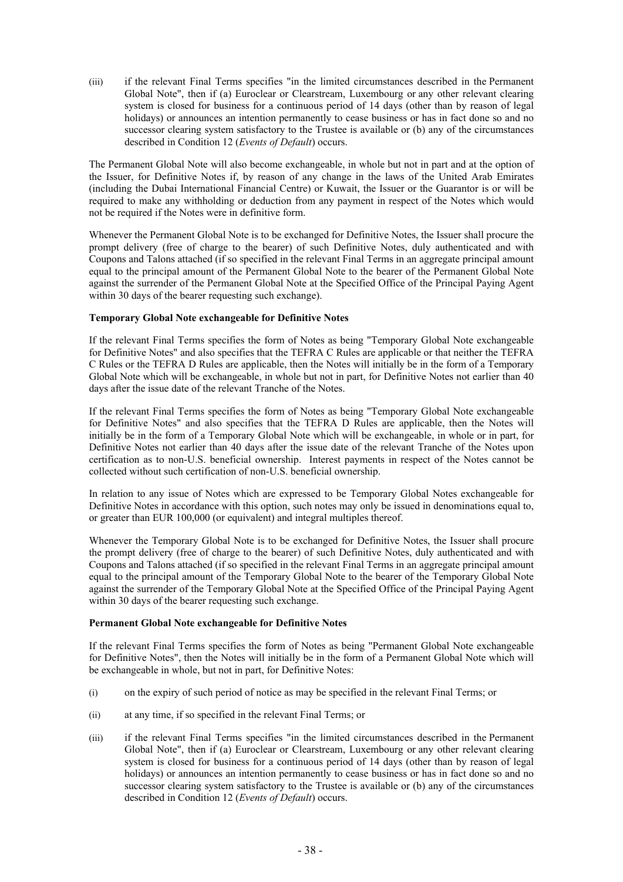(iii) if the relevant Final Terms specifies "in the limited circumstances described in the Permanent Global Note", then if (a) Euroclear or Clearstream, Luxembourg or any other relevant clearing system is closed for business for a continuous period of 14 days (other than by reason of legal holidays) or announces an intention permanently to cease business or has in fact done so and no successor clearing system satisfactory to the Trustee is available or (b) any of the circumstances described in Condition 12 (*Events of Default*) occurs.

The Permanent Global Note will also become exchangeable, in whole but not in part and at the option of the Issuer, for Definitive Notes if, by reason of any change in the laws of the United Arab Emirates (including the Dubai International Financial Centre) or Kuwait, the Issuer or the Guarantor is or will be required to make any withholding or deduction from any payment in respect of the Notes which would not be required if the Notes were in definitive form.

Whenever the Permanent Global Note is to be exchanged for Definitive Notes, the Issuer shall procure the prompt delivery (free of charge to the bearer) of such Definitive Notes, duly authenticated and with Coupons and Talons attached (if so specified in the relevant Final Terms in an aggregate principal amount equal to the principal amount of the Permanent Global Note to the bearer of the Permanent Global Note against the surrender of the Permanent Global Note at the Specified Office of the Principal Paying Agent within 30 days of the bearer requesting such exchange).

**Temporary Global Note exchangeable for Definitive Notes**

If the relevant Final Terms specifies the form of Notes as being "Temporary Global Note exchangeable for Definitive Notes" and also specifies that the TEFRA C Rules are applicable or that neither the TEFRA C Rules or the TEFRA D Rules are applicable, then the Notes will initially be in the form of a Temporary Global Note which will be exchangeable, in whole but not in part, for Definitive Notes not earlier than 40 days after the issue date of the relevant Tranche of the Notes.

If the relevant Final Terms specifies the form of Notes as being "Temporary Global Note exchangeable for Definitive Notes" and also specifies that the TEFRA D Rules are applicable, then the Notes will initially be in the form of a Temporary Global Note which will be exchangeable, in whole or in part, for Definitive Notes not earlier than 40 days after the issue date of the relevant Tranche of the Notes upon certification as to non-U.S. beneficial ownership. Interest payments in respect of the Notes cannot be collected without such certification of non-U.S. beneficial ownership.

In relation to any issue of Notes which are expressed to be Temporary Global Notes exchangeable for Definitive Notes in accordance with this option, such notes may only be issued in denominations equal to, or greater than EUR 100,000 (or equivalent) and integral multiples thereof.

Whenever the Temporary Global Note is to be exchanged for Definitive Notes, the Issuer shall procure the prompt delivery (free of charge to the bearer) of such Definitive Notes, duly authenticated and with Coupons and Talons attached (if so specified in the relevant Final Terms in an aggregate principal amount equal to the principal amount of the Temporary Global Note to the bearer of the Temporary Global Note against the surrender of the Temporary Global Note at the Specified Office of the Principal Paying Agent within 30 days of the bearer requesting such exchange.

**Permanent Global Note exchangeable for Definitive Notes**

If the relevant Final Terms specifies the form of Notes as being "Permanent Global Note exchangeable for Definitive Notes", then the Notes will initially be in the form of a Permanent Global Note which will be exchangeable in whole, but not in part, for Definitive Notes:

(i) on the expiry of such period of notice as may be specified in the relevant Final Terms; or

(ii) at any time, if so specified in the relevant Final Terms; or

(iii) if the relevant Final Terms specifies "in the limited circumstances described in the Permanent Global Note", then if (a) Euroclear or Clearstream, Luxembourg or any other relevant clearing system is closed for business for a continuous period of 14 days (other than by reason of legal holidays) or announces an intention permanently to cease business or has in fact done so and no successor clearing system satisfactory to the Trustee is available or (b) any of the circumstances described in Condition 12 (*Events of Default*) occurs.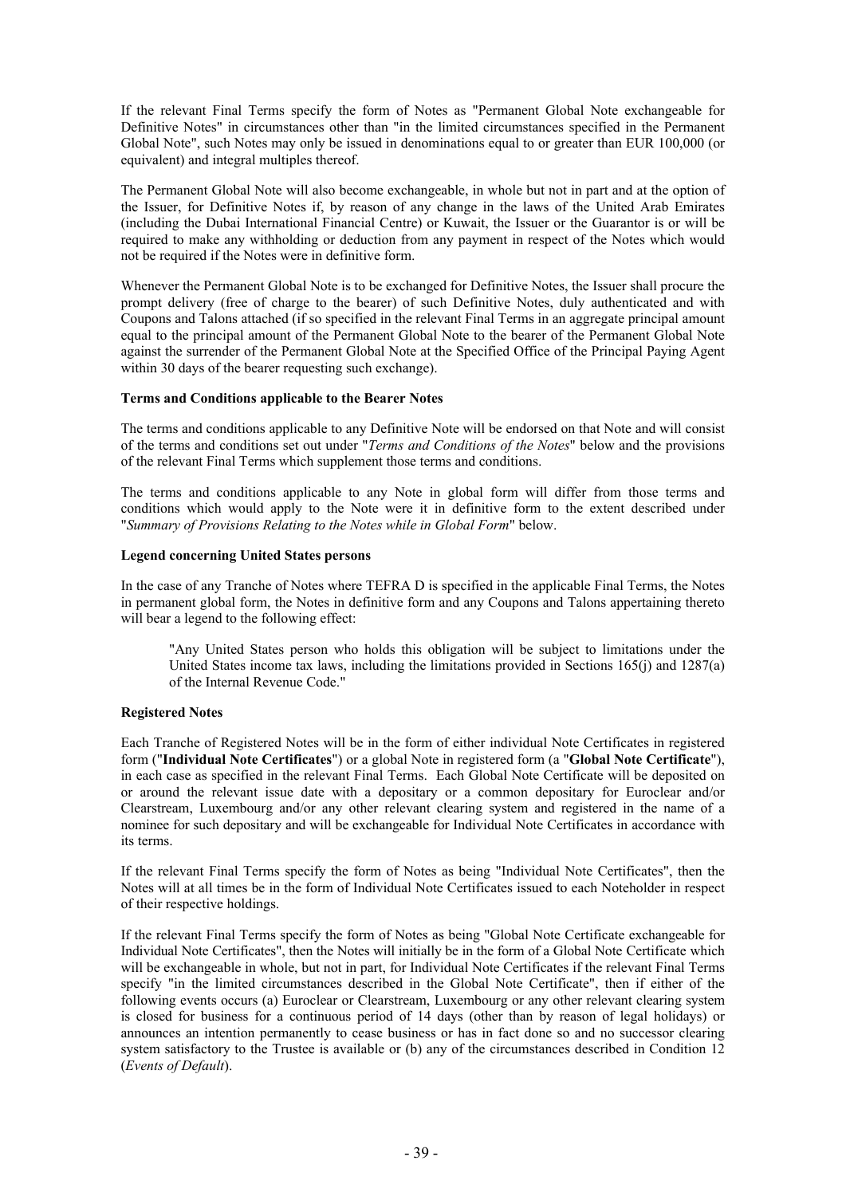If the relevant Final Terms specify the form of Notes as "Permanent Global Note exchangeable for Definitive Notes" in circumstances other than "in the limited circumstances specified in the Permanent Global Note", such Notes may only be issued in denominations equal to or greater than EUR 100,000 (or equivalent) and integral multiples thereof.

The Permanent Global Note will also become exchangeable, in whole but not in part and at the option of the Issuer, for Definitive Notes if, by reason of any change in the laws of the United Arab Emirates (including the Dubai International Financial Centre) or Kuwait, the Issuer or the Guarantor is or will be required to make any withholding or deduction from any payment in respect of the Notes which would not be required if the Notes were in definitive form.

Whenever the Permanent Global Note is to be exchanged for Definitive Notes, the Issuer shall procure the prompt delivery (free of charge to the bearer) of such Definitive Notes, duly authenticated and with Coupons and Talons attached (if so specified in the relevant Final Terms in an aggregate principal amount equal to the principal amount of the Permanent Global Note to the bearer of the Permanent Global Note against the surrender of the Permanent Global Note at the Specified Office of the Principal Paying Agent within 30 days of the bearer requesting such exchange).

**Terms and Conditions applicable to the Bearer Notes**

The terms and conditions applicable to any Definitive Note will be endorsed on that Note and will consist of the terms and conditions set out under "*Terms and Conditions of the Notes*" below and the provisions of the relevant Final Terms which supplement those terms and conditions.

The terms and conditions applicable to any Note in global form will differ from those terms and conditions which would apply to the Note were it in definitive form to the extent described under "*Summary of Provisions Relating to the Notes while in Global Form*" below.

**Legend concerning United States persons**

In the case of any Tranche of Notes where TEFRA D is specified in the applicable Final Terms, the Notes in permanent global form, the Notes in definitive form and any Coupons and Talons appertaining thereto will bear a legend to the following effect:

> "Any United States person who holds this obligation will be subject to limitations under the United States income tax laws, including the limitations provided in Sections 165(j) and 1287(a) of the Internal Revenue Code."

**Registered Notes**

Each Tranche of Registered Notes will be in the form of either individual Note Certificates in registered form ("**Individual Note Certificates**") or a global Note in registered form (a "**Global Note Certificate**"), in each case as specified in the relevant Final Terms. Each Global Note Certificate will be deposited on or around the relevant issue date with a depositary or a common depositary for Euroclear and/or Clearstream, Luxembourg and/or any other relevant clearing system and registered in the name of a nominee for such depositary and will be exchangeable for Individual Note Certificates in accordance with its terms.

If the relevant Final Terms specify the form of Notes as being "Individual Note Certificates", then the Notes will at all times be in the form of Individual Note Certificates issued to each Noteholder in respect of their respective holdings.

If the relevant Final Terms specify the form of Notes as being "Global Note Certificate exchangeable for Individual Note Certificates", then the Notes will initially be in the form of a Global Note Certificate which will be exchangeable in whole, but not in part, for Individual Note Certificates if the relevant Final Terms specify "in the limited circumstances described in the Global Note Certificate", then if either of the following events occurs (a) Euroclear or Clearstream, Luxembourg or any other relevant clearing system is closed for business for a continuous period of 14 days (other than by reason of legal holidays) or announces an intention permanently to cease business or has in fact done so and no successor clearing system satisfactory to the Trustee is available or (b) any of the circumstances described in Condition 12 (*Events of Default*).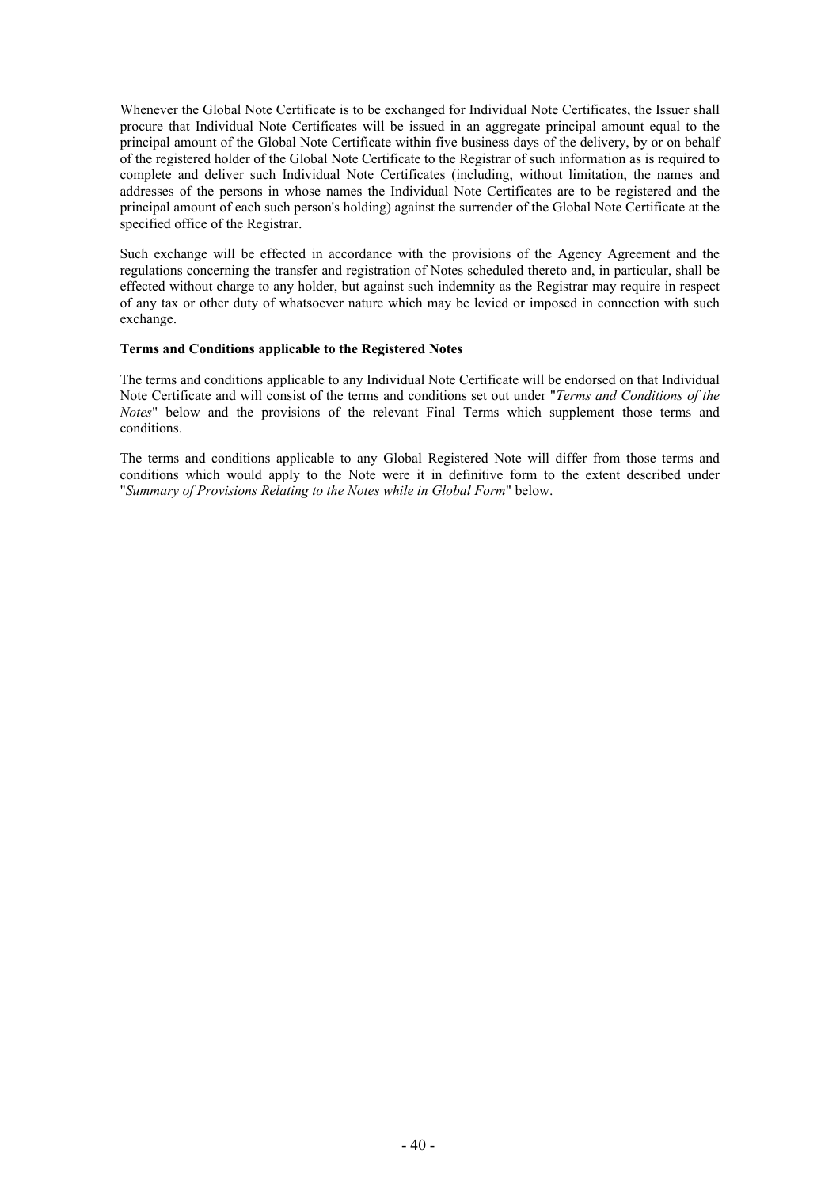Whenever the Global Note Certificate is to be exchanged for Individual Note Certificates, the Issuer shall procure that Individual Note Certificates will be issued in an aggregate principal amount equal to the principal amount of the Global Note Certificate within five business days of the delivery, by or on behalf of the registered holder of the Global Note Certificate to the Registrar of such information as is required to complete and deliver such Individual Note Certificates (including, without limitation, the names and addresses of the persons in whose names the Individual Note Certificates are to be registered and the principal amount of each such person's holding) against the surrender of the Global Note Certificate at the specified office of the Registrar.

Such exchange will be effected in accordance with the provisions of the Agency Agreement and the regulations concerning the transfer and registration of Notes scheduled thereto and, in particular, shall be effected without charge to any holder, but against such indemnity as the Registrar may require in respect of any tax or other duty of whatsoever nature which may be levied or imposed in connection with such exchange.

**Terms and Conditions applicable to the Registered Notes**

The terms and conditions applicable to any Individual Note Certificate will be endorsed on that Individual Note Certificate and will consist of the terms and conditions set out under "*Terms and Conditions of the Notes*" below and the provisions of the relevant Final Terms which supplement those terms and conditions.

The terms and conditions applicable to any Global Registered Note will differ from those terms and conditions which would apply to the Note were it in definitive form to the extent described under "*Summary of Provisions Relating to the Notes while in Global Form*" below.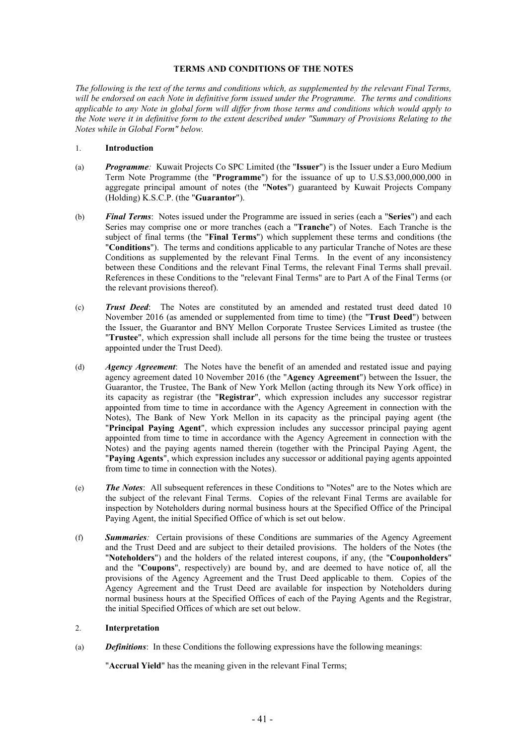# TERMS AND CONDITIONS OF THE NOTES

*The following is the text of the terms and conditions which, as supplemented by the relevant Final Terms, will be endorsed on each Note in definitive form issued under the Programme. The terms and conditions applicable to any Note in global form will differ from those terms and conditions which would apply to the Note were it in definitive form to the extent described under "Summary of Provisions Relating to the Notes while in Global Form" below.*

## 1. Introduction

(a) ***Programme:*** Kuwait Projects Co SPC Limited (the "**Issuer**") is the Issuer under a Euro Medium Term Note Programme (the "**Programme**") for the issuance of up to U.S.$3,000,000,000 in aggregate principal amount of notes (the "**Notes**") guaranteed by Kuwait Projects Company (Holding) K.S.C.P. (the "**Guarantor**").

(b) ***Final Terms***: Notes issued under the Programme are issued in series (each a "**Series**") and each Series may comprise one or more tranches (each a "**Tranche**") of Notes. Each Tranche is the subject of final terms (the "**Final Terms**") which supplement these terms and conditions (the "**Conditions**"). The terms and conditions applicable to any particular Tranche of Notes are these Conditions as supplemented by the relevant Final Terms. In the event of any inconsistency between these Conditions and the relevant Final Terms, the relevant Final Terms shall prevail. References in these Conditions to the "relevant Final Terms" are to Part A of the Final Terms (or the relevant provisions thereof).

(c) ***Trust Deed***: The Notes are constituted by an amended and restated trust deed dated 10 November 2016 (as amended or supplemented from time to time) (the "**Trust Deed**") between the Issuer, the Guarantor and BNY Mellon Corporate Trustee Services Limited as trustee (the "**Trustee**", which expression shall include all persons for the time being the trustee or trustees appointed under the Trust Deed).

(d) ***Agency Agreement***: The Notes have the benefit of an amended and restated issue and paying agency agreement dated 10 November 2016 (the "**Agency Agreement**") between the Issuer, the Guarantor, the Trustee, The Bank of New York Mellon (acting through its New York office) in its capacity as registrar (the "**Registrar**", which expression includes any successor registrar appointed from time to time in accordance with the Agency Agreement in connection with the Notes), The Bank of New York Mellon in its capacity as the principal paying agent (the "**Principal Paying Agent**", which expression includes any successor principal paying agent appointed from time to time in accordance with the Agency Agreement in connection with the Notes) and the paying agents named therein (together with the Principal Paying Agent, the "**Paying Agents**", which expression includes any successor or additional paying agents appointed from time to time in connection with the Notes).

(e) ***The Notes***: All subsequent references in these Conditions to "Notes" are to the Notes which are the subject of the relevant Final Terms. Copies of the relevant Final Terms are available for inspection by Noteholders during normal business hours at the Specified Office of the Principal Paying Agent, the initial Specified Office of which is set out below.

(f) ***Summaries:*** Certain provisions of these Conditions are summaries of the Agency Agreement and the Trust Deed and are subject to their detailed provisions. The holders of the Notes (the "**Noteholders**") and the holders of the related interest coupons, if any, (the "**Couponholders**" and the "**Coupons**", respectively) are bound by, and are deemed to have notice of, all the provisions of the Agency Agreement and the Trust Deed applicable to them. Copies of the Agency Agreement and the Trust Deed are available for inspection by Noteholders during normal business hours at the Specified Offices of each of the Paying Agents and the Registrar, the initial Specified Offices of which are set out below.

## 2. Interpretation

(a) ***Definitions***: In these Conditions the following expressions have the following meanings:

"**Accrual Yield**" has the meaning given in the relevant Final Terms;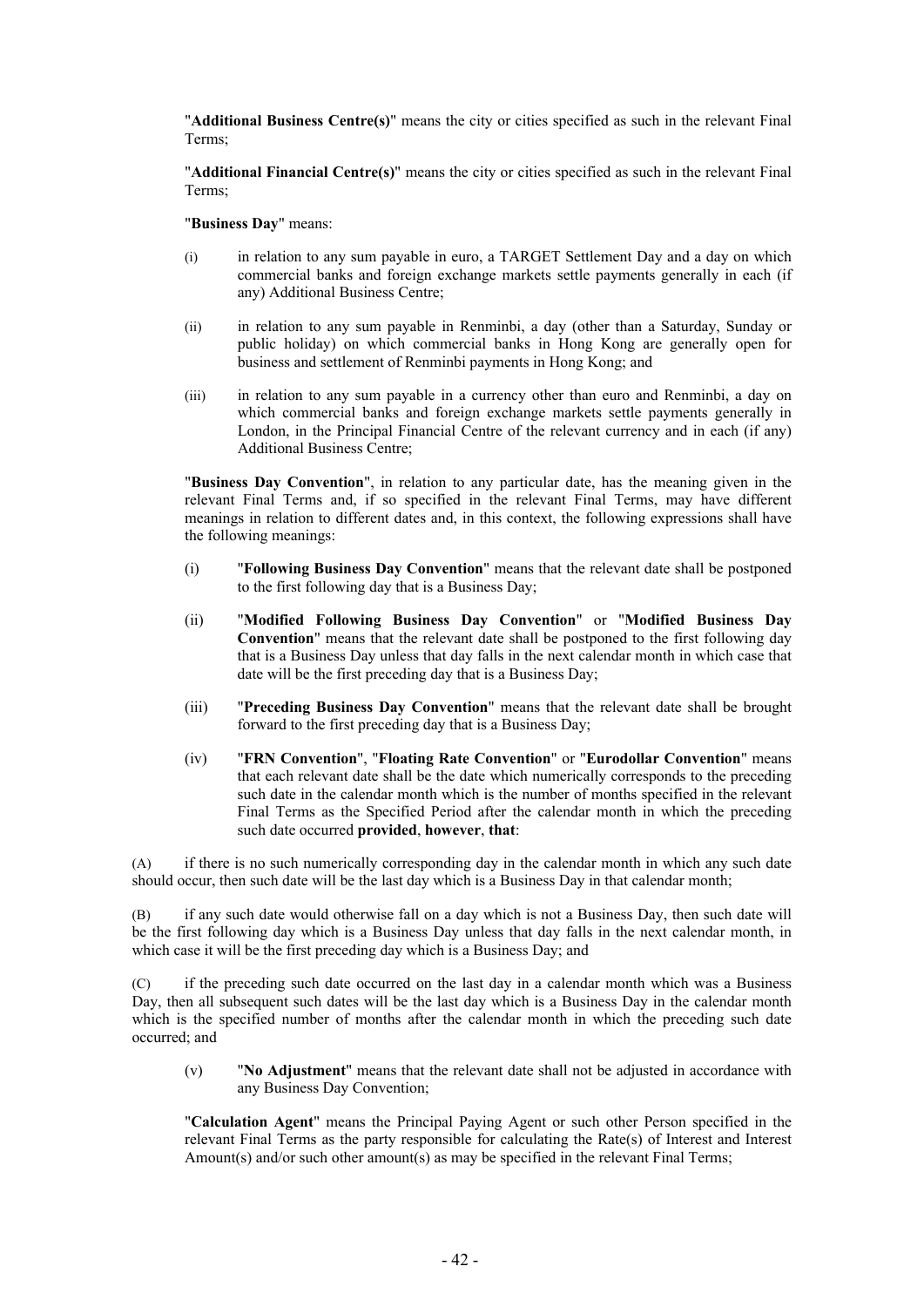"**Additional Business Centre(s)**" means the city or cities specified as such in the relevant Final Terms;

"**Additional Financial Centre(s)**" means the city or cities specified as such in the relevant Final Terms;

"**Business Day**" means:

(i) in relation to any sum payable in euro, a TARGET Settlement Day and a day on which commercial banks and foreign exchange markets settle payments generally in each (if any) Additional Business Centre;

(ii) in relation to any sum payable in Renminbi, a day (other than a Saturday, Sunday or public holiday) on which commercial banks in Hong Kong are generally open for business and settlement of Renminbi payments in Hong Kong; and

(iii) in relation to any sum payable in a currency other than euro and Renminbi, a day on which commercial banks and foreign exchange markets settle payments generally in London, in the Principal Financial Centre of the relevant currency and in each (if any) Additional Business Centre;

"**Business Day Convention**", in relation to any particular date, has the meaning given in the relevant Final Terms and, if so specified in the relevant Final Terms, may have different meanings in relation to different dates and, in this context, the following expressions shall have the following meanings:

(i) "**Following Business Day Convention**" means that the relevant date shall be postponed to the first following day that is a Business Day;

(ii) "**Modified Following Business Day Convention**" or "**Modified Business Day Convention**" means that the relevant date shall be postponed to the first following day that is a Business Day unless that day falls in the next calendar month in which case that date will be the first preceding day that is a Business Day;

(iii) "**Preceding Business Day Convention**" means that the relevant date shall be brought forward to the first preceding day that is a Business Day;

(iv) "**FRN Convention**", "**Floating Rate Convention**" or "**Eurodollar Convention**" means that each relevant date shall be the date which numerically corresponds to the preceding such date in the calendar month which is the number of months specified in the relevant Final Terms as the Specified Period after the calendar month in which the preceding such date occurred **provided**, **however**, **that**:

(A) if there is no such numerically corresponding day in the calendar month in which any such date should occur, then such date will be the last day which is a Business Day in that calendar month;

(B) if any such date would otherwise fall on a day which is not a Business Day, then such date will be the first following day which is a Business Day unless that day falls in the next calendar month, in which case it will be the first preceding day which is a Business Day; and

(C) if the preceding such date occurred on the last day in a calendar month which was a Business Day, then all subsequent such dates will be the last day which is a Business Day in the calendar month which is the specified number of months after the calendar month in which the preceding such date occurred; and

(v) "**No Adjustment**" means that the relevant date shall not be adjusted in accordance with any Business Day Convention;

"**Calculation Agent**" means the Principal Paying Agent or such other Person specified in the relevant Final Terms as the party responsible for calculating the Rate(s) of Interest and Interest Amount(s) and/or such other amount(s) as may be specified in the relevant Final Terms;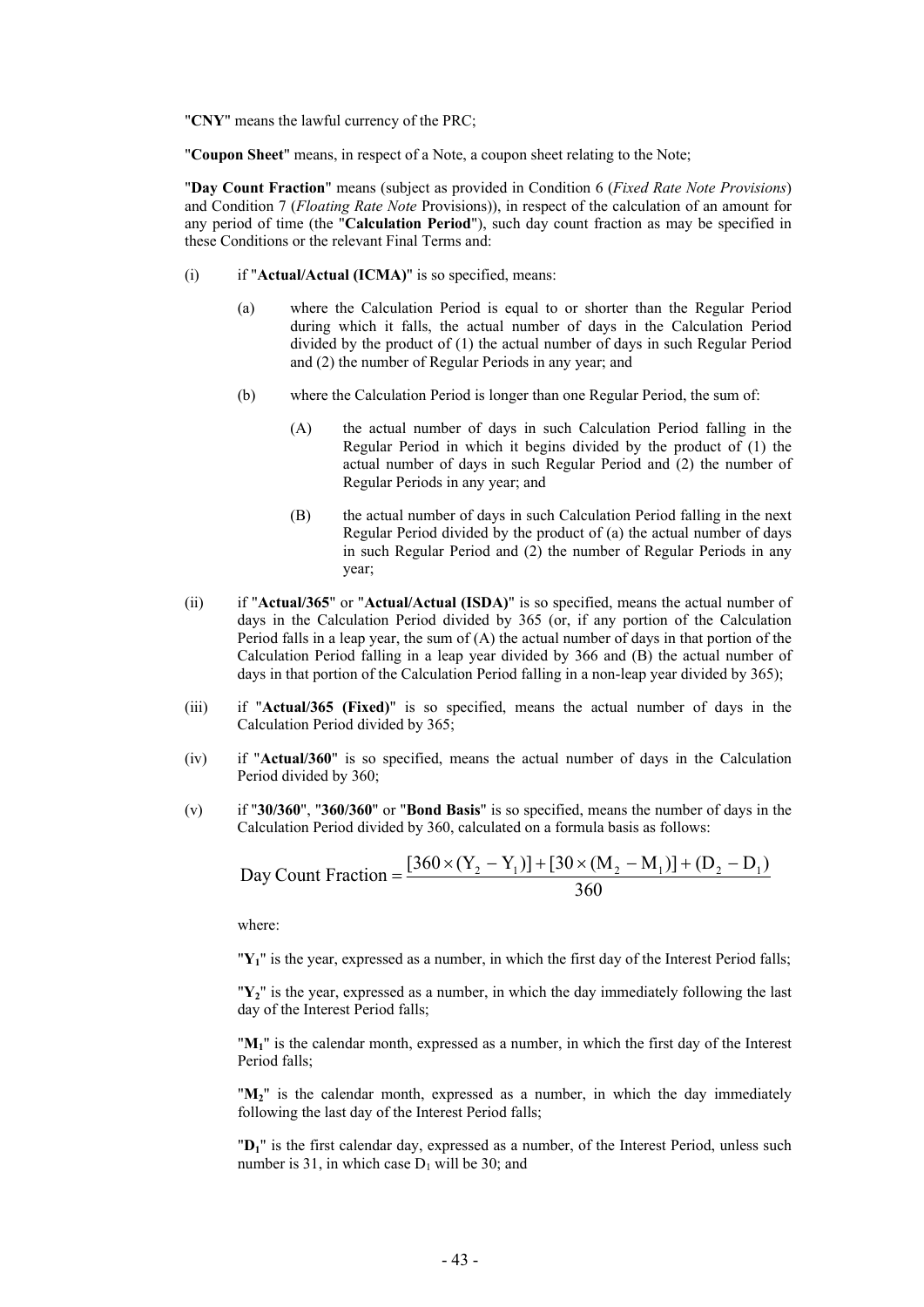"**CNY**" means the lawful currency of the PRC;

"**Coupon Sheet**" means, in respect of a Note, a coupon sheet relating to the Note;

"**Day Count Fraction**" means (subject as provided in Condition 6 (*Fixed Rate Note Provisions*) and Condition 7 (*Floating Rate Note* Provisions)), in respect of the calculation of an amount for any period of time (the "**Calculation Period**"), such day count fraction as may be specified in these Conditions or the relevant Final Terms and:

(i) if "**Actual/Actual (ICMA)**" is so specified, means:

 (a) where the Calculation Period is equal to or shorter than the Regular Period during which it falls, the actual number of days in the Calculation Period divided by the product of (1) the actual number of days in such Regular Period and (2) the number of Regular Periods in any year; and

 (b) where the Calculation Period is longer than one Regular Period, the sum of:

  (A) the actual number of days in such Calculation Period falling in the Regular Period in which it begins divided by the product of (1) the actual number of days in such Regular Period and (2) the number of Regular Periods in any year; and

  (B) the actual number of days in such Calculation Period falling in the next Regular Period divided by the product of (a) the actual number of days in such Regular Period and (2) the number of Regular Periods in any year;

(ii) if "**Actual/365**" or "**Actual/Actual (ISDA)**" is so specified, means the actual number of days in the Calculation Period divided by 365 (or, if any portion of the Calculation Period falls in a leap year, the sum of (A) the actual number of days in that portion of the Calculation Period falling in a leap year divided by 366 and (B) the actual number of days in that portion of the Calculation Period falling in a non-leap year divided by 365);

(iii) if "**Actual/365 (Fixed)**" is so specified, means the actual number of days in the Calculation Period divided by 365;

(iv) if "**Actual/360**" is so specified, means the actual number of days in the Calculation Period divided by 360;

(v) if "**30/360**", "**360/360**" or "**Bond Basis**" is so specified, means the number of days in the Calculation Period divided by 360, calculated on a formula basis as follows:

$$\text{Day Count Fraction} = \frac{[360 \times (Y_2 - Y_1)] + [30 \times (M_2 - M_1)] + (D_2 - D_1)}{360}$$

where:

"$Y_1$" is the year, expressed as a number, in which the first day of the Interest Period falls;

"$Y_2$" is the year, expressed as a number, in which the day immediately following the last day of the Interest Period falls;

"$M_1$" is the calendar month, expressed as a number, in which the first day of the Interest Period falls;

"$M_2$" is the calendar month, expressed as a number, in which the day immediately following the last day of the Interest Period falls;

"$D_1$" is the first calendar day, expressed as a number, of the Interest Period, unless such number is 31, in which case $D_1$ will be 30; and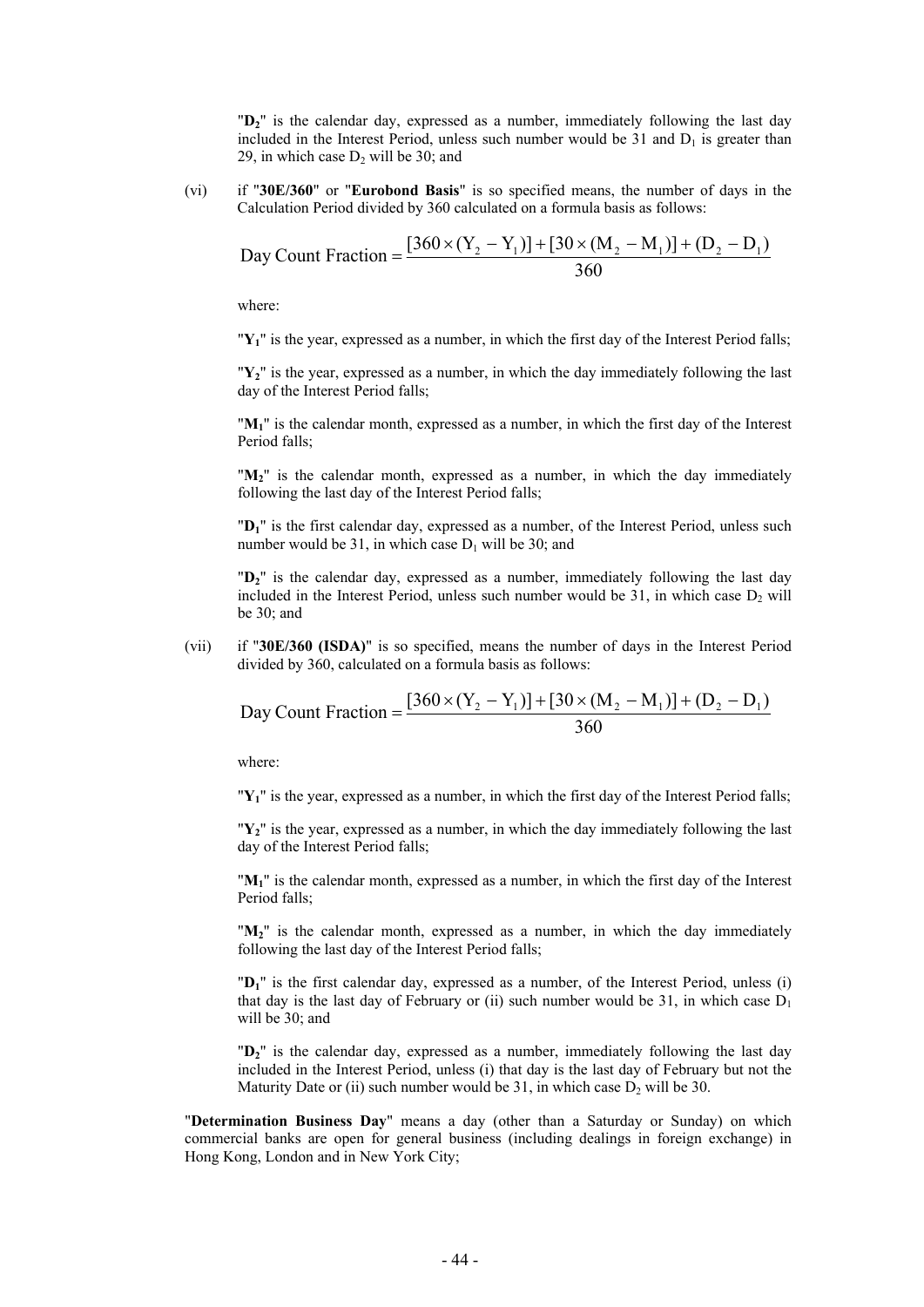"$D_2$" is the calendar day, expressed as a number, immediately following the last day included in the Interest Period, unless such number would be 31 and $D_1$ is greater than 29, in which case $D_2$ will be 30; and

(vi) if "**30E/360**" or "**Eurobond Basis**" is so specified means, the number of days in the Calculation Period divided by 360 calculated on a formula basis as follows:

$$\text{Day Count Fraction} = \frac{[360 \times (Y_2 - Y_1)] + [30 \times (M_2 - M_1)] + (D_2 - D_1)}{360}$$

where:

"$Y_1$" is the year, expressed as a number, in which the first day of the Interest Period falls;

"$Y_2$" is the year, expressed as a number, in which the day immediately following the last day of the Interest Period falls;

"$M_1$" is the calendar month, expressed as a number, in which the first day of the Interest Period falls;

"$M_2$" is the calendar month, expressed as a number, in which the day immediately following the last day of the Interest Period falls;

"$D_1$" is the first calendar day, expressed as a number, of the Interest Period, unless such number would be 31, in which case $D_1$ will be 30; and

"$D_2$" is the calendar day, expressed as a number, immediately following the last day included in the Interest Period, unless such number would be 31, in which case $D_2$ will be 30; and

(vii) if "**30E/360 (ISDA)**" is so specified, means the number of days in the Interest Period divided by 360, calculated on a formula basis as follows:

$$\text{Day Count Fraction} = \frac{[360 \times (Y_2 - Y_1)] + [30 \times (M_2 - M_1)] + (D_2 - D_1)}{360}$$

where:

"$Y_1$" is the year, expressed as a number, in which the first day of the Interest Period falls;

"$Y_2$" is the year, expressed as a number, in which the day immediately following the last day of the Interest Period falls;

"$M_1$" is the calendar month, expressed as a number, in which the first day of the Interest Period falls;

"$M_2$" is the calendar month, expressed as a number, in which the day immediately following the last day of the Interest Period falls;

"$D_1$" is the first calendar day, expressed as a number, of the Interest Period, unless (i) that day is the last day of February or (ii) such number would be 31, in which case $D_1$ will be 30; and

"$D_2$" is the calendar day, expressed as a number, immediately following the last day included in the Interest Period, unless (i) that day is the last day of February but not the Maturity Date or (ii) such number would be 31, in which case $D_2$ will be 30.

"**Determination Business Day**" means a day (other than a Saturday or Sunday) on which commercial banks are open for general business (including dealings in foreign exchange) in Hong Kong, London and in New York City;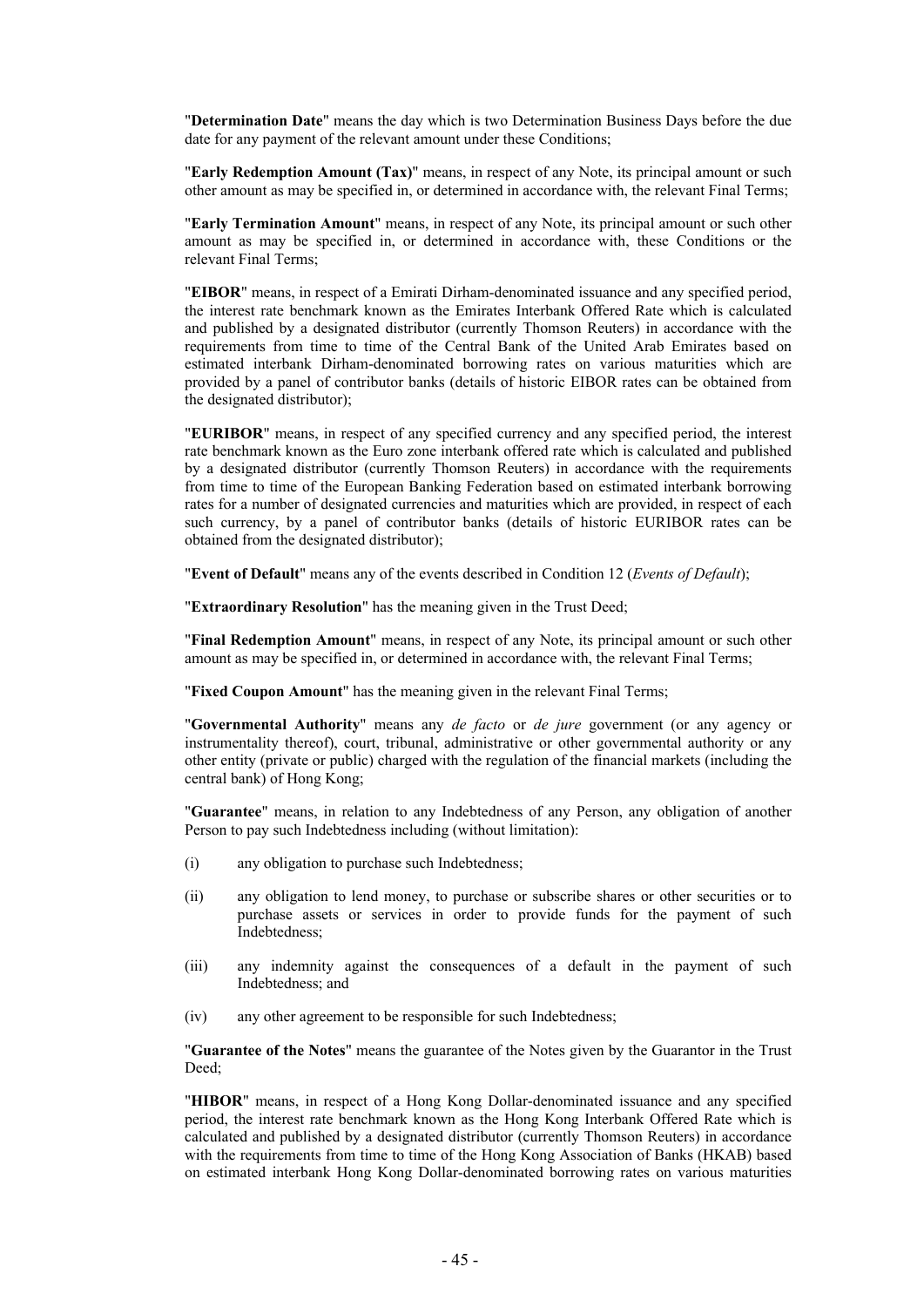"**Determination Date**" means the day which is two Determination Business Days before the due date for any payment of the relevant amount under these Conditions;

"**Early Redemption Amount (Tax)**" means, in respect of any Note, its principal amount or such other amount as may be specified in, or determined in accordance with, the relevant Final Terms;

"**Early Termination Amount**" means, in respect of any Note, its principal amount or such other amount as may be specified in, or determined in accordance with, these Conditions or the relevant Final Terms;

"**EIBOR**" means, in respect of a Emirati Dirham-denominated issuance and any specified period, the interest rate benchmark known as the Emirates Interbank Offered Rate which is calculated and published by a designated distributor (currently Thomson Reuters) in accordance with the requirements from time to time of the Central Bank of the United Arab Emirates based on estimated interbank Dirham-denominated borrowing rates on various maturities which are provided by a panel of contributor banks (details of historic EIBOR rates can be obtained from the designated distributor);

"**EURIBOR**" means, in respect of any specified currency and any specified period, the interest rate benchmark known as the Euro zone interbank offered rate which is calculated and published by a designated distributor (currently Thomson Reuters) in accordance with the requirements from time to time of the European Banking Federation based on estimated interbank borrowing rates for a number of designated currencies and maturities which are provided, in respect of each such currency, by a panel of contributor banks (details of historic EURIBOR rates can be obtained from the designated distributor);

"**Event of Default**" means any of the events described in Condition 12 (*Events of Default*);

"**Extraordinary Resolution**" has the meaning given in the Trust Deed;

"**Final Redemption Amount**" means, in respect of any Note, its principal amount or such other amount as may be specified in, or determined in accordance with, the relevant Final Terms;

"**Fixed Coupon Amount**" has the meaning given in the relevant Final Terms;

"**Governmental Authority**" means any *de facto* or *de jure* government (or any agency or instrumentality thereof), court, tribunal, administrative or other governmental authority or any other entity (private or public) charged with the regulation of the financial markets (including the central bank) of Hong Kong;

"**Guarantee**" means, in relation to any Indebtedness of any Person, any obligation of another Person to pay such Indebtedness including (without limitation):

(i) any obligation to purchase such Indebtedness;

(ii) any obligation to lend money, to purchase or subscribe shares or other securities or to purchase assets or services in order to provide funds for the payment of such Indebtedness;

(iii) any indemnity against the consequences of a default in the payment of such Indebtedness; and

(iv) any other agreement to be responsible for such Indebtedness;

"**Guarantee of the Notes**" means the guarantee of the Notes given by the Guarantor in the Trust Deed;

"**HIBOR**" means, in respect of a Hong Kong Dollar-denominated issuance and any specified period, the interest rate benchmark known as the Hong Kong Interbank Offered Rate which is calculated and published by a designated distributor (currently Thomson Reuters) in accordance with the requirements from time to time of the Hong Kong Association of Banks (HKAB) based on estimated interbank Hong Kong Dollar-denominated borrowing rates on various maturities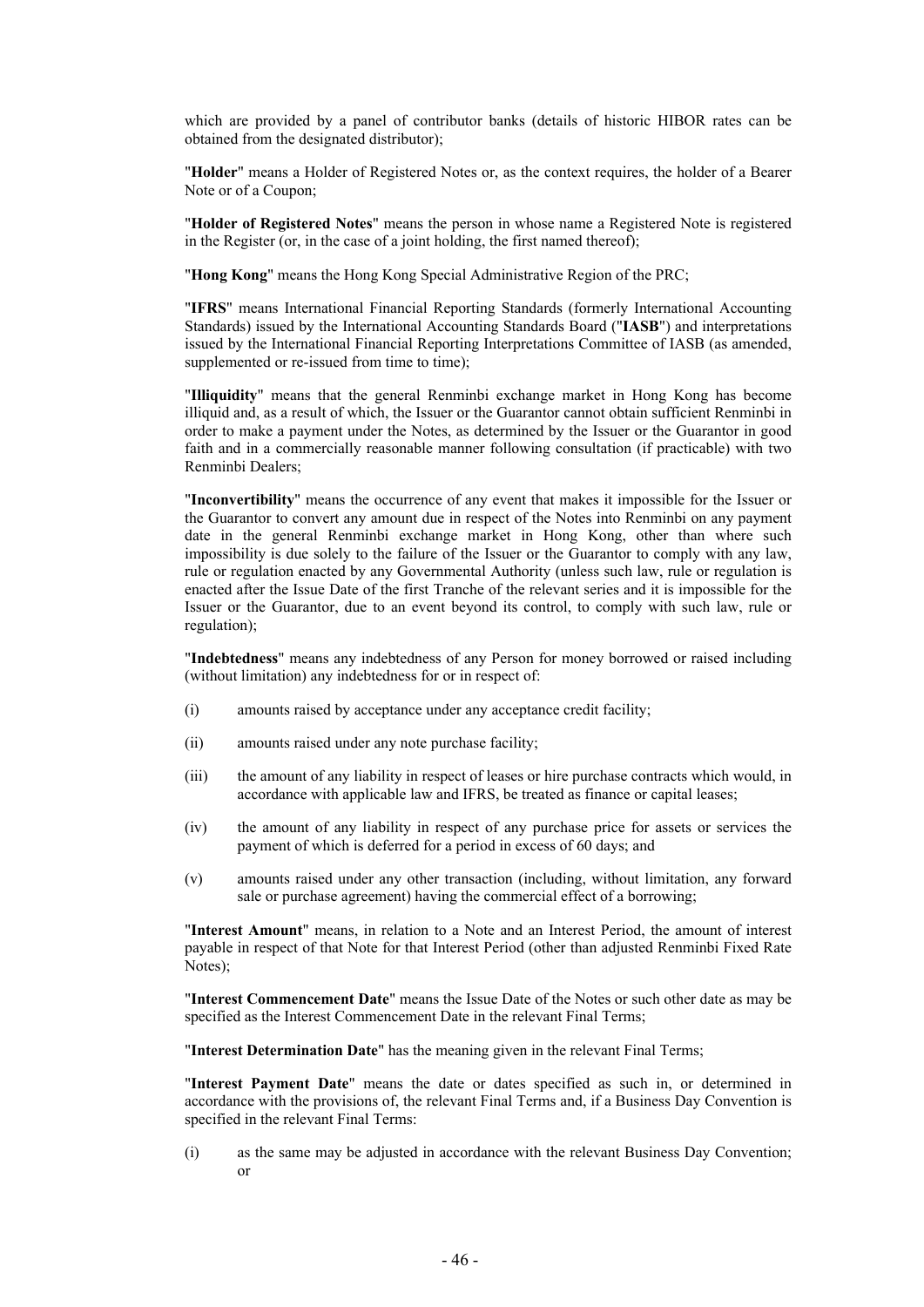which are provided by a panel of contributor banks (details of historic HIBOR rates can be obtained from the designated distributor);

"**Holder**" means a Holder of Registered Notes or, as the context requires, the holder of a Bearer Note or of a Coupon;

"**Holder of Registered Notes**" means the person in whose name a Registered Note is registered in the Register (or, in the case of a joint holding, the first named thereof);

"**Hong Kong**" means the Hong Kong Special Administrative Region of the PRC;

"**IFRS**" means International Financial Reporting Standards (formerly International Accounting Standards) issued by the International Accounting Standards Board ("**IASB**") and interpretations issued by the International Financial Reporting Interpretations Committee of IASB (as amended, supplemented or re-issued from time to time);

"**Illiquidity**" means that the general Renminbi exchange market in Hong Kong has become illiquid and, as a result of which, the Issuer or the Guarantor cannot obtain sufficient Renminbi in order to make a payment under the Notes, as determined by the Issuer or the Guarantor in good faith and in a commercially reasonable manner following consultation (if practicable) with two Renminbi Dealers;

"**Inconvertibility**" means the occurrence of any event that makes it impossible for the Issuer or the Guarantor to convert any amount due in respect of the Notes into Renminbi on any payment date in the general Renminbi exchange market in Hong Kong, other than where such impossibility is due solely to the failure of the Issuer or the Guarantor to comply with any law, rule or regulation enacted by any Governmental Authority (unless such law, rule or regulation is enacted after the Issue Date of the first Tranche of the relevant series and it is impossible for the Issuer or the Guarantor, due to an event beyond its control, to comply with such law, rule or regulation);

"**Indebtedness**" means any indebtedness of any Person for money borrowed or raised including (without limitation) any indebtedness for or in respect of:

(i) amounts raised by acceptance under any acceptance credit facility;

(ii) amounts raised under any note purchase facility;

(iii) the amount of any liability in respect of leases or hire purchase contracts which would, in accordance with applicable law and IFRS, be treated as finance or capital leases;

(iv) the amount of any liability in respect of any purchase price for assets or services the payment of which is deferred for a period in excess of 60 days; and

(v) amounts raised under any other transaction (including, without limitation, any forward sale or purchase agreement) having the commercial effect of a borrowing;

"**Interest Amount**" means, in relation to a Note and an Interest Period, the amount of interest payable in respect of that Note for that Interest Period (other than adjusted Renminbi Fixed Rate Notes);

"**Interest Commencement Date**" means the Issue Date of the Notes or such other date as may be specified as the Interest Commencement Date in the relevant Final Terms;

"**Interest Determination Date**" has the meaning given in the relevant Final Terms;

"**Interest Payment Date**" means the date or dates specified as such in, or determined in accordance with the provisions of, the relevant Final Terms and, if a Business Day Convention is specified in the relevant Final Terms:

(i) as the same may be adjusted in accordance with the relevant Business Day Convention; or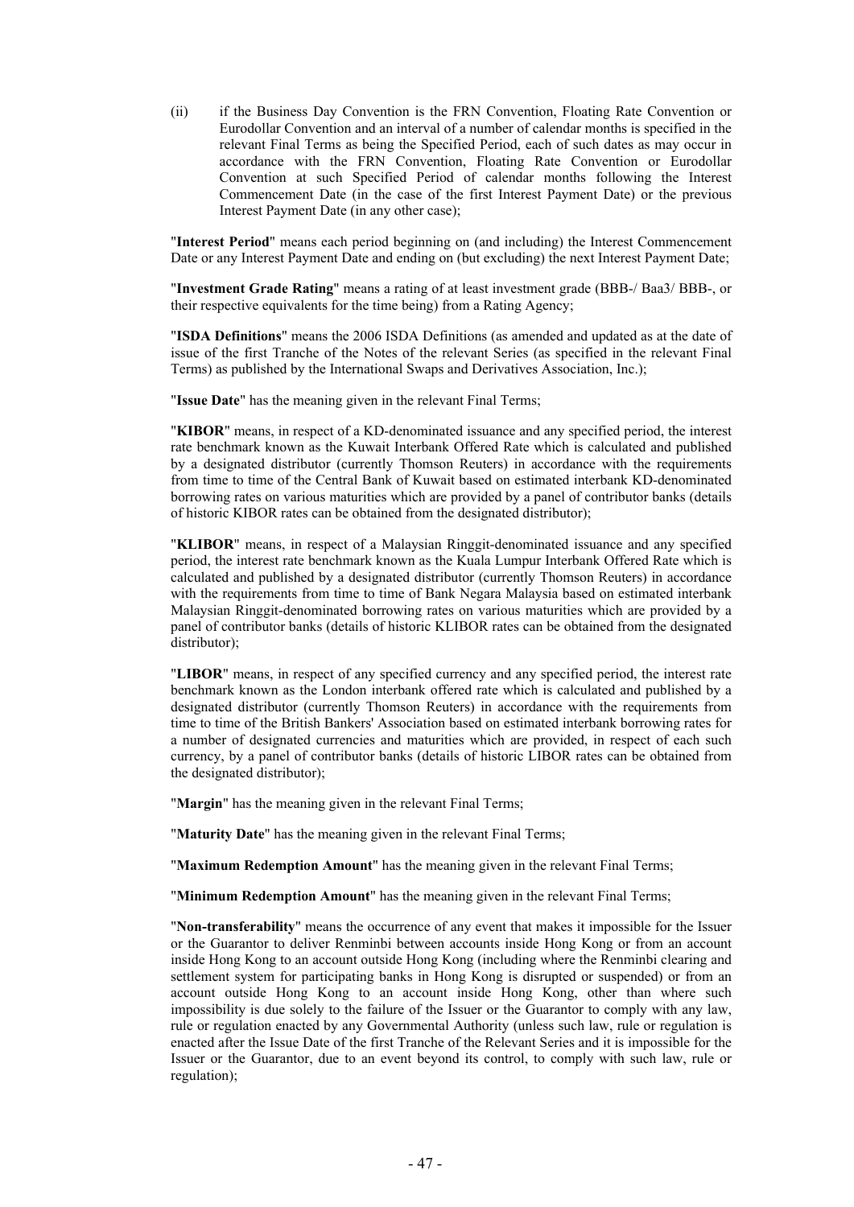(ii) if the Business Day Convention is the FRN Convention, Floating Rate Convention or Eurodollar Convention and an interval of a number of calendar months is specified in the relevant Final Terms as being the Specified Period, each of such dates as may occur in accordance with the FRN Convention, Floating Rate Convention or Eurodollar Convention at such Specified Period of calendar months following the Interest Commencement Date (in the case of the first Interest Payment Date) or the previous Interest Payment Date (in any other case);

"**Interest Period**" means each period beginning on (and including) the Interest Commencement Date or any Interest Payment Date and ending on (but excluding) the next Interest Payment Date;

"**Investment Grade Rating**" means a rating of at least investment grade (BBB-/ Baa3/ BBB-, or their respective equivalents for the time being) from a Rating Agency;

"**ISDA Definitions**" means the 2006 ISDA Definitions (as amended and updated as at the date of issue of the first Tranche of the Notes of the relevant Series (as specified in the relevant Final Terms) as published by the International Swaps and Derivatives Association, Inc.);

"**Issue Date**" has the meaning given in the relevant Final Terms;

"**KIBOR**" means, in respect of a KD-denominated issuance and any specified period, the interest rate benchmark known as the Kuwait Interbank Offered Rate which is calculated and published by a designated distributor (currently Thomson Reuters) in accordance with the requirements from time to time of the Central Bank of Kuwait based on estimated interbank KD-denominated borrowing rates on various maturities which are provided by a panel of contributor banks (details of historic KIBOR rates can be obtained from the designated distributor);

"**KLIBOR**" means, in respect of a Malaysian Ringgit-denominated issuance and any specified period, the interest rate benchmark known as the Kuala Lumpur Interbank Offered Rate which is calculated and published by a designated distributor (currently Thomson Reuters) in accordance with the requirements from time to time of Bank Negara Malaysia based on estimated interbank Malaysian Ringgit-denominated borrowing rates on various maturities which are provided by a panel of contributor banks (details of historic KLIBOR rates can be obtained from the designated distributor);

"**LIBOR**" means, in respect of any specified currency and any specified period, the interest rate benchmark known as the London interbank offered rate which is calculated and published by a designated distributor (currently Thomson Reuters) in accordance with the requirements from time to time of the British Bankers' Association based on estimated interbank borrowing rates for a number of designated currencies and maturities which are provided, in respect of each such currency, by a panel of contributor banks (details of historic LIBOR rates can be obtained from the designated distributor);

"**Margin**" has the meaning given in the relevant Final Terms;

"**Maturity Date**" has the meaning given in the relevant Final Terms;

"**Maximum Redemption Amount**" has the meaning given in the relevant Final Terms;

"**Minimum Redemption Amount**" has the meaning given in the relevant Final Terms;

"**Non-transferability**" means the occurrence of any event that makes it impossible for the Issuer or the Guarantor to deliver Renminbi between accounts inside Hong Kong or from an account inside Hong Kong to an account outside Hong Kong (including where the Renminbi clearing and settlement system for participating banks in Hong Kong is disrupted or suspended) or from an account outside Hong Kong to an account inside Hong Kong, other than where such impossibility is due solely to the failure of the Issuer or the Guarantor to comply with any law, rule or regulation enacted by any Governmental Authority (unless such law, rule or regulation is enacted after the Issue Date of the first Tranche of the Relevant Series and it is impossible for the Issuer or the Guarantor, due to an event beyond its control, to comply with such law, rule or regulation);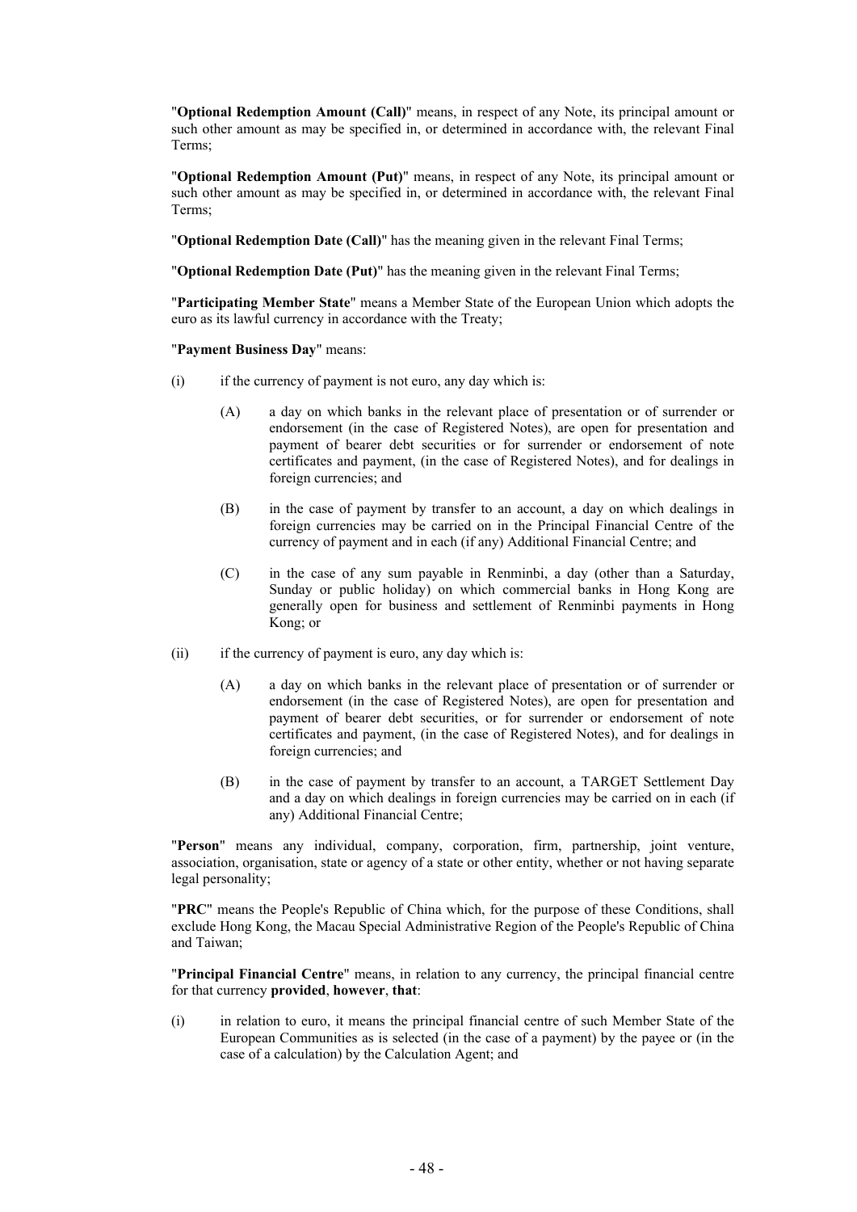"**Optional Redemption Amount (Call)**" means, in respect of any Note, its principal amount or such other amount as may be specified in, or determined in accordance with, the relevant Final Terms;

"**Optional Redemption Amount (Put)**" means, in respect of any Note, its principal amount or such other amount as may be specified in, or determined in accordance with, the relevant Final Terms;

"**Optional Redemption Date (Call)**" has the meaning given in the relevant Final Terms;

"**Optional Redemption Date (Put)**" has the meaning given in the relevant Final Terms;

"**Participating Member State**" means a Member State of the European Union which adopts the euro as its lawful currency in accordance with the Treaty;

"**Payment Business Day**" means:

(i) if the currency of payment is not euro, any day which is:

 (A) a day on which banks in the relevant place of presentation or of surrender or endorsement (in the case of Registered Notes), are open for presentation and payment of bearer debt securities or for surrender or endorsement of note certificates and payment, (in the case of Registered Notes), and for dealings in foreign currencies; and

 (B) in the case of payment by transfer to an account, a day on which dealings in foreign currencies may be carried on in the Principal Financial Centre of the currency of payment and in each (if any) Additional Financial Centre; and

 (C) in the case of any sum payable in Renminbi, a day (other than a Saturday, Sunday or public holiday) on which commercial banks in Hong Kong are generally open for business and settlement of Renminbi payments in Hong Kong; or

(ii) if the currency of payment is euro, any day which is:

 (A) a day on which banks in the relevant place of presentation or of surrender or endorsement (in the case of Registered Notes), are open for presentation and payment of bearer debt securities, or for surrender or endorsement of note certificates and payment, (in the case of Registered Notes), and for dealings in foreign currencies; and

 (B) in the case of payment by transfer to an account, a TARGET Settlement Day and a day on which dealings in foreign currencies may be carried on in each (if any) Additional Financial Centre;

"**Person**" means any individual, company, corporation, firm, partnership, joint venture, association, organisation, state or agency of a state or other entity, whether or not having separate legal personality;

"**PRC**" means the People's Republic of China which, for the purpose of these Conditions, shall exclude Hong Kong, the Macau Special Administrative Region of the People's Republic of China and Taiwan;

"**Principal Financial Centre**" means, in relation to any currency, the principal financial centre for that currency **provided**, **however**, **that**:

(i) in relation to euro, it means the principal financial centre of such Member State of the European Communities as is selected (in the case of a payment) by the payee or (in the case of a calculation) by the Calculation Agent; and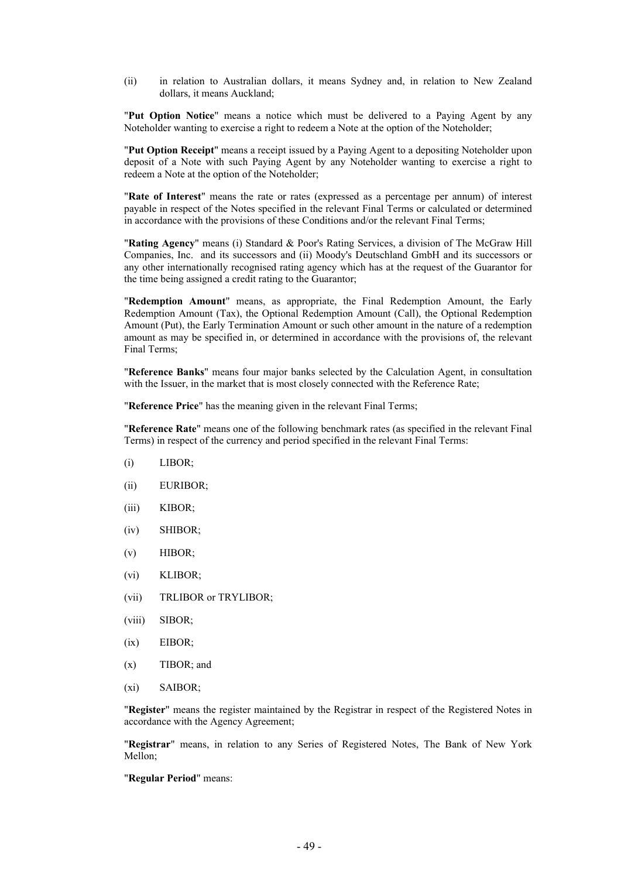(ii) in relation to Australian dollars, it means Sydney and, in relation to New Zealand dollars, it means Auckland;

"**Put Option Notice**" means a notice which must be delivered to a Paying Agent by any Noteholder wanting to exercise a right to redeem a Note at the option of the Noteholder;

"**Put Option Receipt**" means a receipt issued by a Paying Agent to a depositing Noteholder upon deposit of a Note with such Paying Agent by any Noteholder wanting to exercise a right to redeem a Note at the option of the Noteholder;

"**Rate of Interest**" means the rate or rates (expressed as a percentage per annum) of interest payable in respect of the Notes specified in the relevant Final Terms or calculated or determined in accordance with the provisions of these Conditions and/or the relevant Final Terms;

"**Rating Agency**" means (i) Standard & Poor's Rating Services, a division of The McGraw Hill Companies, Inc. and its successors and (ii) Moody's Deutschland GmbH and its successors or any other internationally recognised rating agency which has at the request of the Guarantor for the time being assigned a credit rating to the Guarantor;

"**Redemption Amount**" means, as appropriate, the Final Redemption Amount, the Early Redemption Amount (Tax), the Optional Redemption Amount (Call), the Optional Redemption Amount (Put), the Early Termination Amount or such other amount in the nature of a redemption amount as may be specified in, or determined in accordance with the provisions of, the relevant Final Terms;

"**Reference Banks**" means four major banks selected by the Calculation Agent, in consultation with the Issuer, in the market that is most closely connected with the Reference Rate;

"**Reference Price**" has the meaning given in the relevant Final Terms;

"**Reference Rate**" means one of the following benchmark rates (as specified in the relevant Final Terms) in respect of the currency and period specified in the relevant Final Terms:

(i) LIBOR;

(ii) EURIBOR;

(iii) KIBOR;

(iv) SHIBOR;

(v) HIBOR;

(vi) KLIBOR;

(vii) TRLIBOR or TRYLIBOR;

(viii) SIBOR;

(ix) EIBOR;

(x) TIBOR; and

(xi) SAIBOR;

"**Register**" means the register maintained by the Registrar in respect of the Registered Notes in accordance with the Agency Agreement;

"**Registrar**" means, in relation to any Series of Registered Notes, The Bank of New York Mellon;

"**Regular Period**" means: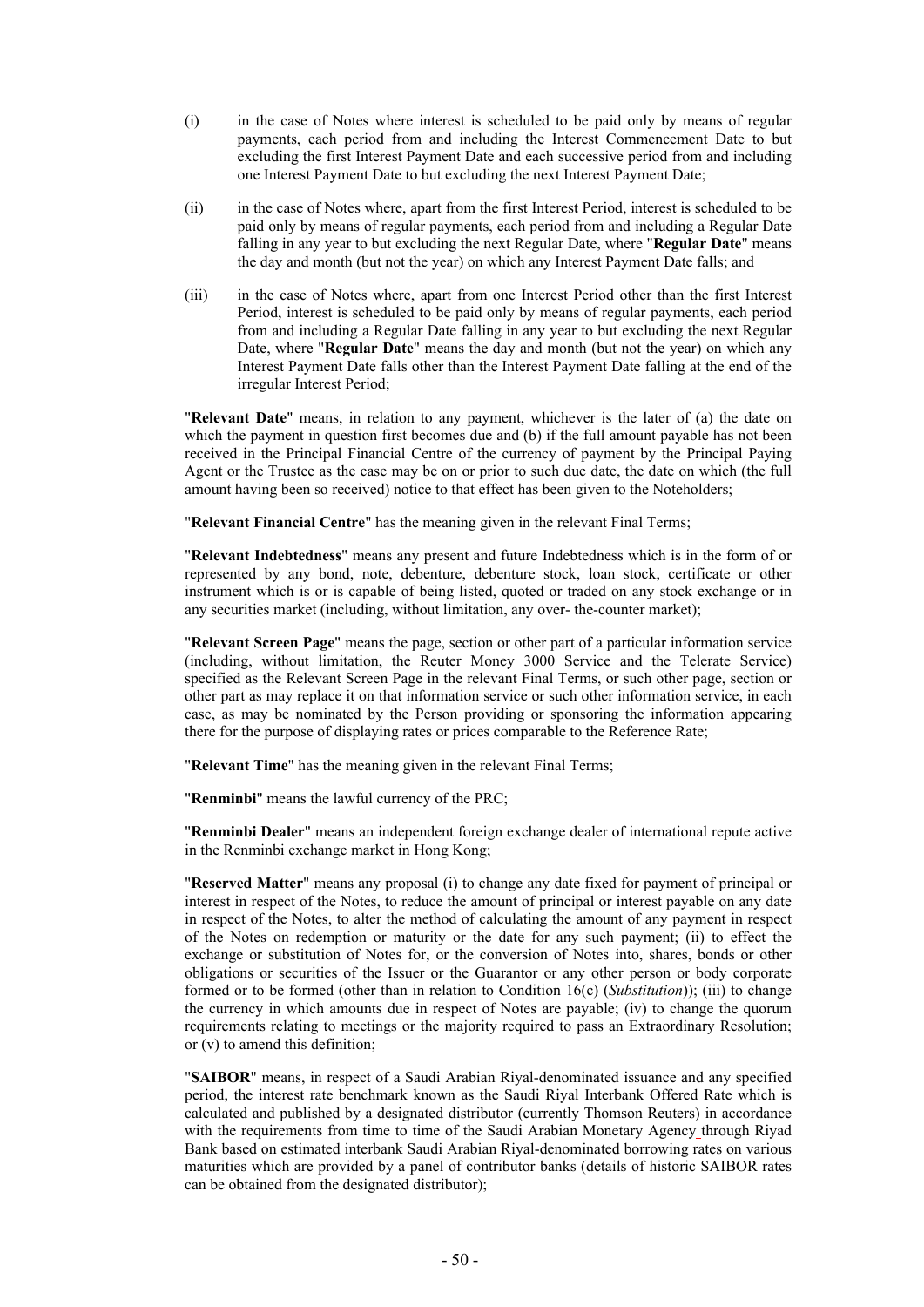(i) in the case of Notes where interest is scheduled to be paid only by means of regular payments, each period from and including the Interest Commencement Date to but excluding the first Interest Payment Date and each successive period from and including one Interest Payment Date to but excluding the next Interest Payment Date;

(ii) in the case of Notes where, apart from the first Interest Period, interest is scheduled to be paid only by means of regular payments, each period from and including a Regular Date falling in any year to but excluding the next Regular Date, where "**Regular Date**" means the day and month (but not the year) on which any Interest Payment Date falls; and

(iii) in the case of Notes where, apart from one Interest Period other than the first Interest Period, interest is scheduled to be paid only by means of regular payments, each period from and including a Regular Date falling in any year to but excluding the next Regular Date, where "**Regular Date**" means the day and month (but not the year) on which any Interest Payment Date falls other than the Interest Payment Date falling at the end of the irregular Interest Period;

"**Relevant Date**" means, in relation to any payment, whichever is the later of (a) the date on which the payment in question first becomes due and (b) if the full amount payable has not been received in the Principal Financial Centre of the currency of payment by the Principal Paying Agent or the Trustee as the case may be on or prior to such due date, the date on which (the full amount having been so received) notice to that effect has been given to the Noteholders;

"**Relevant Financial Centre**" has the meaning given in the relevant Final Terms;

"**Relevant Indebtedness**" means any present and future Indebtedness which is in the form of or represented by any bond, note, debenture, debenture stock, loan stock, certificate or other instrument which is or is capable of being listed, quoted or traded on any stock exchange or in any securities market (including, without limitation, any over- the-counter market);

"**Relevant Screen Page**" means the page, section or other part of a particular information service (including, without limitation, the Reuter Money 3000 Service and the Telerate Service) specified as the Relevant Screen Page in the relevant Final Terms, or such other page, section or other part as may replace it on that information service or such other information service, in each case, as may be nominated by the Person providing or sponsoring the information appearing there for the purpose of displaying rates or prices comparable to the Reference Rate;

"**Relevant Time**" has the meaning given in the relevant Final Terms;

"**Renminbi**" means the lawful currency of the PRC;

"**Renminbi Dealer**" means an independent foreign exchange dealer of international repute active in the Renminbi exchange market in Hong Kong;

"**Reserved Matter**" means any proposal (i) to change any date fixed for payment of principal or interest in respect of the Notes, to reduce the amount of principal or interest payable on any date in respect of the Notes, to alter the method of calculating the amount of any payment in respect of the Notes on redemption or maturity or the date for any such payment; (ii) to effect the exchange or substitution of Notes for, or the conversion of Notes into, shares, bonds or other obligations or securities of the Issuer or the Guarantor or any other person or body corporate formed or to be formed (other than in relation to Condition 16(c) (*Substitution*)); (iii) to change the currency in which amounts due in respect of Notes are payable; (iv) to change the quorum requirements relating to meetings or the majority required to pass an Extraordinary Resolution; or (v) to amend this definition;

"**SAIBOR**" means, in respect of a Saudi Arabian Riyal-denominated issuance and any specified period, the interest rate benchmark known as the Saudi Riyal Interbank Offered Rate which is calculated and published by a designated distributor (currently Thomson Reuters) in accordance with the requirements from time to time of the Saudi Arabian Monetary Agency through Riyad Bank based on estimated interbank Saudi Arabian Riyal-denominated borrowing rates on various maturities which are provided by a panel of contributor banks (details of historic SAIBOR rates can be obtained from the designated distributor);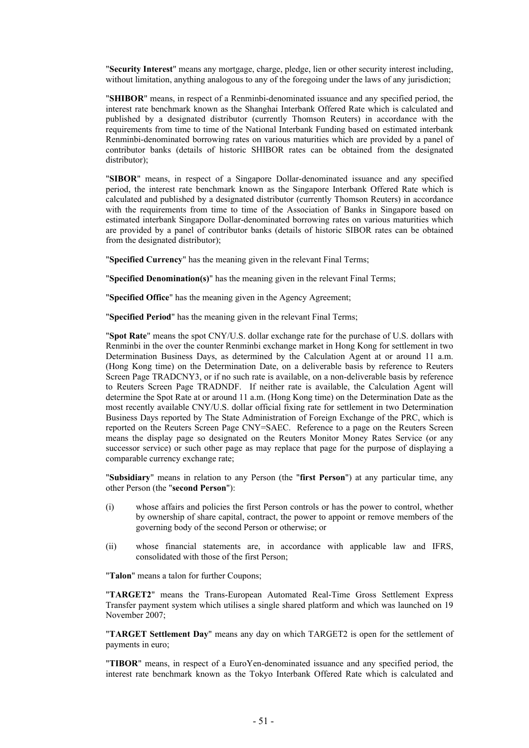"**Security Interest**" means any mortgage, charge, pledge, lien or other security interest including, without limitation, anything analogous to any of the foregoing under the laws of any jurisdiction;

"**SHIBOR**" means, in respect of a Renminbi-denominated issuance and any specified period, the interest rate benchmark known as the Shanghai Interbank Offered Rate which is calculated and published by a designated distributor (currently Thomson Reuters) in accordance with the requirements from time to time of the National Interbank Funding based on estimated interbank Renminbi-denominated borrowing rates on various maturities which are provided by a panel of contributor banks (details of historic SHIBOR rates can be obtained from the designated distributor);

"**SIBOR**" means, in respect of a Singapore Dollar-denominated issuance and any specified period, the interest rate benchmark known as the Singapore Interbank Offered Rate which is calculated and published by a designated distributor (currently Thomson Reuters) in accordance with the requirements from time to time of the Association of Banks in Singapore based on estimated interbank Singapore Dollar-denominated borrowing rates on various maturities which are provided by a panel of contributor banks (details of historic SIBOR rates can be obtained from the designated distributor);

"**Specified Currency**" has the meaning given in the relevant Final Terms;

"**Specified Denomination(s)**" has the meaning given in the relevant Final Terms;

"**Specified Office**" has the meaning given in the Agency Agreement;

"**Specified Period**" has the meaning given in the relevant Final Terms;

"**Spot Rate**" means the spot CNY/U.S. dollar exchange rate for the purchase of U.S. dollars with Renminbi in the over the counter Renminbi exchange market in Hong Kong for settlement in two Determination Business Days, as determined by the Calculation Agent at or around 11 a.m. (Hong Kong time) on the Determination Date, on a deliverable basis by reference to Reuters Screen Page TRADCNY3, or if no such rate is available, on a non-deliverable basis by reference to Reuters Screen Page TRADNDF. If neither rate is available, the Calculation Agent will determine the Spot Rate at or around 11 a.m. (Hong Kong time) on the Determination Date as the most recently available CNY/U.S. dollar official fixing rate for settlement in two Determination Business Days reported by The State Administration of Foreign Exchange of the PRC, which is reported on the Reuters Screen Page CNY=SAEC. Reference to a page on the Reuters Screen means the display page so designated on the Reuters Monitor Money Rates Service (or any successor service) or such other page as may replace that page for the purpose of displaying a comparable currency exchange rate;

"**Subsidiary**" means in relation to any Person (the "**first Person**") at any particular time, any other Person (the "**second Person**"):

(i) whose affairs and policies the first Person controls or has the power to control, whether by ownership of share capital, contract, the power to appoint or remove members of the governing body of the second Person or otherwise; or

(ii) whose financial statements are, in accordance with applicable law and IFRS, consolidated with those of the first Person;

"**Talon**" means a talon for further Coupons;

"**TARGET2**" means the Trans-European Automated Real-Time Gross Settlement Express Transfer payment system which utilises a single shared platform and which was launched on 19 November 2007;

"**TARGET Settlement Day**" means any day on which TARGET2 is open for the settlement of payments in euro;

"**TIBOR**" means, in respect of a EuroYen-denominated issuance and any specified period, the interest rate benchmark known as the Tokyo Interbank Offered Rate which is calculated and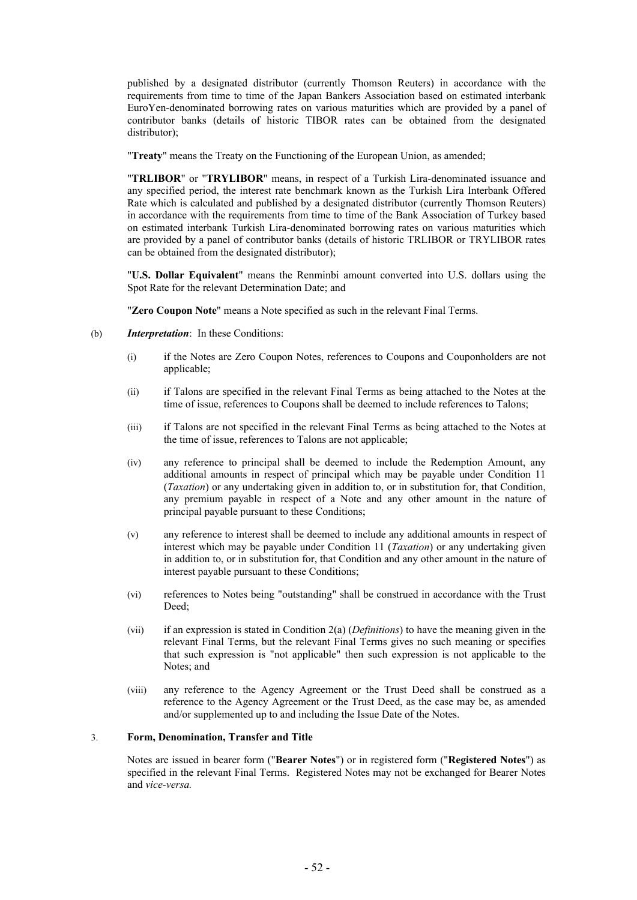published by a designated distributor (currently Thomson Reuters) in accordance with the requirements from time to time of the Japan Bankers Association based on estimated interbank EuroYen-denominated borrowing rates on various maturities which are provided by a panel of contributor banks (details of historic TIBOR rates can be obtained from the designated distributor);

"**Treaty**" means the Treaty on the Functioning of the European Union, as amended;

"**TRLIBOR**" or "**TRYLIBOR**" means, in respect of a Turkish Lira-denominated issuance and any specified period, the interest rate benchmark known as the Turkish Lira Interbank Offered Rate which is calculated and published by a designated distributor (currently Thomson Reuters) in accordance with the requirements from time to time of the Bank Association of Turkey based on estimated interbank Turkish Lira-denominated borrowing rates on various maturities which are provided by a panel of contributor banks (details of historic TRLIBOR or TRYLIBOR rates can be obtained from the designated distributor);

"**U.S. Dollar Equivalent**" means the Renminbi amount converted into U.S. dollars using the Spot Rate for the relevant Determination Date; and

"**Zero Coupon Note**" means a Note specified as such in the relevant Final Terms.

(b) ***Interpretation***: In these Conditions:

(i) if the Notes are Zero Coupon Notes, references to Coupons and Couponholders are not applicable;

(ii) if Talons are specified in the relevant Final Terms as being attached to the Notes at the time of issue, references to Coupons shall be deemed to include references to Talons;

(iii) if Talons are not specified in the relevant Final Terms as being attached to the Notes at the time of issue, references to Talons are not applicable;

(iv) any reference to principal shall be deemed to include the Redemption Amount, any additional amounts in respect of principal which may be payable under Condition 11 (*Taxation*) or any undertaking given in addition to, or in substitution for, that Condition, any premium payable in respect of a Note and any other amount in the nature of principal payable pursuant to these Conditions;

(v) any reference to interest shall be deemed to include any additional amounts in respect of interest which may be payable under Condition 11 (*Taxation*) or any undertaking given in addition to, or in substitution for, that Condition and any other amount in the nature of interest payable pursuant to these Conditions;

(vi) references to Notes being "outstanding" shall be construed in accordance with the Trust Deed;

(vii) if an expression is stated in Condition 2(a) (*Definitions*) to have the meaning given in the relevant Final Terms, but the relevant Final Terms gives no such meaning or specifies that such expression is "not applicable" then such expression is not applicable to the Notes; and

(viii) any reference to the Agency Agreement or the Trust Deed shall be construed as a reference to the Agency Agreement or the Trust Deed, as the case may be, as amended and/or supplemented up to and including the Issue Date of the Notes.

3. **Form, Denomination, Transfer and Title**

Notes are issued in bearer form ("**Bearer Notes**") or in registered form ("**Registered Notes**") as specified in the relevant Final Terms. Registered Notes may not be exchanged for Bearer Notes and *vice-versa.*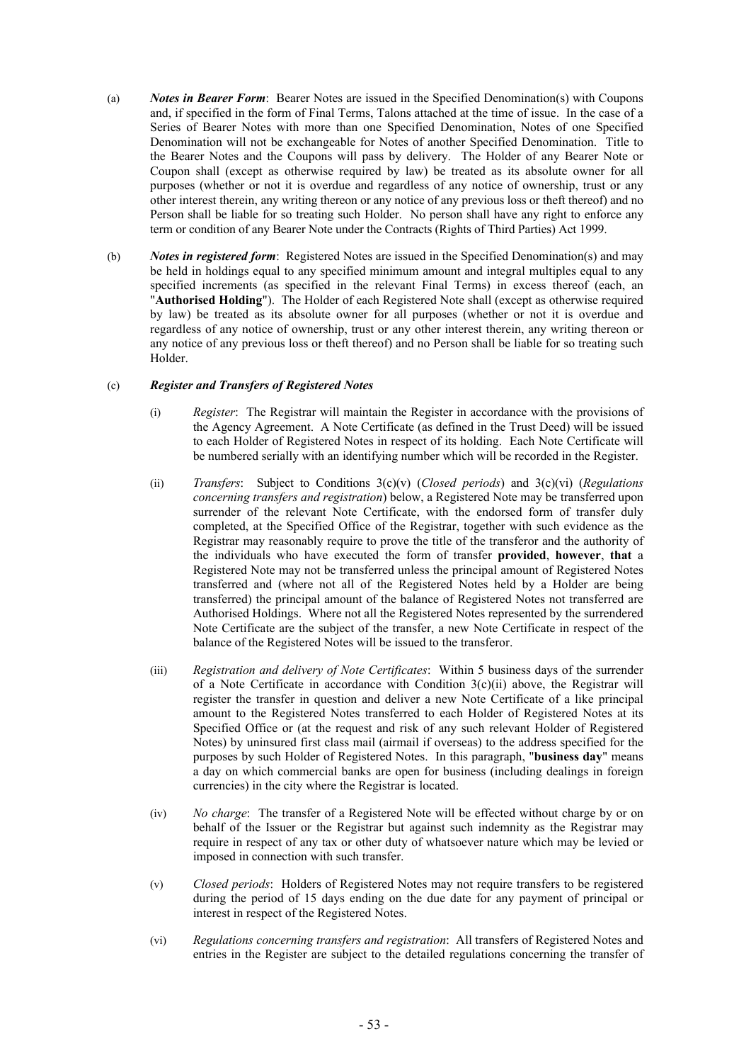(a) ***Notes in Bearer Form***: Bearer Notes are issued in the Specified Denomination(s) with Coupons and, if specified in the form of Final Terms, Talons attached at the time of issue. In the case of a Series of Bearer Notes with more than one Specified Denomination, Notes of one Specified Denomination will not be exchangeable for Notes of another Specified Denomination. Title to the Bearer Notes and the Coupons will pass by delivery. The Holder of any Bearer Note or Coupon shall (except as otherwise required by law) be treated as its absolute owner for all purposes (whether or not it is overdue and regardless of any notice of ownership, trust or any other interest therein, any writing thereon or any notice of any previous loss or theft thereof) and no Person shall be liable for so treating such Holder. No person shall have any right to enforce any term or condition of any Bearer Note under the Contracts (Rights of Third Parties) Act 1999.

(b) ***Notes in registered form***: Registered Notes are issued in the Specified Denomination(s) and may be held in holdings equal to any specified minimum amount and integral multiples equal to any specified increments (as specified in the relevant Final Terms) in excess thereof (each, an "**Authorised Holding**"). The Holder of each Registered Note shall (except as otherwise required by law) be treated as its absolute owner for all purposes (whether or not it is overdue and regardless of any notice of ownership, trust or any other interest therein, any writing thereon or any notice of any previous loss or theft thereof) and no Person shall be liable for so treating such Holder.

(c) ***Register and Transfers of Registered Notes***

(i) *Register*: The Registrar will maintain the Register in accordance with the provisions of the Agency Agreement. A Note Certificate (as defined in the Trust Deed) will be issued to each Holder of Registered Notes in respect of its holding. Each Note Certificate will be numbered serially with an identifying number which will be recorded in the Register.

(ii) *Transfers*: Subject to Conditions 3(c)(v) (*Closed periods*) and 3(c)(vi) (*Regulations concerning transfers and registration*) below, a Registered Note may be transferred upon surrender of the relevant Note Certificate, with the endorsed form of transfer duly completed, at the Specified Office of the Registrar, together with such evidence as the Registrar may reasonably require to prove the title of the transferor and the authority of the individuals who have executed the form of transfer **provided**, **however**, **that** a Registered Note may not be transferred unless the principal amount of Registered Notes transferred and (where not all of the Registered Notes held by a Holder are being transferred) the principal amount of the balance of Registered Notes not transferred are Authorised Holdings. Where not all the Registered Notes represented by the surrendered Note Certificate are the subject of the transfer, a new Note Certificate in respect of the balance of the Registered Notes will be issued to the transferor.

(iii) *Registration and delivery of Note Certificates*: Within 5 business days of the surrender of a Note Certificate in accordance with Condition 3(c)(ii) above, the Registrar will register the transfer in question and deliver a new Note Certificate of a like principal amount to the Registered Notes transferred to each Holder of Registered Notes at its Specified Office or (at the request and risk of any such relevant Holder of Registered Notes) by uninsured first class mail (airmail if overseas) to the address specified for the purposes by such Holder of Registered Notes. In this paragraph, "**business day**" means a day on which commercial banks are open for business (including dealings in foreign currencies) in the city where the Registrar is located.

(iv) *No charge*: The transfer of a Registered Note will be effected without charge by or on behalf of the Issuer or the Registrar but against such indemnity as the Registrar may require in respect of any tax or other duty of whatsoever nature which may be levied or imposed in connection with such transfer.

(v) *Closed periods*: Holders of Registered Notes may not require transfers to be registered during the period of 15 days ending on the due date for any payment of principal or interest in respect of the Registered Notes.

(vi) *Regulations concerning transfers and registration*: All transfers of Registered Notes and entries in the Register are subject to the detailed regulations concerning the transfer of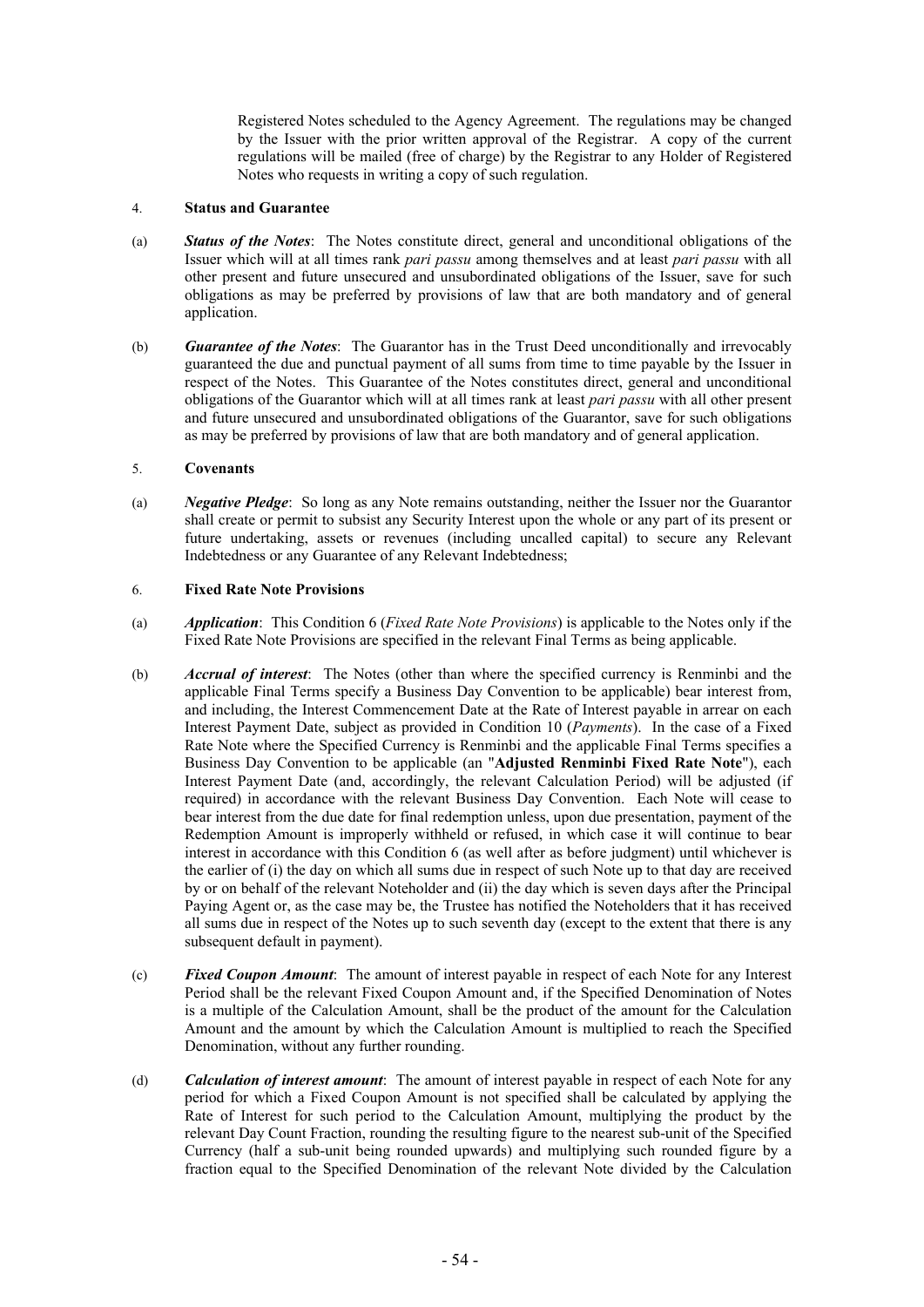Registered Notes scheduled to the Agency Agreement. The regulations may be changed by the Issuer with the prior written approval of the Registrar. A copy of the current regulations will be mailed (free of charge) by the Registrar to any Holder of Registered Notes who requests in writing a copy of such regulation.

## 4. Status and Guarantee

(a) ***Status of the Notes***: The Notes constitute direct, general and unconditional obligations of the Issuer which will at all times rank *pari passu* among themselves and at least *pari passu* with all other present and future unsecured and unsubordinated obligations of the Issuer, save for such obligations as may be preferred by provisions of law that are both mandatory and of general application.

(b) ***Guarantee of the Notes***: The Guarantor has in the Trust Deed unconditionally and irrevocably guaranteed the due and punctual payment of all sums from time to time payable by the Issuer in respect of the Notes. This Guarantee of the Notes constitutes direct, general and unconditional obligations of the Guarantor which will at all times rank at least *pari passu* with all other present and future unsecured and unsubordinated obligations of the Guarantor, save for such obligations as may be preferred by provisions of law that are both mandatory and of general application.

## 5. Covenants

(a) ***Negative Pledge***: So long as any Note remains outstanding, neither the Issuer nor the Guarantor shall create or permit to subsist any Security Interest upon the whole or any part of its present or future undertaking, assets or revenues (including uncalled capital) to secure any Relevant Indebtedness or any Guarantee of any Relevant Indebtedness;

## 6. Fixed Rate Note Provisions

(a) ***Application***: This Condition 6 (*Fixed Rate Note Provisions*) is applicable to the Notes only if the Fixed Rate Note Provisions are specified in the relevant Final Terms as being applicable.

(b) ***Accrual of interest***: The Notes (other than where the specified currency is Renminbi and the applicable Final Terms specify a Business Day Convention to be applicable) bear interest from, and including, the Interest Commencement Date at the Rate of Interest payable in arrear on each Interest Payment Date, subject as provided in Condition 10 (*Payments*). In the case of a Fixed Rate Note where the Specified Currency is Renminbi and the applicable Final Terms specifies a Business Day Convention to be applicable (an "**Adjusted Renminbi Fixed Rate Note**"), each Interest Payment Date (and, accordingly, the relevant Calculation Period) will be adjusted (if required) in accordance with the relevant Business Day Convention. Each Note will cease to bear interest from the due date for final redemption unless, upon due presentation, payment of the Redemption Amount is improperly withheld or refused, in which case it will continue to bear interest in accordance with this Condition 6 (as well after as before judgment) until whichever is the earlier of (i) the day on which all sums due in respect of such Note up to that day are received by or on behalf of the relevant Noteholder and (ii) the day which is seven days after the Principal Paying Agent or, as the case may be, the Trustee has notified the Noteholders that it has received all sums due in respect of the Notes up to such seventh day (except to the extent that there is any subsequent default in payment).

(c) ***Fixed Coupon Amount***: The amount of interest payable in respect of each Note for any Interest Period shall be the relevant Fixed Coupon Amount and, if the Specified Denomination of Notes is a multiple of the Calculation Amount, shall be the product of the amount for the Calculation Amount and the amount by which the Calculation Amount is multiplied to reach the Specified Denomination, without any further rounding.

(d) ***Calculation of interest amount***: The amount of interest payable in respect of each Note for any period for which a Fixed Coupon Amount is not specified shall be calculated by applying the Rate of Interest for such period to the Calculation Amount, multiplying the product by the relevant Day Count Fraction, rounding the resulting figure to the nearest sub-unit of the Specified Currency (half a sub-unit being rounded upwards) and multiplying such rounded figure by a fraction equal to the Specified Denomination of the relevant Note divided by the Calculation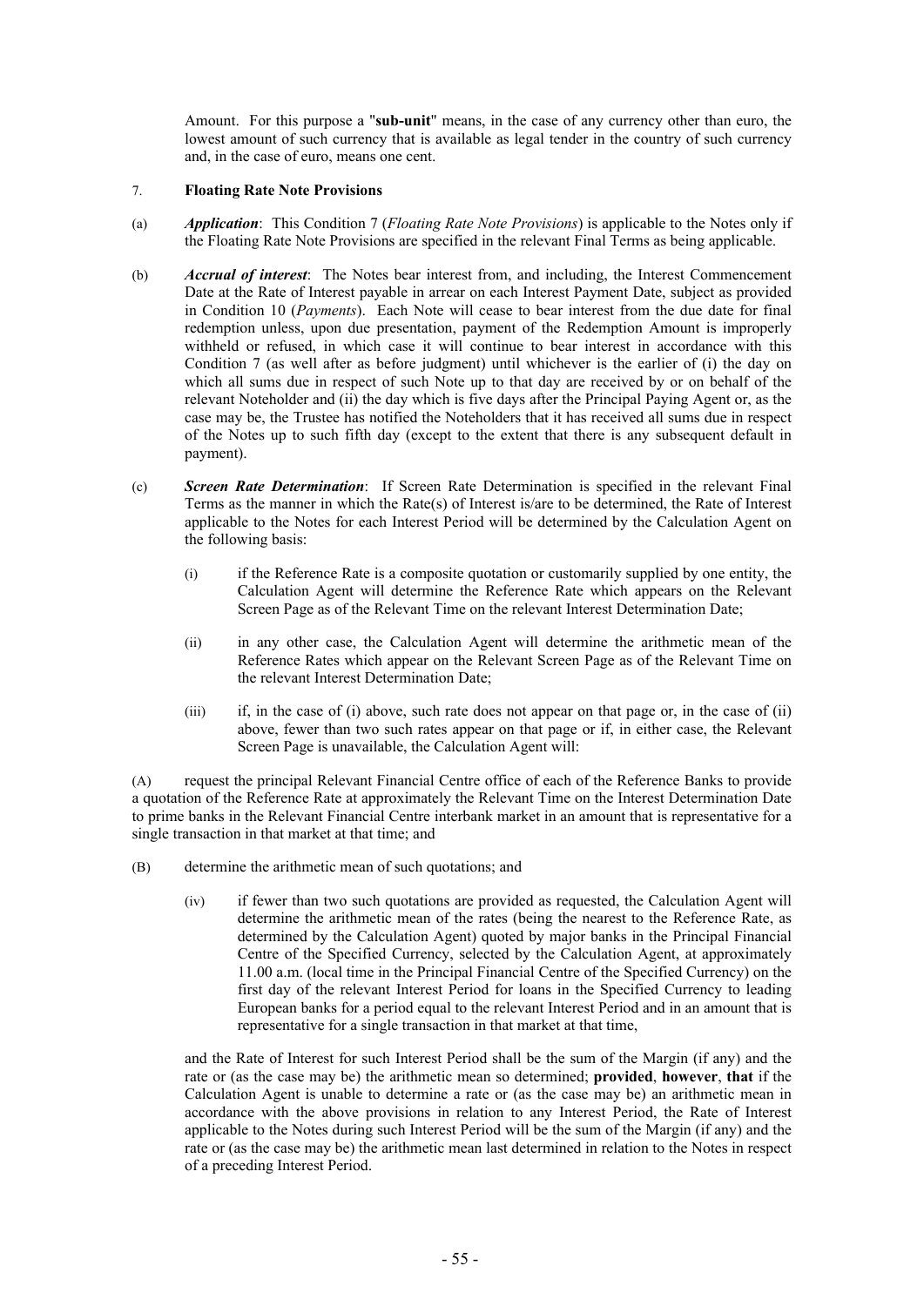Amount. For this purpose a "**sub-unit**" means, in the case of any currency other than euro, the lowest amount of such currency that is available as legal tender in the country of such currency and, in the case of euro, means one cent.

7. **Floating Rate Note Provisions**

(a) ***Application***: This Condition 7 (*Floating Rate Note Provisions*) is applicable to the Notes only if the Floating Rate Note Provisions are specified in the relevant Final Terms as being applicable.

(b) ***Accrual of interest***: The Notes bear interest from, and including, the Interest Commencement Date at the Rate of Interest payable in arrear on each Interest Payment Date, subject as provided in Condition 10 (*Payments*). Each Note will cease to bear interest from the due date for final redemption unless, upon due presentation, payment of the Redemption Amount is improperly withheld or refused, in which case it will continue to bear interest in accordance with this Condition 7 (as well after as before judgment) until whichever is the earlier of (i) the day on which all sums due in respect of such Note up to that day are received by or on behalf of the relevant Noteholder and (ii) the day which is five days after the Principal Paying Agent or, as the case may be, the Trustee has notified the Noteholders that it has received all sums due in respect of the Notes up to such fifth day (except to the extent that there is any subsequent default in payment).

(c) ***Screen Rate Determination***: If Screen Rate Determination is specified in the relevant Final Terms as the manner in which the Rate(s) of Interest is/are to be determined, the Rate of Interest applicable to the Notes for each Interest Period will be determined by the Calculation Agent on the following basis:

(i) if the Reference Rate is a composite quotation or customarily supplied by one entity, the Calculation Agent will determine the Reference Rate which appears on the Relevant Screen Page as of the Relevant Time on the relevant Interest Determination Date;

(ii) in any other case, the Calculation Agent will determine the arithmetic mean of the Reference Rates which appear on the Relevant Screen Page as of the Relevant Time on the relevant Interest Determination Date;

(iii) if, in the case of (i) above, such rate does not appear on that page or, in the case of (ii) above, fewer than two such rates appear on that page or if, in either case, the Relevant Screen Page is unavailable, the Calculation Agent will:

(A) request the principal Relevant Financial Centre office of each of the Reference Banks to provide a quotation of the Reference Rate at approximately the Relevant Time on the Interest Determination Date to prime banks in the Relevant Financial Centre interbank market in an amount that is representative for a single transaction in that market at that time; and

(B) determine the arithmetic mean of such quotations; and

(iv) if fewer than two such quotations are provided as requested, the Calculation Agent will determine the arithmetic mean of the rates (being the nearest to the Reference Rate, as determined by the Calculation Agent) quoted by major banks in the Principal Financial Centre of the Specified Currency, selected by the Calculation Agent, at approximately 11.00 a.m. (local time in the Principal Financial Centre of the Specified Currency) on the first day of the relevant Interest Period for loans in the Specified Currency to leading European banks for a period equal to the relevant Interest Period and in an amount that is representative for a single transaction in that market at that time,

and the Rate of Interest for such Interest Period shall be the sum of the Margin (if any) and the rate or (as the case may be) the arithmetic mean so determined; **provided**, **however**, **that** if the Calculation Agent is unable to determine a rate or (as the case may be) an arithmetic mean in accordance with the above provisions in relation to any Interest Period, the Rate of Interest applicable to the Notes during such Interest Period will be the sum of the Margin (if any) and the rate or (as the case may be) the arithmetic mean last determined in relation to the Notes in respect of a preceding Interest Period.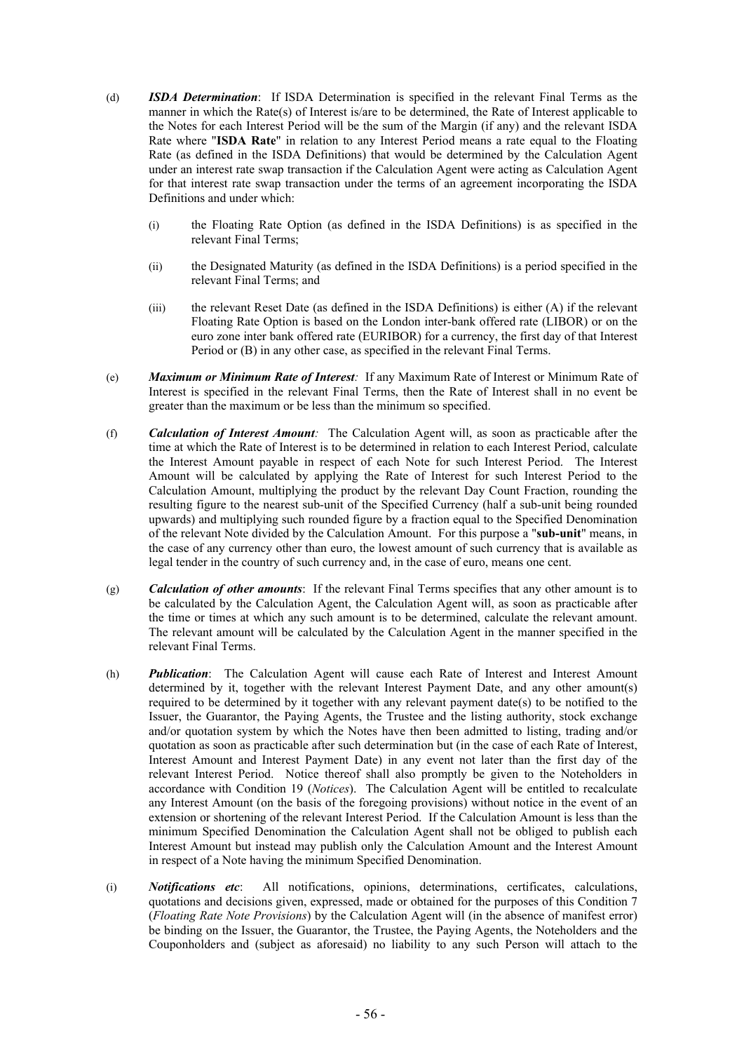(d) ***ISDA Determination***: If ISDA Determination is specified in the relevant Final Terms as the manner in which the Rate(s) of Interest is/are to be determined, the Rate of Interest applicable to the Notes for each Interest Period will be the sum of the Margin (if any) and the relevant ISDA Rate where "**ISDA Rate**" in relation to any Interest Period means a rate equal to the Floating Rate (as defined in the ISDA Definitions) that would be determined by the Calculation Agent under an interest rate swap transaction if the Calculation Agent were acting as Calculation Agent for that interest rate swap transaction under the terms of an agreement incorporating the ISDA Definitions and under which:

   (i) the Floating Rate Option (as defined in the ISDA Definitions) is as specified in the relevant Final Terms;

   (ii) the Designated Maturity (as defined in the ISDA Definitions) is a period specified in the relevant Final Terms; and

   (iii) the relevant Reset Date (as defined in the ISDA Definitions) is either (A) if the relevant Floating Rate Option is based on the London inter-bank offered rate (LIBOR) or on the euro zone inter bank offered rate (EURIBOR) for a currency, the first day of that Interest Period or (B) in any other case, as specified in the relevant Final Terms.

(e) ***Maximum or Minimum Rate of Interest:*** If any Maximum Rate of Interest or Minimum Rate of Interest is specified in the relevant Final Terms, then the Rate of Interest shall in no event be greater than the maximum or be less than the minimum so specified.

(f) ***Calculation of Interest Amount:*** The Calculation Agent will, as soon as practicable after the time at which the Rate of Interest is to be determined in relation to each Interest Period, calculate the Interest Amount payable in respect of each Note for such Interest Period. The Interest Amount will be calculated by applying the Rate of Interest for such Interest Period to the Calculation Amount, multiplying the product by the relevant Day Count Fraction, rounding the resulting figure to the nearest sub-unit of the Specified Currency (half a sub-unit being rounded upwards) and multiplying such rounded figure by a fraction equal to the Specified Denomination of the relevant Note divided by the Calculation Amount. For this purpose a "**sub-unit**" means, in the case of any currency other than euro, the lowest amount of such currency that is available as legal tender in the country of such currency and, in the case of euro, means one cent.

(g) ***Calculation of other amounts***: If the relevant Final Terms specifies that any other amount is to be calculated by the Calculation Agent, the Calculation Agent will, as soon as practicable after the time or times at which any such amount is to be determined, calculate the relevant amount. The relevant amount will be calculated by the Calculation Agent in the manner specified in the relevant Final Terms.

(h) ***Publication***: The Calculation Agent will cause each Rate of Interest and Interest Amount determined by it, together with the relevant Interest Payment Date, and any other amount(s) required to be determined by it together with any relevant payment date(s) to be notified to the Issuer, the Guarantor, the Paying Agents, the Trustee and the listing authority, stock exchange and/or quotation system by which the Notes have then been admitted to listing, trading and/or quotation as soon as practicable after such determination but (in the case of each Rate of Interest, Interest Amount and Interest Payment Date) in any event not later than the first day of the relevant Interest Period. Notice thereof shall also promptly be given to the Noteholders in accordance with Condition 19 (*Notices*). The Calculation Agent will be entitled to recalculate any Interest Amount (on the basis of the foregoing provisions) without notice in the event of an extension or shortening of the relevant Interest Period. If the Calculation Amount is less than the minimum Specified Denomination the Calculation Agent shall not be obliged to publish each Interest Amount but instead may publish only the Calculation Amount and the Interest Amount in respect of a Note having the minimum Specified Denomination.

(i) ***Notifications etc***: All notifications, opinions, determinations, certificates, calculations, quotations and decisions given, expressed, made or obtained for the purposes of this Condition 7 (*Floating Rate Note Provisions*) by the Calculation Agent will (in the absence of manifest error) be binding on the Issuer, the Guarantor, the Trustee, the Paying Agents, the Noteholders and the Couponholders and (subject as aforesaid) no liability to any such Person will attach to the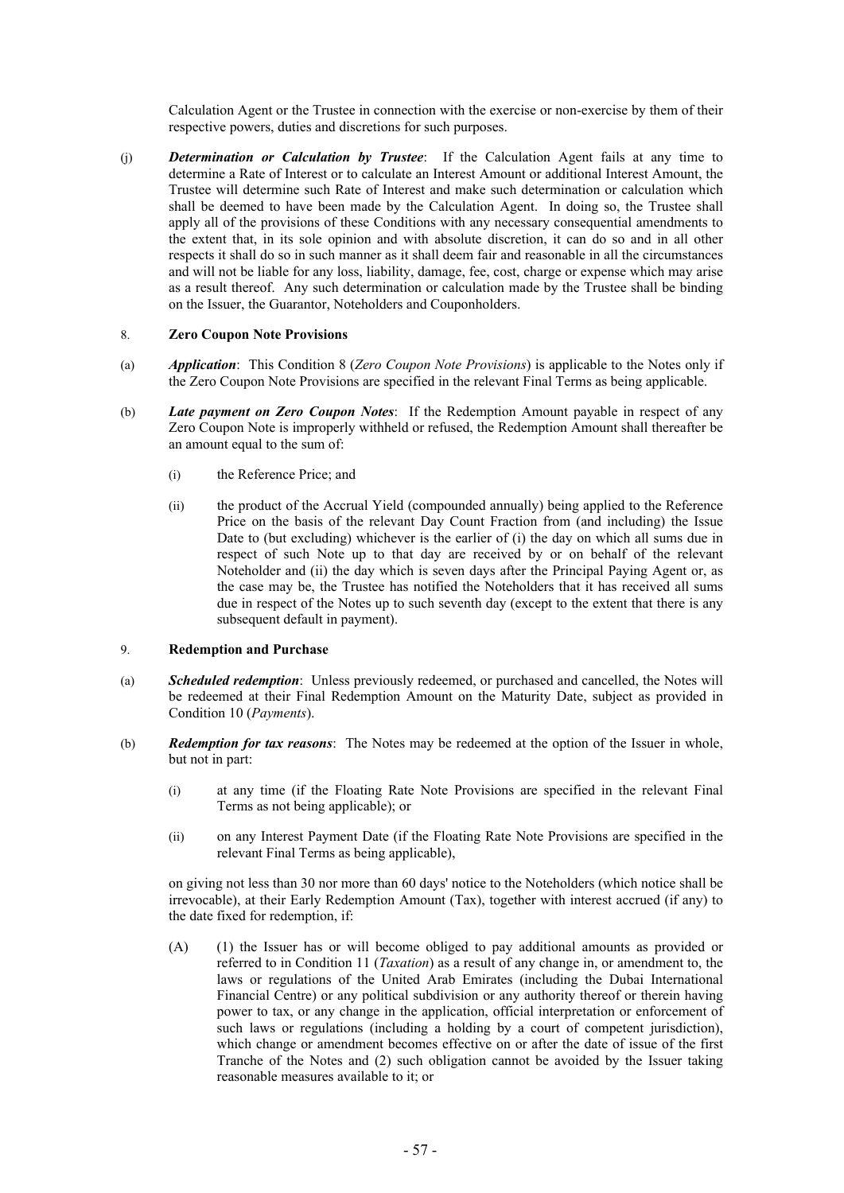Calculation Agent or the Trustee in connection with the exercise or non-exercise by them of their respective powers, duties and discretions for such purposes.

(j) ***Determination or Calculation by Trustee***: If the Calculation Agent fails at any time to determine a Rate of Interest or to calculate an Interest Amount or additional Interest Amount, the Trustee will determine such Rate of Interest and make such determination or calculation which shall be deemed to have been made by the Calculation Agent. In doing so, the Trustee shall apply all of the provisions of these Conditions with any necessary consequential amendments to the extent that, in its sole opinion and with absolute discretion, it can do so and in all other respects it shall do so in such manner as it shall deem fair and reasonable in all the circumstances and will not be liable for any loss, liability, damage, fee, cost, charge or expense which may arise as a result thereof. Any such determination or calculation made by the Trustee shall be binding on the Issuer, the Guarantor, Noteholders and Couponholders.

8. **Zero Coupon Note Provisions**

(a) ***Application***: This Condition 8 (*Zero Coupon Note Provisions*) is applicable to the Notes only if the Zero Coupon Note Provisions are specified in the relevant Final Terms as being applicable.

(b) ***Late payment on Zero Coupon Notes***: If the Redemption Amount payable in respect of any Zero Coupon Note is improperly withheld or refused, the Redemption Amount shall thereafter be an amount equal to the sum of:

(i) the Reference Price; and

(ii) the product of the Accrual Yield (compounded annually) being applied to the Reference Price on the basis of the relevant Day Count Fraction from (and including) the Issue Date to (but excluding) whichever is the earlier of (i) the day on which all sums due in respect of such Note up to that day are received by or on behalf of the relevant Noteholder and (ii) the day which is seven days after the Principal Paying Agent or, as the case may be, the Trustee has notified the Noteholders that it has received all sums due in respect of the Notes up to such seventh day (except to the extent that there is any subsequent default in payment).

9. **Redemption and Purchase**

(a) ***Scheduled redemption***: Unless previously redeemed, or purchased and cancelled, the Notes will be redeemed at their Final Redemption Amount on the Maturity Date, subject as provided in Condition 10 (*Payments*).

(b) ***Redemption for tax reasons***: The Notes may be redeemed at the option of the Issuer in whole, but not in part:

(i) at any time (if the Floating Rate Note Provisions are specified in the relevant Final Terms as not being applicable); or

(ii) on any Interest Payment Date (if the Floating Rate Note Provisions are specified in the relevant Final Terms as being applicable),

on giving not less than 30 nor more than 60 days' notice to the Noteholders (which notice shall be irrevocable), at their Early Redemption Amount (Tax), together with interest accrued (if any) to the date fixed for redemption, if:

(A) (1) the Issuer has or will become obliged to pay additional amounts as provided or referred to in Condition 11 (*Taxation*) as a result of any change in, or amendment to, the laws or regulations of the United Arab Emirates (including the Dubai International Financial Centre) or any political subdivision or any authority thereof or therein having power to tax, or any change in the application, official interpretation or enforcement of such laws or regulations (including a holding by a court of competent jurisdiction), which change or amendment becomes effective on or after the date of issue of the first Tranche of the Notes and (2) such obligation cannot be avoided by the Issuer taking reasonable measures available to it; or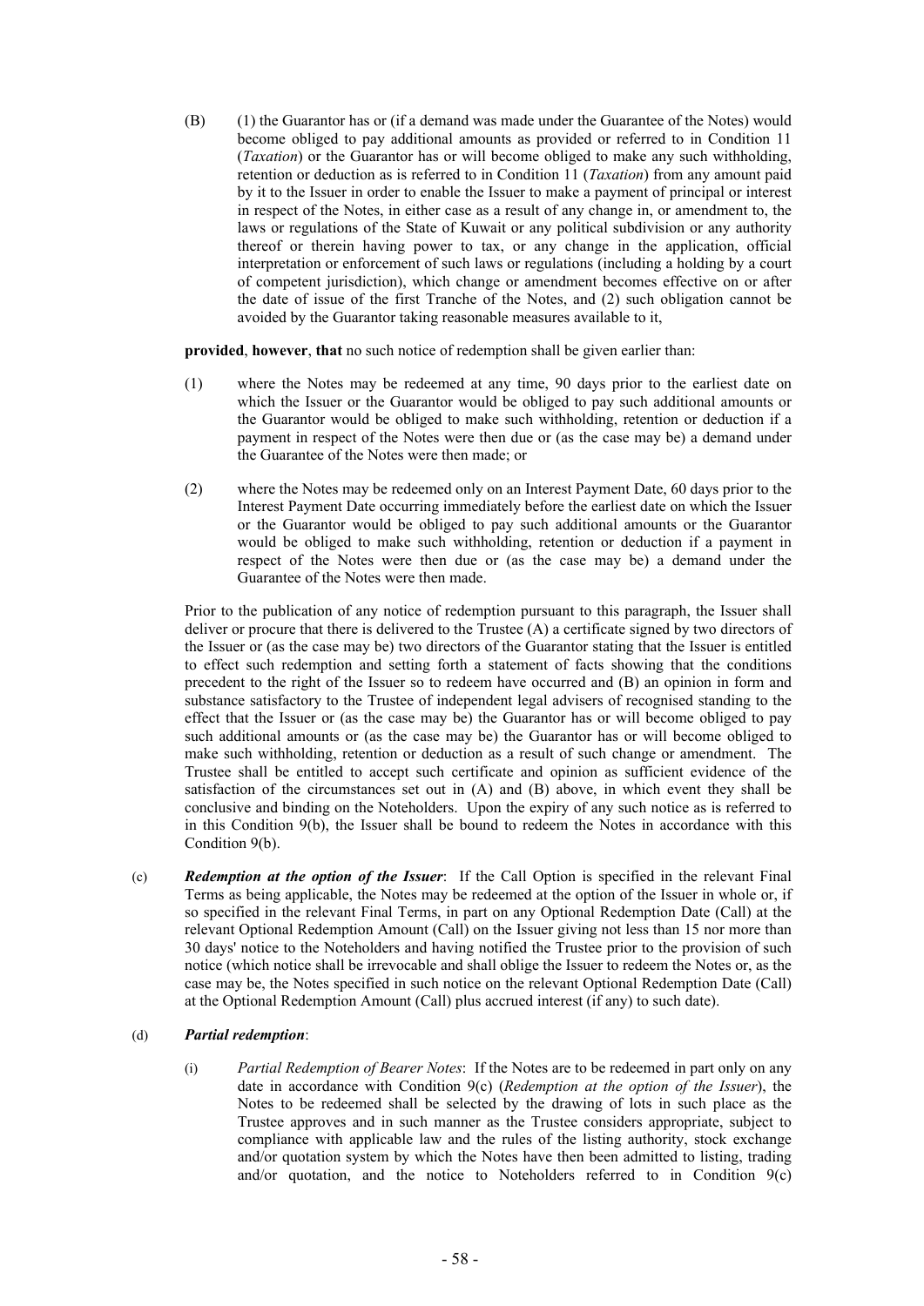(B) (1) the Guarantor has or (if a demand was made under the Guarantee of the Notes) would become obliged to pay additional amounts as provided or referred to in Condition 11 (*Taxation*) or the Guarantor has or will become obliged to make any such withholding, retention or deduction as is referred to in Condition 11 (*Taxation*) from any amount paid by it to the Issuer in order to enable the Issuer to make a payment of principal or interest in respect of the Notes, in either case as a result of any change in, or amendment to, the laws or regulations of the State of Kuwait or any political subdivision or any authority thereof or therein having power to tax, or any change in the application, official interpretation or enforcement of such laws or regulations (including a holding by a court of competent jurisdiction), which change or amendment becomes effective on or after the date of issue of the first Tranche of the Notes, and (2) such obligation cannot be avoided by the Guarantor taking reasonable measures available to it,

**provided**, **however**, **that** no such notice of redemption shall be given earlier than:

(1) where the Notes may be redeemed at any time, 90 days prior to the earliest date on which the Issuer or the Guarantor would be obliged to pay such additional amounts or the Guarantor would be obliged to make such withholding, retention or deduction if a payment in respect of the Notes were then due or (as the case may be) a demand under the Guarantee of the Notes were then made; or

(2) where the Notes may be redeemed only on an Interest Payment Date, 60 days prior to the Interest Payment Date occurring immediately before the earliest date on which the Issuer or the Guarantor would be obliged to pay such additional amounts or the Guarantor would be obliged to make such withholding, retention or deduction if a payment in respect of the Notes were then due or (as the case may be) a demand under the Guarantee of the Notes were then made.

Prior to the publication of any notice of redemption pursuant to this paragraph, the Issuer shall deliver or procure that there is delivered to the Trustee (A) a certificate signed by two directors of the Issuer or (as the case may be) two directors of the Guarantor stating that the Issuer is entitled to effect such redemption and setting forth a statement of facts showing that the conditions precedent to the right of the Issuer so to redeem have occurred and (B) an opinion in form and substance satisfactory to the Trustee of independent legal advisers of recognised standing to the effect that the Issuer or (as the case may be) the Guarantor has or will become obliged to pay such additional amounts or (as the case may be) the Guarantor has or will become obliged to make such withholding, retention or deduction as a result of such change or amendment. The Trustee shall be entitled to accept such certificate and opinion as sufficient evidence of the satisfaction of the circumstances set out in (A) and (B) above, in which event they shall be conclusive and binding on the Noteholders. Upon the expiry of any such notice as is referred to in this Condition 9(b), the Issuer shall be bound to redeem the Notes in accordance with this Condition 9(b).

(c) ***Redemption at the option of the Issuer***: If the Call Option is specified in the relevant Final Terms as being applicable, the Notes may be redeemed at the option of the Issuer in whole or, if so specified in the relevant Final Terms, in part on any Optional Redemption Date (Call) at the relevant Optional Redemption Amount (Call) on the Issuer giving not less than 15 nor more than 30 days' notice to the Noteholders and having notified the Trustee prior to the provision of such notice (which notice shall be irrevocable and shall oblige the Issuer to redeem the Notes or, as the case may be, the Notes specified in such notice on the relevant Optional Redemption Date (Call) at the Optional Redemption Amount (Call) plus accrued interest (if any) to such date).

(d) ***Partial redemption***:

(i) *Partial Redemption of Bearer Notes*: If the Notes are to be redeemed in part only on any date in accordance with Condition 9(c) (*Redemption at the option of the Issuer*), the Notes to be redeemed shall be selected by the drawing of lots in such place as the Trustee approves and in such manner as the Trustee considers appropriate, subject to compliance with applicable law and the rules of the listing authority, stock exchange and/or quotation system by which the Notes have then been admitted to listing, trading and/or quotation, and the notice to Noteholders referred to in Condition 9(c)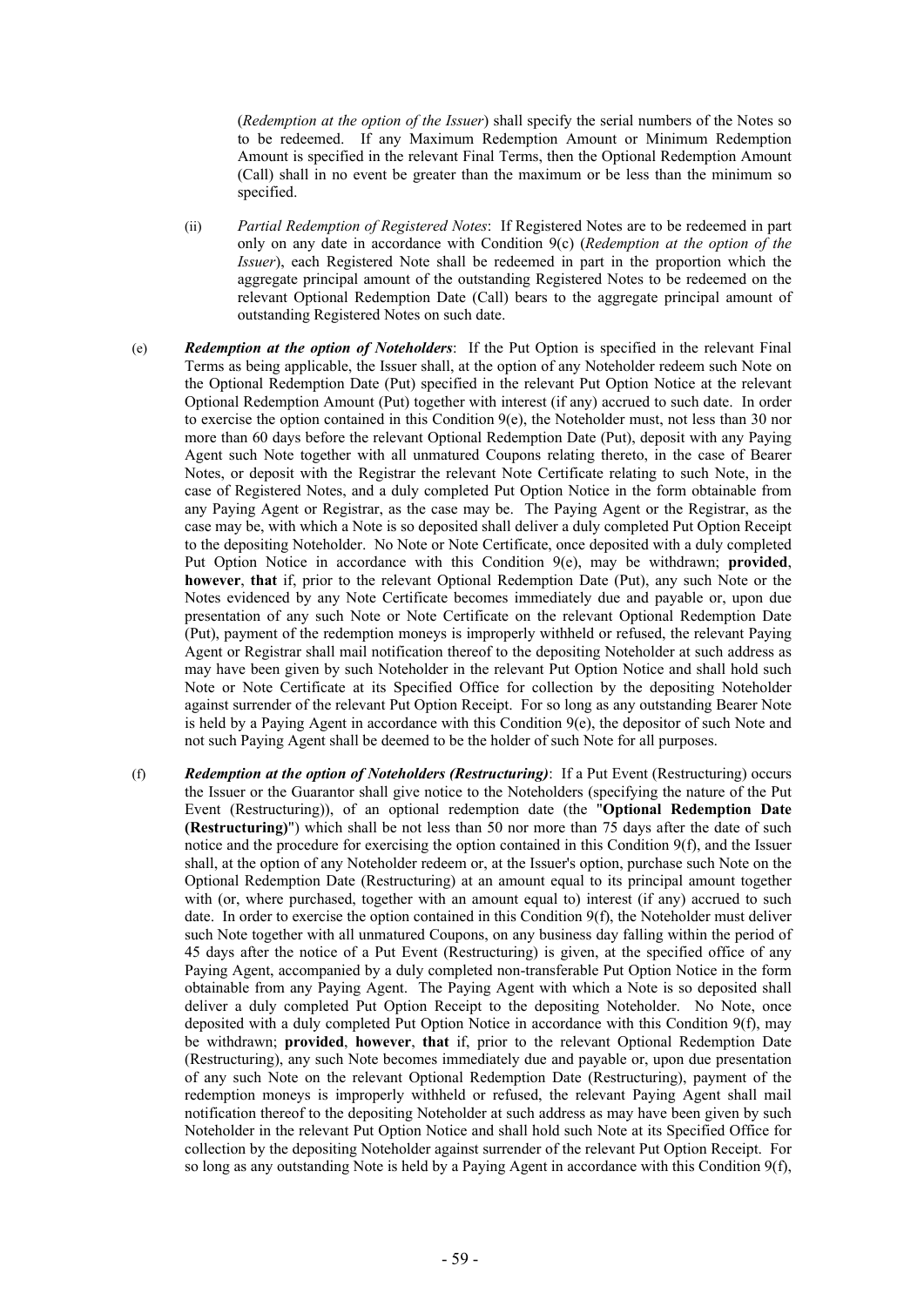(*Redemption at the option of the Issuer*) shall specify the serial numbers of the Notes so to be redeemed. If any Maximum Redemption Amount or Minimum Redemption Amount is specified in the relevant Final Terms, then the Optional Redemption Amount (Call) shall in no event be greater than the maximum or be less than the minimum so specified.

(ii) *Partial Redemption of Registered Notes*: If Registered Notes are to be redeemed in part only on any date in accordance with Condition 9(c) (*Redemption at the option of the Issuer*), each Registered Note shall be redeemed in part in the proportion which the aggregate principal amount of the outstanding Registered Notes to be redeemed on the relevant Optional Redemption Date (Call) bears to the aggregate principal amount of outstanding Registered Notes on such date.

(e) ***Redemption at the option of Noteholders***: If the Put Option is specified in the relevant Final Terms as being applicable, the Issuer shall, at the option of any Noteholder redeem such Note on the Optional Redemption Date (Put) specified in the relevant Put Option Notice at the relevant Optional Redemption Amount (Put) together with interest (if any) accrued to such date. In order to exercise the option contained in this Condition 9(e), the Noteholder must, not less than 30 nor more than 60 days before the relevant Optional Redemption Date (Put), deposit with any Paying Agent such Note together with all unmatured Coupons relating thereto, in the case of Bearer Notes, or deposit with the Registrar the relevant Note Certificate relating to such Note, in the case of Registered Notes, and a duly completed Put Option Notice in the form obtainable from any Paying Agent or Registrar, as the case may be. The Paying Agent or the Registrar, as the case may be, with which a Note is so deposited shall deliver a duly completed Put Option Receipt to the depositing Noteholder. No Note or Note Certificate, once deposited with a duly completed Put Option Notice in accordance with this Condition 9(e), may be withdrawn; **provided**, **however**, **that** if, prior to the relevant Optional Redemption Date (Put), any such Note or the Notes evidenced by any Note Certificate becomes immediately due and payable or, upon due presentation of any such Note or Note Certificate on the relevant Optional Redemption Date (Put), payment of the redemption moneys is improperly withheld or refused, the relevant Paying Agent or Registrar shall mail notification thereof to the depositing Noteholder at such address as may have been given by such Noteholder in the relevant Put Option Notice and shall hold such Note or Note Certificate at its Specified Office for collection by the depositing Noteholder against surrender of the relevant Put Option Receipt. For so long as any outstanding Bearer Note is held by a Paying Agent in accordance with this Condition 9(e), the depositor of such Note and not such Paying Agent shall be deemed to be the holder of such Note for all purposes.

(f) ***Redemption at the option of Noteholders (Restructuring)***: If a Put Event (Restructuring) occurs the Issuer or the Guarantor shall give notice to the Noteholders (specifying the nature of the Put Event (Restructuring)), of an optional redemption date (the "**Optional Redemption Date (Restructuring)**") which shall be not less than 50 nor more than 75 days after the date of such notice and the procedure for exercising the option contained in this Condition 9(f), and the Issuer shall, at the option of any Noteholder redeem or, at the Issuer's option, purchase such Note on the Optional Redemption Date (Restructuring) at an amount equal to its principal amount together with (or, where purchased, together with an amount equal to) interest (if any) accrued to such date. In order to exercise the option contained in this Condition 9(f), the Noteholder must deliver such Note together with all unmatured Coupons, on any business day falling within the period of 45 days after the notice of a Put Event (Restructuring) is given, at the specified office of any Paying Agent, accompanied by a duly completed non-transferable Put Option Notice in the form obtainable from any Paying Agent. The Paying Agent with which a Note is so deposited shall deliver a duly completed Put Option Receipt to the depositing Noteholder. No Note, once deposited with a duly completed Put Option Notice in accordance with this Condition 9(f), may be withdrawn; **provided**, **however**, **that** if, prior to the relevant Optional Redemption Date (Restructuring), any such Note becomes immediately due and payable or, upon due presentation of any such Note on the relevant Optional Redemption Date (Restructuring), payment of the redemption moneys is improperly withheld or refused, the relevant Paying Agent shall mail notification thereof to the depositing Noteholder at such address as may have been given by such Noteholder in the relevant Put Option Notice and shall hold such Note at its Specified Office for collection by the depositing Noteholder against surrender of the relevant Put Option Receipt. For so long as any outstanding Note is held by a Paying Agent in accordance with this Condition 9(f),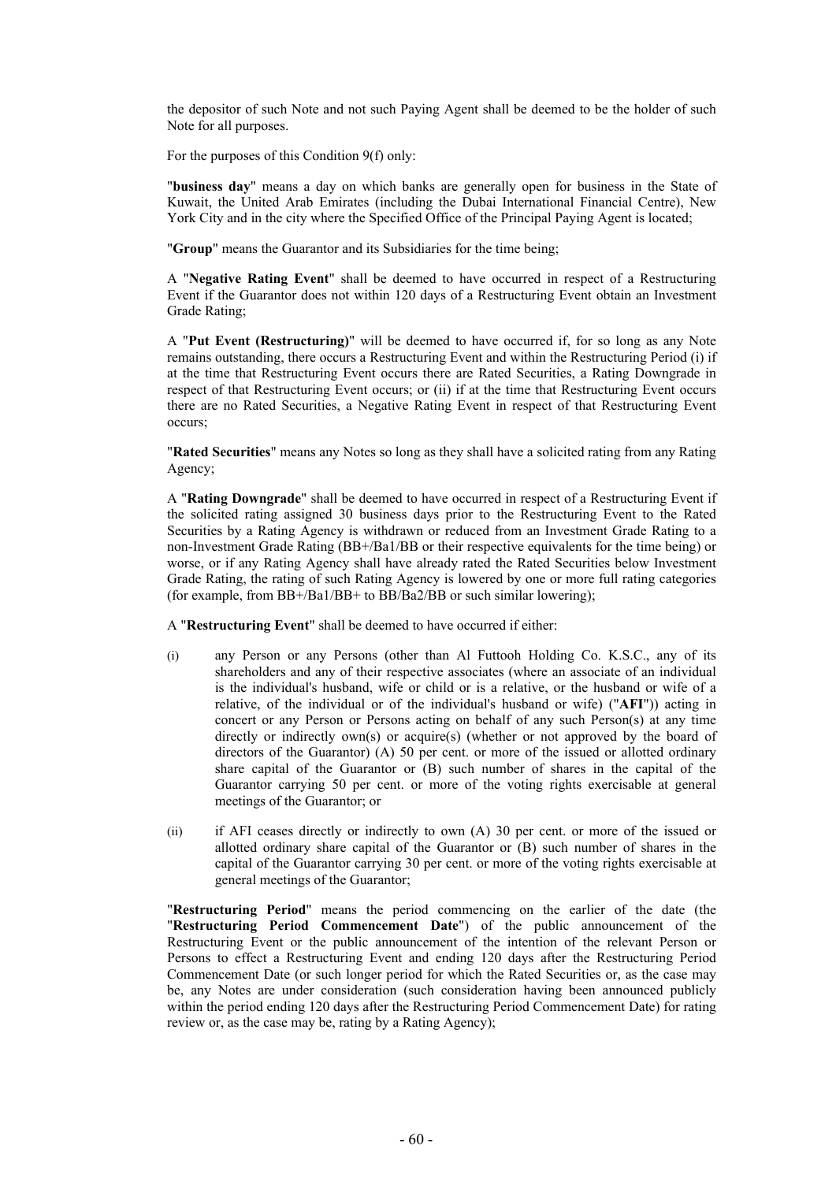the depositor of such Note and not such Paying Agent shall be deemed to be the holder of such Note for all purposes.

For the purposes of this Condition 9(f) only:

"**business day**" means a day on which banks are generally open for business in the State of Kuwait, the United Arab Emirates (including the Dubai International Financial Centre), New York City and in the city where the Specified Office of the Principal Paying Agent is located;

"**Group**" means the Guarantor and its Subsidiaries for the time being;

A "**Negative Rating Event**" shall be deemed to have occurred in respect of a Restructuring Event if the Guarantor does not within 120 days of a Restructuring Event obtain an Investment Grade Rating;

A "**Put Event (Restructuring)**" will be deemed to have occurred if, for so long as any Note remains outstanding, there occurs a Restructuring Event and within the Restructuring Period (i) if at the time that Restructuring Event occurs there are Rated Securities, a Rating Downgrade in respect of that Restructuring Event occurs; or (ii) if at the time that Restructuring Event occurs there are no Rated Securities, a Negative Rating Event in respect of that Restructuring Event occurs;

"**Rated Securities**" means any Notes so long as they shall have a solicited rating from any Rating Agency;

A "**Rating Downgrade**" shall be deemed to have occurred in respect of a Restructuring Event if the solicited rating assigned 30 business days prior to the Restructuring Event to the Rated Securities by a Rating Agency is withdrawn or reduced from an Investment Grade Rating to a non-Investment Grade Rating (BB+/Ba1/BB or their respective equivalents for the time being) or worse, or if any Rating Agency shall have already rated the Rated Securities below Investment Grade Rating, the rating of such Rating Agency is lowered by one or more full rating categories (for example, from BB+/Ba1/BB+ to BB/Ba2/BB or such similar lowering);

A "**Restructuring Event**" shall be deemed to have occurred if either:

(i) any Person or any Persons (other than Al Futtooh Holding Co. K.S.C., any of its shareholders and any of their respective associates (where an associate of an individual is the individual's husband, wife or child or is a relative, or the husband or wife of a relative, of the individual or of the individual's husband or wife) ("**AFI**")) acting in concert or any Person or Persons acting on behalf of any such Person(s) at any time directly or indirectly own(s) or acquire(s) (whether or not approved by the board of directors of the Guarantor) (A) 50 per cent. or more of the issued or allotted ordinary share capital of the Guarantor or (B) such number of shares in the capital of the Guarantor carrying 50 per cent. or more of the voting rights exercisable at general meetings of the Guarantor; or

(ii) if AFI ceases directly or indirectly to own (A) 30 per cent. or more of the issued or allotted ordinary share capital of the Guarantor or (B) such number of shares in the capital of the Guarantor carrying 30 per cent. or more of the voting rights exercisable at general meetings of the Guarantor;

"**Restructuring Period**" means the period commencing on the earlier of the date (the "**Restructuring Period Commencement Date**") of the public announcement of the Restructuring Event or the public announcement of the intention of the relevant Person or Persons to effect a Restructuring Event and ending 120 days after the Restructuring Period Commencement Date (or such longer period for which the Rated Securities or, as the case may be, any Notes are under consideration (such consideration having been announced publicly within the period ending 120 days after the Restructuring Period Commencement Date) for rating review or, as the case may be, rating by a Rating Agency);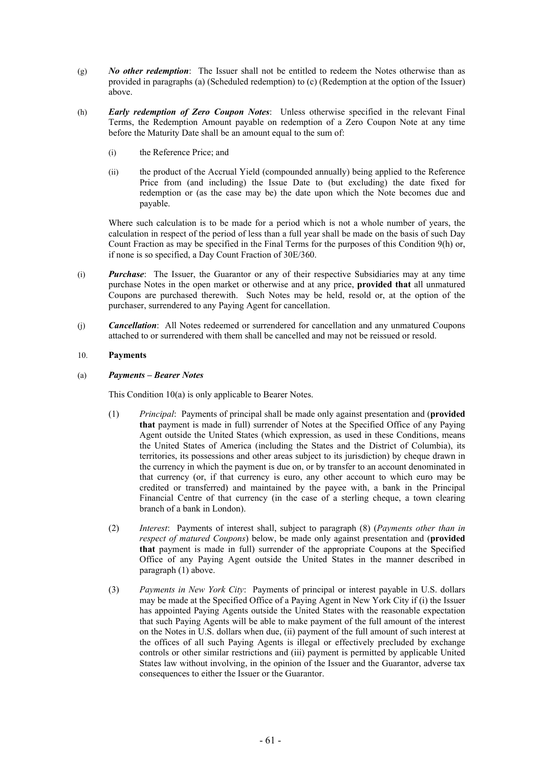(g) ***No other redemption***: The Issuer shall not be entitled to redeem the Notes otherwise than as provided in paragraphs (a) (Scheduled redemption) to (c) (Redemption at the option of the Issuer) above.

(h) ***Early redemption of Zero Coupon Notes***: Unless otherwise specified in the relevant Final Terms, the Redemption Amount payable on redemption of a Zero Coupon Note at any time before the Maturity Date shall be an amount equal to the sum of:

(i) the Reference Price; and

(ii) the product of the Accrual Yield (compounded annually) being applied to the Reference Price from (and including) the Issue Date to (but excluding) the date fixed for redemption or (as the case may be) the date upon which the Note becomes due and payable.

Where such calculation is to be made for a period which is not a whole number of years, the calculation in respect of the period of less than a full year shall be made on the basis of such Day Count Fraction as may be specified in the Final Terms for the purposes of this Condition 9(h) or, if none is so specified, a Day Count Fraction of 30E/360.

(i) ***Purchase***: The Issuer, the Guarantor or any of their respective Subsidiaries may at any time purchase Notes in the open market or otherwise and at any price, **provided that** all unmatured Coupons are purchased therewith. Such Notes may be held, resold or, at the option of the purchaser, surrendered to any Paying Agent for cancellation.

(j) ***Cancellation***: All Notes redeemed or surrendered for cancellation and any unmatured Coupons attached to or surrendered with them shall be cancelled and may not be reissued or resold.

## 10. Payments

### (a) *Payments – Bearer Notes*

This Condition 10(a) is only applicable to Bearer Notes.

(1) *Principal*: Payments of principal shall be made only against presentation and (**provided that** payment is made in full) surrender of Notes at the Specified Office of any Paying Agent outside the United States (which expression, as used in these Conditions, means the United States of America (including the States and the District of Columbia), its territories, its possessions and other areas subject to its jurisdiction) by cheque drawn in the currency in which the payment is due on, or by transfer to an account denominated in that currency (or, if that currency is euro, any other account to which euro may be credited or transferred) and maintained by the payee with, a bank in the Principal Financial Centre of that currency (in the case of a sterling cheque, a town clearing branch of a bank in London).

(2) *Interest*: Payments of interest shall, subject to paragraph (8) (*Payments other than in respect of matured Coupons*) below, be made only against presentation and (**provided that** payment is made in full) surrender of the appropriate Coupons at the Specified Office of any Paying Agent outside the United States in the manner described in paragraph (1) above.

(3) *Payments in New York City*: Payments of principal or interest payable in U.S. dollars may be made at the Specified Office of a Paying Agent in New York City if (i) the Issuer has appointed Paying Agents outside the United States with the reasonable expectation that such Paying Agents will be able to make payment of the full amount of the interest on the Notes in U.S. dollars when due, (ii) payment of the full amount of such interest at the offices of all such Paying Agents is illegal or effectively precluded by exchange controls or other similar restrictions and (iii) payment is permitted by applicable United States law without involving, in the opinion of the Issuer and the Guarantor, adverse tax consequences to either the Issuer or the Guarantor.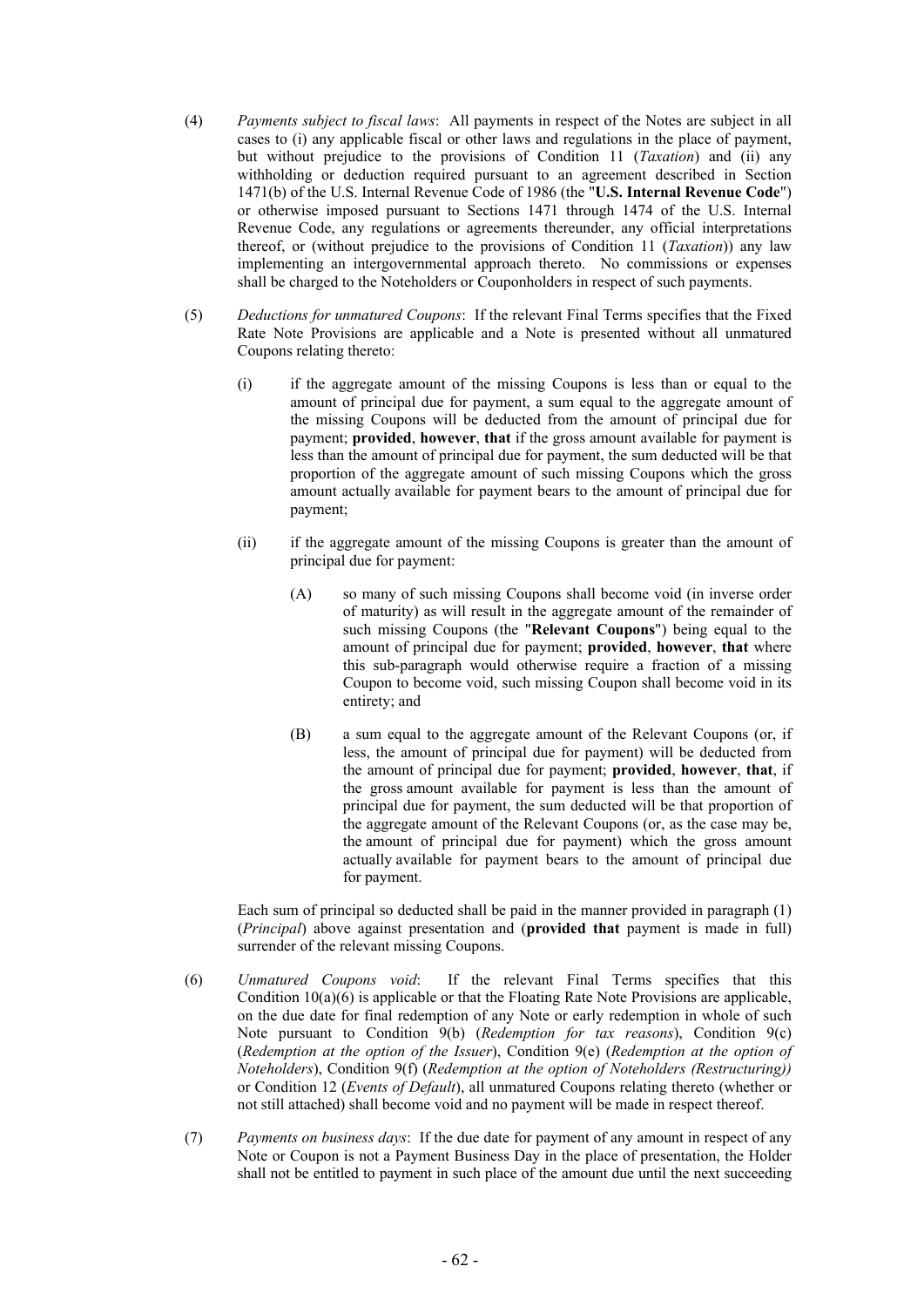(4) *Payments subject to fiscal laws*: All payments in respect of the Notes are subject in all cases to (i) any applicable fiscal or other laws and regulations in the place of payment, but without prejudice to the provisions of Condition 11 (*Taxation*) and (ii) any withholding or deduction required pursuant to an agreement described in Section 1471(b) of the U.S. Internal Revenue Code of 1986 (the "**U.S. Internal Revenue Code**") or otherwise imposed pursuant to Sections 1471 through 1474 of the U.S. Internal Revenue Code, any regulations or agreements thereunder, any official interpretations thereof, or (without prejudice to the provisions of Condition 11 (*Taxation*)) any law implementing an intergovernmental approach thereto. No commissions or expenses shall be charged to the Noteholders or Couponholders in respect of such payments.

(5) *Deductions for unmatured Coupons*: If the relevant Final Terms specifies that the Fixed Rate Note Provisions are applicable and a Note is presented without all unmatured Coupons relating thereto:

(i) if the aggregate amount of the missing Coupons is less than or equal to the amount of principal due for payment, a sum equal to the aggregate amount of the missing Coupons will be deducted from the amount of principal due for payment; **provided**, **however**, **that** if the gross amount available for payment is less than the amount of principal due for payment, the sum deducted will be that proportion of the aggregate amount of such missing Coupons which the gross amount actually available for payment bears to the amount of principal due for payment;

(ii) if the aggregate amount of the missing Coupons is greater than the amount of principal due for payment:

(A) so many of such missing Coupons shall become void (in inverse order of maturity) as will result in the aggregate amount of the remainder of such missing Coupons (the "**Relevant Coupons**") being equal to the amount of principal due for payment; **provided**, **however**, **that** where this sub-paragraph would otherwise require a fraction of a missing Coupon to become void, such missing Coupon shall become void in its entirety; and

(B) a sum equal to the aggregate amount of the Relevant Coupons (or, if less, the amount of principal due for payment) will be deducted from the amount of principal due for payment; **provided**, **however**, **that**, if the gross amount available for payment is less than the amount of principal due for payment, the sum deducted will be that proportion of the aggregate amount of the Relevant Coupons (or, as the case may be, the amount of principal due for payment) which the gross amount actually available for payment bears to the amount of principal due for payment.

Each sum of principal so deducted shall be paid in the manner provided in paragraph (1) (*Principal*) above against presentation and (**provided that** payment is made in full) surrender of the relevant missing Coupons.

(6) *Unmatured Coupons void*: If the relevant Final Terms specifies that this Condition 10(a)(6) is applicable or that the Floating Rate Note Provisions are applicable, on the due date for final redemption of any Note or early redemption in whole of such Note pursuant to Condition 9(b) (*Redemption for tax reasons*), Condition 9(c) (*Redemption at the option of the Issuer*), Condition 9(e) (*Redemption at the option of Noteholders*), Condition 9(f) (*Redemption at the option of Noteholders (Restructuring))* or Condition 12 (*Events of Default*), all unmatured Coupons relating thereto (whether or not still attached) shall become void and no payment will be made in respect thereof.

(7) *Payments on business days*: If the due date for payment of any amount in respect of any Note or Coupon is not a Payment Business Day in the place of presentation, the Holder shall not be entitled to payment in such place of the amount due until the next succeeding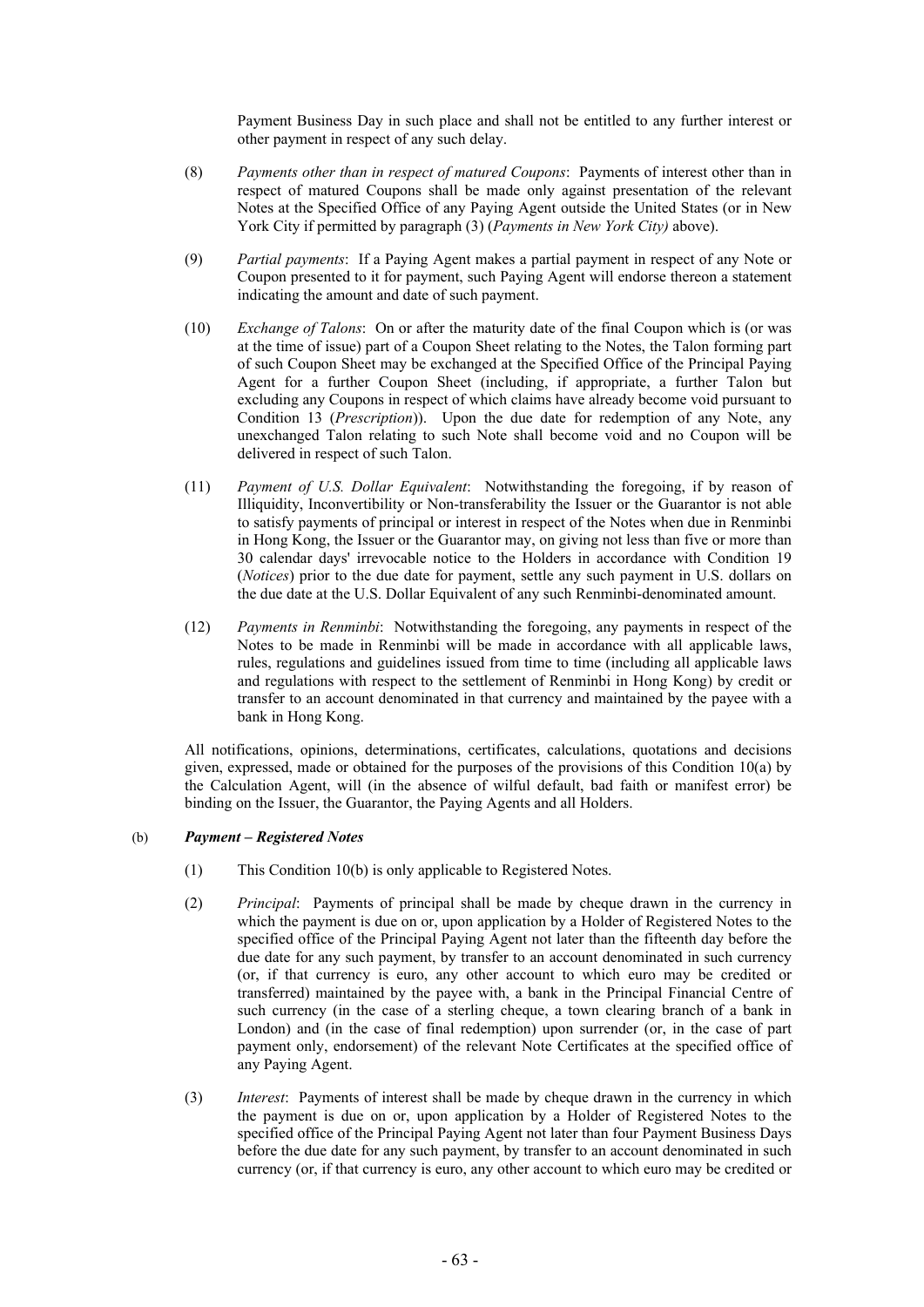Payment Business Day in such place and shall not be entitled to any further interest or other payment in respect of any such delay.

(8) *Payments other than in respect of matured Coupons*: Payments of interest other than in respect of matured Coupons shall be made only against presentation of the relevant Notes at the Specified Office of any Paying Agent outside the United States (or in New York City if permitted by paragraph (3) (*Payments in New York City)* above).

(9) *Partial payments*: If a Paying Agent makes a partial payment in respect of any Note or Coupon presented to it for payment, such Paying Agent will endorse thereon a statement indicating the amount and date of such payment.

(10) *Exchange of Talons*: On or after the maturity date of the final Coupon which is (or was at the time of issue) part of a Coupon Sheet relating to the Notes, the Talon forming part of such Coupon Sheet may be exchanged at the Specified Office of the Principal Paying Agent for a further Coupon Sheet (including, if appropriate, a further Talon but excluding any Coupons in respect of which claims have already become void pursuant to Condition 13 (*Prescription*)). Upon the due date for redemption of any Note, any unexchanged Talon relating to such Note shall become void and no Coupon will be delivered in respect of such Talon.

(11) *Payment of U.S. Dollar Equivalent*: Notwithstanding the foregoing, if by reason of Illiquidity, Inconvertibility or Non-transferability the Issuer or the Guarantor is not able to satisfy payments of principal or interest in respect of the Notes when due in Renminbi in Hong Kong, the Issuer or the Guarantor may, on giving not less than five or more than 30 calendar days' irrevocable notice to the Holders in accordance with Condition 19 (*Notices*) prior to the due date for payment, settle any such payment in U.S. dollars on the due date at the U.S. Dollar Equivalent of any such Renminbi-denominated amount.

(12) *Payments in Renminbi*: Notwithstanding the foregoing, any payments in respect of the Notes to be made in Renminbi will be made in accordance with all applicable laws, rules, regulations and guidelines issued from time to time (including all applicable laws and regulations with respect to the settlement of Renminbi in Hong Kong) by credit or transfer to an account denominated in that currency and maintained by the payee with a bank in Hong Kong.

All notifications, opinions, determinations, certificates, calculations, quotations and decisions given, expressed, made or obtained for the purposes of the provisions of this Condition 10(a) by the Calculation Agent, will (in the absence of wilful default, bad faith or manifest error) be binding on the Issuer, the Guarantor, the Paying Agents and all Holders.

(b) ***Payment – Registered Notes***

(1) This Condition 10(b) is only applicable to Registered Notes.

(2) *Principal*: Payments of principal shall be made by cheque drawn in the currency in which the payment is due on or, upon application by a Holder of Registered Notes to the specified office of the Principal Paying Agent not later than the fifteenth day before the due date for any such payment, by transfer to an account denominated in such currency (or, if that currency is euro, any other account to which euro may be credited or transferred) maintained by the payee with, a bank in the Principal Financial Centre of such currency (in the case of a sterling cheque, a town clearing branch of a bank in London) and (in the case of final redemption) upon surrender (or, in the case of part payment only, endorsement) of the relevant Note Certificates at the specified office of any Paying Agent.

(3) *Interest*: Payments of interest shall be made by cheque drawn in the currency in which the payment is due on or, upon application by a Holder of Registered Notes to the specified office of the Principal Paying Agent not later than four Payment Business Days before the due date for any such payment, by transfer to an account denominated in such currency (or, if that currency is euro, any other account to which euro may be credited or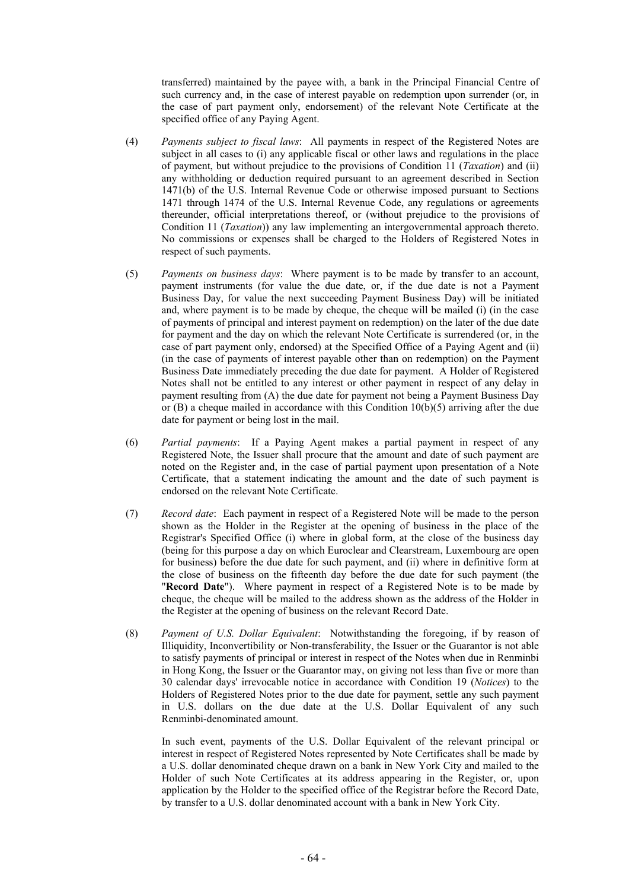transferred) maintained by the payee with, a bank in the Principal Financial Centre of such currency and, in the case of interest payable on redemption upon surrender (or, in the case of part payment only, endorsement) of the relevant Note Certificate at the specified office of any Paying Agent.

(4) *Payments subject to fiscal laws*: All payments in respect of the Registered Notes are subject in all cases to (i) any applicable fiscal or other laws and regulations in the place of payment, but without prejudice to the provisions of Condition 11 (*Taxation*) and (ii) any withholding or deduction required pursuant to an agreement described in Section 1471(b) of the U.S. Internal Revenue Code or otherwise imposed pursuant to Sections 1471 through 1474 of the U.S. Internal Revenue Code, any regulations or agreements thereunder, official interpretations thereof, or (without prejudice to the provisions of Condition 11 (*Taxation*)) any law implementing an intergovernmental approach thereto. No commissions or expenses shall be charged to the Holders of Registered Notes in respect of such payments.

(5) *Payments on business days*: Where payment is to be made by transfer to an account, payment instruments (for value the due date, or, if the due date is not a Payment Business Day, for value the next succeeding Payment Business Day) will be initiated and, where payment is to be made by cheque, the cheque will be mailed (i) (in the case of payments of principal and interest payment on redemption) on the later of the due date for payment and the day on which the relevant Note Certificate is surrendered (or, in the case of part payment only, endorsed) at the Specified Office of a Paying Agent and (ii) (in the case of payments of interest payable other than on redemption) on the Payment Business Date immediately preceding the due date for payment. A Holder of Registered Notes shall not be entitled to any interest or other payment in respect of any delay in payment resulting from (A) the due date for payment not being a Payment Business Day or (B) a cheque mailed in accordance with this Condition 10(b)(5) arriving after the due date for payment or being lost in the mail.

(6) *Partial payments*: If a Paying Agent makes a partial payment in respect of any Registered Note, the Issuer shall procure that the amount and date of such payment are noted on the Register and, in the case of partial payment upon presentation of a Note Certificate, that a statement indicating the amount and the date of such payment is endorsed on the relevant Note Certificate.

(7) *Record date*: Each payment in respect of a Registered Note will be made to the person shown as the Holder in the Register at the opening of business in the place of the Registrar's Specified Office (i) where in global form, at the close of the business day (being for this purpose a day on which Euroclear and Clearstream, Luxembourg are open for business) before the due date for such payment, and (ii) where in definitive form at the close of business on the fifteenth day before the due date for such payment (the "**Record Date**"). Where payment in respect of a Registered Note is to be made by cheque, the cheque will be mailed to the address shown as the address of the Holder in the Register at the opening of business on the relevant Record Date.

(8) *Payment of U.S. Dollar Equivalent*: Notwithstanding the foregoing, if by reason of Illiquidity, Inconvertibility or Non-transferability, the Issuer or the Guarantor is not able to satisfy payments of principal or interest in respect of the Notes when due in Renminbi in Hong Kong, the Issuer or the Guarantor may, on giving not less than five or more than 30 calendar days' irrevocable notice in accordance with Condition 19 (*Notices*) to the Holders of Registered Notes prior to the due date for payment, settle any such payment in U.S. dollars on the due date at the U.S. Dollar Equivalent of any such Renminbi-denominated amount.

In such event, payments of the U.S. Dollar Equivalent of the relevant principal or interest in respect of Registered Notes represented by Note Certificates shall be made by a U.S. dollar denominated cheque drawn on a bank in New York City and mailed to the Holder of such Note Certificates at its address appearing in the Register, or, upon application by the Holder to the specified office of the Registrar before the Record Date, by transfer to a U.S. dollar denominated account with a bank in New York City.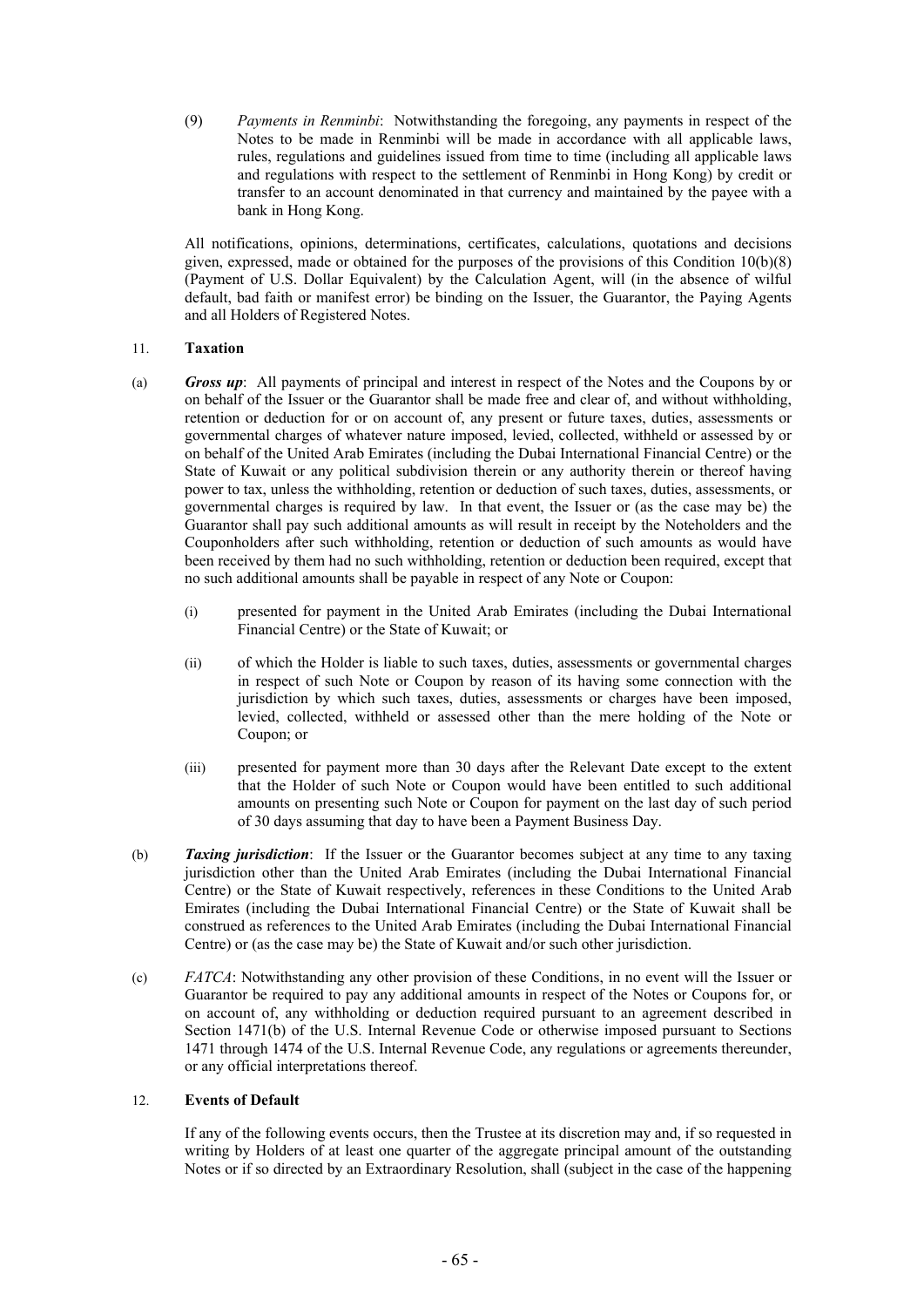(9) *Payments in Renminbi*: Notwithstanding the foregoing, any payments in respect of the Notes to be made in Renminbi will be made in accordance with all applicable laws, rules, regulations and guidelines issued from time to time (including all applicable laws and regulations with respect to the settlement of Renminbi in Hong Kong) by credit or transfer to an account denominated in that currency and maintained by the payee with a bank in Hong Kong.

All notifications, opinions, determinations, certificates, calculations, quotations and decisions given, expressed, made or obtained for the purposes of the provisions of this Condition 10(b)(8) (Payment of U.S. Dollar Equivalent) by the Calculation Agent, will (in the absence of wilful default, bad faith or manifest error) be binding on the Issuer, the Guarantor, the Paying Agents and all Holders of Registered Notes.

## 11. Taxation

(a) ***Gross up***: All payments of principal and interest in respect of the Notes and the Coupons by or on behalf of the Issuer or the Guarantor shall be made free and clear of, and without withholding, retention or deduction for or on account of, any present or future taxes, duties, assessments or governmental charges of whatever nature imposed, levied, collected, withheld or assessed by or on behalf of the United Arab Emirates (including the Dubai International Financial Centre) or the State of Kuwait or any political subdivision therein or any authority therein or thereof having power to tax, unless the withholding, retention or deduction of such taxes, duties, assessments, or governmental charges is required by law. In that event, the Issuer or (as the case may be) the Guarantor shall pay such additional amounts as will result in receipt by the Noteholders and the Couponholders after such withholding, retention or deduction of such amounts as would have been received by them had no such withholding, retention or deduction been required, except that no such additional amounts shall be payable in respect of any Note or Coupon:

   (i) presented for payment in the United Arab Emirates (including the Dubai International Financial Centre) or the State of Kuwait; or

   (ii) of which the Holder is liable to such taxes, duties, assessments or governmental charges in respect of such Note or Coupon by reason of its having some connection with the jurisdiction by which such taxes, duties, assessments or charges have been imposed, levied, collected, withheld or assessed other than the mere holding of the Note or Coupon; or

   (iii) presented for payment more than 30 days after the Relevant Date except to the extent that the Holder of such Note or Coupon would have been entitled to such additional amounts on presenting such Note or Coupon for payment on the last day of such period of 30 days assuming that day to have been a Payment Business Day.

(b) ***Taxing jurisdiction***: If the Issuer or the Guarantor becomes subject at any time to any taxing jurisdiction other than the United Arab Emirates (including the Dubai International Financial Centre) or the State of Kuwait respectively, references in these Conditions to the United Arab Emirates (including the Dubai International Financial Centre) or the State of Kuwait shall be construed as references to the United Arab Emirates (including the Dubai International Financial Centre) or (as the case may be) the State of Kuwait and/or such other jurisdiction.

(c) *FATCA*: Notwithstanding any other provision of these Conditions, in no event will the Issuer or Guarantor be required to pay any additional amounts in respect of the Notes or Coupons for, or on account of, any withholding or deduction required pursuant to an agreement described in Section 1471(b) of the U.S. Internal Revenue Code or otherwise imposed pursuant to Sections 1471 through 1474 of the U.S. Internal Revenue Code, any regulations or agreements thereunder, or any official interpretations thereof.

## 12. Events of Default

If any of the following events occurs, then the Trustee at its discretion may and, if so requested in writing by Holders of at least one quarter of the aggregate principal amount of the outstanding Notes or if so directed by an Extraordinary Resolution, shall (subject in the case of the happening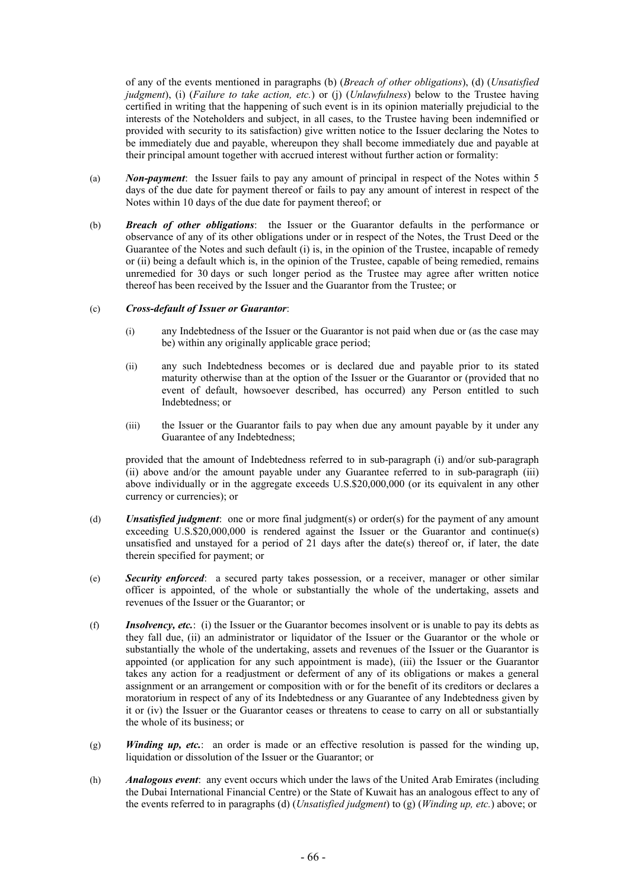of any of the events mentioned in paragraphs (b) (*Breach of other obligations*), (d) (*Unsatisfied judgment*), (i) (*Failure to take action, etc.*) or (j) (*Unlawfulness*) below to the Trustee having certified in writing that the happening of such event is in its opinion materially prejudicial to the interests of the Noteholders and subject, in all cases, to the Trustee having been indemnified or provided with security to its satisfaction) give written notice to the Issuer declaring the Notes to be immediately due and payable, whereupon they shall become immediately due and payable at their principal amount together with accrued interest without further action or formality:

(a) ***Non-payment***: the Issuer fails to pay any amount of principal in respect of the Notes within 5 days of the due date for payment thereof or fails to pay any amount of interest in respect of the Notes within 10 days of the due date for payment thereof; or

(b) ***Breach of other obligations***: the Issuer or the Guarantor defaults in the performance or observance of any of its other obligations under or in respect of the Notes, the Trust Deed or the Guarantee of the Notes and such default (i) is, in the opinion of the Trustee, incapable of remedy or (ii) being a default which is, in the opinion of the Trustee, capable of being remedied, remains unremedied for 30 days or such longer period as the Trustee may agree after written notice thereof has been received by the Issuer and the Guarantor from the Trustee; or

(c) ***Cross-default of Issuer or Guarantor***:

   (i) any Indebtedness of the Issuer or the Guarantor is not paid when due or (as the case may be) within any originally applicable grace period;

   (ii) any such Indebtedness becomes or is declared due and payable prior to its stated maturity otherwise than at the option of the Issuer or the Guarantor or (provided that no event of default, howsoever described, has occurred) any Person entitled to such Indebtedness; or

   (iii) the Issuer or the Guarantor fails to pay when due any amount payable by it under any Guarantee of any Indebtedness;

   provided that the amount of Indebtedness referred to in sub-paragraph (i) and/or sub-paragraph (ii) above and/or the amount payable under any Guarantee referred to in sub-paragraph (iii) above individually or in the aggregate exceeds U.S.$20,000,000 (or its equivalent in any other currency or currencies); or

(d) ***Unsatisfied judgment***: one or more final judgment(s) or order(s) for the payment of any amount exceeding U.S.$20,000,000 is rendered against the Issuer or the Guarantor and continue(s) unsatisfied and unstayed for a period of 21 days after the date(s) thereof or, if later, the date therein specified for payment; or

(e) ***Security enforced***: a secured party takes possession, or a receiver, manager or other similar officer is appointed, of the whole or substantially the whole of the undertaking, assets and revenues of the Issuer or the Guarantor; or

(f) ***Insolvency, etc.***: (i) the Issuer or the Guarantor becomes insolvent or is unable to pay its debts as they fall due, (ii) an administrator or liquidator of the Issuer or the Guarantor or the whole or substantially the whole of the undertaking, assets and revenues of the Issuer or the Guarantor is appointed (or application for any such appointment is made), (iii) the Issuer or the Guarantor takes any action for a readjustment or deferment of any of its obligations or makes a general assignment or an arrangement or composition with or for the benefit of its creditors or declares a moratorium in respect of any of its Indebtedness or any Guarantee of any Indebtedness given by it or (iv) the Issuer or the Guarantor ceases or threatens to cease to carry on all or substantially the whole of its business; or

(g) ***Winding up, etc.***: an order is made or an effective resolution is passed for the winding up, liquidation or dissolution of the Issuer or the Guarantor; or

(h) ***Analogous event***: any event occurs which under the laws of the United Arab Emirates (including the Dubai International Financial Centre) or the State of Kuwait has an analogous effect to any of the events referred to in paragraphs (d) (*Unsatisfied judgment*) to (g) (*Winding up, etc.*) above; or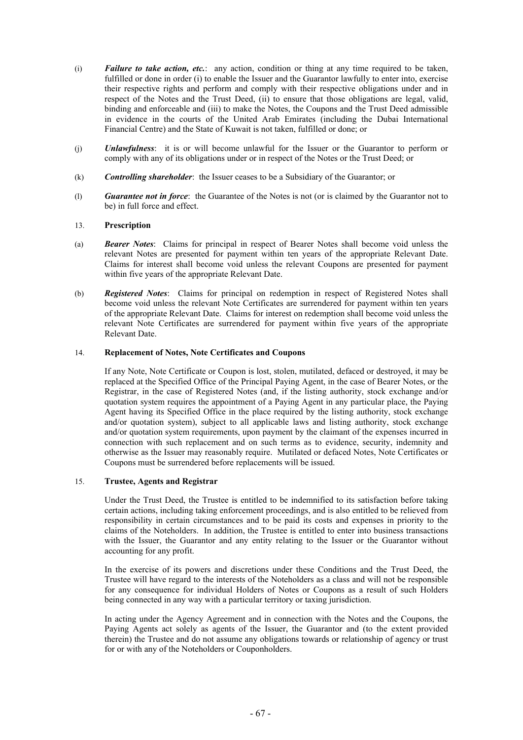(i) ***Failure to take action, etc.***: any action, condition or thing at any time required to be taken, fulfilled or done in order (i) to enable the Issuer and the Guarantor lawfully to enter into, exercise their respective rights and perform and comply with their respective obligations under and in respect of the Notes and the Trust Deed, (ii) to ensure that those obligations are legal, valid, binding and enforceable and (iii) to make the Notes, the Coupons and the Trust Deed admissible in evidence in the courts of the United Arab Emirates (including the Dubai International Financial Centre) and the State of Kuwait is not taken, fulfilled or done; or

(j) ***Unlawfulness***: it is or will become unlawful for the Issuer or the Guarantor to perform or comply with any of its obligations under or in respect of the Notes or the Trust Deed; or

(k) ***Controlling shareholder***: the Issuer ceases to be a Subsidiary of the Guarantor; or

(l) ***Guarantee not in force***: the Guarantee of the Notes is not (or is claimed by the Guarantor not to be) in full force and effect.

13. **Prescription**

(a) ***Bearer Notes***: Claims for principal in respect of Bearer Notes shall become void unless the relevant Notes are presented for payment within ten years of the appropriate Relevant Date. Claims for interest shall become void unless the relevant Coupons are presented for payment within five years of the appropriate Relevant Date.

(b) ***Registered Notes***: Claims for principal on redemption in respect of Registered Notes shall become void unless the relevant Note Certificates are surrendered for payment within ten years of the appropriate Relevant Date. Claims for interest on redemption shall become void unless the relevant Note Certificates are surrendered for payment within five years of the appropriate Relevant Date.

14. **Replacement of Notes, Note Certificates and Coupons**

If any Note, Note Certificate or Coupon is lost, stolen, mutilated, defaced or destroyed, it may be replaced at the Specified Office of the Principal Paying Agent, in the case of Bearer Notes, or the Registrar, in the case of Registered Notes (and, if the listing authority, stock exchange and/or quotation system requires the appointment of a Paying Agent in any particular place, the Paying Agent having its Specified Office in the place required by the listing authority, stock exchange and/or quotation system), subject to all applicable laws and listing authority, stock exchange and/or quotation system requirements, upon payment by the claimant of the expenses incurred in connection with such replacement and on such terms as to evidence, security, indemnity and otherwise as the Issuer may reasonably require. Mutilated or defaced Notes, Note Certificates or Coupons must be surrendered before replacements will be issued.

15. **Trustee, Agents and Registrar**

Under the Trust Deed, the Trustee is entitled to be indemnified to its satisfaction before taking certain actions, including taking enforcement proceedings, and is also entitled to be relieved from responsibility in certain circumstances and to be paid its costs and expenses in priority to the claims of the Noteholders. In addition, the Trustee is entitled to enter into business transactions with the Issuer, the Guarantor and any entity relating to the Issuer or the Guarantor without accounting for any profit.

In the exercise of its powers and discretions under these Conditions and the Trust Deed, the Trustee will have regard to the interests of the Noteholders as a class and will not be responsible for any consequence for individual Holders of Notes or Coupons as a result of such Holders being connected in any way with a particular territory or taxing jurisdiction.

In acting under the Agency Agreement and in connection with the Notes and the Coupons, the Paying Agents act solely as agents of the Issuer, the Guarantor and (to the extent provided therein) the Trustee and do not assume any obligations towards or relationship of agency or trust for or with any of the Noteholders or Couponholders.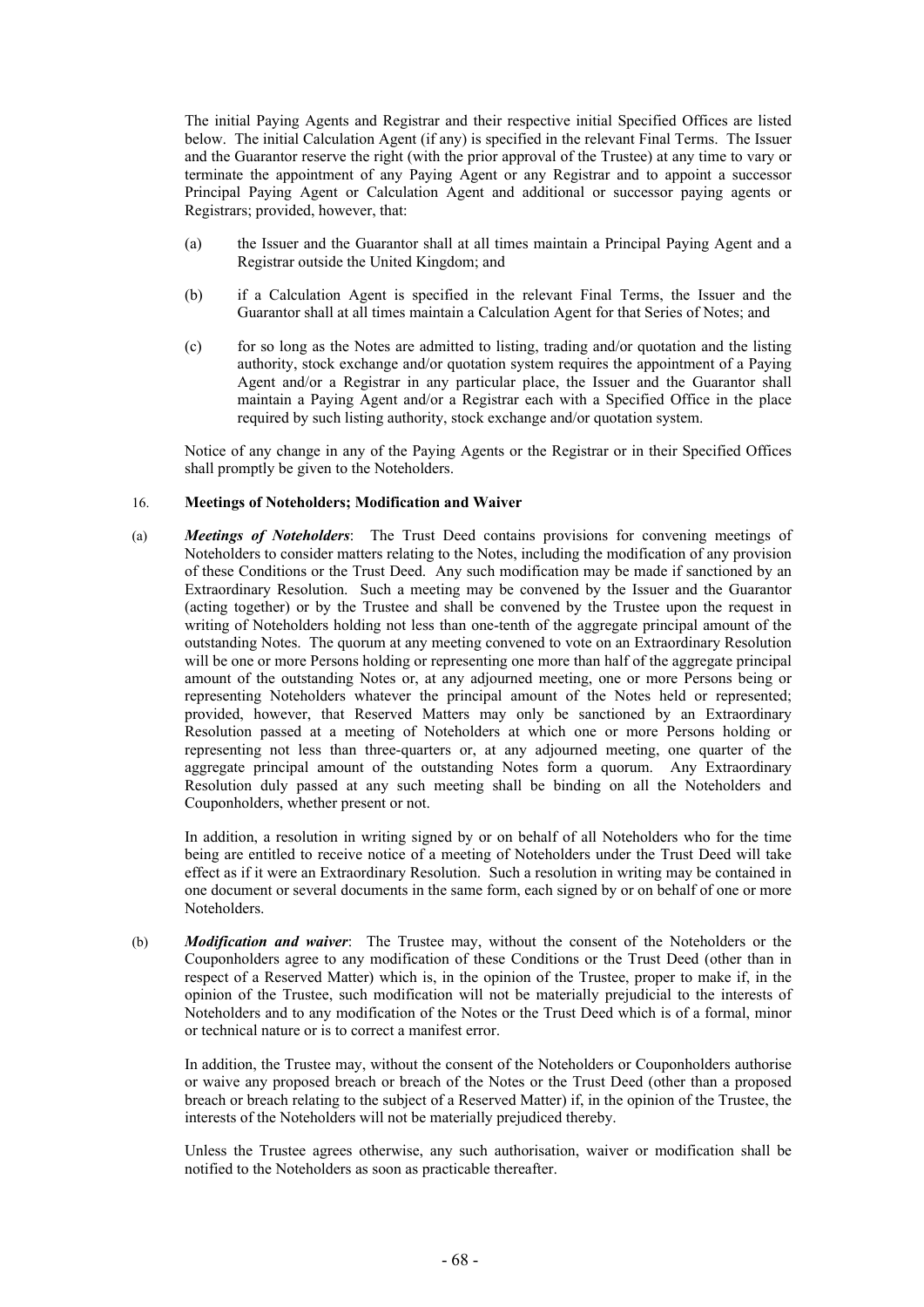The initial Paying Agents and Registrar and their respective initial Specified Offices are listed below. The initial Calculation Agent (if any) is specified in the relevant Final Terms. The Issuer and the Guarantor reserve the right (with the prior approval of the Trustee) at any time to vary or terminate the appointment of any Paying Agent or any Registrar and to appoint a successor Principal Paying Agent or Calculation Agent and additional or successor paying agents or Registrars; provided, however, that:

(a) the Issuer and the Guarantor shall at all times maintain a Principal Paying Agent and a Registrar outside the United Kingdom; and

(b) if a Calculation Agent is specified in the relevant Final Terms, the Issuer and the Guarantor shall at all times maintain a Calculation Agent for that Series of Notes; and

(c) for so long as the Notes are admitted to listing, trading and/or quotation and the listing authority, stock exchange and/or quotation system requires the appointment of a Paying Agent and/or a Registrar in any particular place, the Issuer and the Guarantor shall maintain a Paying Agent and/or a Registrar each with a Specified Office in the place required by such listing authority, stock exchange and/or quotation system.

Notice of any change in any of the Paying Agents or the Registrar or in their Specified Offices shall promptly be given to the Noteholders.

16. **Meetings of Noteholders; Modification and Waiver**

(a) ***Meetings of Noteholders***: The Trust Deed contains provisions for convening meetings of Noteholders to consider matters relating to the Notes, including the modification of any provision of these Conditions or the Trust Deed. Any such modification may be made if sanctioned by an Extraordinary Resolution. Such a meeting may be convened by the Issuer and the Guarantor (acting together) or by the Trustee and shall be convened by the Trustee upon the request in writing of Noteholders holding not less than one-tenth of the aggregate principal amount of the outstanding Notes. The quorum at any meeting convened to vote on an Extraordinary Resolution will be one or more Persons holding or representing one more than half of the aggregate principal amount of the outstanding Notes or, at any adjourned meeting, one or more Persons being or representing Noteholders whatever the principal amount of the Notes held or represented; provided, however, that Reserved Matters may only be sanctioned by an Extraordinary Resolution passed at a meeting of Noteholders at which one or more Persons holding or representing not less than three-quarters or, at any adjourned meeting, one quarter of the aggregate principal amount of the outstanding Notes form a quorum. Any Extraordinary Resolution duly passed at any such meeting shall be binding on all the Noteholders and Couponholders, whether present or not.

In addition, a resolution in writing signed by or on behalf of all Noteholders who for the time being are entitled to receive notice of a meeting of Noteholders under the Trust Deed will take effect as if it were an Extraordinary Resolution. Such a resolution in writing may be contained in one document or several documents in the same form, each signed by or on behalf of one or more Noteholders.

(b) ***Modification and waiver***: The Trustee may, without the consent of the Noteholders or the Couponholders agree to any modification of these Conditions or the Trust Deed (other than in respect of a Reserved Matter) which is, in the opinion of the Trustee, proper to make if, in the opinion of the Trustee, such modification will not be materially prejudicial to the interests of Noteholders and to any modification of the Notes or the Trust Deed which is of a formal, minor or technical nature or is to correct a manifest error.

In addition, the Trustee may, without the consent of the Noteholders or Couponholders authorise or waive any proposed breach or breach of the Notes or the Trust Deed (other than a proposed breach or breach relating to the subject of a Reserved Matter) if, in the opinion of the Trustee, the interests of the Noteholders will not be materially prejudiced thereby.

Unless the Trustee agrees otherwise, any such authorisation, waiver or modification shall be notified to the Noteholders as soon as practicable thereafter.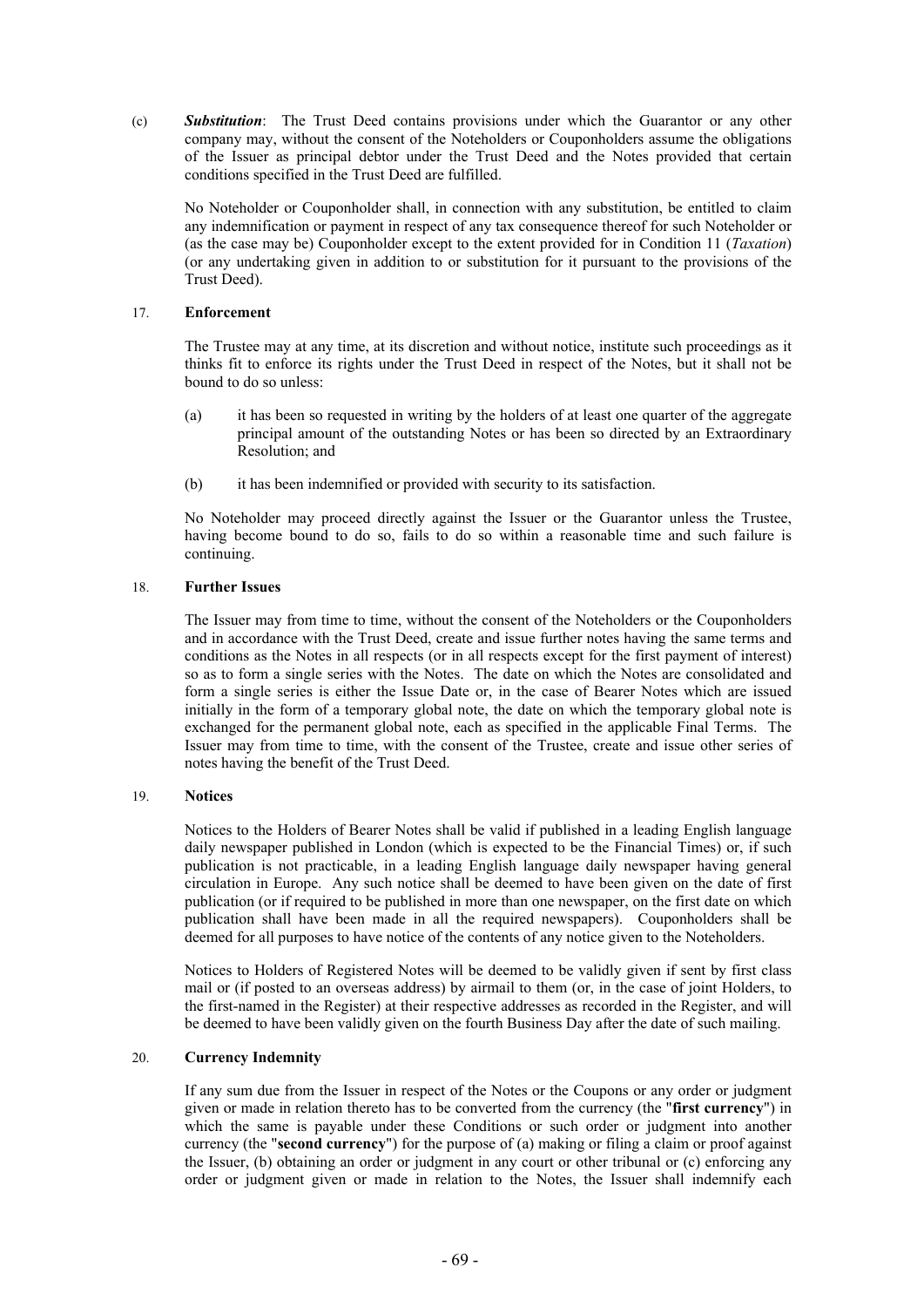(c) ***Substitution***: The Trust Deed contains provisions under which the Guarantor or any other company may, without the consent of the Noteholders or Couponholders assume the obligations of the Issuer as principal debtor under the Trust Deed and the Notes provided that certain conditions specified in the Trust Deed are fulfilled.

No Noteholder or Couponholder shall, in connection with any substitution, be entitled to claim any indemnification or payment in respect of any tax consequence thereof for such Noteholder or (as the case may be) Couponholder except to the extent provided for in Condition 11 (*Taxation*) (or any undertaking given in addition to or substitution for it pursuant to the provisions of the Trust Deed).

## 17. Enforcement

The Trustee may at any time, at its discretion and without notice, institute such proceedings as it thinks fit to enforce its rights under the Trust Deed in respect of the Notes, but it shall not be bound to do so unless:

(a) it has been so requested in writing by the holders of at least one quarter of the aggregate principal amount of the outstanding Notes or has been so directed by an Extraordinary Resolution; and

(b) it has been indemnified or provided with security to its satisfaction.

No Noteholder may proceed directly against the Issuer or the Guarantor unless the Trustee, having become bound to do so, fails to do so within a reasonable time and such failure is continuing.

## 18. Further Issues

The Issuer may from time to time, without the consent of the Noteholders or the Couponholders and in accordance with the Trust Deed, create and issue further notes having the same terms and conditions as the Notes in all respects (or in all respects except for the first payment of interest) so as to form a single series with the Notes. The date on which the Notes are consolidated and form a single series is either the Issue Date or, in the case of Bearer Notes which are issued initially in the form of a temporary global note, the date on which the temporary global note is exchanged for the permanent global note, each as specified in the applicable Final Terms. The Issuer may from time to time, with the consent of the Trustee, create and issue other series of notes having the benefit of the Trust Deed.

## 19. Notices

Notices to the Holders of Bearer Notes shall be valid if published in a leading English language daily newspaper published in London (which is expected to be the Financial Times) or, if such publication is not practicable, in a leading English language daily newspaper having general circulation in Europe. Any such notice shall be deemed to have been given on the date of first publication (or if required to be published in more than one newspaper, on the first date on which publication shall have been made in all the required newspapers). Couponholders shall be deemed for all purposes to have notice of the contents of any notice given to the Noteholders.

Notices to Holders of Registered Notes will be deemed to be validly given if sent by first class mail or (if posted to an overseas address) by airmail to them (or, in the case of joint Holders, to the first-named in the Register) at their respective addresses as recorded in the Register, and will be deemed to have been validly given on the fourth Business Day after the date of such mailing.

## 20. Currency Indemnity

If any sum due from the Issuer in respect of the Notes or the Coupons or any order or judgment given or made in relation thereto has to be converted from the currency (the "**first currency**") in which the same is payable under these Conditions or such order or judgment into another currency (the "**second currency**") for the purpose of (a) making or filing a claim or proof against the Issuer, (b) obtaining an order or judgment in any court or other tribunal or (c) enforcing any order or judgment given or made in relation to the Notes, the Issuer shall indemnify each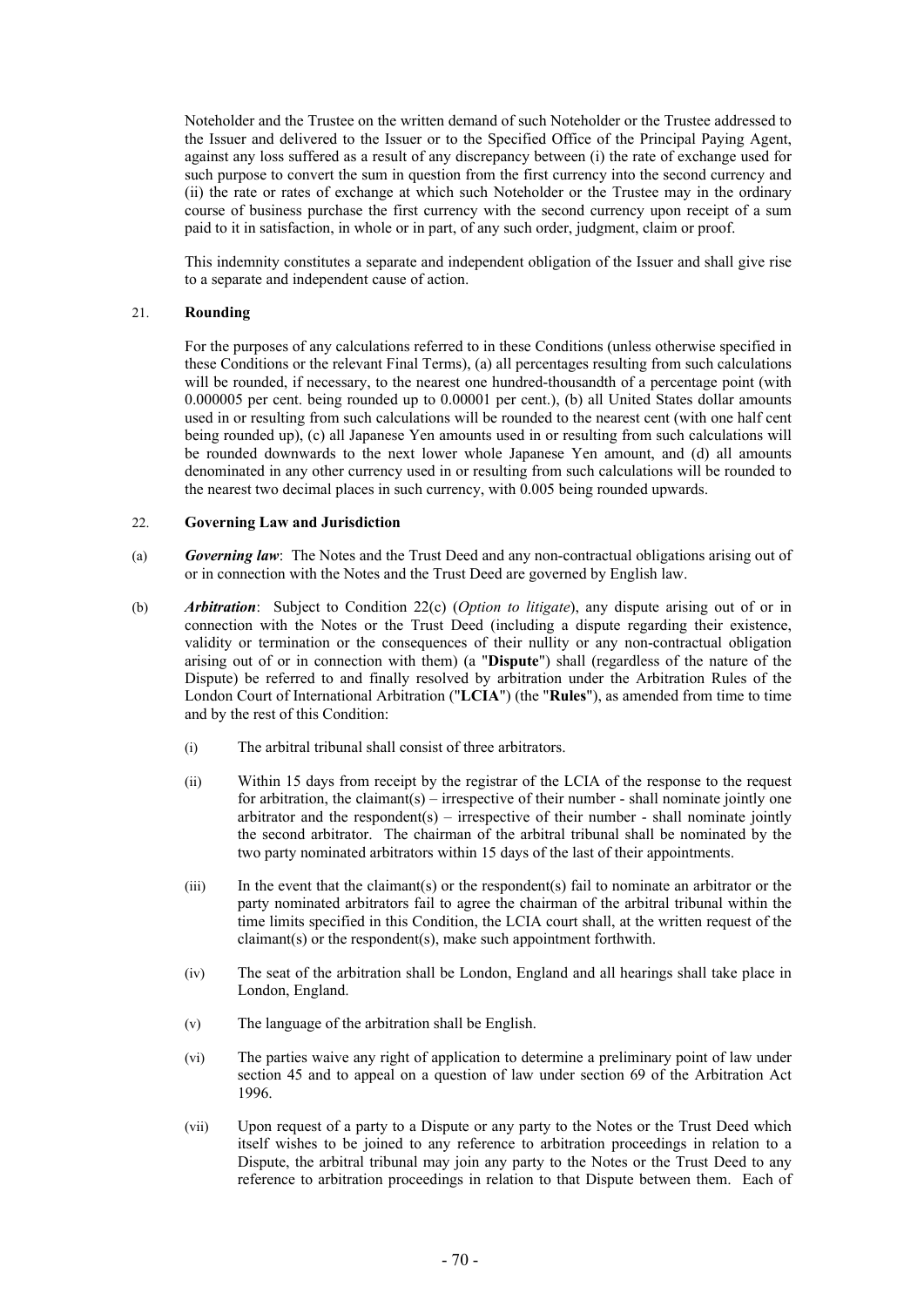Noteholder and the Trustee on the written demand of such Noteholder or the Trustee addressed to the Issuer and delivered to the Issuer or to the Specified Office of the Principal Paying Agent, against any loss suffered as a result of any discrepancy between (i) the rate of exchange used for such purpose to convert the sum in question from the first currency into the second currency and (ii) the rate or rates of exchange at which such Noteholder or the Trustee may in the ordinary course of business purchase the first currency with the second currency upon receipt of a sum paid to it in satisfaction, in whole or in part, of any such order, judgment, claim or proof.

This indemnity constitutes a separate and independent obligation of the Issuer and shall give rise to a separate and independent cause of action.

## 21. Rounding

For the purposes of any calculations referred to in these Conditions (unless otherwise specified in these Conditions or the relevant Final Terms), (a) all percentages resulting from such calculations will be rounded, if necessary, to the nearest one hundred-thousandth of a percentage point (with 0.000005 per cent. being rounded up to 0.00001 per cent.), (b) all United States dollar amounts used in or resulting from such calculations will be rounded to the nearest cent (with one half cent being rounded up), (c) all Japanese Yen amounts used in or resulting from such calculations will be rounded downwards to the next lower whole Japanese Yen amount, and (d) all amounts denominated in any other currency used in or resulting from such calculations will be rounded to the nearest two decimal places in such currency, with 0.005 being rounded upwards.

## 22. Governing Law and Jurisdiction

(a) ***Governing law***: The Notes and the Trust Deed and any non-contractual obligations arising out of or in connection with the Notes and the Trust Deed are governed by English law.

(b) ***Arbitration***: Subject to Condition 22(c) (*Option to litigate*), any dispute arising out of or in connection with the Notes or the Trust Deed (including a dispute regarding their existence, validity or termination or the consequences of their nullity or any non-contractual obligation arising out of or in connection with them) (a "**Dispute**") shall (regardless of the nature of the Dispute) be referred to and finally resolved by arbitration under the Arbitration Rules of the London Court of International Arbitration ("**LCIA**") (the "**Rules**"), as amended from time to time and by the rest of this Condition:

(i) The arbitral tribunal shall consist of three arbitrators.

(ii) Within 15 days from receipt by the registrar of the LCIA of the response to the request for arbitration, the claimant(s) – irrespective of their number - shall nominate jointly one arbitrator and the respondent(s) – irrespective of their number - shall nominate jointly the second arbitrator. The chairman of the arbitral tribunal shall be nominated by the two party nominated arbitrators within 15 days of the last of their appointments.

(iii) In the event that the claimant(s) or the respondent(s) fail to nominate an arbitrator or the party nominated arbitrators fail to agree the chairman of the arbitral tribunal within the time limits specified in this Condition, the LCIA court shall, at the written request of the claimant(s) or the respondent(s), make such appointment forthwith.

(iv) The seat of the arbitration shall be London, England and all hearings shall take place in London, England.

(v) The language of the arbitration shall be English.

(vi) The parties waive any right of application to determine a preliminary point of law under section 45 and to appeal on a question of law under section 69 of the Arbitration Act 1996.

(vii) Upon request of a party to a Dispute or any party to the Notes or the Trust Deed which itself wishes to be joined to any reference to arbitration proceedings in relation to a Dispute, the arbitral tribunal may join any party to the Notes or the Trust Deed to any reference to arbitration proceedings in relation to that Dispute between them. Each of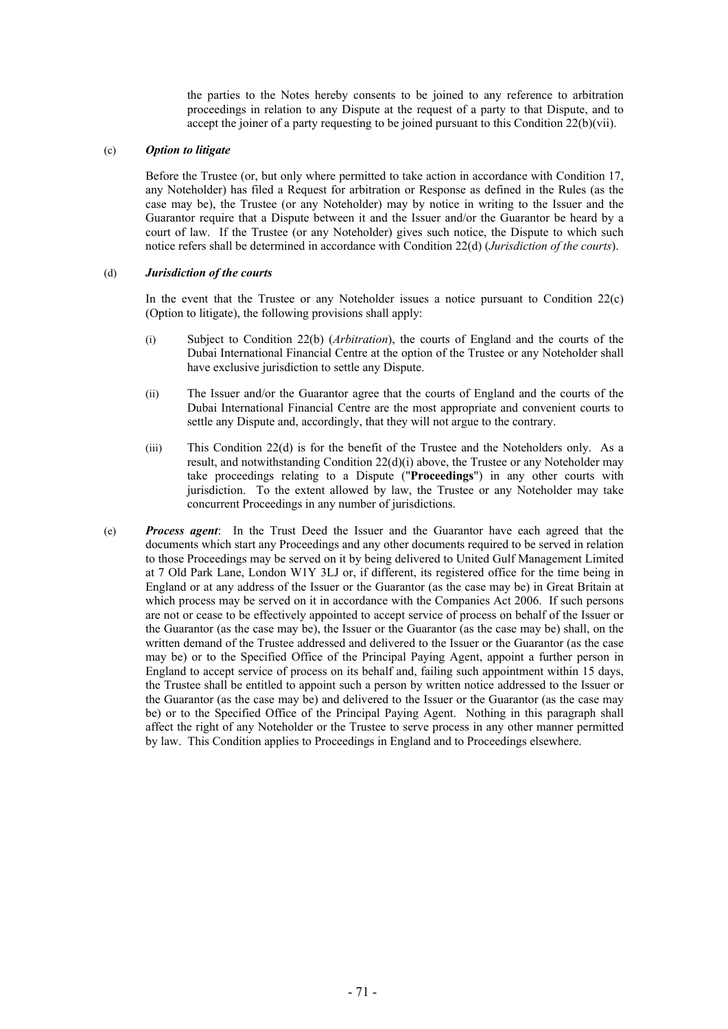the parties to the Notes hereby consents to be joined to any reference to arbitration proceedings in relation to any Dispute at the request of a party to that Dispute, and to accept the joiner of a party requesting to be joined pursuant to this Condition 22(b)(vii).

(c) ***Option to litigate***

Before the Trustee (or, but only where permitted to take action in accordance with Condition 17, any Noteholder) has filed a Request for arbitration or Response as defined in the Rules (as the case may be), the Trustee (or any Noteholder) may by notice in writing to the Issuer and the Guarantor require that a Dispute between it and the Issuer and/or the Guarantor be heard by a court of law. If the Trustee (or any Noteholder) gives such notice, the Dispute to which such notice refers shall be determined in accordance with Condition 22(d) (*Jurisdiction of the courts*).

(d) ***Jurisdiction of the courts***

In the event that the Trustee or any Noteholder issues a notice pursuant to Condition 22(c) (Option to litigate), the following provisions shall apply:

(i) Subject to Condition 22(b) (*Arbitration*), the courts of England and the courts of the Dubai International Financial Centre at the option of the Trustee or any Noteholder shall have exclusive jurisdiction to settle any Dispute.

(ii) The Issuer and/or the Guarantor agree that the courts of England and the courts of the Dubai International Financial Centre are the most appropriate and convenient courts to settle any Dispute and, accordingly, that they will not argue to the contrary.

(iii) This Condition 22(d) is for the benefit of the Trustee and the Noteholders only. As a result, and notwithstanding Condition 22(d)(i) above, the Trustee or any Noteholder may take proceedings relating to a Dispute ("**Proceedings**") in any other courts with jurisdiction. To the extent allowed by law, the Trustee or any Noteholder may take concurrent Proceedings in any number of jurisdictions.

(e) ***Process agent***: In the Trust Deed the Issuer and the Guarantor have each agreed that the documents which start any Proceedings and any other documents required to be served in relation to those Proceedings may be served on it by being delivered to United Gulf Management Limited at 7 Old Park Lane, London W1Y 3LJ or, if different, its registered office for the time being in England or at any address of the Issuer or the Guarantor (as the case may be) in Great Britain at which process may be served on it in accordance with the Companies Act 2006. If such persons are not or cease to be effectively appointed to accept service of process on behalf of the Issuer or the Guarantor (as the case may be), the Issuer or the Guarantor (as the case may be) shall, on the written demand of the Trustee addressed and delivered to the Issuer or the Guarantor (as the case may be) or to the Specified Office of the Principal Paying Agent, appoint a further person in England to accept service of process on its behalf and, failing such appointment within 15 days, the Trustee shall be entitled to appoint such a person by written notice addressed to the Issuer or the Guarantor (as the case may be) and delivered to the Issuer or the Guarantor (as the case may be) or to the Specified Office of the Principal Paying Agent. Nothing in this paragraph shall affect the right of any Noteholder or the Trustee to serve process in any other manner permitted by law. This Condition applies to Proceedings in England and to Proceedings elsewhere.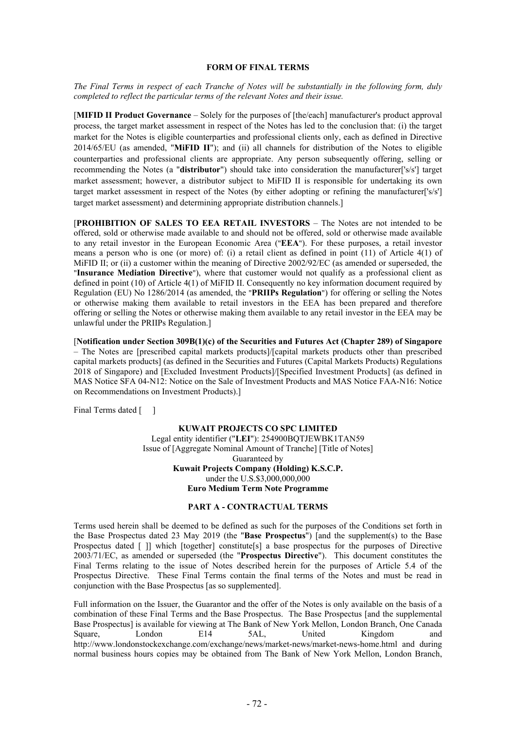# FORM OF FINAL TERMS

*The Final Terms in respect of each Tranche of Notes will be substantially in the following form, duly completed to reflect the particular terms of the relevant Notes and their issue.*

[**MIFID II Product Governance** – Solely for the purposes of [the/each] manufacturer's product approval process, the target market assessment in respect of the Notes has led to the conclusion that: (i) the target market for the Notes is eligible counterparties and professional clients only, each as defined in Directive 2014/65/EU (as amended, "**MiFID II**"); and (ii) all channels for distribution of the Notes to eligible counterparties and professional clients are appropriate. Any person subsequently offering, selling or recommending the Notes (a "**distributor**") should take into consideration the manufacturer['s/s'] target market assessment; however, a distributor subject to MiFID II is responsible for undertaking its own target market assessment in respect of the Notes (by either adopting or refining the manufacturer['s/s'] target market assessment) and determining appropriate distribution channels.]

[**PROHIBITION OF SALES TO EEA RETAIL INVESTORS** – The Notes are not intended to be offered, sold or otherwise made available to and should not be offered, sold or otherwise made available to any retail investor in the European Economic Area ("**EEA**"). For these purposes, a retail investor means a person who is one (or more) of: (i) a retail client as defined in point (11) of Article 4(1) of MiFID II; or (ii) a customer within the meaning of Directive 2002/92/EC (as amended or superseded, the "**Insurance Mediation Directive**"), where that customer would not qualify as a professional client as defined in point (10) of Article 4(1) of MiFID II. Consequently no key information document required by Regulation (EU) No 1286/2014 (as amended, the "**PRIIPs Regulation**") for offering or selling the Notes or otherwise making them available to retail investors in the EEA has been prepared and therefore offering or selling the Notes or otherwise making them available to any retail investor in the EEA may be unlawful under the PRIIPs Regulation.]

[**Notification under Section 309B(1)(c) of the Securities and Futures Act (Chapter 289) of Singapore** – The Notes are [prescribed capital markets products]/[capital markets products other than prescribed capital markets products] (as defined in the Securities and Futures (Capital Markets Products) Regulations 2018 of Singapore) and [Excluded Investment Products]/[Specified Investment Products] (as defined in MAS Notice SFA 04-N12: Notice on the Sale of Investment Products and MAS Notice FAA-N16: Notice on Recommendations on Investment Products).]

Final Terms dated [ ]

**KUWAIT PROJECTS CO SPC LIMITED**
Legal entity identifier ("**LEI**"): 254900BQTJEWBK1TAN59
Issue of [Aggregate Nominal Amount of Tranche] [Title of Notes]
Guaranteed by
**Kuwait Projects Company (Holding) K.S.C.P.**
under the U.S.$3,000,000,000
**Euro Medium Term Note Programme**

## PART A - CONTRACTUAL TERMS

Terms used herein shall be deemed to be defined as such for the purposes of the Conditions set forth in the Base Prospectus dated 23 May 2019 (the "**Base Prospectus**") [and the supplement(s) to the Base Prospectus dated [ ]] which [together] constitute[s] a base prospectus for the purposes of Directive 2003/71/EC, as amended or superseded (the "**Prospectus Directive**"). This document constitutes the Final Terms relating to the issue of Notes described herein for the purposes of Article 5.4 of the Prospectus Directive. These Final Terms contain the final terms of the Notes and must be read in conjunction with the Base Prospectus [as so supplemented].

Full information on the Issuer, the Guarantor and the offer of the Notes is only available on the basis of a combination of these Final Terms and the Base Prospectus. The Base Prospectus [and the supplemental Base Prospectus] is available for viewing at The Bank of New York Mellon, London Branch, One Canada Square, London E14 5AL, United Kingdom and http://www.londonstockexchange.com/exchange/news/market-news/market-news-home.html and during normal business hours copies may be obtained from The Bank of New York Mellon, London Branch,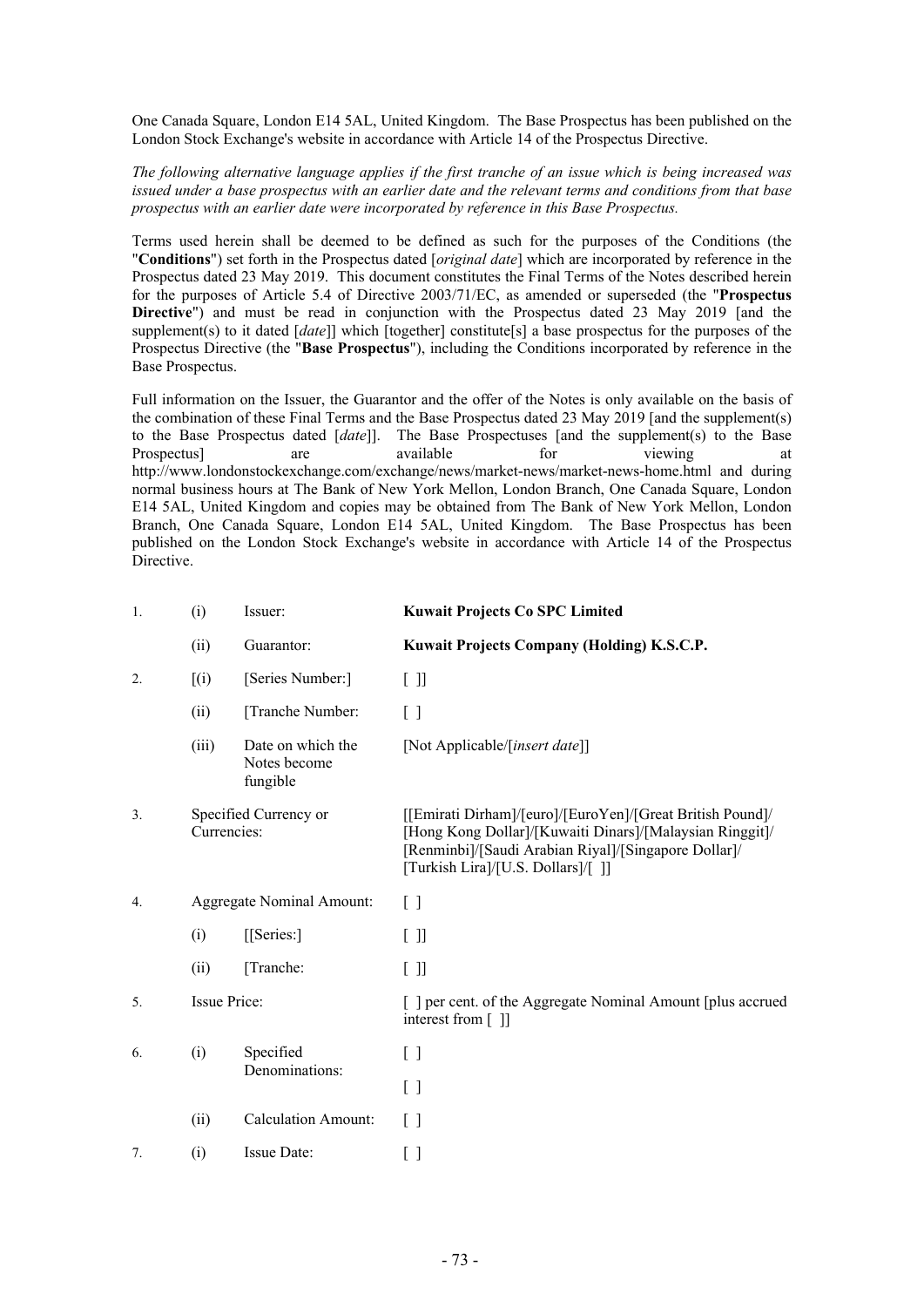One Canada Square, London E14 5AL, United Kingdom. The Base Prospectus has been published on the London Stock Exchange's website in accordance with Article 14 of the Prospectus Directive.

*The following alternative language applies if the first tranche of an issue which is being increased was issued under a base prospectus with an earlier date and the relevant terms and conditions from that base prospectus with an earlier date were incorporated by reference in this Base Prospectus.*

Terms used herein shall be deemed to be defined as such for the purposes of the Conditions (the "**Conditions**") set forth in the Prospectus dated [*original date*] which are incorporated by reference in the Prospectus dated 23 May 2019. This document constitutes the Final Terms of the Notes described herein for the purposes of Article 5.4 of Directive 2003/71/EC, as amended or superseded (the "**Prospectus Directive**") and must be read in conjunction with the Prospectus dated 23 May 2019 [and the supplement(s) to it dated [*date*]] which [together] constitute[s] a base prospectus for the purposes of the Prospectus Directive (the "**Base Prospectus**"), including the Conditions incorporated by reference in the Base Prospectus.

Full information on the Issuer, the Guarantor and the offer of the Notes is only available on the basis of the combination of these Final Terms and the Base Prospectus dated 23 May 2019 [and the supplement(s) to the Base Prospectus dated [*date*]]. The Base Prospectuses [and the supplement(s) to the Base Prospectus] are available for viewing at http://www.londonstockexchange.com/exchange/news/market-news/market-news-home.html and during normal business hours at The Bank of New York Mellon, London Branch, One Canada Square, London E14 5AL, United Kingdom and copies may be obtained from The Bank of New York Mellon, London Branch, One Canada Square, London E14 5AL, United Kingdom. The Base Prospectus has been published on the London Stock Exchange's website in accordance with Article 14 of the Prospectus Directive.

| | | | |
|---|---|---|---|
| 1. | (i) | Issuer: | **Kuwait Projects Co SPC Limited** |
| | (ii) | Guarantor: | **Kuwait Projects Company (Holding) K.S.C.P.** |
| 2. | [(i) | [Series Number:] | [ ]] |
| | (ii) | [Tranche Number: | [ ] |
| | (iii) | Date on which the Notes become fungible | [Not Applicable/[*insert date*]] |
| 3. | Specified Currency or Currencies: | | [[Emirati Dirham]/[euro]/[EuroYen]/[Great British Pound]/ [Hong Kong Dollar]/[Kuwaiti Dinars]/[Malaysian Ringgit]/ [Renminbi]/[Saudi Arabian Riyal]/[Singapore Dollar]/ [Turkish Lira]/[U.S. Dollars]/[ ]] |
| 4. | Aggregate Nominal Amount: | | [ ] |
| | (i) | [[Series:] | [ ]] |
| | (ii) | [Tranche: | [ ]] |
| 5. | Issue Price: | | [ ] per cent. of the Aggregate Nominal Amount [plus accrued interest from [ ]] |
| 6. | (i) | Specified Denominations: | [ ]<br>[ ] |
| | (ii) | Calculation Amount: | [ ] |
| 7. | (i) | Issue Date: | [ ] |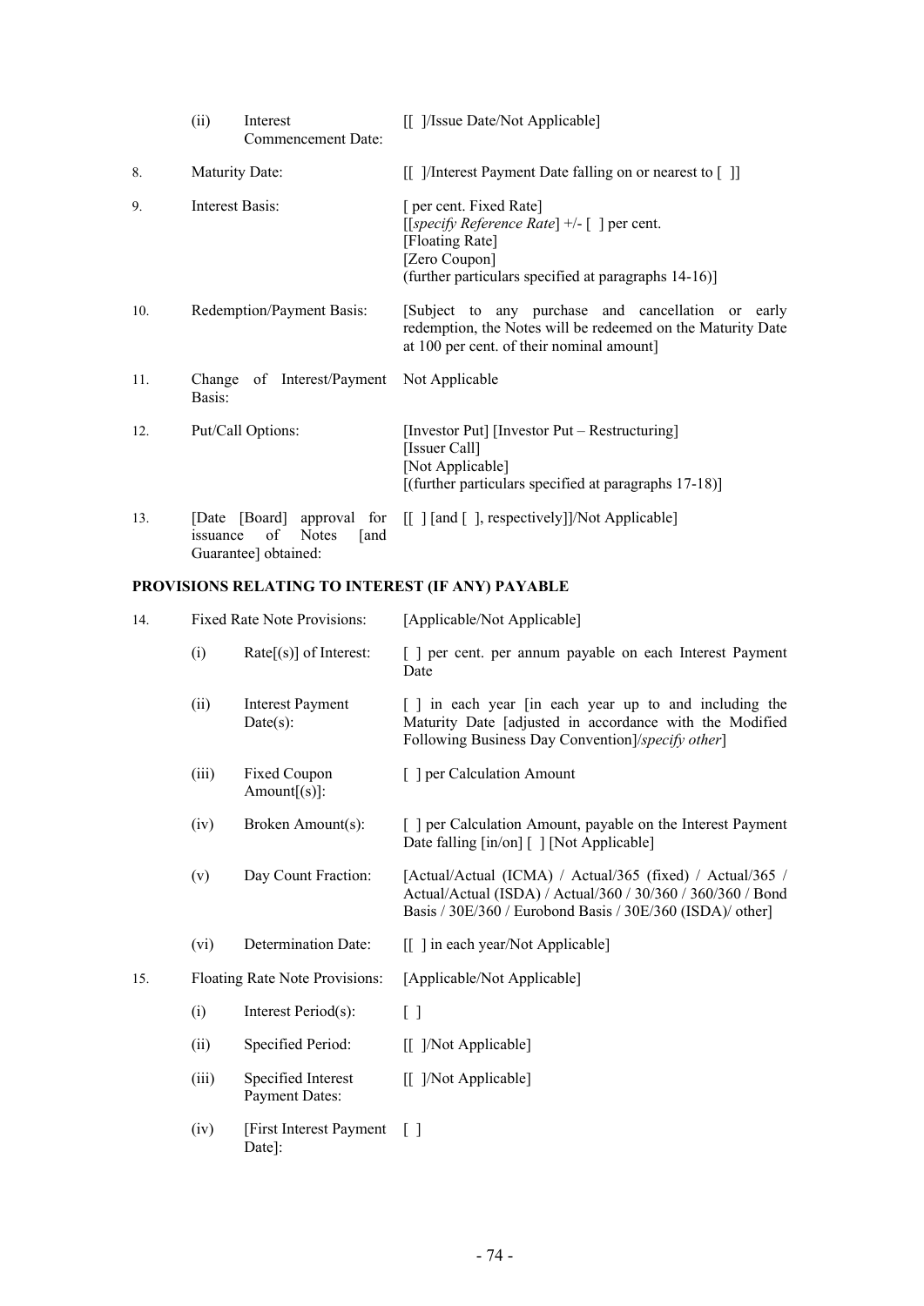| | | | |
|---|---|---|---|
| | (ii) | Interest Commencement Date: | [[ ]/Issue Date/Not Applicable] |
| 8. | Maturity Date: | | [[ ]/Interest Payment Date falling on or nearest to [ ]] |
| 9. | Interest Basis: | | [ per cent. Fixed Rate]<br>[[*specify Reference Rate*] +/- [ ] per cent.<br>[Floating Rate]<br>[Zero Coupon]<br>(further particulars specified at paragraphs 14-16)] |
| 10. | Redemption/Payment Basis: | | [Subject to any purchase and cancellation or early redemption, the Notes will be redeemed on the Maturity Date at 100 per cent. of their nominal amount] |
| 11. | Change of Interest/Payment Basis: | | Not Applicable |
| 12. | Put/Call Options: | | [Investor Put] [Investor Put – Restructuring]<br>[Issuer Call]<br>[Not Applicable]<br>[(further particulars specified at paragraphs 17-18)] |
| 13. | [Date [Board] approval for issuance of Notes [and Guarantee] obtained: | | [[ ] [and [ ], respectively]]/Not Applicable] |

**PROVISIONS RELATING TO INTEREST (IF ANY) PAYABLE**

| | | | |
|---|---|---|---|
| 14. | Fixed Rate Note Provisions: | | [Applicable/Not Applicable] |
| | (i) | Rate[(s)] of Interest: | [ ] per cent. per annum payable on each Interest Payment Date |
| | (ii) | Interest Payment Date(s): | [ ] in each year [in each year up to and including the Maturity Date [adjusted in accordance with the Modified Following Business Day Convention]/*specify other*] |
| | (iii) | Fixed Coupon Amount[(s)]: | [ ] per Calculation Amount |
| | (iv) | Broken Amount(s): | [ ] per Calculation Amount, payable on the Interest Payment Date falling [in/on] [ ] [Not Applicable] |
| | (v) | Day Count Fraction: | [Actual/Actual (ICMA) / Actual/365 (fixed) / Actual/365 / Actual/Actual (ISDA) / Actual/360 / 30/360 / 360/360 / Bond Basis / 30E/360 / Eurobond Basis / 30E/360 (ISDA)/ other] |
| | (vi) | Determination Date: | [[ ] in each year/Not Applicable] |
| 15. | Floating Rate Note Provisions: | | [Applicable/Not Applicable] |
| | (i) | Interest Period(s): | [ ] |
| | (ii) | Specified Period: | [[ ]/Not Applicable] |
| | (iii) | Specified Interest Payment Dates: | [[ ]/Not Applicable] |
| | (iv) | [First Interest Payment Date]: | [ ] |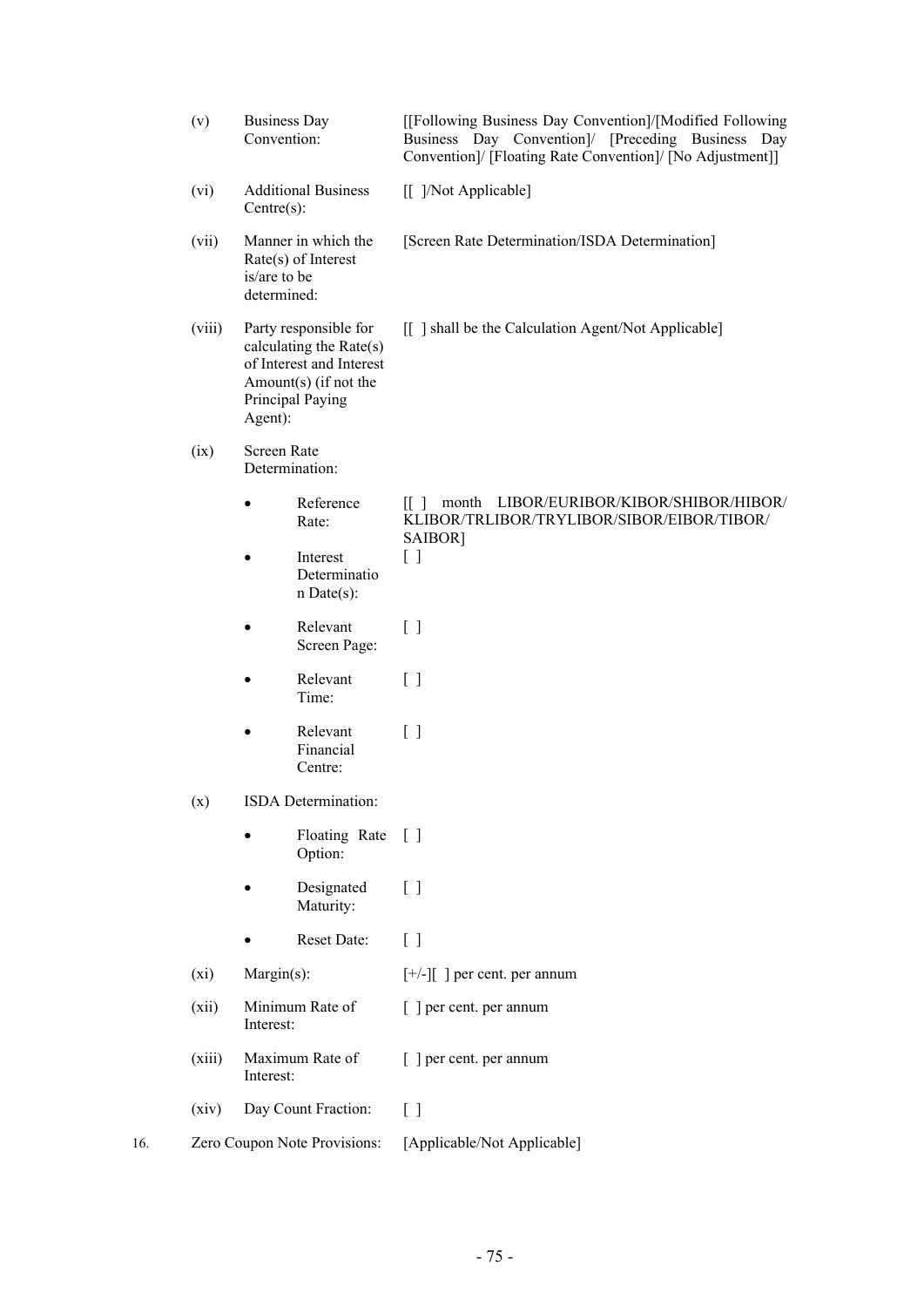| | | |
|---|---|---|
| (v) | Business Day Convention: | [[Following Business Day Convention]/[Modified Following Business Day Convention]/ [Preceding Business Day Convention]/ [Floating Rate Convention]/ [No Adjustment]] |
| (vi) | Additional Business Centre(s): | [[ ]/Not Applicable] |
| (vii) | Manner in which the Rate(s) of Interest is/are to be determined: | [Screen Rate Determination/ISDA Determination] |
| (viii) | Party responsible for calculating the Rate(s) of Interest and Interest Amount(s) (if not the Principal Paying Agent): | [[ ] shall be the Calculation Agent/Not Applicable] |
| (ix) | Screen Rate Determination: | |
| | • Reference Rate: | [[ ] month LIBOR/EURIBOR/KIBOR/SHIBOR/HIBOR/ KLIBOR/TRLIBOR/TRYLIBOR/SIBOR/EIBOR/TIBOR/ SAIBOR] |
| | • Interest Determination Date(s): | [ ] |
| | • Relevant Screen Page: | [ ] |
| | • Relevant Time: | [ ] |
| | • Relevant Financial Centre: | [ ] |
| (x) | ISDA Determination: | |
| | • Floating Rate Option: | [ ] |
| | • Designated Maturity: | [ ] |
| | • Reset Date: | [ ] |
| (xi) | Margin(s): | [+/-][ ] per cent. per annum |
| (xii) | Minimum Rate of Interest: | [ ] per cent. per annum |
| (xiii) | Maximum Rate of Interest: | [ ] per cent. per annum |
| (xiv) | Day Count Fraction: | [ ] |

16. Zero Coupon Note Provisions: [Applicable/Not Applicable]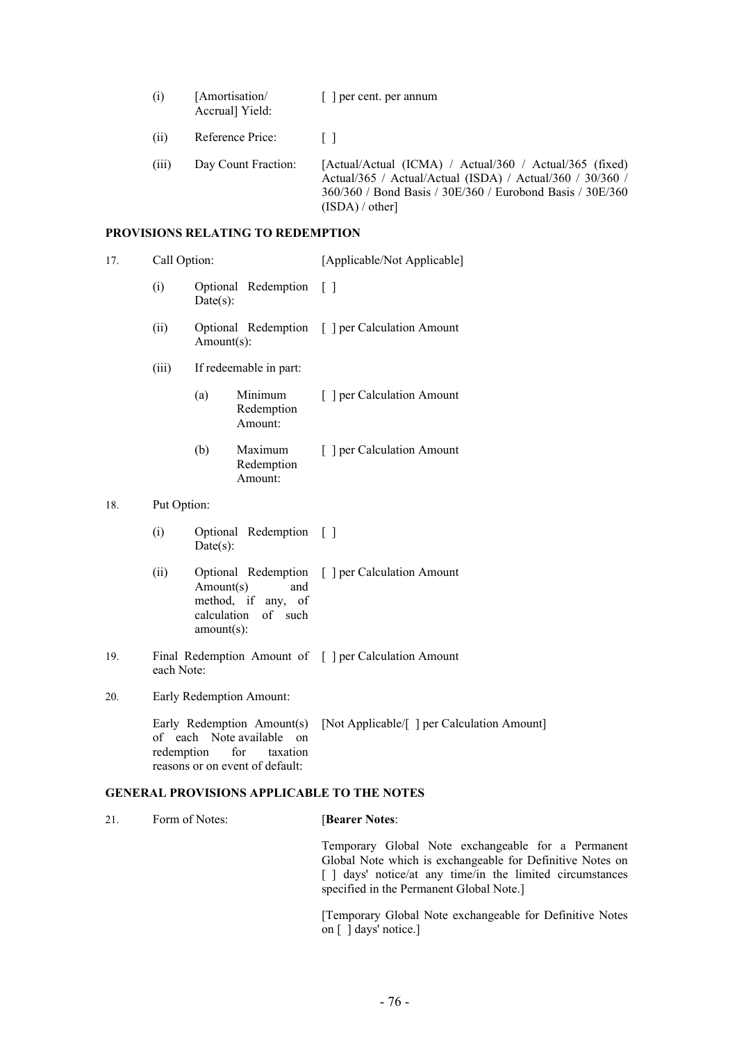| | | |
|---|---|---|
| (i) | [Amortisation/ Accrual] Yield: | [ ] per cent. per annum |
| (ii) | Reference Price: | [ ] |
| (iii) | Day Count Fraction: | [Actual/Actual (ICMA) / Actual/360 / Actual/365 (fixed) Actual/365 / Actual/Actual (ISDA) / Actual/360 / 30/360 / 360/360 / Bond Basis / 30E/360 / Eurobond Basis / 30E/360 (ISDA) / other] |

**PROVISIONS RELATING TO REDEMPTION**

| | | | |
|---|---|---|---|
| 17. | Call Option: | | [Applicable/Not Applicable] |
| | (i) | Optional Redemption Date(s): | [ ] |
| | (ii) | Optional Redemption Amount(s): | [ ] per Calculation Amount |
| | (iii) | If redeemable in part: | |
| | | (a) Minimum Redemption Amount: | [ ] per Calculation Amount |
| | | (b) Maximum Redemption Amount: | [ ] per Calculation Amount |
| 18. | Put Option: | | |
| | (i) | Optional Redemption Date(s): | [ ] |
| | (ii) | Optional Redemption Amount(s) and method, if any, of calculation of such amount(s): | [ ] per Calculation Amount |
| 19. | Final Redemption Amount of each Note: | | [ ] per Calculation Amount |
| 20. | Early Redemption Amount: | | |
| | Early Redemption Amount(s) of each Note available on redemption for taxation reasons or on event of default: | | [Not Applicable/[ ] per Calculation Amount] |

**GENERAL PROVISIONS APPLICABLE TO THE NOTES**

21. Form of Notes: [**Bearer Notes**:

Temporary Global Note exchangeable for a Permanent Global Note which is exchangeable for Definitive Notes on [ ] days' notice/at any time/in the limited circumstances specified in the Permanent Global Note.]

[Temporary Global Note exchangeable for Definitive Notes on [ ] days' notice.]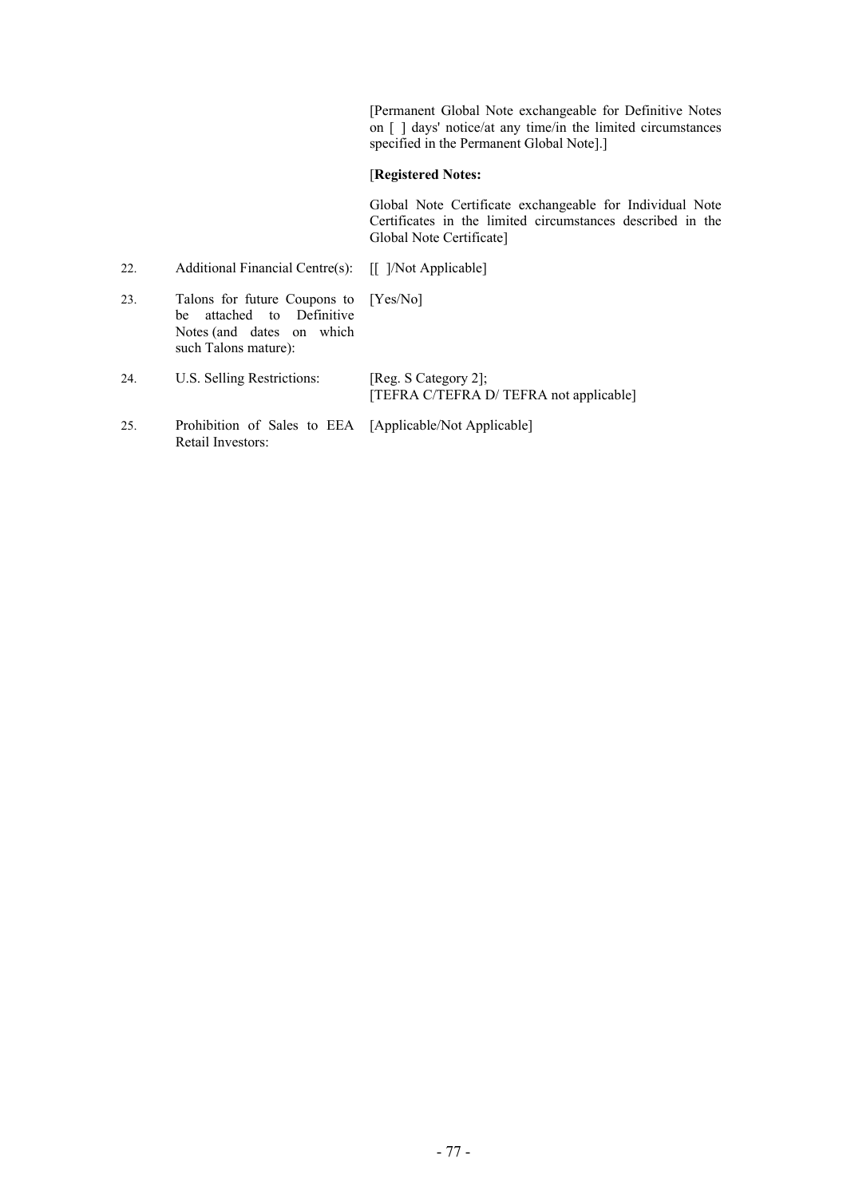| | | |
|---|---|---|
| | | [Permanent Global Note exchangeable for Definitive Notes on [ ] days' notice/at any time/in the limited circumstances specified in the Permanent Global Note].] |
| | | [**Registered Notes:** |
| | | Global Note Certificate exchangeable for Individual Note Certificates in the limited circumstances described in the Global Note Certificate] |
| 22. | Additional Financial Centre(s): | [[ ]/Not Applicable] |
| 23. | Talons for future Coupons to be attached to Definitive Notes (and dates on which such Talons mature): | [Yes/No] |
| 24. | U.S. Selling Restrictions: | [Reg. S Category 2]; [TEFRA C/TEFRA D/ TEFRA not applicable] |
| 25. | Prohibition of Sales to EEA Retail Investors: | [Applicable/Not Applicable] |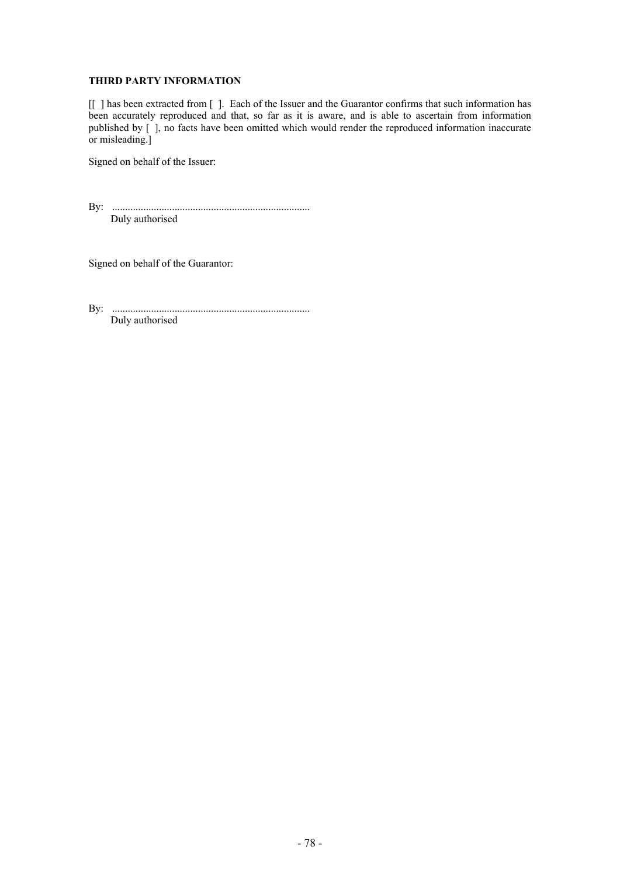**THIRD PARTY INFORMATION**

[[ ] has been extracted from [ ]. Each of the Issuer and the Guarantor confirms that such information has been accurately reproduced and that, so far as it is aware, and is able to ascertain from information published by [ ], no facts have been omitted which would render the reproduced information inaccurate or misleading.]

Signed on behalf of the Issuer:

By: ............................................................................
Duly authorised

Signed on behalf of the Guarantor:

By: ............................................................................
Duly authorised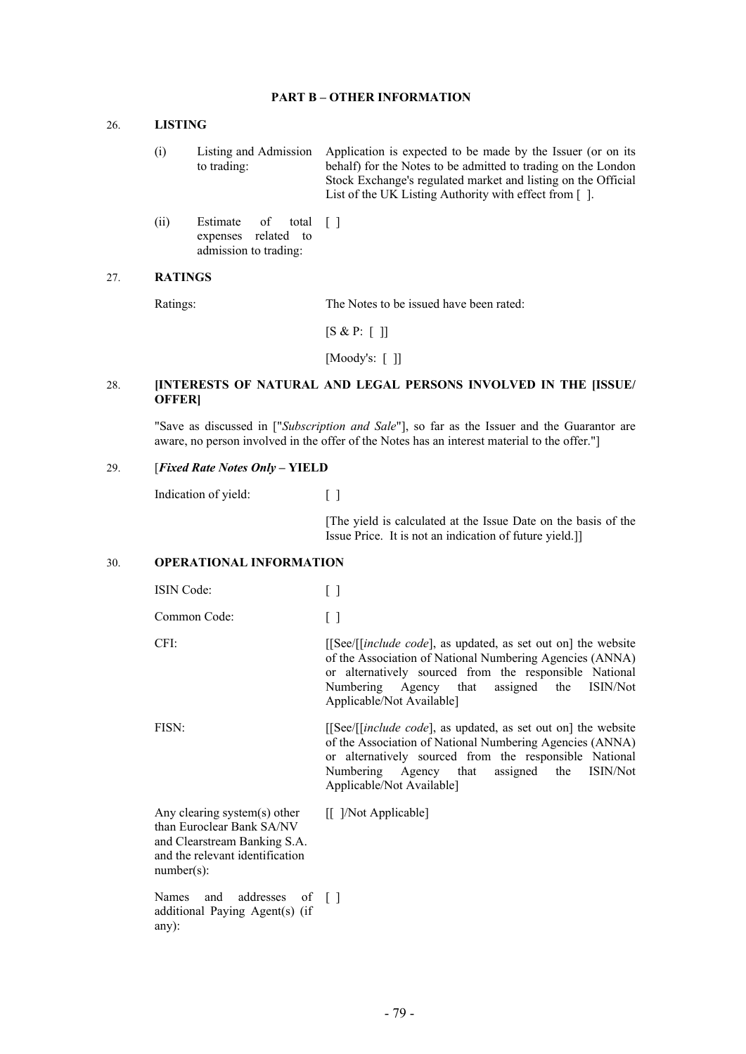## PART B – OTHER INFORMATION

### 26. LISTING

| | | |
|---|---|---|
| (i) | Listing and Admission to trading: | Application is expected to be made by the Issuer (or on its behalf) for the Notes to be admitted to trading on the London Stock Exchange's regulated market and listing on the Official List of the UK Listing Authority with effect from [ ]. |
| (ii) | Estimate of total expenses related to admission to trading: | [ ] |

### 27. RATINGS

| | |
|---|---|
| Ratings: | The Notes to be issued have been rated: |
| | [S & P: [ ]] |
| | [Moody's: [ ]] |

### 28. [INTERESTS OF NATURAL AND LEGAL PERSONS INVOLVED IN THE [ISSUE/ OFFER]

"Save as discussed in ["*Subscription and Sale*"], so far as the Issuer and the Guarantor are aware, no person involved in the offer of the Notes has an interest material to the offer."]

### 29. [*Fixed Rate Notes Only* – YIELD

| | |
|---|---|
| Indication of yield: | [ ] |
| | [The yield is calculated at the Issue Date on the basis of the Issue Price. It is not an indication of future yield.]] |

### 30. OPERATIONAL INFORMATION

| | |
|---|---|
| ISIN Code: | [ ] |
| Common Code: | [ ] |
| CFI: | [[See/[[*include code*], as updated, as set out on] the website of the Association of National Numbering Agencies (ANNA) or alternatively sourced from the responsible National Numbering Agency that assigned the ISIN/Not Applicable/Not Available] |
| FISN: | [[See/[[*include code*], as updated, as set out on] the website of the Association of National Numbering Agencies (ANNA) or alternatively sourced from the responsible National Numbering Agency that assigned the ISIN/Not Applicable/Not Available] |
| Any clearing system(s) other than Euroclear Bank SA/NV and Clearstream Banking S.A. and the relevant identification number(s): | [[ ]/Not Applicable] |
| Names and addresses of additional Paying Agent(s) (if any): | [ ] |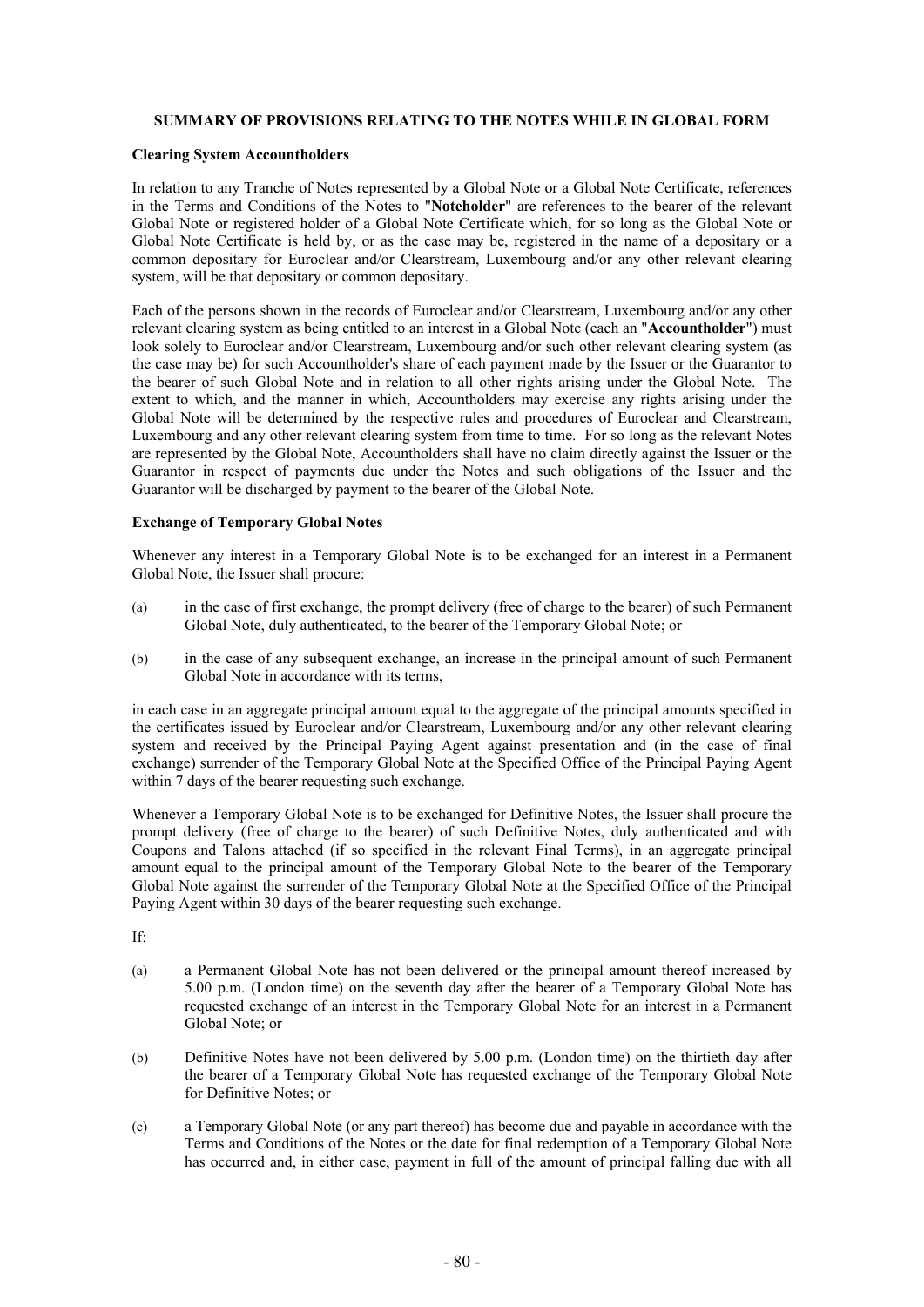## SUMMARY OF PROVISIONS RELATING TO THE NOTES WHILE IN GLOBAL FORM

### Clearing System Accountholders

In relation to any Tranche of Notes represented by a Global Note or a Global Note Certificate, references in the Terms and Conditions of the Notes to "**Noteholder**" are references to the bearer of the relevant Global Note or registered holder of a Global Note Certificate which, for so long as the Global Note or Global Note Certificate is held by, or as the case may be, registered in the name of a depositary or a common depositary for Euroclear and/or Clearstream, Luxembourg and/or any other relevant clearing system, will be that depositary or common depositary.

Each of the persons shown in the records of Euroclear and/or Clearstream, Luxembourg and/or any other relevant clearing system as being entitled to an interest in a Global Note (each an "**Accountholder**") must look solely to Euroclear and/or Clearstream, Luxembourg and/or such other relevant clearing system (as the case may be) for such Accountholder's share of each payment made by the Issuer or the Guarantor to the bearer of such Global Note and in relation to all other rights arising under the Global Note. The extent to which, and the manner in which, Accountholders may exercise any rights arising under the Global Note will be determined by the respective rules and procedures of Euroclear and Clearstream, Luxembourg and any other relevant clearing system from time to time. For so long as the relevant Notes are represented by the Global Note, Accountholders shall have no claim directly against the Issuer or the Guarantor in respect of payments due under the Notes and such obligations of the Issuer and the Guarantor will be discharged by payment to the bearer of the Global Note.

### Exchange of Temporary Global Notes

Whenever any interest in a Temporary Global Note is to be exchanged for an interest in a Permanent Global Note, the Issuer shall procure:

(a) in the case of first exchange, the prompt delivery (free of charge to the bearer) of such Permanent Global Note, duly authenticated, to the bearer of the Temporary Global Note; or

(b) in the case of any subsequent exchange, an increase in the principal amount of such Permanent Global Note in accordance with its terms,

in each case in an aggregate principal amount equal to the aggregate of the principal amounts specified in the certificates issued by Euroclear and/or Clearstream, Luxembourg and/or any other relevant clearing system and received by the Principal Paying Agent against presentation and (in the case of final exchange) surrender of the Temporary Global Note at the Specified Office of the Principal Paying Agent within 7 days of the bearer requesting such exchange.

Whenever a Temporary Global Note is to be exchanged for Definitive Notes, the Issuer shall procure the prompt delivery (free of charge to the bearer) of such Definitive Notes, duly authenticated and with Coupons and Talons attached (if so specified in the relevant Final Terms), in an aggregate principal amount equal to the principal amount of the Temporary Global Note to the bearer of the Temporary Global Note against the surrender of the Temporary Global Note at the Specified Office of the Principal Paying Agent within 30 days of the bearer requesting such exchange.

If:

(a) a Permanent Global Note has not been delivered or the principal amount thereof increased by 5.00 p.m. (London time) on the seventh day after the bearer of a Temporary Global Note has requested exchange of an interest in the Temporary Global Note for an interest in a Permanent Global Note; or

(b) Definitive Notes have not been delivered by 5.00 p.m. (London time) on the thirtieth day after the bearer of a Temporary Global Note has requested exchange of the Temporary Global Note for Definitive Notes; or

(c) a Temporary Global Note (or any part thereof) has become due and payable in accordance with the Terms and Conditions of the Notes or the date for final redemption of a Temporary Global Note has occurred and, in either case, payment in full of the amount of principal falling due with all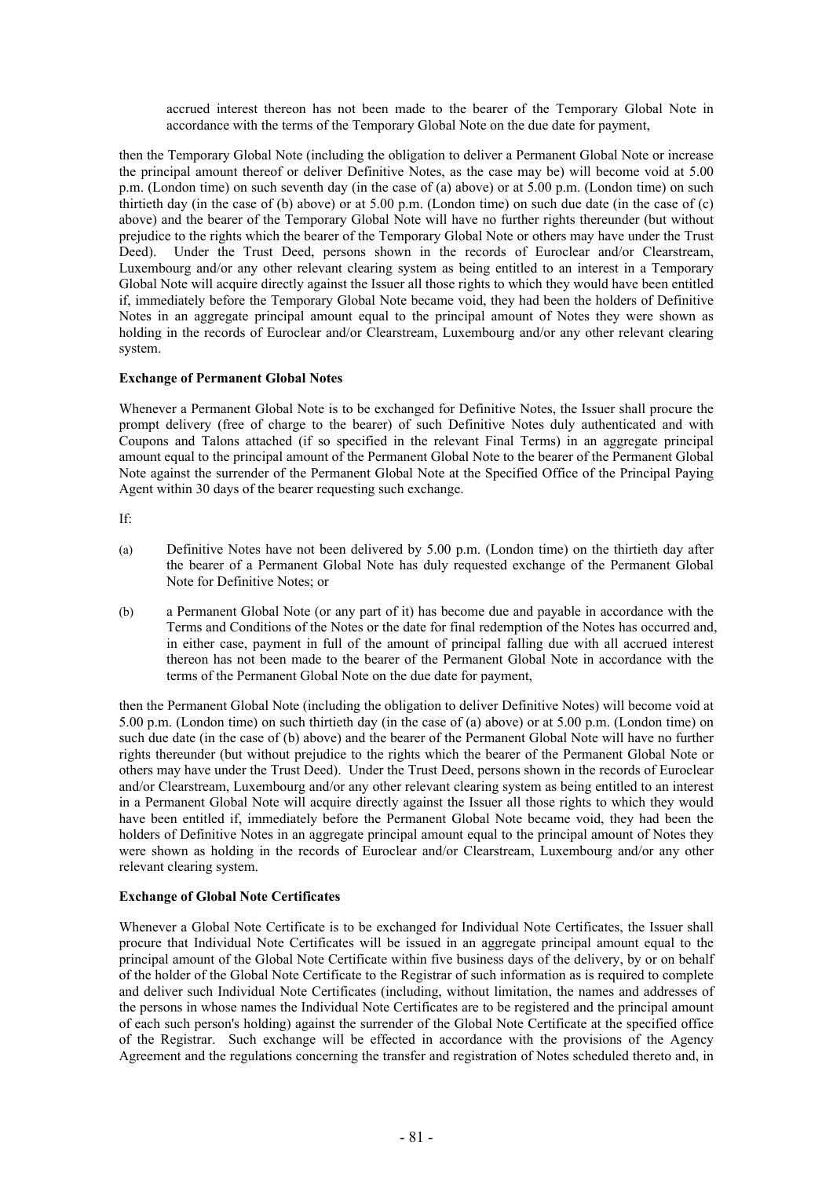accrued interest thereon has not been made to the bearer of the Temporary Global Note in accordance with the terms of the Temporary Global Note on the due date for payment,

then the Temporary Global Note (including the obligation to deliver a Permanent Global Note or increase the principal amount thereof or deliver Definitive Notes, as the case may be) will become void at 5.00 p.m. (London time) on such seventh day (in the case of (a) above) or at 5.00 p.m. (London time) on such thirtieth day (in the case of (b) above) or at 5.00 p.m. (London time) on such due date (in the case of (c) above) and the bearer of the Temporary Global Note will have no further rights thereunder (but without prejudice to the rights which the bearer of the Temporary Global Note or others may have under the Trust Deed). Under the Trust Deed, persons shown in the records of Euroclear and/or Clearstream, Luxembourg and/or any other relevant clearing system as being entitled to an interest in a Temporary Global Note will acquire directly against the Issuer all those rights to which they would have been entitled if, immediately before the Temporary Global Note became void, they had been the holders of Definitive Notes in an aggregate principal amount equal to the principal amount of Notes they were shown as holding in the records of Euroclear and/or Clearstream, Luxembourg and/or any other relevant clearing system.

**Exchange of Permanent Global Notes**

Whenever a Permanent Global Note is to be exchanged for Definitive Notes, the Issuer shall procure the prompt delivery (free of charge to the bearer) of such Definitive Notes duly authenticated and with Coupons and Talons attached (if so specified in the relevant Final Terms) in an aggregate principal amount equal to the principal amount of the Permanent Global Note to the bearer of the Permanent Global Note against the surrender of the Permanent Global Note at the Specified Office of the Principal Paying Agent within 30 days of the bearer requesting such exchange.

If:

(a) Definitive Notes have not been delivered by 5.00 p.m. (London time) on the thirtieth day after the bearer of a Permanent Global Note has duly requested exchange of the Permanent Global Note for Definitive Notes; or

(b) a Permanent Global Note (or any part of it) has become due and payable in accordance with the Terms and Conditions of the Notes or the date for final redemption of the Notes has occurred and, in either case, payment in full of the amount of principal falling due with all accrued interest thereon has not been made to the bearer of the Permanent Global Note in accordance with the terms of the Permanent Global Note on the due date for payment,

then the Permanent Global Note (including the obligation to deliver Definitive Notes) will become void at 5.00 p.m. (London time) on such thirtieth day (in the case of (a) above) or at 5.00 p.m. (London time) on such due date (in the case of (b) above) and the bearer of the Permanent Global Note will have no further rights thereunder (but without prejudice to the rights which the bearer of the Permanent Global Note or others may have under the Trust Deed). Under the Trust Deed, persons shown in the records of Euroclear and/or Clearstream, Luxembourg and/or any other relevant clearing system as being entitled to an interest in a Permanent Global Note will acquire directly against the Issuer all those rights to which they would have been entitled if, immediately before the Permanent Global Note became void, they had been the holders of Definitive Notes in an aggregate principal amount equal to the principal amount of Notes they were shown as holding in the records of Euroclear and/or Clearstream, Luxembourg and/or any other relevant clearing system.

**Exchange of Global Note Certificates**

Whenever a Global Note Certificate is to be exchanged for Individual Note Certificates, the Issuer shall procure that Individual Note Certificates will be issued in an aggregate principal amount equal to the principal amount of the Global Note Certificate within five business days of the delivery, by or on behalf of the holder of the Global Note Certificate to the Registrar of such information as is required to complete and deliver such Individual Note Certificates (including, without limitation, the names and addresses of the persons in whose names the Individual Note Certificates are to be registered and the principal amount of each such person's holding) against the surrender of the Global Note Certificate at the specified office of the Registrar. Such exchange will be effected in accordance with the provisions of the Agency Agreement and the regulations concerning the transfer and registration of Notes scheduled thereto and, in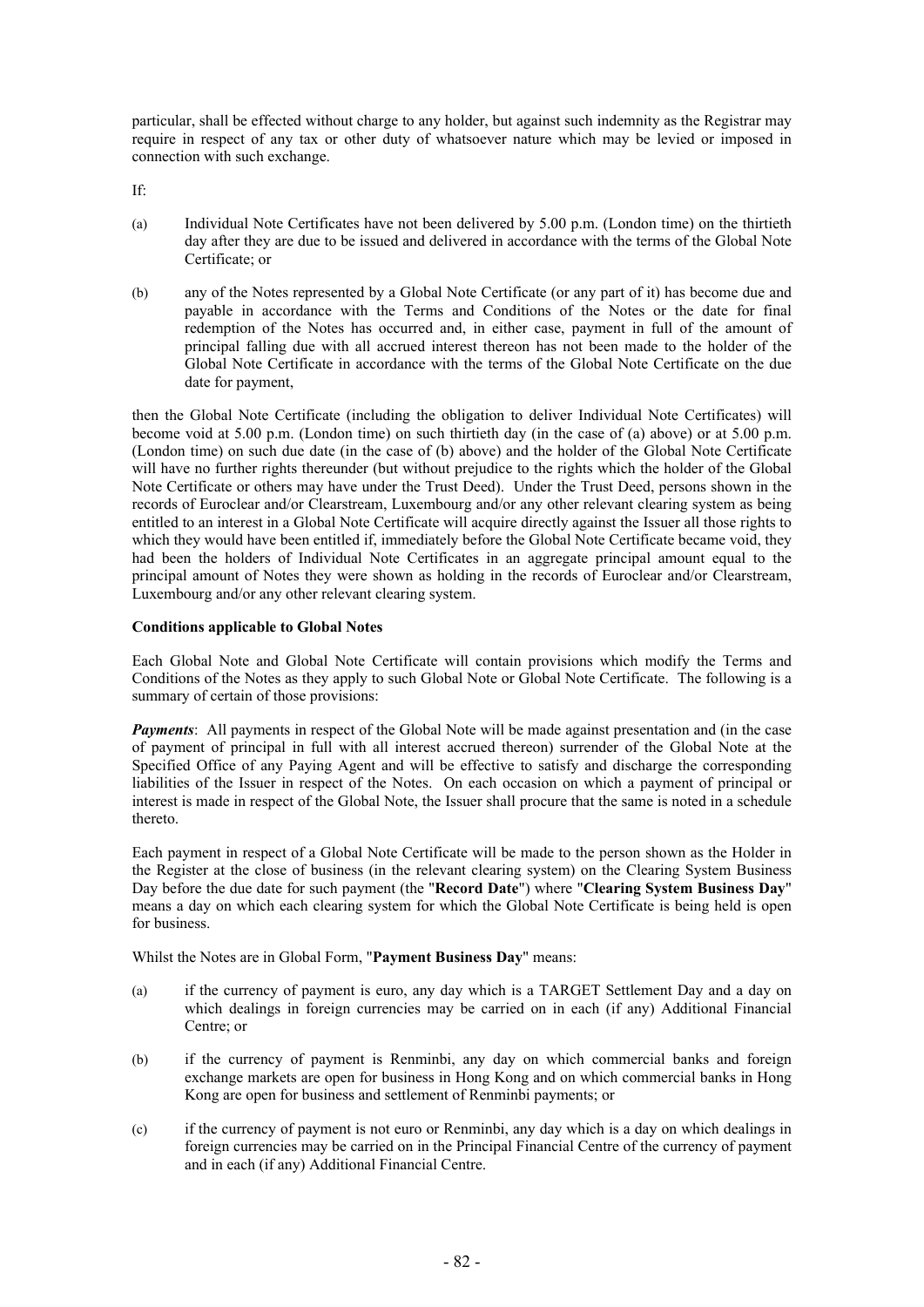particular, shall be effected without charge to any holder, but against such indemnity as the Registrar may require in respect of any tax or other duty of whatsoever nature which may be levied or imposed in connection with such exchange.

If:

(a) Individual Note Certificates have not been delivered by 5.00 p.m. (London time) on the thirtieth day after they are due to be issued and delivered in accordance with the terms of the Global Note Certificate; or

(b) any of the Notes represented by a Global Note Certificate (or any part of it) has become due and payable in accordance with the Terms and Conditions of the Notes or the date for final redemption of the Notes has occurred and, in either case, payment in full of the amount of principal falling due with all accrued interest thereon has not been made to the holder of the Global Note Certificate in accordance with the terms of the Global Note Certificate on the due date for payment,

then the Global Note Certificate (including the obligation to deliver Individual Note Certificates) will become void at 5.00 p.m. (London time) on such thirtieth day (in the case of (a) above) or at 5.00 p.m. (London time) on such due date (in the case of (b) above) and the holder of the Global Note Certificate will have no further rights thereunder (but without prejudice to the rights which the holder of the Global Note Certificate or others may have under the Trust Deed). Under the Trust Deed, persons shown in the records of Euroclear and/or Clearstream, Luxembourg and/or any other relevant clearing system as being entitled to an interest in a Global Note Certificate will acquire directly against the Issuer all those rights to which they would have been entitled if, immediately before the Global Note Certificate became void, they had been the holders of Individual Note Certificates in an aggregate principal amount equal to the principal amount of Notes they were shown as holding in the records of Euroclear and/or Clearstream, Luxembourg and/or any other relevant clearing system.

**Conditions applicable to Global Notes**

Each Global Note and Global Note Certificate will contain provisions which modify the Terms and Conditions of the Notes as they apply to such Global Note or Global Note Certificate. The following is a summary of certain of those provisions:

***Payments***: All payments in respect of the Global Note will be made against presentation and (in the case of payment of principal in full with all interest accrued thereon) surrender of the Global Note at the Specified Office of any Paying Agent and will be effective to satisfy and discharge the corresponding liabilities of the Issuer in respect of the Notes. On each occasion on which a payment of principal or interest is made in respect of the Global Note, the Issuer shall procure that the same is noted in a schedule thereto.

Each payment in respect of a Global Note Certificate will be made to the person shown as the Holder in the Register at the close of business (in the relevant clearing system) on the Clearing System Business Day before the due date for such payment (the "**Record Date**") where "**Clearing System Business Day**" means a day on which each clearing system for which the Global Note Certificate is being held is open for business.

Whilst the Notes are in Global Form, "**Payment Business Day**" means:

(a) if the currency of payment is euro, any day which is a TARGET Settlement Day and a day on which dealings in foreign currencies may be carried on in each (if any) Additional Financial Centre; or

(b) if the currency of payment is Renminbi, any day on which commercial banks and foreign exchange markets are open for business in Hong Kong and on which commercial banks in Hong Kong are open for business and settlement of Renminbi payments; or

(c) if the currency of payment is not euro or Renminbi, any day which is a day on which dealings in foreign currencies may be carried on in the Principal Financial Centre of the currency of payment and in each (if any) Additional Financial Centre.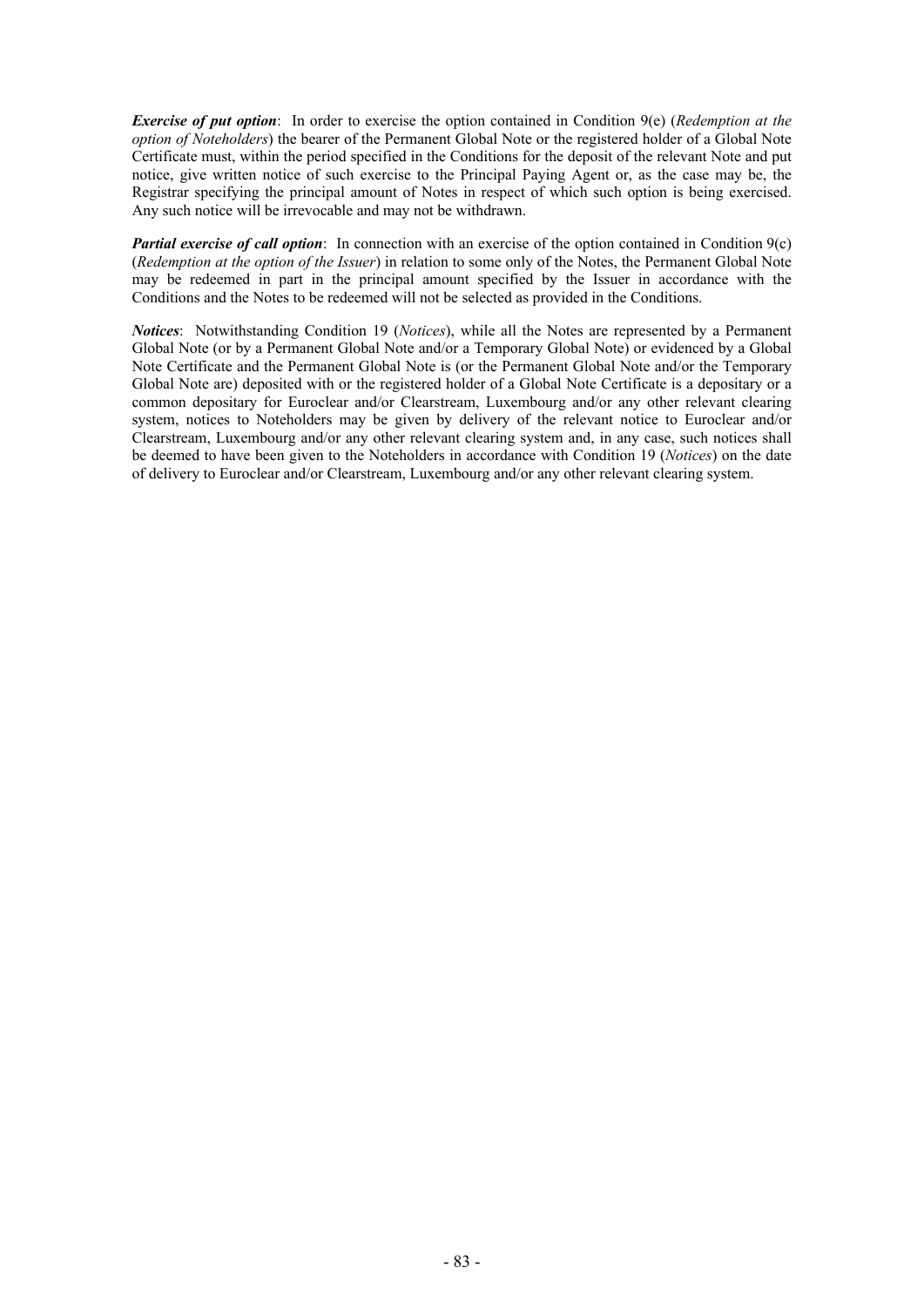***Exercise of put option***: In order to exercise the option contained in Condition 9(e) (*Redemption at the option of Noteholders*) the bearer of the Permanent Global Note or the registered holder of a Global Note Certificate must, within the period specified in the Conditions for the deposit of the relevant Note and put notice, give written notice of such exercise to the Principal Paying Agent or, as the case may be, the Registrar specifying the principal amount of Notes in respect of which such option is being exercised. Any such notice will be irrevocable and may not be withdrawn.

***Partial exercise of call option***: In connection with an exercise of the option contained in Condition 9(c) (*Redemption at the option of the Issuer*) in relation to some only of the Notes, the Permanent Global Note may be redeemed in part in the principal amount specified by the Issuer in accordance with the Conditions and the Notes to be redeemed will not be selected as provided in the Conditions.

***Notices***: Notwithstanding Condition 19 (*Notices*), while all the Notes are represented by a Permanent Global Note (or by a Permanent Global Note and/or a Temporary Global Note) or evidenced by a Global Note Certificate and the Permanent Global Note is (or the Permanent Global Note and/or the Temporary Global Note are) deposited with or the registered holder of a Global Note Certificate is a depositary or a common depositary for Euroclear and/or Clearstream, Luxembourg and/or any other relevant clearing system, notices to Noteholders may be given by delivery of the relevant notice to Euroclear and/or Clearstream, Luxembourg and/or any other relevant clearing system and, in any case, such notices shall be deemed to have been given to the Noteholders in accordance with Condition 19 (*Notices*) on the date of delivery to Euroclear and/or Clearstream, Luxembourg and/or any other relevant clearing system.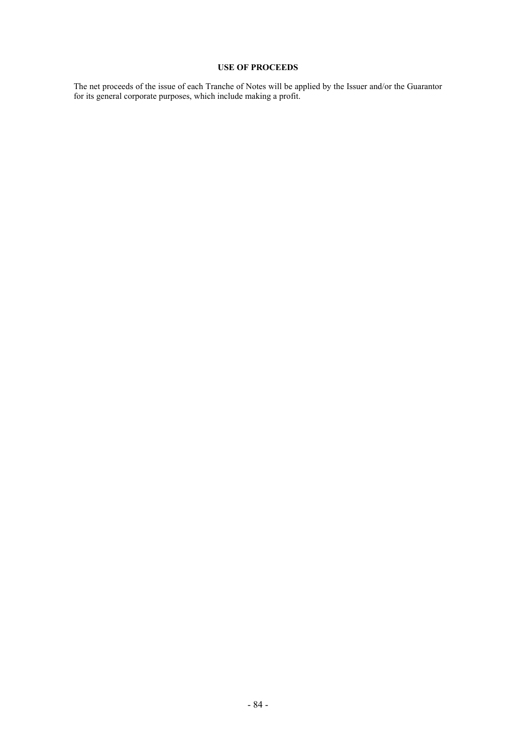## USE OF PROCEEDS

The net proceeds of the issue of each Tranche of Notes will be applied by the Issuer and/or the Guarantor for its general corporate purposes, which include making a profit.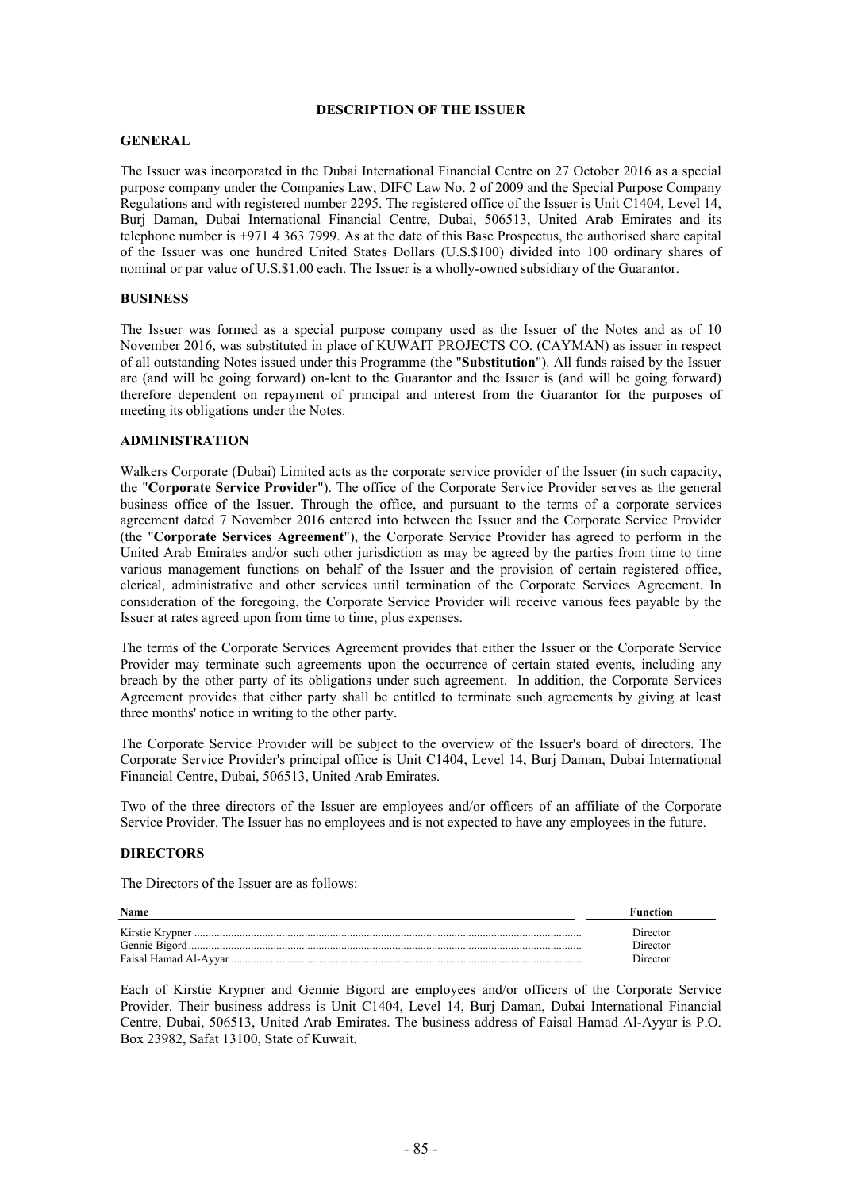# DESCRIPTION OF THE ISSUER

## GENERAL

The Issuer was incorporated in the Dubai International Financial Centre on 27 October 2016 as a special purpose company under the Companies Law, DIFC Law No. 2 of 2009 and the Special Purpose Company Regulations and with registered number 2295. The registered office of the Issuer is Unit C1404, Level 14, Burj Daman, Dubai International Financial Centre, Dubai, 506513, United Arab Emirates and its telephone number is +971 4 363 7999. As at the date of this Base Prospectus, the authorised share capital of the Issuer was one hundred United States Dollars (U.S.$100) divided into 100 ordinary shares of nominal or par value of U.S.$1.00 each. The Issuer is a wholly-owned subsidiary of the Guarantor.

## BUSINESS

The Issuer was formed as a special purpose company used as the Issuer of the Notes and as of 10 November 2016, was substituted in place of KUWAIT PROJECTS CO. (CAYMAN) as issuer in respect of all outstanding Notes issued under this Programme (the "**Substitution**"). All funds raised by the Issuer are (and will be going forward) on-lent to the Guarantor and the Issuer is (and will be going forward) therefore dependent on repayment of principal and interest from the Guarantor for the purposes of meeting its obligations under the Notes.

## ADMINISTRATION

Walkers Corporate (Dubai) Limited acts as the corporate service provider of the Issuer (in such capacity, the "**Corporate Service Provider**"). The office of the Corporate Service Provider serves as the general business office of the Issuer. Through the office, and pursuant to the terms of a corporate services agreement dated 7 November 2016 entered into between the Issuer and the Corporate Service Provider (the "**Corporate Services Agreement**"), the Corporate Service Provider has agreed to perform in the United Arab Emirates and/or such other jurisdiction as may be agreed by the parties from time to time various management functions on behalf of the Issuer and the provision of certain registered office, clerical, administrative and other services until termination of the Corporate Services Agreement. In consideration of the foregoing, the Corporate Service Provider will receive various fees payable by the Issuer at rates agreed upon from time to time, plus expenses.

The terms of the Corporate Services Agreement provides that either the Issuer or the Corporate Service Provider may terminate such agreements upon the occurrence of certain stated events, including any breach by the other party of its obligations under such agreement. In addition, the Corporate Services Agreement provides that either party shall be entitled to terminate such agreements by giving at least three months' notice in writing to the other party.

The Corporate Service Provider will be subject to the overview of the Issuer's board of directors. The Corporate Service Provider's principal office is Unit C1404, Level 14, Burj Daman, Dubai International Financial Centre, Dubai, 506513, United Arab Emirates.

Two of the three directors of the Issuer are employees and/or officers of an affiliate of the Corporate Service Provider. The Issuer has no employees and is not expected to have any employees in the future.

## DIRECTORS

The Directors of the Issuer are as follows:

| Name | Function |
|---|---|
| Kirstie Krypner | Director |
| Gennie Bigord | Director |
| Faisal Hamad Al-Ayyar | Director |

Each of Kirstie Krypner and Gennie Bigord are employees and/or officers of the Corporate Service Provider. Their business address is Unit C1404, Level 14, Burj Daman, Dubai International Financial Centre, Dubai, 506513, United Arab Emirates. The business address of Faisal Hamad Al-Ayyar is P.O. Box 23982, Safat 13100, State of Kuwait.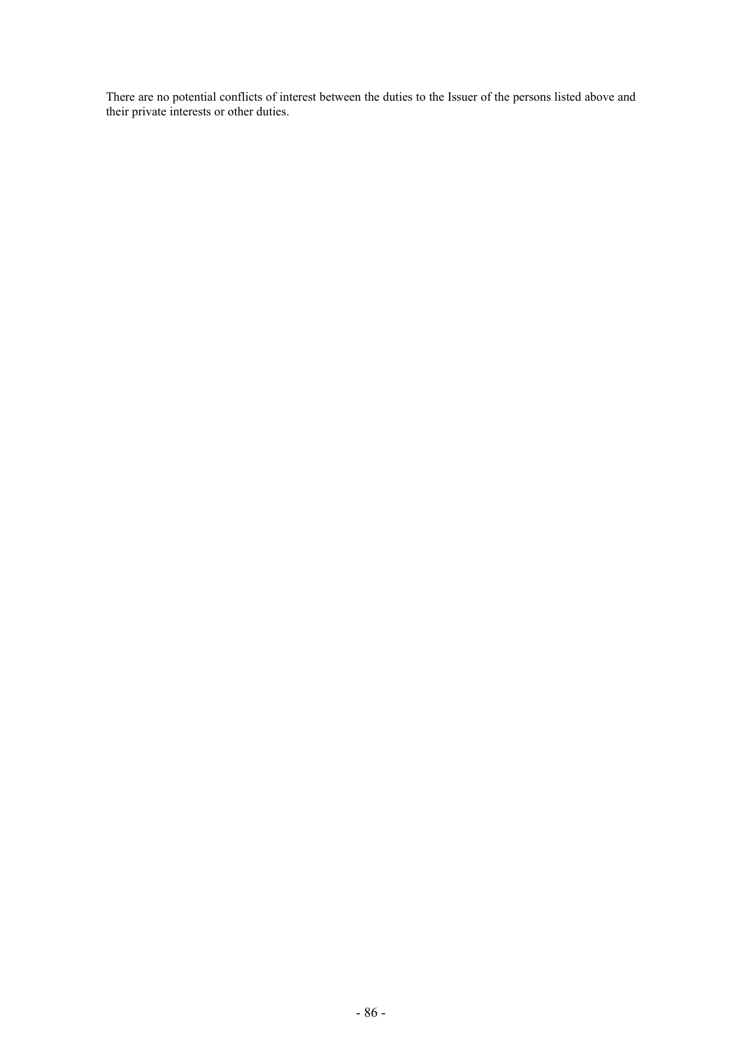There are no potential conflicts of interest between the duties to the Issuer of the persons listed above and their private interests or other duties.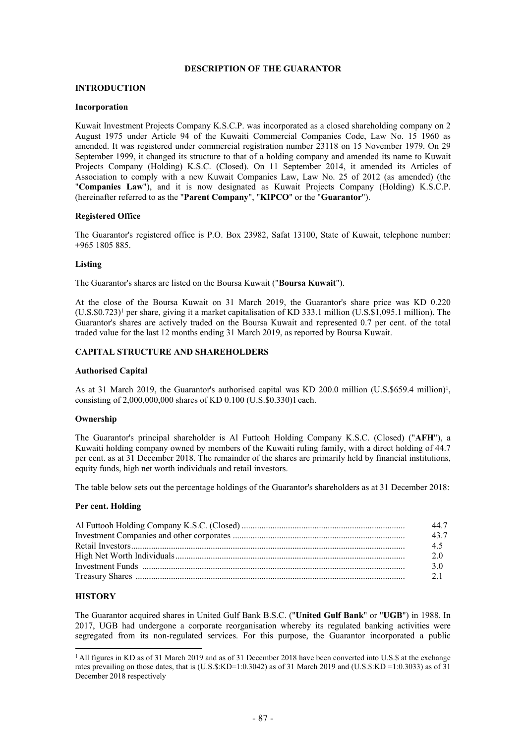# DESCRIPTION OF THE GUARANTOR

## INTRODUCTION

### Incorporation

Kuwait Investment Projects Company K.S.C.P. was incorporated as a closed shareholding company on 2 August 1975 under Article 94 of the Kuwaiti Commercial Companies Code, Law No. 15 1960 as amended. It was registered under commercial registration number 23118 on 15 November 1979. On 29 September 1999, it changed its structure to that of a holding company and amended its name to Kuwait Projects Company (Holding) K.S.C. (Closed). On 11 September 2014, it amended its Articles of Association to comply with a new Kuwait Companies Law, Law No. 25 of 2012 (as amended) (the "**Companies Law**"), and it is now designated as Kuwait Projects Company (Holding) K.S.C.P. (hereinafter referred to as the "**Parent Company**", "**KIPCO**" or the "**Guarantor**").

### Registered Office

The Guarantor's registered office is P.O. Box 23982, Safat 13100, State of Kuwait, telephone number: +965 1805 885.

### Listing

The Guarantor's shares are listed on the Boursa Kuwait ("**Boursa Kuwait**").

At the close of the Boursa Kuwait on 31 March 2019, the Guarantor's share price was KD 0.220 (U.S.$0.723)[1] per share, giving it a market capitalisation of KD 333.1 million (U.S.$1,095.1 million). The Guarantor's shares are actively traded on the Boursa Kuwait and represented 0.7 per cent. of the total traded value for the last 12 months ending 31 March 2019, as reported by Boursa Kuwait.

## CAPITAL STRUCTURE AND SHAREHOLDERS

### Authorised Capital

As at 31 March 2019, the Guarantor's authorised capital was KD 200.0 million (U.S.$659.4 million)[1], consisting of 2,000,000,000 shares of KD 0.100 (U.S.$0.330)1 each.

### Ownership

The Guarantor's principal shareholder is Al Futtooh Holding Company K.S.C. (Closed) ("**AFH**"), a Kuwaiti holding company owned by members of the Kuwaiti ruling family, with a direct holding of 44.7 per cent. as at 31 December 2018. The remainder of the shares are primarily held by financial institutions, equity funds, high net worth individuals and retail investors.

The table below sets out the percentage holdings of the Guarantor's shareholders as at 31 December 2018:

### Per cent. Holding

| | |
|---|---|
| Al Futtooh Holding Company K.S.C. (Closed) | 44.7 |
| Investment Companies and other corporates | 43.7 |
| Retail Investors | 4.5 |
| High Net Worth Individuals | 2.0 |
| Investment Funds | 3.0 |
| Treasury Shares | 2.1 |

## HISTORY

The Guarantor acquired shares in United Gulf Bank B.S.C. ("**United Gulf Bank**" or "**UGB**") in 1988. In 2017, UGB had undergone a corporate reorganisation whereby its regulated banking activities were segregated from its non-regulated services. For this purpose, the Guarantor incorporated a public

[1] All figures in KD as of 31 March 2019 and as of 31 December 2018 have been converted into U.S.$ at the exchange rates prevailing on those dates, that is (U.S.$:KD=1:0.3042) as of 31 March 2019 and (U.S.$:KD =1:0.3033) as of 31 December 2018 respectively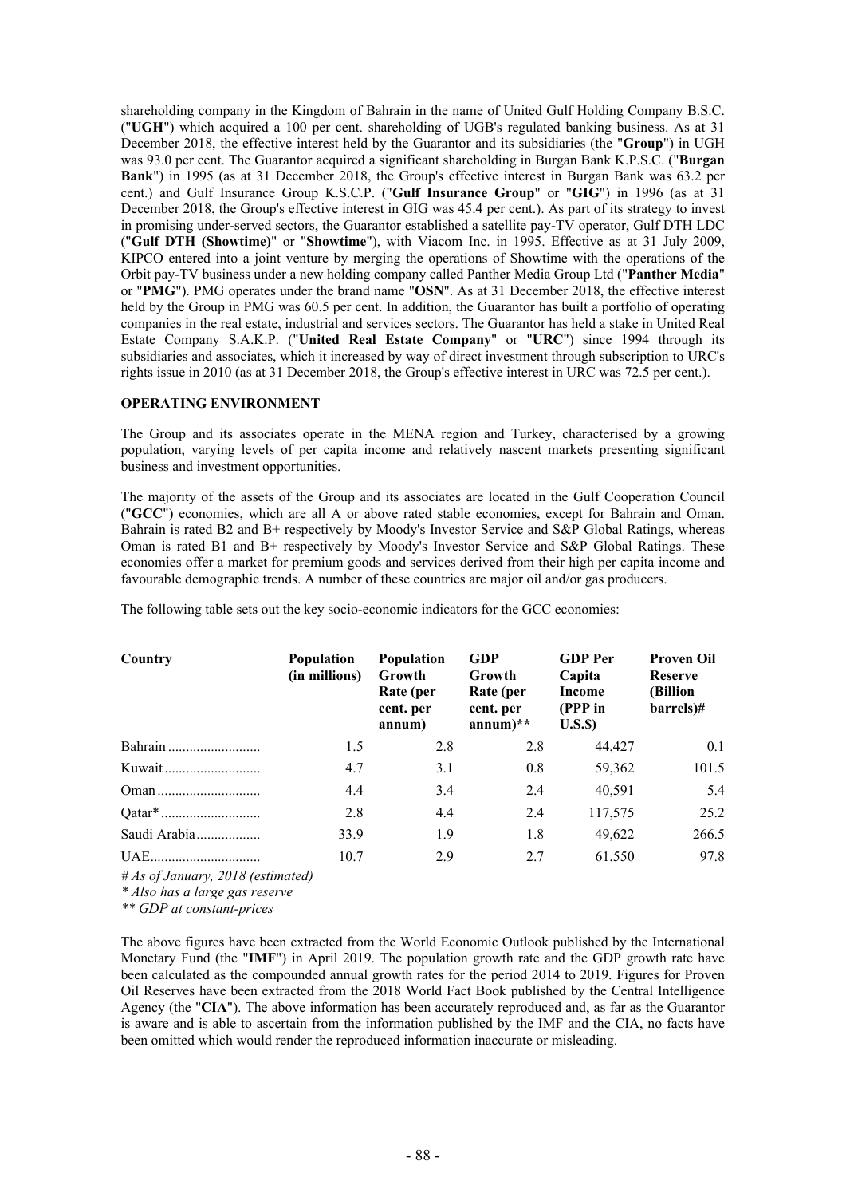shareholding company in the Kingdom of Bahrain in the name of United Gulf Holding Company B.S.C. ("**UGH**") which acquired a 100 per cent. shareholding of UGB's regulated banking business. As at 31 December 2018, the effective interest held by the Guarantor and its subsidiaries (the "**Group**") in UGH was 93.0 per cent. The Guarantor acquired a significant shareholding in Burgan Bank K.P.S.C. ("**Burgan Bank**") in 1995 (as at 31 December 2018, the Group's effective interest in Burgan Bank was 63.2 per cent.) and Gulf Insurance Group K.S.C.P. ("**Gulf Insurance Group**" or "**GIG**") in 1996 (as at 31 December 2018, the Group's effective interest in GIG was 45.4 per cent.). As part of its strategy to invest in promising under-served sectors, the Guarantor established a satellite pay-TV operator, Gulf DTH LDC ("**Gulf DTH (Showtime)**" or "**Showtime**"), with Viacom Inc. in 1995. Effective as at 31 July 2009, KIPCO entered into a joint venture by merging the operations of Showtime with the operations of the Orbit pay-TV business under a new holding company called Panther Media Group Ltd ("**Panther Media**" or "**PMG**"). PMG operates under the brand name "**OSN**". As at 31 December 2018, the effective interest held by the Group in PMG was 60.5 per cent. In addition, the Guarantor has built a portfolio of operating companies in the real estate, industrial and services sectors. The Guarantor has held a stake in United Real Estate Company S.A.K.P. ("**United Real Estate Company**" or "**URC**") since 1994 through its subsidiaries and associates, which it increased by way of direct investment through subscription to URC's rights issue in 2010 (as at 31 December 2018, the Group's effective interest in URC was 72.5 per cent.).

**OPERATING ENVIRONMENT**

The Group and its associates operate in the MENA region and Turkey, characterised by a growing population, varying levels of per capita income and relatively nascent markets presenting significant business and investment opportunities.

The majority of the assets of the Group and its associates are located in the Gulf Cooperation Council ("**GCC**") economies, which are all A or above rated stable economies, except for Bahrain and Oman. Bahrain is rated B2 and B+ respectively by Moody's Investor Service and S&P Global Ratings, whereas Oman is rated B1 and B+ respectively by Moody's Investor Service and S&P Global Ratings. These economies offer a market for premium goods and services derived from their high per capita income and favourable demographic trends. A number of these countries are major oil and/or gas producers.

The following table sets out the key socio-economic indicators for the GCC economies:

| Country | Population (in millions) | Population Growth Rate (per cent. per annum) | GDP Growth Rate (per cent. per annum)** | GDP Per Capita Income (PPP in U.S.$) | Proven Oil Reserve (Billion barrels)# |
|---|---|---|---|---|---|
| Bahrain | 1.5 | 2.8 | 2.8 | 44,427 | 0.1 |
| Kuwait | 4.7 | 3.1 | 0.8 | 59,362 | 101.5 |
| Oman | 4.4 | 3.4 | 2.4 | 40,591 | 5.4 |
| Qatar* | 2.8 | 4.4 | 2.4 | 117,575 | 25.2 |
| Saudi Arabia | 33.9 | 1.9 | 1.8 | 49,622 | 266.5 |
| UAE | 10.7 | 2.9 | 2.7 | 61,550 | 97.8 |

*# As of January, 2018 (estimated)*
*\* Also has a large gas reserve*
*\*\* GDP at constant-prices*

The above figures have been extracted from the World Economic Outlook published by the International Monetary Fund (the "**IMF**") in April 2019. The population growth rate and the GDP growth rate have been calculated as the compounded annual growth rates for the period 2014 to 2019. Figures for Proven Oil Reserves have been extracted from the 2018 World Fact Book published by the Central Intelligence Agency (the "**CIA**"). The above information has been accurately reproduced and, as far as the Guarantor is aware and is able to ascertain from the information published by the IMF and the CIA, no facts have been omitted which would render the reproduced information inaccurate or misleading.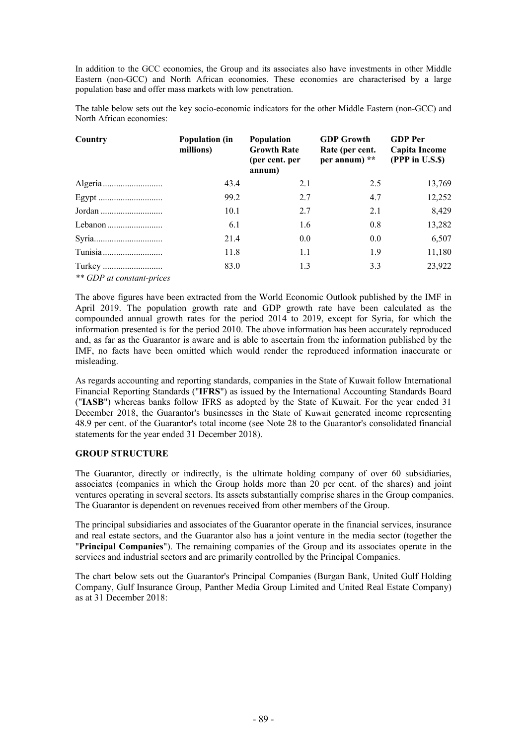In addition to the GCC economies, the Group and its associates also have investments in other Middle Eastern (non-GCC) and North African economies. These economies are characterised by a large population base and offer mass markets with low penetration.

The table below sets out the key socio-economic indicators for the other Middle Eastern (non-GCC) and North African economies:

| Country | Population (in millions) | Population Growth Rate (per cent. per annum) | GDP Growth Rate (per cent. per annum) ** | GDP Per Capita Income (PPP in U.S.$) |
|---|---|---|---|---|
| Algeria | 43.4 | 2.1 | 2.5 | 13,769 |
| Egypt | 99.2 | 2.7 | 4.7 | 12,252 |
| Jordan | 10.1 | 2.7 | 2.1 | 8,429 |
| Lebanon | 6.1 | 1.6 | 0.8 | 13,282 |
| Syria | 21.4 | 0.0 | 0.0 | 6,507 |
| Tunisia | 11.8 | 1.1 | 1.9 | 11,180 |
| Turkey | 83.0 | 1.3 | 3.3 | 23,922 |

*** GDP at constant-prices*

The above figures have been extracted from the World Economic Outlook published by the IMF in April 2019. The population growth rate and GDP growth rate have been calculated as the compounded annual growth rates for the period 2014 to 2019, except for Syria, for which the information presented is for the period 2010. The above information has been accurately reproduced and, as far as the Guarantor is aware and is able to ascertain from the information published by the IMF, no facts have been omitted which would render the reproduced information inaccurate or misleading.

As regards accounting and reporting standards, companies in the State of Kuwait follow International Financial Reporting Standards ("**IFRS**") as issued by the International Accounting Standards Board ("**IASB**") whereas banks follow IFRS as adopted by the State of Kuwait. For the year ended 31 December 2018, the Guarantor's businesses in the State of Kuwait generated income representing 48.9 per cent. of the Guarantor's total income (see Note 28 to the Guarantor's consolidated financial statements for the year ended 31 December 2018).

## GROUP STRUCTURE

The Guarantor, directly or indirectly, is the ultimate holding company of over 60 subsidiaries, associates (companies in which the Group holds more than 20 per cent. of the shares) and joint ventures operating in several sectors. Its assets substantially comprise shares in the Group companies. The Guarantor is dependent on revenues received from other members of the Group.

The principal subsidiaries and associates of the Guarantor operate in the financial services, insurance and real estate sectors, and the Guarantor also has a joint venture in the media sector (together the "**Principal Companies**"). The remaining companies of the Group and its associates operate in the services and industrial sectors and are primarily controlled by the Principal Companies.

The chart below sets out the Guarantor's Principal Companies (Burgan Bank, United Gulf Holding Company, Gulf Insurance Group, Panther Media Group Limited and United Real Estate Company) as at 31 December 2018: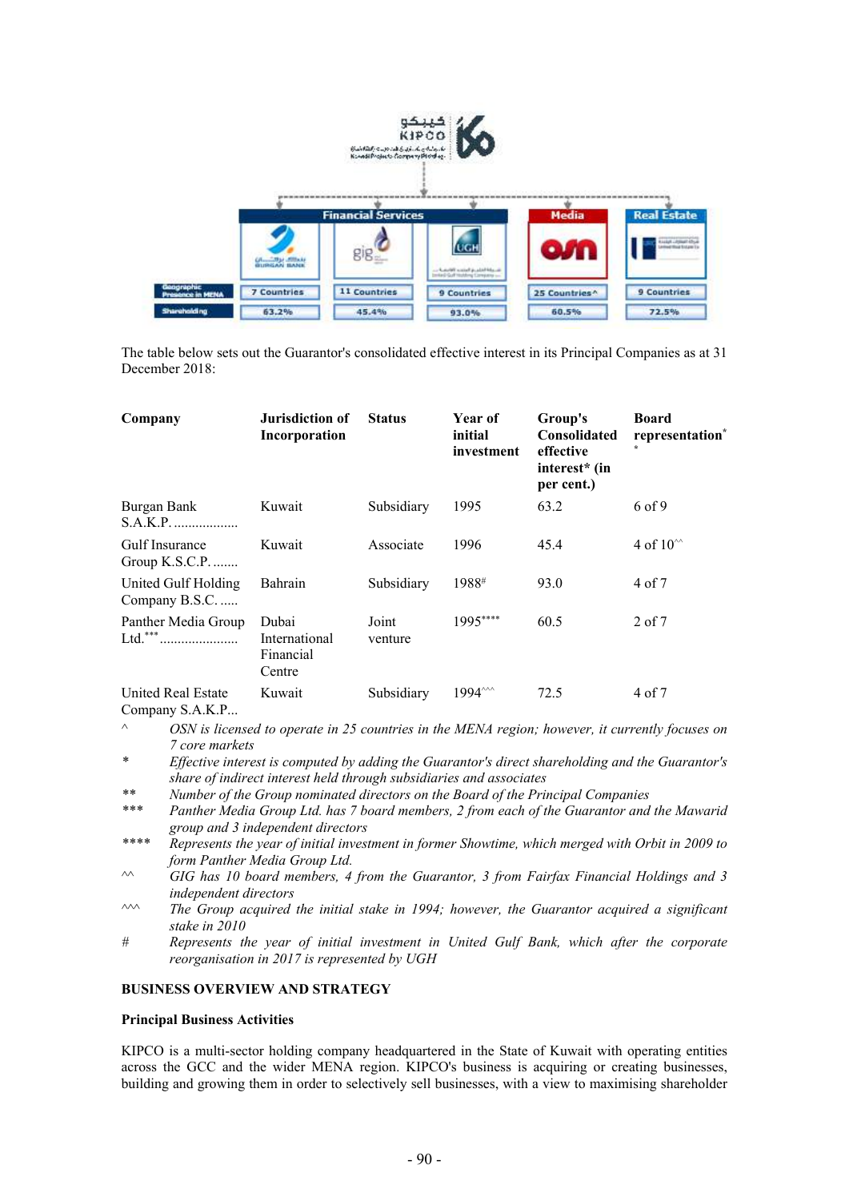The table below sets out the Guarantor's consolidated effective interest in its Principal Companies as at 31 December 2018:

| Company | Jurisdiction of Incorporation | Status | Year of initial investment | Group's Consolidated effective interest* (in per cent.) | Board representation** |
|---|---|---|---|---|---|
| Burgan Bank S.A.K.P. .................. | Kuwait | Subsidiary | 1995 | 63.2 | 6 of 9 |
| Gulf Insurance Group K.S.C.P. ....... | Kuwait | Associate | 1996 | 45.4 | 4 of 10^^ |
| United Gulf Holding Company B.S.C. ..... | Bahrain | Subsidiary | 1988# | 93.0 | 4 of 7 |
| Panther Media Group Ltd.*** ...................... | Dubai International Financial Centre | Joint venture | 1995**** | 60.5 | 2 of 7 |
| United Real Estate Company S.A.K.P... | Kuwait | Subsidiary | 1994^^^ | 72.5 | 4 of 7 |

^ *OSN is licensed to operate in 25 countries in the MENA region; however, it currently focuses on 7 core markets*

\* *Effective interest is computed by adding the Guarantor's direct shareholding and the Guarantor's share of indirect interest held through subsidiaries and associates*

** *Number of the Group nominated directors on the Board of the Principal Companies*

*** *Panther Media Group Ltd. has 7 board members, 2 from each of the Guarantor and the Mawarid group and 3 independent directors*

**** *Represents the year of initial investment in former Showtime, which merged with Orbit in 2009 to form Panther Media Group Ltd.*

^^ *GIG has 10 board members, 4 from the Guarantor, 3 from Fairfax Financial Holdings and 3 independent directors*

^^^ *The Group acquired the initial stake in 1994; however, the Guarantor acquired a significant stake in 2010*

\# *Represents the year of initial investment in United Gulf Bank, which after the corporate reorganisation in 2017 is represented by UGH*

## BUSINESS OVERVIEW AND STRATEGY

### Principal Business Activities

KIPCO is a multi-sector holding company headquartered in the State of Kuwait with operating entities across the GCC and the wider MENA region. KIPCO's business is acquiring or creating businesses, building and growing them in order to selectively sell businesses, with a view to maximising shareholder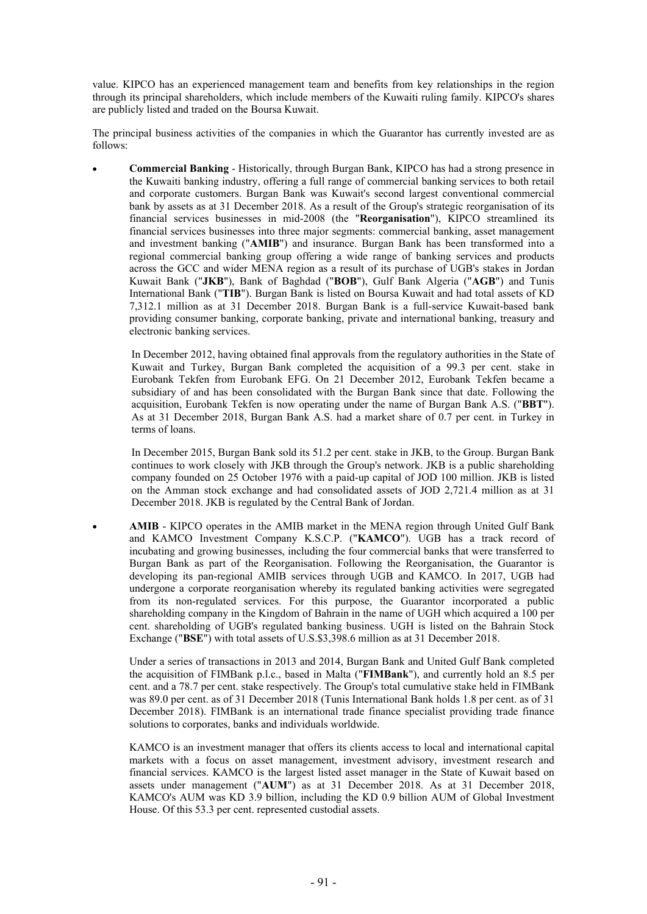value. KIPCO has an experienced management team and benefits from key relationships in the region through its principal shareholders, which include members of the Kuwaiti ruling family. KIPCO's shares are publicly listed and traded on the Boursa Kuwait.

The principal business activities of the companies in which the Guarantor has currently invested are as follows:

- **Commercial Banking** - Historically, through Burgan Bank, KIPCO has had a strong presence in the Kuwaiti banking industry, offering a full range of commercial banking services to both retail and corporate customers. Burgan Bank was Kuwait's second largest conventional commercial bank by assets as at 31 December 2018. As a result of the Group's strategic reorganisation of its financial services businesses in mid-2008 (the "**Reorganisation**"), KIPCO streamlined its financial services businesses into three major segments: commercial banking, asset management and investment banking ("**AMIB**") and insurance. Burgan Bank has been transformed into a regional commercial banking group offering a wide range of banking services and products across the GCC and wider MENA region as a result of its purchase of UGB's stakes in Jordan Kuwait Bank ("**JKB**"), Bank of Baghdad ("**BOB**"), Gulf Bank Algeria ("**AGB**") and Tunis International Bank ("**TIB**"). Burgan Bank is listed on Boursa Kuwait and had total assets of KD 7,312.1 million as at 31 December 2018. Burgan Bank is a full-service Kuwait-based bank providing consumer banking, corporate banking, private and international banking, treasury and electronic banking services.

  In December 2012, having obtained final approvals from the regulatory authorities in the State of Kuwait and Turkey, Burgan Bank completed the acquisition of a 99.3 per cent. stake in Eurobank Tekfen from Eurobank EFG. On 21 December 2012, Eurobank Tekfen became a subsidiary of and has been consolidated with the Burgan Bank since that date. Following the acquisition, Eurobank Tekfen is now operating under the name of Burgan Bank A.S. ("**BBT**"). As at 31 December 2018, Burgan Bank A.S. had a market share of 0.7 per cent. in Turkey in terms of loans.

  In December 2015, Burgan Bank sold its 51.2 per cent. stake in JKB, to the Group. Burgan Bank continues to work closely with JKB through the Group's network. JKB is a public shareholding company founded on 25 October 1976 with a paid-up capital of JOD 100 million. JKB is listed on the Amman stock exchange and had consolidated assets of JOD 2,721.4 million as at 31 December 2018. JKB is regulated by the Central Bank of Jordan.

- **AMIB** - KIPCO operates in the AMIB market in the MENA region through United Gulf Bank and KAMCO Investment Company K.S.C.P. ("**KAMCO**"). UGB has a track record of incubating and growing businesses, including the four commercial banks that were transferred to Burgan Bank as part of the Reorganisation. Following the Reorganisation, the Guarantor is developing its pan-regional AMIB services through UGB and KAMCO. In 2017, UGB had undergone a corporate reorganisation whereby its regulated banking activities were segregated from its non-regulated services. For this purpose, the Guarantor incorporated a public shareholding company in the Kingdom of Bahrain in the name of UGH which acquired a 100 per cent. shareholding of UGB's regulated banking business. UGH is listed on the Bahrain Stock Exchange ("**BSE**") with total assets of U.S.$3,398.6 million as at 31 December 2018.

  Under a series of transactions in 2013 and 2014, Burgan Bank and United Gulf Bank completed the acquisition of FIMBank p.l.c., based in Malta ("**FIMBank**"), and currently hold an 8.5 per cent. and a 78.7 per cent. stake respectively. The Group's total cumulative stake held in FIMBank was 89.0 per cent. as of 31 December 2018 (Tunis International Bank holds 1.8 per cent. as of 31 December 2018). FIMBank is an international trade finance specialist providing trade finance solutions to corporates, banks and individuals worldwide.

  KAMCO is an investment manager that offers its clients access to local and international capital markets with a focus on asset management, investment advisory, investment research and financial services. KAMCO is the largest listed asset manager in the State of Kuwait based on assets under management ("**AUM**") as at 31 December 2018. As at 31 December 2018, KAMCO's AUM was KD 3.9 billion, including the KD 0.9 billion AUM of Global Investment House. Of this 53.3 per cent. represented custodial assets.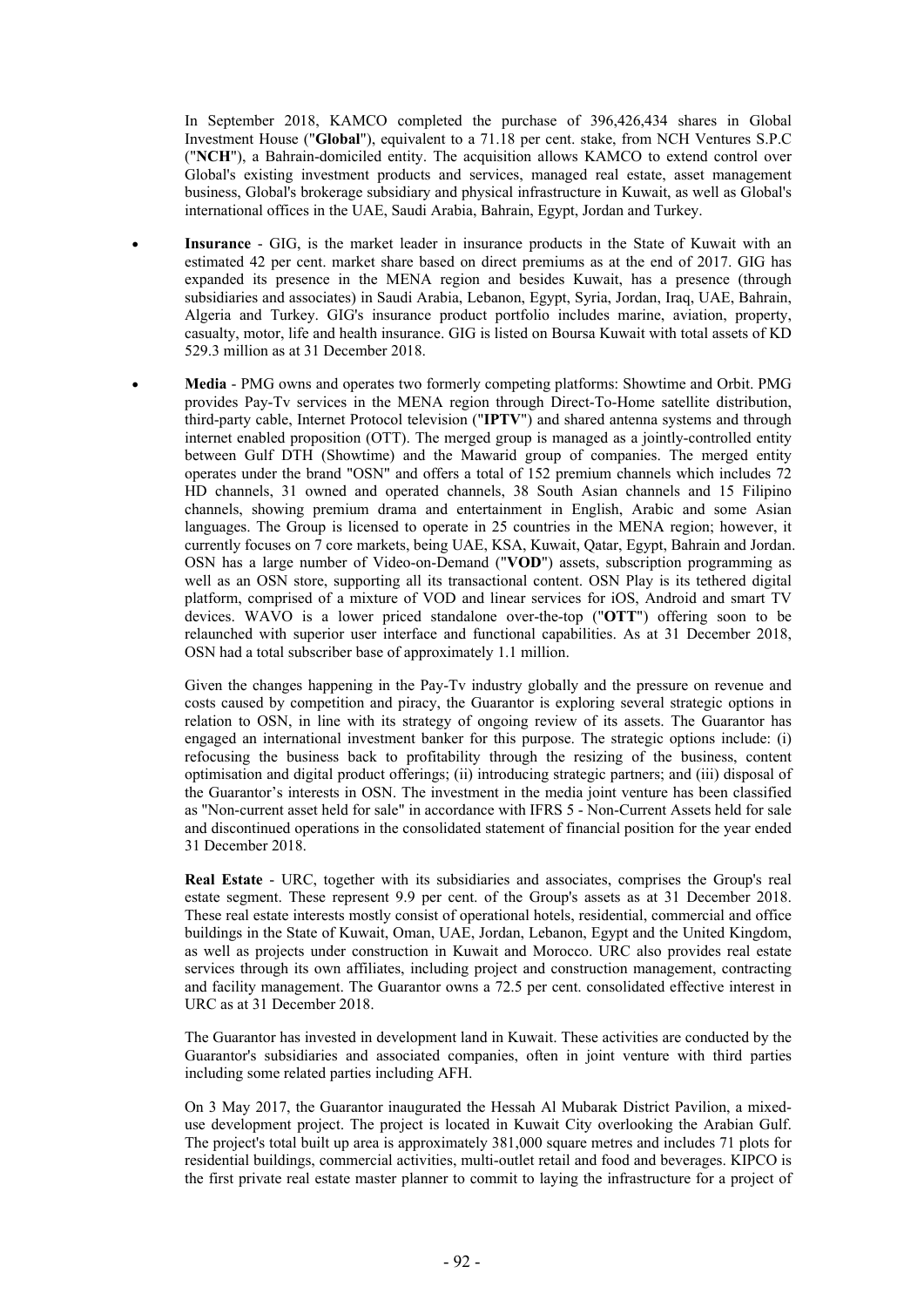In September 2018, KAMCO completed the purchase of 396,426,434 shares in Global Investment House ("**Global**"), equivalent to a 71.18 per cent. stake, from NCH Ventures S.P.C ("**NCH**"), a Bahrain-domiciled entity. The acquisition allows KAMCO to extend control over Global's existing investment products and services, managed real estate, asset management business, Global's brokerage subsidiary and physical infrastructure in Kuwait, as well as Global's international offices in the UAE, Saudi Arabia, Bahrain, Egypt, Jordan and Turkey.

- **Insurance** - GIG, is the market leader in insurance products in the State of Kuwait with an estimated 42 per cent. market share based on direct premiums as at the end of 2017. GIG has expanded its presence in the MENA region and besides Kuwait, has a presence (through subsidiaries and associates) in Saudi Arabia, Lebanon, Egypt, Syria, Jordan, Iraq, UAE, Bahrain, Algeria and Turkey. GIG's insurance product portfolio includes marine, aviation, property, casualty, motor, life and health insurance. GIG is listed on Boursa Kuwait with total assets of KD 529.3 million as at 31 December 2018.

- **Media** - PMG owns and operates two formerly competing platforms: Showtime and Orbit. PMG provides Pay-Tv services in the MENA region through Direct-To-Home satellite distribution, third-party cable, Internet Protocol television ("**IPTV**") and shared antenna systems and through internet enabled proposition (OTT). The merged group is managed as a jointly-controlled entity between Gulf DTH (Showtime) and the Mawarid group of companies. The merged entity operates under the brand "OSN" and offers a total of 152 premium channels which includes 72 HD channels, 31 owned and operated channels, 38 South Asian channels and 15 Filipino channels, showing premium drama and entertainment in English, Arabic and some Asian languages. The Group is licensed to operate in 25 countries in the MENA region; however, it currently focuses on 7 core markets, being UAE, KSA, Kuwait, Qatar, Egypt, Bahrain and Jordan. OSN has a large number of Video-on-Demand ("**VOD**") assets, subscription programming as well as an OSN store, supporting all its transactional content. OSN Play is its tethered digital platform, comprised of a mixture of VOD and linear services for iOS, Android and smart TV devices. WAVO is a lower priced standalone over-the-top ("**OTT**") offering soon to be relaunched with superior user interface and functional capabilities. As at 31 December 2018, OSN had a total subscriber base of approximately 1.1 million.

  Given the changes happening in the Pay-Tv industry globally and the pressure on revenue and costs caused by competition and piracy, the Guarantor is exploring several strategic options in relation to OSN, in line with its strategy of ongoing review of its assets. The Guarantor has engaged an international investment banker for this purpose. The strategic options include: (i) refocusing the business back to profitability through the resizing of the business, content optimisation and digital product offerings; (ii) introducing strategic partners; and (iii) disposal of the Guarantor's interests in OSN. The investment in the media joint venture has been classified as "Non-current asset held for sale" in accordance with IFRS 5 - Non-Current Assets held for sale and discontinued operations in the consolidated statement of financial position for the year ended 31 December 2018.

  **Real Estate** - URC, together with its subsidiaries and associates, comprises the Group's real estate segment. These represent 9.9 per cent. of the Group's assets as at 31 December 2018. These real estate interests mostly consist of operational hotels, residential, commercial and office buildings in the State of Kuwait, Oman, UAE, Jordan, Lebanon, Egypt and the United Kingdom, as well as projects under construction in Kuwait and Morocco. URC also provides real estate services through its own affiliates, including project and construction management, contracting and facility management. The Guarantor owns a 72.5 per cent. consolidated effective interest in URC as at 31 December 2018.

  The Guarantor has invested in development land in Kuwait. These activities are conducted by the Guarantor's subsidiaries and associated companies, often in joint venture with third parties including some related parties including AFH.

  On 3 May 2017, the Guarantor inaugurated the Hessah Al Mubarak District Pavilion, a mixed-use development project. The project is located in Kuwait City overlooking the Arabian Gulf. The project's total built up area is approximately 381,000 square metres and includes 71 plots for residential buildings, commercial activities, multi-outlet retail and food and beverages. KIPCO is the first private real estate master planner to commit to laying the infrastructure for a project of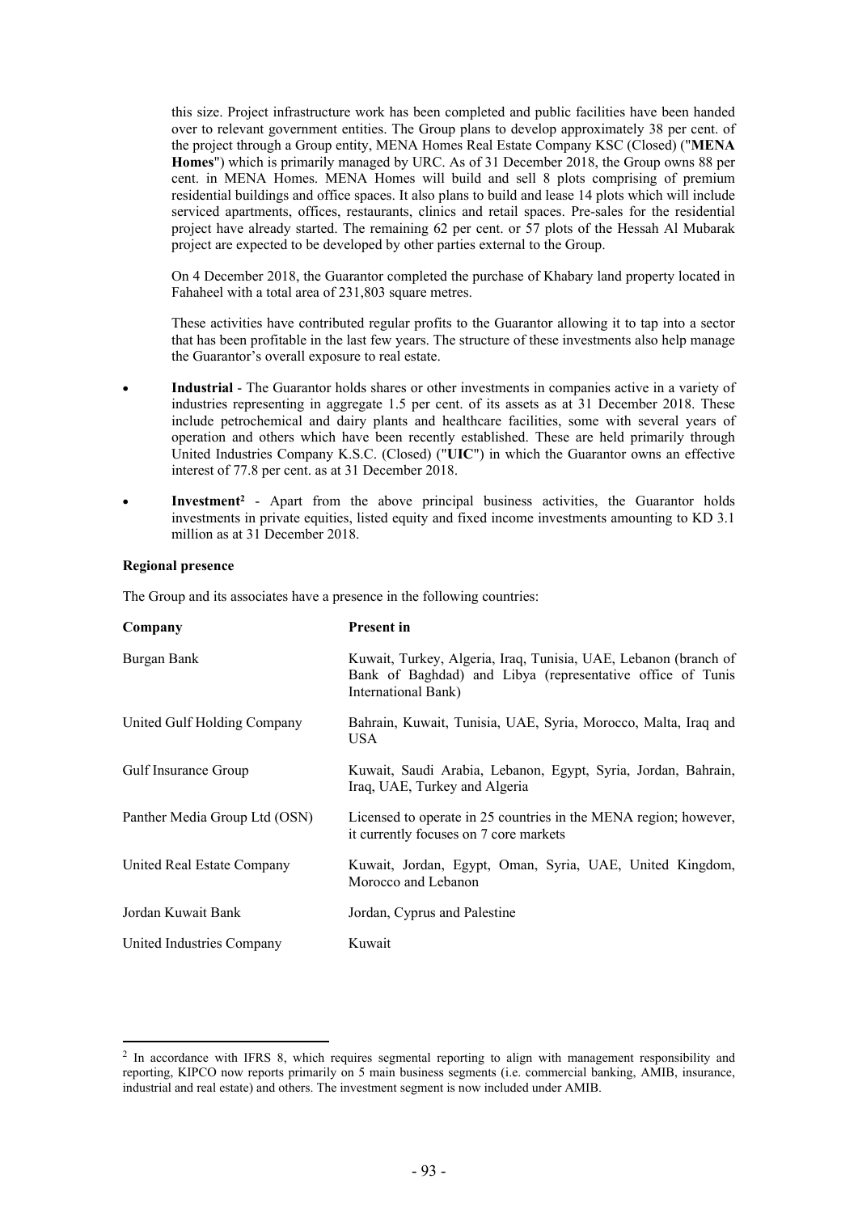this size. Project infrastructure work has been completed and public facilities have been handed over to relevant government entities. The Group plans to develop approximately 38 per cent. of the project through a Group entity, MENA Homes Real Estate Company KSC (Closed) ("**MENA Homes**") which is primarily managed by URC. As of 31 December 2018, the Group owns 88 per cent. in MENA Homes. MENA Homes will build and sell 8 plots comprising of premium residential buildings and office spaces. It also plans to build and lease 14 plots which will include serviced apartments, offices, restaurants, clinics and retail spaces. Pre-sales for the residential project have already started. The remaining 62 per cent. or 57 plots of the Hessah Al Mubarak project are expected to be developed by other parties external to the Group.

On 4 December 2018, the Guarantor completed the purchase of Khabary land property located in Fahaheel with a total area of 231,803 square metres.

These activities have contributed regular profits to the Guarantor allowing it to tap into a sector that has been profitable in the last few years. The structure of these investments also help manage the Guarantor's overall exposure to real estate.

- **Industrial** - The Guarantor holds shares or other investments in companies active in a variety of industries representing in aggregate 1.5 per cent. of its assets as at 31 December 2018. These include petrochemical and dairy plants and healthcare facilities, some with several years of operation and others which have been recently established. These are held primarily through United Industries Company K.S.C. (Closed) ("**UIC**") in which the Guarantor owns an effective interest of 77.8 per cent. as at 31 December 2018.
- **Investment**[2] - Apart from the above principal business activities, the Guarantor holds investments in private equities, listed equity and fixed income investments amounting to KD 3.1 million as at 31 December 2018.

**Regional presence**

The Group and its associates have a presence in the following countries:

| Company | Present in |
|---|---|
| Burgan Bank | Kuwait, Turkey, Algeria, Iraq, Tunisia, UAE, Lebanon (branch of Bank of Baghdad) and Libya (representative office of Tunis International Bank) |
| United Gulf Holding Company | Bahrain, Kuwait, Tunisia, UAE, Syria, Morocco, Malta, Iraq and USA |
| Gulf Insurance Group | Kuwait, Saudi Arabia, Lebanon, Egypt, Syria, Jordan, Bahrain, Iraq, UAE, Turkey and Algeria |
| Panther Media Group Ltd (OSN) | Licensed to operate in 25 countries in the MENA region; however, it currently focuses on 7 core markets |
| United Real Estate Company | Kuwait, Jordan, Egypt, Oman, Syria, UAE, United Kingdom, Morocco and Lebanon |
| Jordan Kuwait Bank | Jordan, Cyprus and Palestine |
| United Industries Company | Kuwait |

[2] In accordance with IFRS 8, which requires segmental reporting to align with management responsibility and reporting, KIPCO now reports primarily on 5 main business segments (i.e. commercial banking, AMIB, insurance, industrial and real estate) and others. The investment segment is now included under AMIB.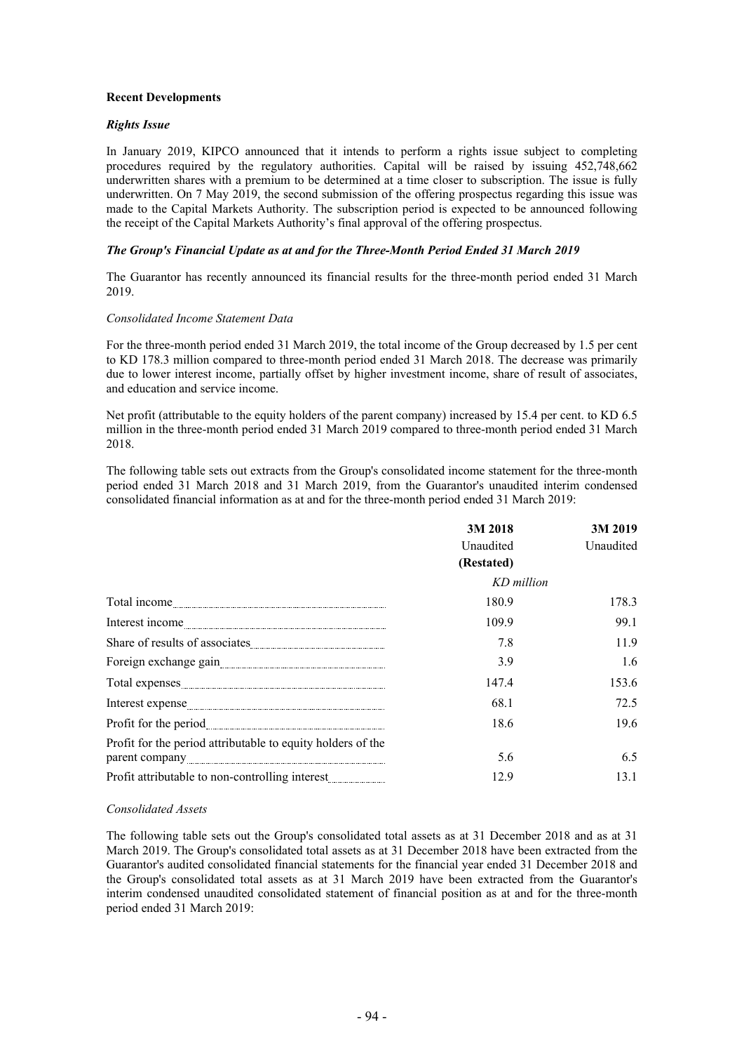**Recent Developments**

***Rights Issue***

In January 2019, KIPCO announced that it intends to perform a rights issue subject to completing procedures required by the regulatory authorities. Capital will be raised by issuing 452,748,662 underwritten shares with a premium to be determined at a time closer to subscription. The issue is fully underwritten. On 7 May 2019, the second submission of the offering prospectus regarding this issue was made to the Capital Markets Authority. The subscription period is expected to be announced following the receipt of the Capital Markets Authority's final approval of the offering prospectus.

***The Group's Financial Update as at and for the Three-Month Period Ended 31 March 2019***

The Guarantor has recently announced its financial results for the three-month period ended 31 March 2019.

*Consolidated Income Statement Data*

For the three-month period ended 31 March 2019, the total income of the Group decreased by 1.5 per cent to KD 178.3 million compared to three-month period ended 31 March 2018. The decrease was primarily due to lower interest income, partially offset by higher investment income, share of result of associates, and education and service income.

Net profit (attributable to the equity holders of the parent company) increased by 15.4 per cent. to KD 6.5 million in the three-month period ended 31 March 2019 compared to three-month period ended 31 March 2018.

The following table sets out extracts from the Group's consolidated income statement for the three-month period ended 31 March 2018 and 31 March 2019, from the Guarantor's unaudited interim condensed consolidated financial information as at and for the three-month period ended 31 March 2019:

| | **3M 2018** | **3M 2019** |
|---|---|---|
| | Unaudited | Unaudited |
| | **(Restated)** | |
| | *KD million* | |
| Total income | 180.9 | 178.3 |
| Interest income | 109.9 | 99.1 |
| Share of results of associates | 7.8 | 11.9 |
| Foreign exchange gain | 3.9 | 1.6 |
| Total expenses | 147.4 | 153.6 |
| Interest expense | 68.1 | 72.5 |
| Profit for the period | 18.6 | 19.6 |
| Profit for the period attributable to equity holders of the parent company | 5.6 | 6.5 |
| Profit attributable to non-controlling interest | 12.9 | 13.1 |

*Consolidated Assets*

The following table sets out the Group's consolidated total assets as at 31 December 2018 and as at 31 March 2019. The Group's consolidated total assets as at 31 December 2018 have been extracted from the Guarantor's audited consolidated financial statements for the financial year ended 31 December 2018 and the Group's consolidated total assets as at 31 March 2019 have been extracted from the Guarantor's interim condensed unaudited consolidated statement of financial position as at and for the three-month period ended 31 March 2019: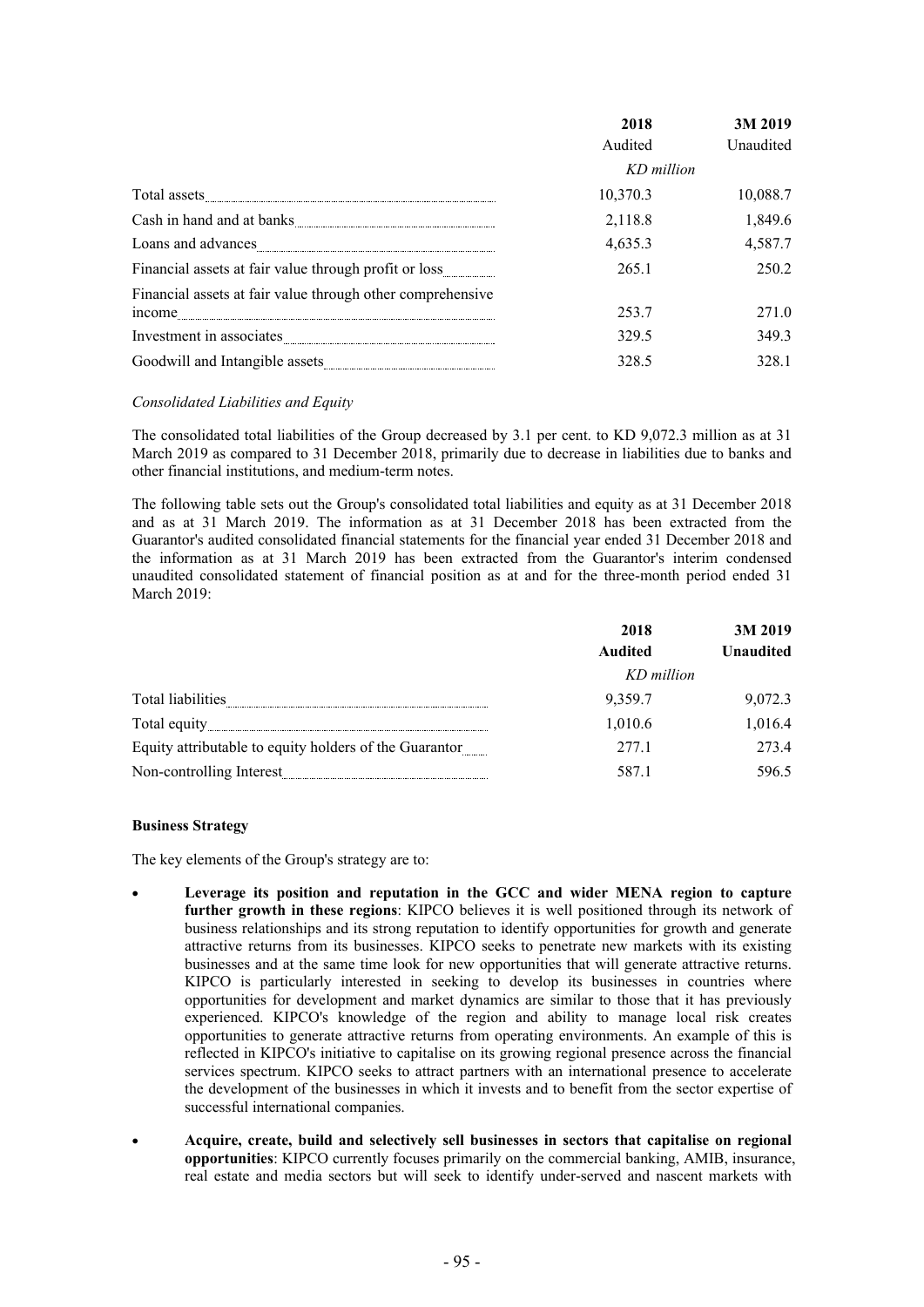| | 2018 | 3M 2019 |
|---|---|---|
| | Audited | Unaudited |
| | *KD million* | |
| Total assets | 10,370.3 | 10,088.7 |
| Cash in hand and at banks | 2,118.8 | 1,849.6 |
| Loans and advances | 4,635.3 | 4,587.7 |
| Financial assets at fair value through profit or loss | 265.1 | 250.2 |
| Financial assets at fair value through other comprehensive income | 253.7 | 271.0 |
| Investment in associates | 329.5 | 349.3 |
| Goodwill and Intangible assets | 328.5 | 328.1 |

*Consolidated Liabilities and Equity*

The consolidated total liabilities of the Group decreased by 3.1 per cent. to KD 9,072.3 million as at 31 March 2019 as compared to 31 December 2018, primarily due to decrease in liabilities due to banks and other financial institutions, and medium-term notes.

The following table sets out the Group's consolidated total liabilities and equity as at 31 December 2018 and as at 31 March 2019. The information as at 31 December 2018 has been extracted from the Guarantor's audited consolidated financial statements for the financial year ended 31 December 2018 and the information as at 31 March 2019 has been extracted from the Guarantor's interim condensed unaudited consolidated statement of financial position as at and for the three-month period ended 31 March 2019:

| | 2018 | 3M 2019 |
|---|---|---|
| | **Audited** | **Unaudited** |
| | *KD million* | |
| Total liabilities | 9,359.7 | 9,072.3 |
| Total equity | 1,010.6 | 1,016.4 |
| Equity attributable to equity holders of the Guarantor | 277.1 | 273.4 |
| Non-controlling Interest | 587.1 | 596.5 |

**Business Strategy**

The key elements of the Group's strategy are to:

- **Leverage its position and reputation in the GCC and wider MENA region to capture further growth in these regions**: KIPCO believes it is well positioned through its network of business relationships and its strong reputation to identify opportunities for growth and generate attractive returns from its businesses. KIPCO seeks to penetrate new markets with its existing businesses and at the same time look for new opportunities that will generate attractive returns. KIPCO is particularly interested in seeking to develop its businesses in countries where opportunities for development and market dynamics are similar to those that it has previously experienced. KIPCO's knowledge of the region and ability to manage local risk creates opportunities to generate attractive returns from operating environments. An example of this is reflected in KIPCO's initiative to capitalise on its growing regional presence across the financial services spectrum. KIPCO seeks to attract partners with an international presence to accelerate the development of the businesses in which it invests and to benefit from the sector expertise of successful international companies.
- **Acquire, create, build and selectively sell businesses in sectors that capitalise on regional opportunities**: KIPCO currently focuses primarily on the commercial banking, AMIB, insurance, real estate and media sectors but will seek to identify under-served and nascent markets with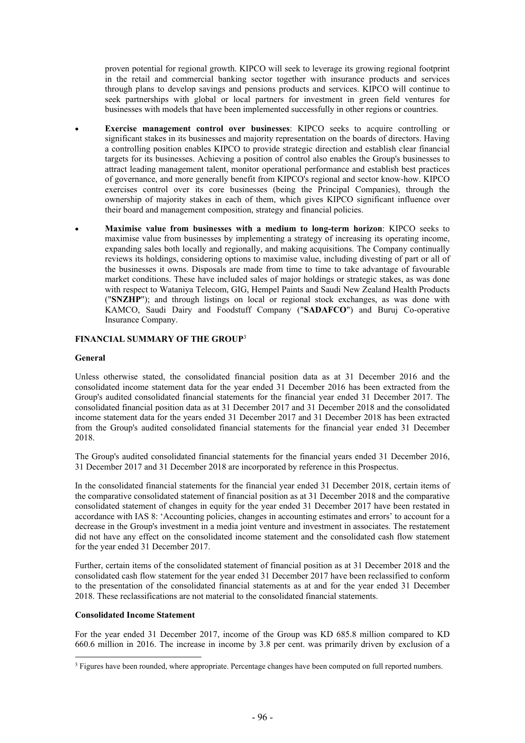proven potential for regional growth. KIPCO will seek to leverage its growing regional footprint in the retail and commercial banking sector together with insurance products and services through plans to develop savings and pensions products and services. KIPCO will continue to seek partnerships with global or local partners for investment in green field ventures for businesses with models that have been implemented successfully in other regions or countries.

- **Exercise management control over businesses**: KIPCO seeks to acquire controlling or significant stakes in its businesses and majority representation on the boards of directors. Having a controlling position enables KIPCO to provide strategic direction and establish clear financial targets for its businesses. Achieving a position of control also enables the Group's businesses to attract leading management talent, monitor operational performance and establish best practices of governance, and more generally benefit from KIPCO's regional and sector know-how. KIPCO exercises control over its core businesses (being the Principal Companies), through the ownership of majority stakes in each of them, which gives KIPCO significant influence over their board and management composition, strategy and financial policies.

- **Maximise value from businesses with a medium to long-term horizon**: KIPCO seeks to maximise value from businesses by implementing a strategy of increasing its operating income, expanding sales both locally and regionally, and making acquisitions. The Company continually reviews its holdings, considering options to maximise value, including divesting of part or all of the businesses it owns. Disposals are made from time to time to take advantage of favourable market conditions. These have included sales of major holdings or strategic stakes, as was done with respect to Wataniya Telecom, GIG, Hempel Paints and Saudi New Zealand Health Products ("**SNZHP**"); and through listings on local or regional stock exchanges, as was done with KAMCO, Saudi Dairy and Foodstuff Company ("**SADAFCO**") and Buruj Co-operative Insurance Company.

## FINANCIAL SUMMARY OF THE GROUP[3]

### General

Unless otherwise stated, the consolidated financial position data as at 31 December 2016 and the consolidated income statement data for the year ended 31 December 2016 has been extracted from the Group's audited consolidated financial statements for the financial year ended 31 December 2017. The consolidated financial position data as at 31 December 2017 and 31 December 2018 and the consolidated income statement data for the years ended 31 December 2017 and 31 December 2018 has been extracted from the Group's audited consolidated financial statements for the financial year ended 31 December 2018.

The Group's audited consolidated financial statements for the financial years ended 31 December 2016, 31 December 2017 and 31 December 2018 are incorporated by reference in this Prospectus.

In the consolidated financial statements for the financial year ended 31 December 2018, certain items of the comparative consolidated statement of financial position as at 31 December 2018 and the comparative consolidated statement of changes in equity for the year ended 31 December 2017 have been restated in accordance with IAS 8: 'Accounting policies, changes in accounting estimates and errors' to account for a decrease in the Group's investment in a media joint venture and investment in associates. The restatement did not have any effect on the consolidated income statement and the consolidated cash flow statement for the year ended 31 December 2017.

Further, certain items of the consolidated statement of financial position as at 31 December 2018 and the consolidated cash flow statement for the year ended 31 December 2017 have been reclassified to conform to the presentation of the consolidated financial statements as at and for the year ended 31 December 2018. These reclassifications are not material to the consolidated financial statements.

### Consolidated Income Statement

For the year ended 31 December 2017, income of the Group was KD 685.8 million compared to KD 660.6 million in 2016. The increase in income by 3.8 per cent. was primarily driven by exclusion of a

[3] Figures have been rounded, where appropriate. Percentage changes have been computed on full reported numbers.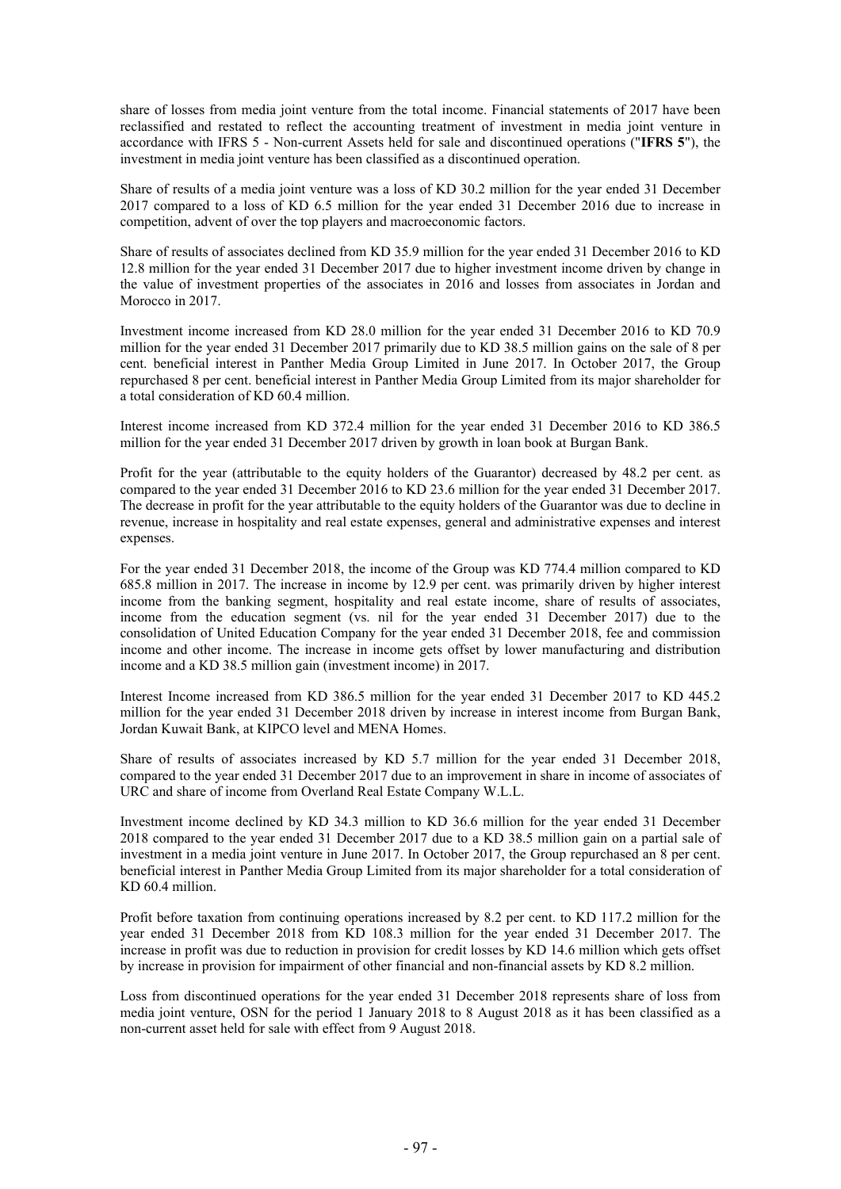share of losses from media joint venture from the total income. Financial statements of 2017 have been reclassified and restated to reflect the accounting treatment of investment in media joint venture in accordance with IFRS 5 - Non-current Assets held for sale and discontinued operations ("**IFRS 5**"), the investment in media joint venture has been classified as a discontinued operation.

Share of results of a media joint venture was a loss of KD 30.2 million for the year ended 31 December 2017 compared to a loss of KD 6.5 million for the year ended 31 December 2016 due to increase in competition, advent of over the top players and macroeconomic factors.

Share of results of associates declined from KD 35.9 million for the year ended 31 December 2016 to KD 12.8 million for the year ended 31 December 2017 due to higher investment income driven by change in the value of investment properties of the associates in 2016 and losses from associates in Jordan and Morocco in 2017.

Investment income increased from KD 28.0 million for the year ended 31 December 2016 to KD 70.9 million for the year ended 31 December 2017 primarily due to KD 38.5 million gains on the sale of 8 per cent. beneficial interest in Panther Media Group Limited in June 2017. In October 2017, the Group repurchased 8 per cent. beneficial interest in Panther Media Group Limited from its major shareholder for a total consideration of KD 60.4 million.

Interest income increased from KD 372.4 million for the year ended 31 December 2016 to KD 386.5 million for the year ended 31 December 2017 driven by growth in loan book at Burgan Bank.

Profit for the year (attributable to the equity holders of the Guarantor) decreased by 48.2 per cent. as compared to the year ended 31 December 2016 to KD 23.6 million for the year ended 31 December 2017. The decrease in profit for the year attributable to the equity holders of the Guarantor was due to decline in revenue, increase in hospitality and real estate expenses, general and administrative expenses and interest expenses.

For the year ended 31 December 2018, the income of the Group was KD 774.4 million compared to KD 685.8 million in 2017. The increase in income by 12.9 per cent. was primarily driven by higher interest income from the banking segment, hospitality and real estate income, share of results of associates, income from the education segment (vs. nil for the year ended 31 December 2017) due to the consolidation of United Education Company for the year ended 31 December 2018, fee and commission income and other income. The increase in income gets offset by lower manufacturing and distribution income and a KD 38.5 million gain (investment income) in 2017.

Interest Income increased from KD 386.5 million for the year ended 31 December 2017 to KD 445.2 million for the year ended 31 December 2018 driven by increase in interest income from Burgan Bank, Jordan Kuwait Bank, at KIPCO level and MENA Homes.

Share of results of associates increased by KD 5.7 million for the year ended 31 December 2018, compared to the year ended 31 December 2017 due to an improvement in share in income of associates of URC and share of income from Overland Real Estate Company W.L.L.

Investment income declined by KD 34.3 million to KD 36.6 million for the year ended 31 December 2018 compared to the year ended 31 December 2017 due to a KD 38.5 million gain on a partial sale of investment in a media joint venture in June 2017. In October 2017, the Group repurchased an 8 per cent. beneficial interest in Panther Media Group Limited from its major shareholder for a total consideration of KD 60.4 million.

Profit before taxation from continuing operations increased by 8.2 per cent. to KD 117.2 million for the year ended 31 December 2018 from KD 108.3 million for the year ended 31 December 2017. The increase in profit was due to reduction in provision for credit losses by KD 14.6 million which gets offset by increase in provision for impairment of other financial and non-financial assets by KD 8.2 million.

Loss from discontinued operations for the year ended 31 December 2018 represents share of loss from media joint venture, OSN for the period 1 January 2018 to 8 August 2018 as it has been classified as a non-current asset held for sale with effect from 9 August 2018.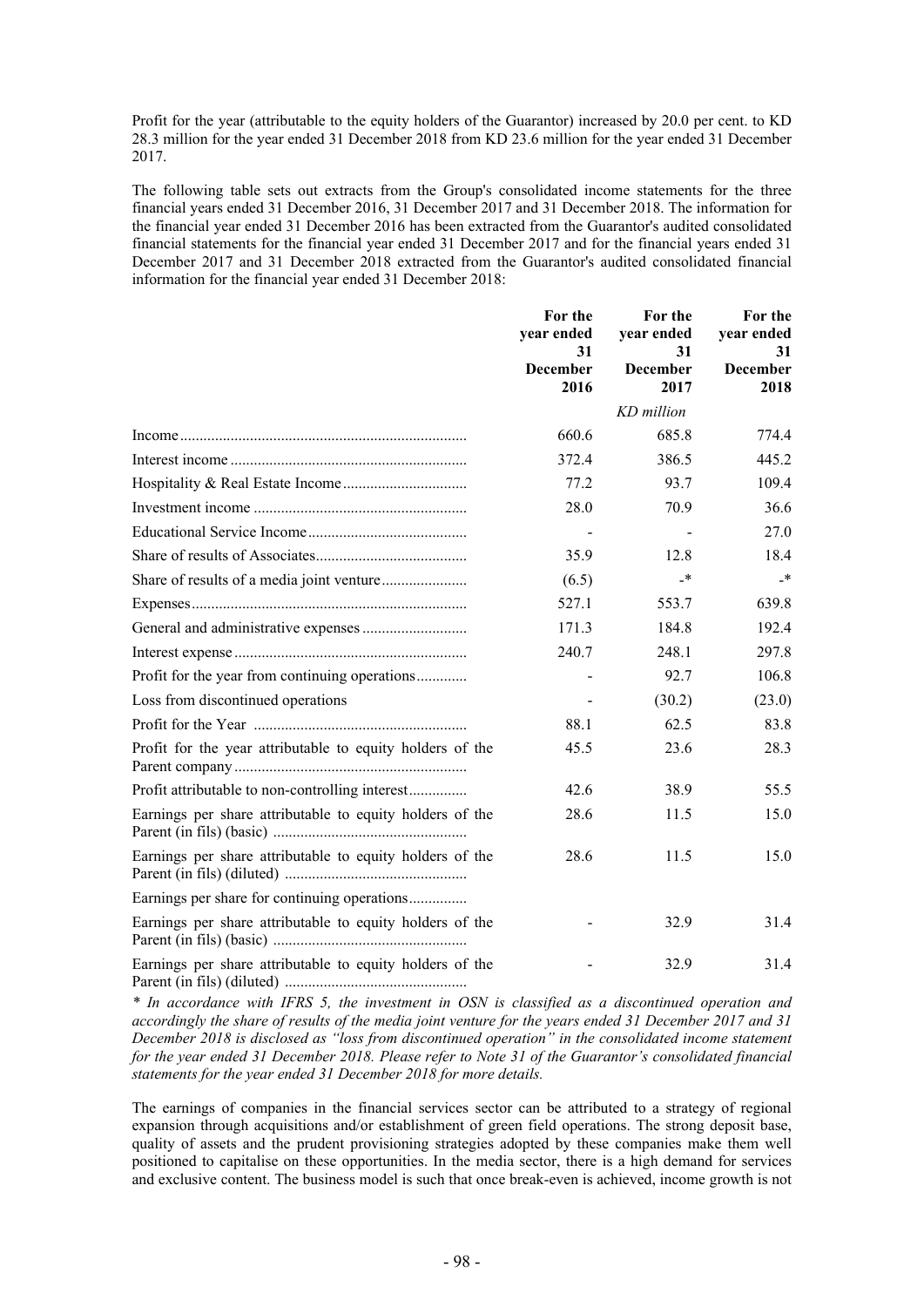Profit for the year (attributable to the equity holders of the Guarantor) increased by 20.0 per cent. to KD 28.3 million for the year ended 31 December 2018 from KD 23.6 million for the year ended 31 December 2017.

The following table sets out extracts from the Group's consolidated income statements for the three financial years ended 31 December 2016, 31 December 2017 and 31 December 2018. The information for the financial year ended 31 December 2016 has been extracted from the Guarantor's audited consolidated financial statements for the financial year ended 31 December 2017 and for the financial years ended 31 December 2017 and 31 December 2018 extracted from the Guarantor's audited consolidated financial information for the financial year ended 31 December 2018:

| | For the year ended 31 December 2016 | For the year ended 31 December 2017 | For the year ended 31 December 2018 |
|---|---|---|---|
| | | *KD million* | |
| Income | 660.6 | 685.8 | 774.4 |
| Interest income | 372.4 | 386.5 | 445.2 |
| Hospitality & Real Estate Income | 77.2 | 93.7 | 109.4 |
| Investment income | 28.0 | 70.9 | 36.6 |
| Educational Service Income | - | - | 27.0 |
| Share of results of Associates | 35.9 | 12.8 | 18.4 |
| Share of results of a media joint venture | (6.5) | -* | -* |
| Expenses | 527.1 | 553.7 | 639.8 |
| General and administrative expenses | 171.3 | 184.8 | 192.4 |
| Interest expense | 240.7 | 248.1 | 297.8 |
| Profit for the year from continuing operations | - | 92.7 | 106.8 |
| Loss from discontinued operations | - | (30.2) | (23.0) |
| Profit for the Year | 88.1 | 62.5 | 83.8 |
| Profit for the year attributable to equity holders of the Parent company | 45.5 | 23.6 | 28.3 |
| Profit attributable to non-controlling interest | 42.6 | 38.9 | 55.5 |
| Earnings per share attributable to equity holders of the Parent (in fils) (basic) | 28.6 | 11.5 | 15.0 |
| Earnings per share attributable to equity holders of the Parent (in fils) (diluted) | 28.6 | 11.5 | 15.0 |
| Earnings per share for continuing operations | | | |
| Earnings per share attributable to equity holders of the Parent (in fils) (basic) | - | 32.9 | 31.4 |
| Earnings per share attributable to equity holders of the Parent (in fils) (diluted) | - | 32.9 | 31.4 |

*\* In accordance with IFRS 5, the investment in OSN is classified as a discontinued operation and accordingly the share of results of the media joint venture for the years ended 31 December 2017 and 31 December 2018 is disclosed as "loss from discontinued operation" in the consolidated income statement for the year ended 31 December 2018. Please refer to Note 31 of the Guarantor's consolidated financial statements for the year ended 31 December 2018 for more details.*

The earnings of companies in the financial services sector can be attributed to a strategy of regional expansion through acquisitions and/or establishment of green field operations. The strong deposit base, quality of assets and the prudent provisioning strategies adopted by these companies make them well positioned to capitalise on these opportunities. In the media sector, there is a high demand for services and exclusive content. The business model is such that once break-even is achieved, income growth is not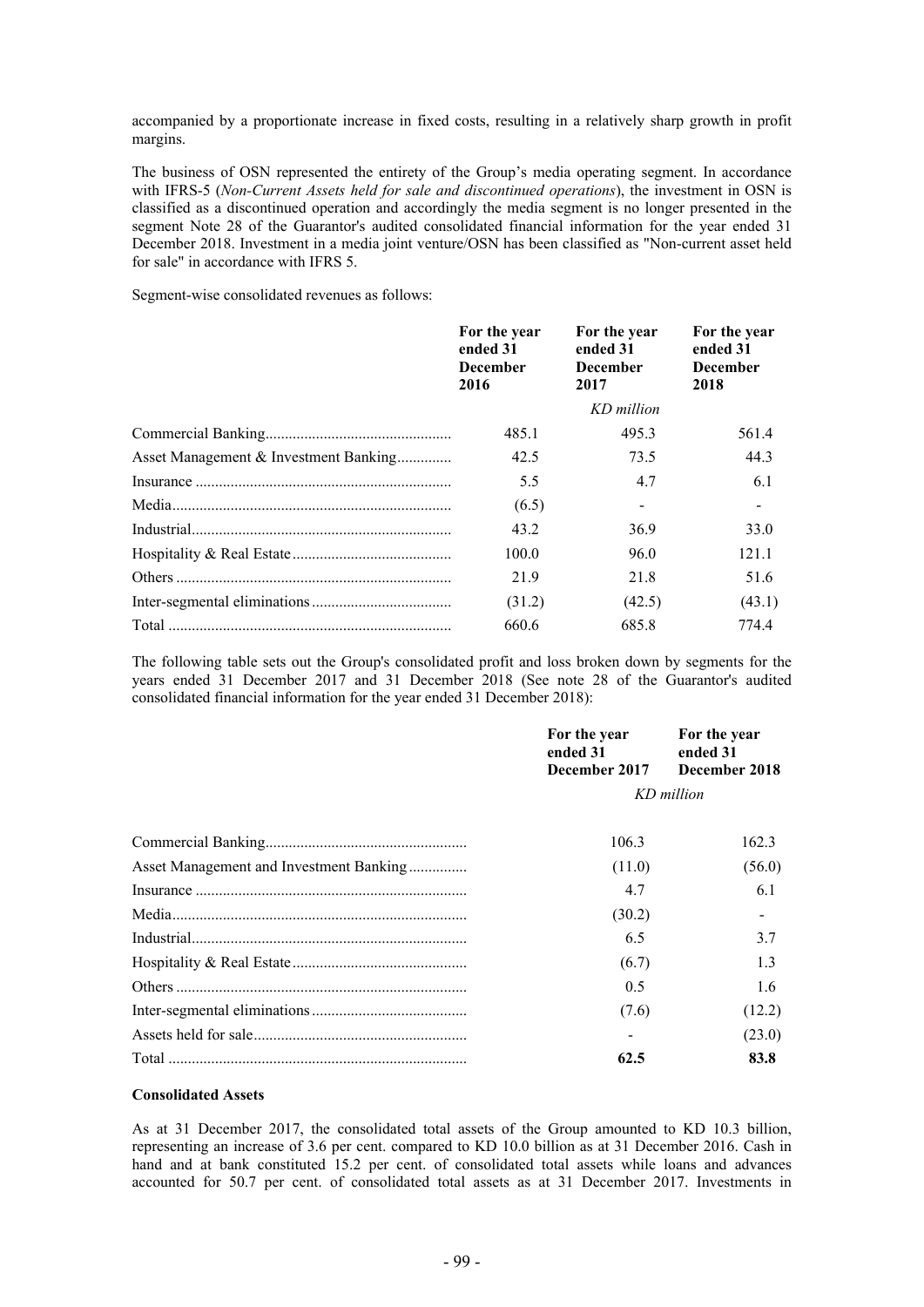accompanied by a proportionate increase in fixed costs, resulting in a relatively sharp growth in profit margins.

The business of OSN represented the entirety of the Group's media operating segment. In accordance with IFRS-5 (*Non-Current Assets held for sale and discontinued operations*), the investment in OSN is classified as a discontinued operation and accordingly the media segment is no longer presented in the segment Note 28 of the Guarantor's audited consolidated financial information for the year ended 31 December 2018. Investment in a media joint venture/OSN has been classified as "Non-current asset held for sale" in accordance with IFRS 5.

Segment-wise consolidated revenues as follows:

| | For the year ended 31 December 2016 | For the year ended 31 December 2017 | For the year ended 31 December 2018 |
|---|---|---|---|
| | | *KD million* | |
| Commercial Banking | 485.1 | 495.3 | 561.4 |
| Asset Management & Investment Banking | 42.5 | 73.5 | 44.3 |
| Insurance | 5.5 | 4.7 | 6.1 |
| Media | (6.5) | - | - |
| Industrial | 43.2 | 36.9 | 33.0 |
| Hospitality & Real Estate | 100.0 | 96.0 | 121.1 |
| Others | 21.9 | 21.8 | 51.6 |
| Inter-segmental eliminations | (31.2) | (42.5) | (43.1) |
| Total | 660.6 | 685.8 | 774.4 |

The following table sets out the Group's consolidated profit and loss broken down by segments for the years ended 31 December 2017 and 31 December 2018 (See note 28 of the Guarantor's audited consolidated financial information for the year ended 31 December 2018):

| | For the year ended 31 December 2017 | For the year ended 31 December 2018 |
|---|---|---|
| | *KD million* | |
| Commercial Banking | 106.3 | 162.3 |
| Asset Management and Investment Banking | (11.0) | (56.0) |
| Insurance | 4.7 | 6.1 |
| Media | (30.2) | - |
| Industrial | 6.5 | 3.7 |
| Hospitality & Real Estate | (6.7) | 1.3 |
| Others | 0.5 | 1.6 |
| Inter-segmental eliminations | (7.6) | (12.2) |
| Assets held for sale | - | (23.0) |
| Total | **62.5** | **83.8** |

**Consolidated Assets**

As at 31 December 2017, the consolidated total assets of the Group amounted to KD 10.3 billion, representing an increase of 3.6 per cent. compared to KD 10.0 billion as at 31 December 2016. Cash in hand and at bank constituted 15.2 per cent. of consolidated total assets while loans and advances accounted for 50.7 per cent. of consolidated total assets as at 31 December 2017. Investments in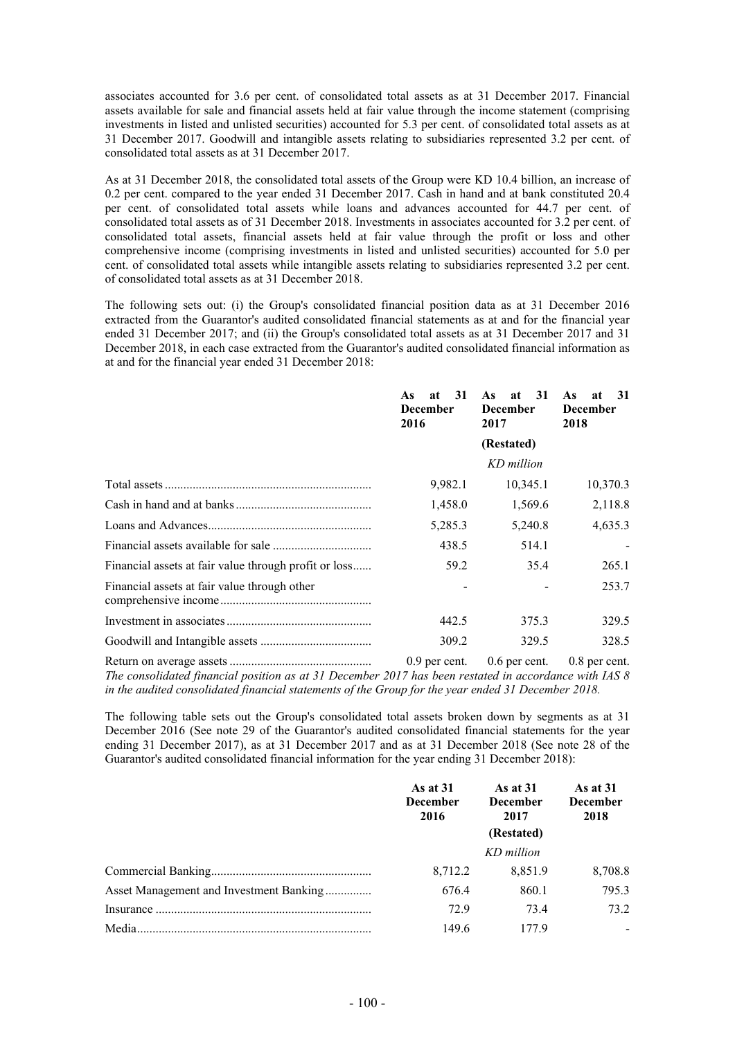associates accounted for 3.6 per cent. of consolidated total assets as at 31 December 2017. Financial assets available for sale and financial assets held at fair value through the income statement (comprising investments in listed and unlisted securities) accounted for 5.3 per cent. of consolidated total assets as at 31 December 2017. Goodwill and intangible assets relating to subsidiaries represented 3.2 per cent. of consolidated total assets as at 31 December 2017.

As at 31 December 2018, the consolidated total assets of the Group were KD 10.4 billion, an increase of 0.2 per cent. compared to the year ended 31 December 2017. Cash in hand and at bank constituted 20.4 per cent. of consolidated total assets while loans and advances accounted for 44.7 per cent. of consolidated total assets as of 31 December 2018. Investments in associates accounted for 3.2 per cent. of consolidated total assets, financial assets held at fair value through the profit or loss and other comprehensive income (comprising investments in listed and unlisted securities) accounted for 5.0 per cent. of consolidated total assets while intangible assets relating to subsidiaries represented 3.2 per cent. of consolidated total assets as at 31 December 2018.

The following sets out: (i) the Group's consolidated financial position data as at 31 December 2016 extracted from the Guarantor's audited consolidated financial statements as at and for the financial year ended 31 December 2017; and (ii) the Group's consolidated total assets as at 31 December 2017 and 31 December 2018, in each case extracted from the Guarantor's audited consolidated financial information as at and for the financial year ended 31 December 2018:

| | **As at 31 December 2016** | **As at 31 December 2017** | **As at 31 December 2018** |
|---|---|---|---|
| | | **(Restated)** | |
| | | *KD million* | |
| Total assets | 9,982.1 | 10,345.1 | 10,370.3 |
| Cash in hand and at banks | 1,458.0 | 1,569.6 | 2,118.8 |
| Loans and Advances | 5,285.3 | 5,240.8 | 4,635.3 |
| Financial assets available for sale | 438.5 | 514.1 | - |
| Financial assets at fair value through profit or loss | 59.2 | 35.4 | 265.1 |
| Financial assets at fair value through other comprehensive income | - | - | 253.7 |
| Investment in associates | 442.5 | 375.3 | 329.5 |
| Goodwill and Intangible assets | 309.2 | 329.5 | 328.5 |
| Return on average assets | 0.9 per cent. | 0.6 per cent. | 0.8 per cent. |

*The consolidated financial position as at 31 December 2017 has been restated in accordance with IAS 8 in the audited consolidated financial statements of the Group for the year ended 31 December 2018.*

The following table sets out the Group's consolidated total assets broken down by segments as at 31 December 2016 (See note 29 of the Guarantor's audited consolidated financial statements for the year ending 31 December 2017), as at 31 December 2017 and as at 31 December 2018 (See note 28 of the Guarantor's audited consolidated financial information for the year ending 31 December 2018):

| | **As at 31 December 2016** | **As at 31 December 2017** | **As at 31 December 2018** |
|---|---|---|---|
| | | **(Restated)** | |
| | | *KD million* | |
| Commercial Banking | 8,712.2 | 8,851.9 | 8,708.8 |
| Asset Management and Investment Banking | 676.4 | 860.1 | 795.3 |
| Insurance | 72.9 | 73.4 | 73.2 |
| Media | 149.6 | 177.9 | - |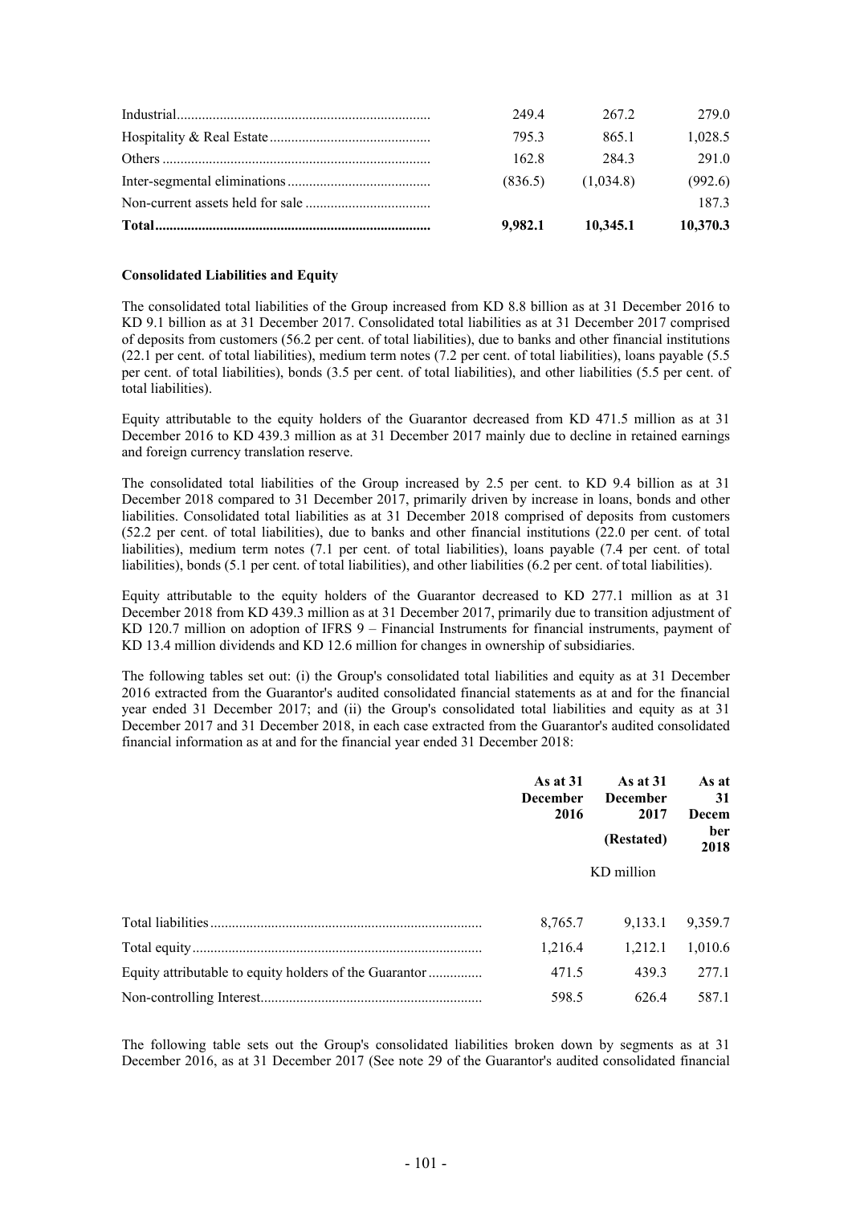| | | | |
|---|---|---|---|
| Industrial | 249.4 | 267.2 | 279.0 |
| Hospitality & Real Estate | 795.3 | 865.1 | 1,028.5 |
| Others | 162.8 | 284.3 | 291.0 |
| Inter-segmental eliminations | (836.5) | (1,034.8) | (992.6) |
| Non-current assets held for sale | | | 187.3 |
| **Total** | **9,982.1** | **10,345.1** | **10,370.3** |

**Consolidated Liabilities and Equity**

The consolidated total liabilities of the Group increased from KD 8.8 billion as at 31 December 2016 to KD 9.1 billion as at 31 December 2017. Consolidated total liabilities as at 31 December 2017 comprised of deposits from customers (56.2 per cent. of total liabilities), due to banks and other financial institutions (22.1 per cent. of total liabilities), medium term notes (7.2 per cent. of total liabilities), loans payable (5.5 per cent. of total liabilities), bonds (3.5 per cent. of total liabilities), and other liabilities (5.5 per cent. of total liabilities).

Equity attributable to the equity holders of the Guarantor decreased from KD 471.5 million as at 31 December 2016 to KD 439.3 million as at 31 December 2017 mainly due to decline in retained earnings and foreign currency translation reserve.

The consolidated total liabilities of the Group increased by 2.5 per cent. to KD 9.4 billion as at 31 December 2018 compared to 31 December 2017, primarily driven by increase in loans, bonds and other liabilities. Consolidated total liabilities as at 31 December 2018 comprised of deposits from customers (52.2 per cent. of total liabilities), due to banks and other financial institutions (22.0 per cent. of total liabilities), medium term notes (7.1 per cent. of total liabilities), loans payable (7.4 per cent. of total liabilities), bonds (5.1 per cent. of total liabilities), and other liabilities (6.2 per cent. of total liabilities).

Equity attributable to the equity holders of the Guarantor decreased to KD 277.1 million as at 31 December 2018 from KD 439.3 million as at 31 December 2017, primarily due to transition adjustment of KD 120.7 million on adoption of IFRS 9 – Financial Instruments for financial instruments, payment of KD 13.4 million dividends and KD 12.6 million for changes in ownership of subsidiaries.

The following tables set out: (i) the Group's consolidated total liabilities and equity as at 31 December 2016 extracted from the Guarantor's audited consolidated financial statements as at and for the financial year ended 31 December 2017; and (ii) the Group's consolidated total liabilities and equity as at 31 December 2017 and 31 December 2018, in each case extracted from the Guarantor's audited consolidated financial information as at and for the financial year ended 31 December 2018:

| | As at 31 December 2016 | As at 31 December 2017 (Restated) | As at 31 December 2018 |
|---|---|---|---|
| | | KD million | |
| Total liabilities | 8,765.7 | 9,133.1 | 9,359.7 |
| Total equity | 1,216.4 | 1,212.1 | 1,010.6 |
| Equity attributable to equity holders of the Guarantor | 471.5 | 439.3 | 277.1 |
| Non-controlling Interest | 598.5 | 626.4 | 587.1 |

The following table sets out the Group's consolidated liabilities broken down by segments as at 31 December 2016, as at 31 December 2017 (See note 29 of the Guarantor's audited consolidated financial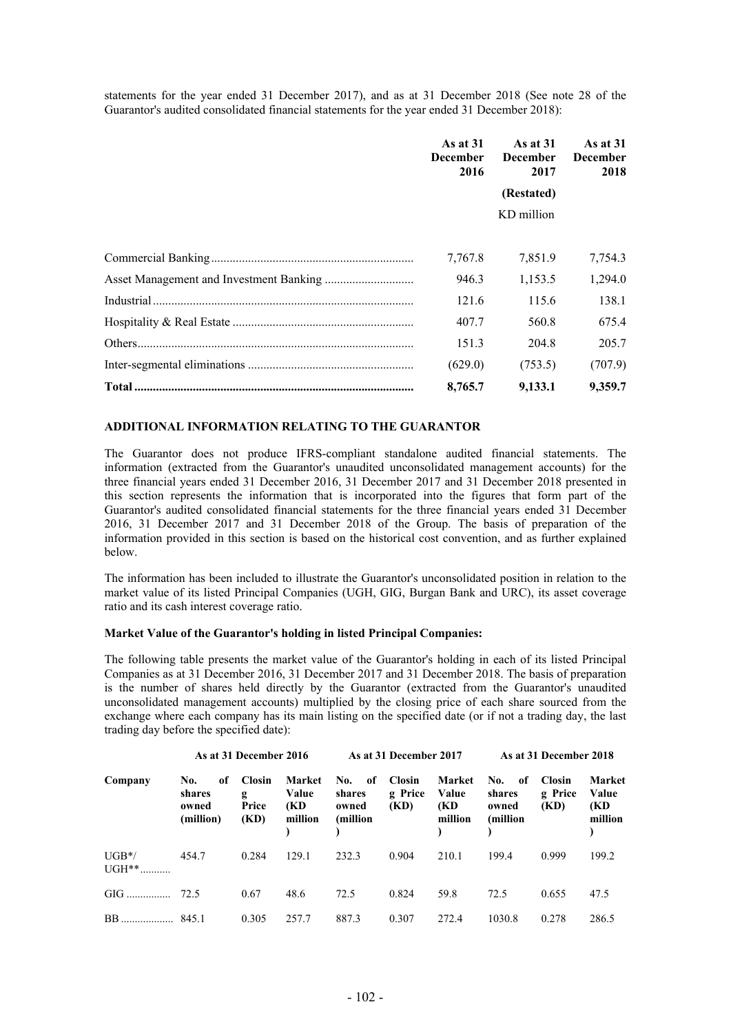statements for the year ended 31 December 2017), and as at 31 December 2018 (See note 28 of the Guarantor's audited consolidated financial statements for the year ended 31 December 2018):

| | As at 31 December 2016 | As at 31 December 2017 | As at 31 December 2018 |
|---|---|---|---|
| | | (Restated) | |
| | | KD million | |
| Commercial Banking | 7,767.8 | 7,851.9 | 7,754.3 |
| Asset Management and Investment Banking | 946.3 | 1,153.5 | 1,294.0 |
| Industrial | 121.6 | 115.6 | 138.1 |
| Hospitality & Real Estate | 407.7 | 560.8 | 675.4 |
| Others | 151.3 | 204.8 | 205.7 |
| Inter-segmental eliminations | (629.0) | (753.5) | (707.9) |
| **Total** | **8,765.7** | **9,133.1** | **9,359.7** |

**ADDITIONAL INFORMATION RELATING TO THE GUARANTOR**

The Guarantor does not produce IFRS-compliant standalone audited financial statements. The information (extracted from the Guarantor's unaudited unconsolidated management accounts) for the three financial years ended 31 December 2016, 31 December 2017 and 31 December 2018 presented in this section represents the information that is incorporated into the figures that form part of the Guarantor's audited consolidated financial statements for the three financial years ended 31 December 2016, 31 December 2017 and 31 December 2018 of the Group. The basis of preparation of the information provided in this section is based on the historical cost convention, and as further explained below.

The information has been included to illustrate the Guarantor's unconsolidated position in relation to the market value of its listed Principal Companies (UGH, GIG, Burgan Bank and URC), its asset coverage ratio and its cash interest coverage ratio.

**Market Value of the Guarantor's holding in listed Principal Companies:**

The following table presents the market value of the Guarantor's holding in each of its listed Principal Companies as at 31 December 2016, 31 December 2017 and 31 December 2018. The basis of preparation is the number of shares held directly by the Guarantor (extracted from the Guarantor's unaudited unconsolidated management accounts) multiplied by the closing price of each share sourced from the exchange where each company has its main listing on the specified date (or if not a trading day, the last trading day before the specified date):

| | As at 31 December 2016 | | | As at 31 December 2017 | | | As at 31 December 2018 | | |
|---|---|---|---|---|---|---|---|---|---|
| **Company** | **No. of shares owned (million)** | **Closing Price (KD)** | **Market Value (KD million)** | **No. of shares owned (million)** | **Closing Price (KD)** | **Market Value (KD million)** | **No. of shares owned (million)** | **Closing Price (KD)** | **Market Value (KD million)** |
| UGB*/ UGH** | 454.7 | 0.284 | 129.1 | 232.3 | 0.904 | 210.1 | 199.4 | 0.999 | 199.2 |
| GIG | 72.5 | 0.67 | 48.6 | 72.5 | 0.824 | 59.8 | 72.5 | 0.655 | 47.5 |
| BB | 845.1 | 0.305 | 257.7 | 887.3 | 0.307 | 272.4 | 1030.8 | 0.278 | 286.5 |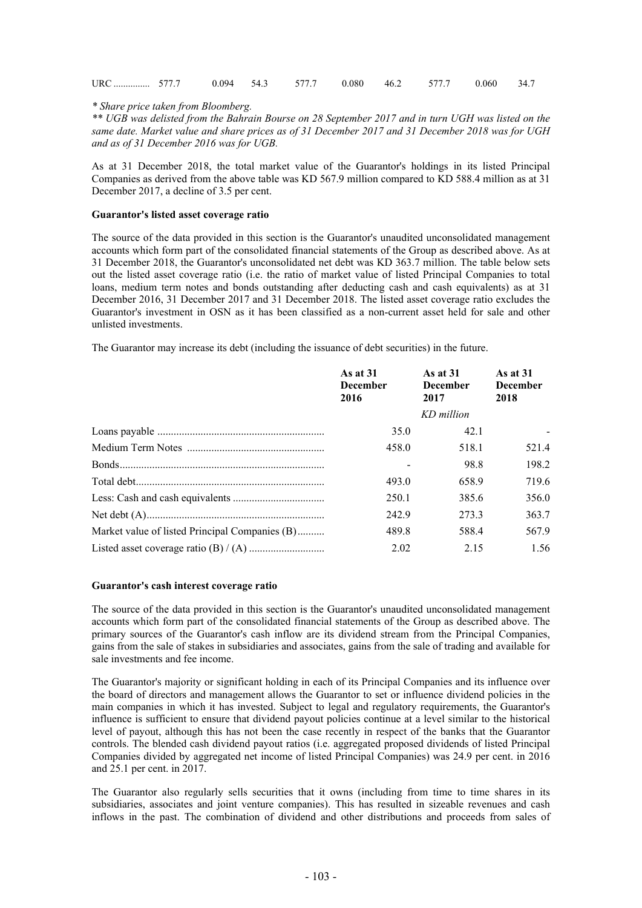| URC | 577.7 | 0.094 | 54.3 | 577.7 | 0.080 | 46.2 | 577.7 | 0.060 | 34.7 |
|---|---|---|---|---|---|---|---|---|---|

*\* Share price taken from Bloomberg.*

*\*\* UGB was delisted from the Bahrain Bourse on 28 September 2017 and in turn UGH was listed on the same date. Market value and share prices as of 31 December 2017 and 31 December 2018 was for UGH and as of 31 December 2016 was for UGB.*

As at 31 December 2018, the total market value of the Guarantor's holdings in its listed Principal Companies as derived from the above table was KD 567.9 million compared to KD 588.4 million as at 31 December 2017, a decline of 3.5 per cent.

**Guarantor's listed asset coverage ratio**

The source of the data provided in this section is the Guarantor's unaudited unconsolidated management accounts which form part of the consolidated financial statements of the Group as described above. As at 31 December 2018, the Guarantor's unconsolidated net debt was KD 363.7 million. The table below sets out the listed asset coverage ratio (i.e. the ratio of market value of listed Principal Companies to total loans, medium term notes and bonds outstanding after deducting cash and cash equivalents) as at 31 December 2016, 31 December 2017 and 31 December 2018. The listed asset coverage ratio excludes the Guarantor's investment in OSN as it has been classified as a non-current asset held for sale and other unlisted investments.

The Guarantor may increase its debt (including the issuance of debt securities) in the future.

| | **As at 31 December 2016** | **As at 31 December 2017** | **As at 31 December 2018** |
|---|---|---|---|
| | | *KD million* | |
| Loans payable | 35.0 | 42.1 | - |
| Medium Term Notes | 458.0 | 518.1 | 521.4 |
| Bonds | - | 98.8 | 198.2 |
| Total debt | 493.0 | 658.9 | 719.6 |
| Less: Cash and cash equivalents | 250.1 | 385.6 | 356.0 |
| Net debt (A) | 242.9 | 273.3 | 363.7 |
| Market value of listed Principal Companies (B) | 489.8 | 588.4 | 567.9 |
| Listed asset coverage ratio (B) / (A) | 2.02 | 2.15 | 1.56 |

**Guarantor's cash interest coverage ratio**

The source of the data provided in this section is the Guarantor's unaudited unconsolidated management accounts which form part of the consolidated financial statements of the Group as described above. The primary sources of the Guarantor's cash inflow are its dividend stream from the Principal Companies, gains from the sale of stakes in subsidiaries and associates, gains from the sale of trading and available for sale investments and fee income.

The Guarantor's majority or significant holding in each of its Principal Companies and its influence over the board of directors and management allows the Guarantor to set or influence dividend policies in the main companies in which it has invested. Subject to legal and regulatory requirements, the Guarantor's influence is sufficient to ensure that dividend payout policies continue at a level similar to the historical level of payout, although this has not been the case recently in respect of the banks that the Guarantor controls. The blended cash dividend payout ratios (i.e. aggregated proposed dividends of listed Principal Companies divided by aggregated net income of listed Principal Companies) was 24.9 per cent. in 2016 and 25.1 per cent. in 2017.

The Guarantor also regularly sells securities that it owns (including from time to time shares in its subsidiaries, associates and joint venture companies). This has resulted in sizeable revenues and cash inflows in the past. The combination of dividend and other distributions and proceeds from sales of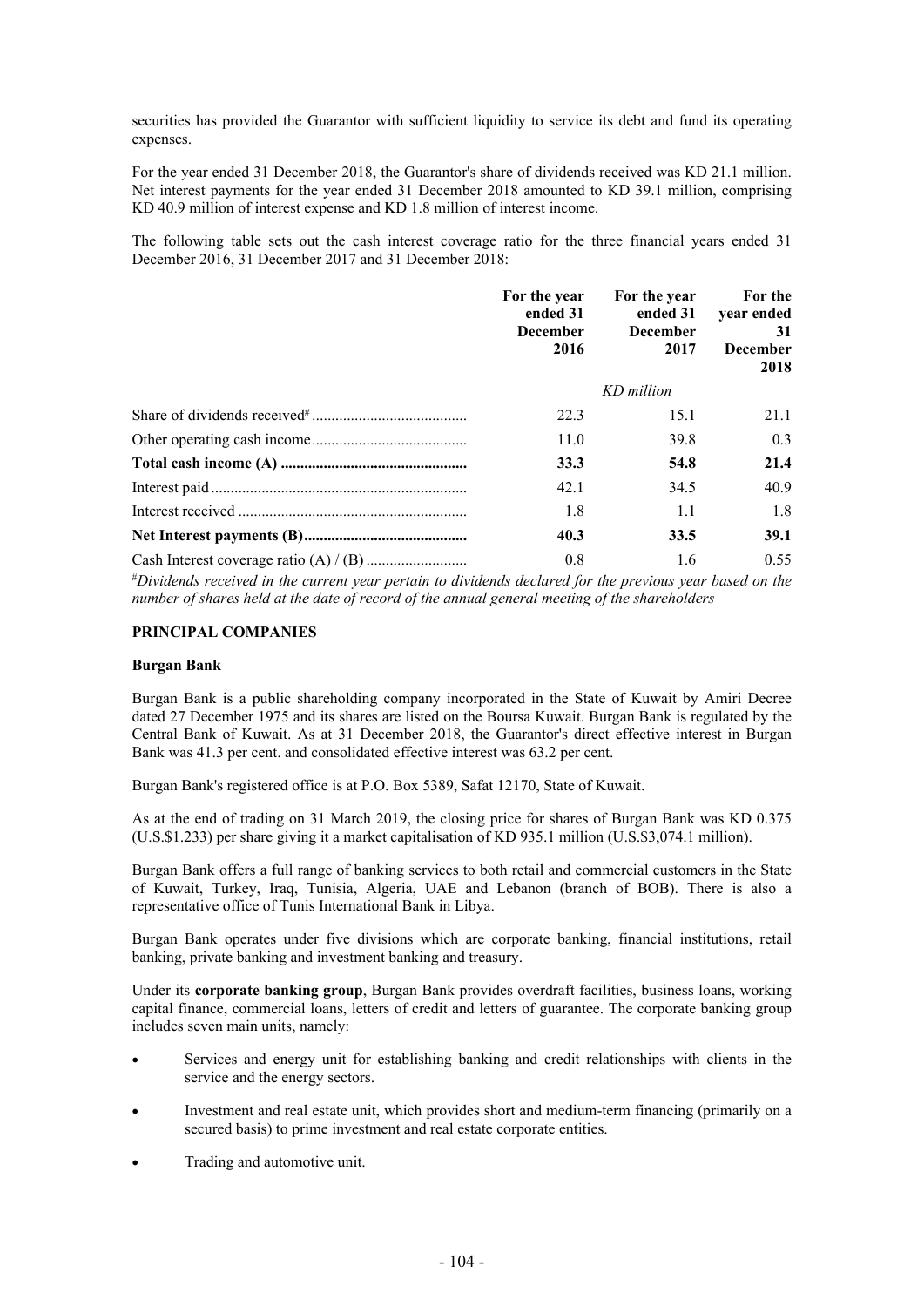securities has provided the Guarantor with sufficient liquidity to service its debt and fund its operating expenses.

For the year ended 31 December 2018, the Guarantor's share of dividends received was KD 21.1 million. Net interest payments for the year ended 31 December 2018 amounted to KD 39.1 million, comprising KD 40.9 million of interest expense and KD 1.8 million of interest income.

The following table sets out the cash interest coverage ratio for the three financial years ended 31 December 2016, 31 December 2017 and 31 December 2018:

| | **For the year ended 31 December 2016** | **For the year ended 31 December 2017** | **For the year ended 31 December 2018** |
|---|---|---|---|
| | | *KD million* | |
| Share of dividends received# | 22.3 | 15.1 | 21.1 |
| Other operating cash income | 11.0 | 39.8 | 0.3 |
| **Total cash income (A)** | **33.3** | **54.8** | **21.4** |
| Interest paid | 42.1 | 34.5 | 40.9 |
| Interest received | 1.8 | 1.1 | 1.8 |
| **Net Interest payments (B)** | **40.3** | **33.5** | **39.1** |
| Cash Interest coverage ratio (A) / (B) | 0.8 | 1.6 | 0.55 |

#*Dividends received in the current year pertain to dividends declared for the previous year based on the number of shares held at the date of record of the annual general meeting of the shareholders*

**PRINCIPAL COMPANIES**

**Burgan Bank**

Burgan Bank is a public shareholding company incorporated in the State of Kuwait by Amiri Decree dated 27 December 1975 and its shares are listed on the Boursa Kuwait. Burgan Bank is regulated by the Central Bank of Kuwait. As at 31 December 2018, the Guarantor's direct effective interest in Burgan Bank was 41.3 per cent. and consolidated effective interest was 63.2 per cent.

Burgan Bank's registered office is at P.O. Box 5389, Safat 12170, State of Kuwait.

As at the end of trading on 31 March 2019, the closing price for shares of Burgan Bank was KD 0.375 (U.S.$1.233) per share giving it a market capitalisation of KD 935.1 million (U.S.$3,074.1 million).

Burgan Bank offers a full range of banking services to both retail and commercial customers in the State of Kuwait, Turkey, Iraq, Tunisia, Algeria, UAE and Lebanon (branch of BOB). There is also a representative office of Tunis International Bank in Libya.

Burgan Bank operates under five divisions which are corporate banking, financial institutions, retail banking, private banking and investment banking and treasury.

Under its **corporate banking group**, Burgan Bank provides overdraft facilities, business loans, working capital finance, commercial loans, letters of credit and letters of guarantee. The corporate banking group includes seven main units, namely:

- Services and energy unit for establishing banking and credit relationships with clients in the service and the energy sectors.
- Investment and real estate unit, which provides short and medium-term financing (primarily on a secured basis) to prime investment and real estate corporate entities.
- Trading and automotive unit.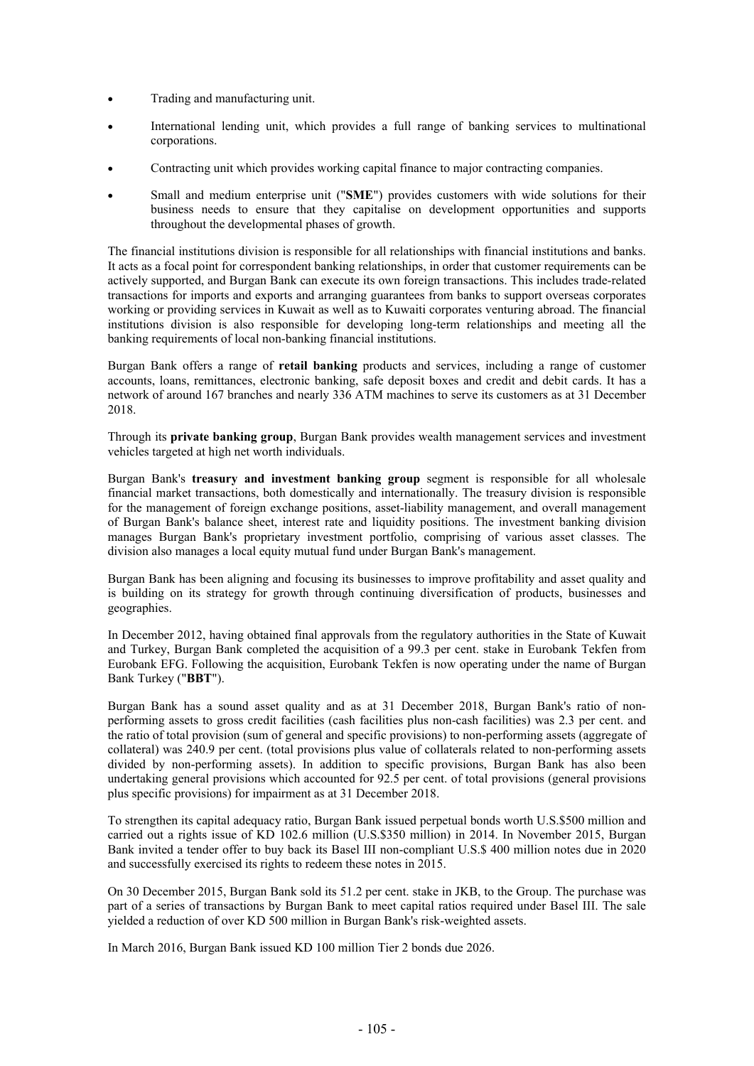- Trading and manufacturing unit.
- International lending unit, which provides a full range of banking services to multinational corporations.
- Contracting unit which provides working capital finance to major contracting companies.
- Small and medium enterprise unit ("**SME**") provides customers with wide solutions for their business needs to ensure that they capitalise on development opportunities and supports throughout the developmental phases of growth.

The financial institutions division is responsible for all relationships with financial institutions and banks. It acts as a focal point for correspondent banking relationships, in order that customer requirements can be actively supported, and Burgan Bank can execute its own foreign transactions. This includes trade-related transactions for imports and exports and arranging guarantees from banks to support overseas corporates working or providing services in Kuwait as well as to Kuwaiti corporates venturing abroad. The financial institutions division is also responsible for developing long-term relationships and meeting all the banking requirements of local non-banking financial institutions.

Burgan Bank offers a range of **retail banking** products and services, including a range of customer accounts, loans, remittances, electronic banking, safe deposit boxes and credit and debit cards. It has a network of around 167 branches and nearly 336 ATM machines to serve its customers as at 31 December 2018.

Through its **private banking group**, Burgan Bank provides wealth management services and investment vehicles targeted at high net worth individuals.

Burgan Bank's **treasury and investment banking group** segment is responsible for all wholesale financial market transactions, both domestically and internationally. The treasury division is responsible for the management of foreign exchange positions, asset-liability management, and overall management of Burgan Bank's balance sheet, interest rate and liquidity positions. The investment banking division manages Burgan Bank's proprietary investment portfolio, comprising of various asset classes. The division also manages a local equity mutual fund under Burgan Bank's management.

Burgan Bank has been aligning and focusing its businesses to improve profitability and asset quality and is building on its strategy for growth through continuing diversification of products, businesses and geographies.

In December 2012, having obtained final approvals from the regulatory authorities in the State of Kuwait and Turkey, Burgan Bank completed the acquisition of a 99.3 per cent. stake in Eurobank Tekfen from Eurobank EFG. Following the acquisition, Eurobank Tekfen is now operating under the name of Burgan Bank Turkey ("**BBT**").

Burgan Bank has a sound asset quality and as at 31 December 2018, Burgan Bank's ratio of non-performing assets to gross credit facilities (cash facilities plus non-cash facilities) was 2.3 per cent. and the ratio of total provision (sum of general and specific provisions) to non-performing assets (aggregate of collateral) was 240.9 per cent. (total provisions plus value of collaterals related to non-performing assets divided by non-performing assets). In addition to specific provisions, Burgan Bank has also been undertaking general provisions which accounted for 92.5 per cent. of total provisions (general provisions plus specific provisions) for impairment as at 31 December 2018.

To strengthen its capital adequacy ratio, Burgan Bank issued perpetual bonds worth U.S.$500 million and carried out a rights issue of KD 102.6 million (U.S.$350 million) in 2014. In November 2015, Burgan Bank invited a tender offer to buy back its Basel III non-compliant U.S.$ 400 million notes due in 2020 and successfully exercised its rights to redeem these notes in 2015.

On 30 December 2015, Burgan Bank sold its 51.2 per cent. stake in JKB, to the Group. The purchase was part of a series of transactions by Burgan Bank to meet capital ratios required under Basel III. The sale yielded a reduction of over KD 500 million in Burgan Bank's risk-weighted assets.

In March 2016, Burgan Bank issued KD 100 million Tier 2 bonds due 2026.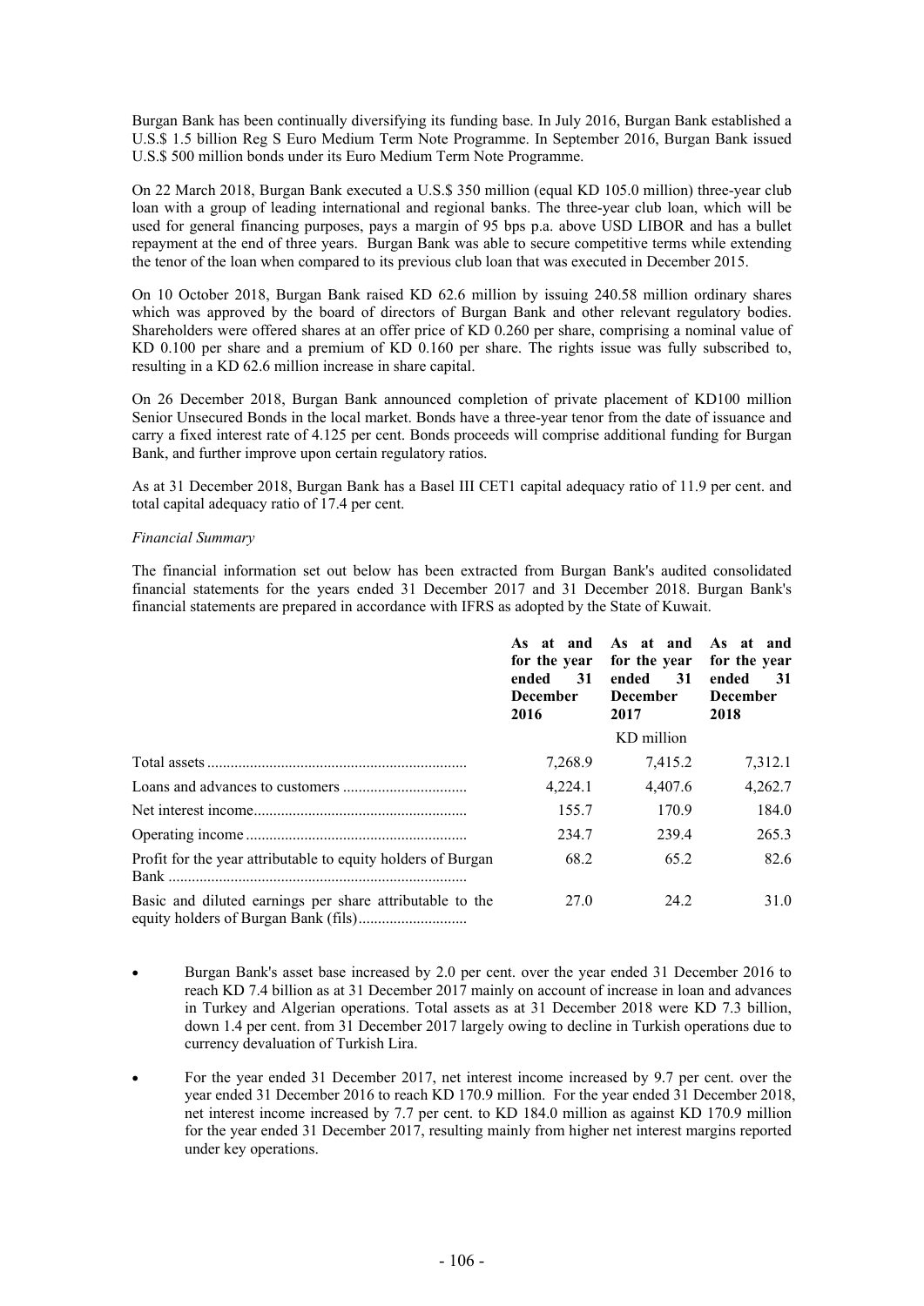Burgan Bank has been continually diversifying its funding base. In July 2016, Burgan Bank established a U.S.$ 1.5 billion Reg S Euro Medium Term Note Programme. In September 2016, Burgan Bank issued U.S.$ 500 million bonds under its Euro Medium Term Note Programme.

On 22 March 2018, Burgan Bank executed a U.S.$ 350 million (equal KD 105.0 million) three-year club loan with a group of leading international and regional banks. The three-year club loan, which will be used for general financing purposes, pays a margin of 95 bps p.a. above USD LIBOR and has a bullet repayment at the end of three years. Burgan Bank was able to secure competitive terms while extending the tenor of the loan when compared to its previous club loan that was executed in December 2015.

On 10 October 2018, Burgan Bank raised KD 62.6 million by issuing 240.58 million ordinary shares which was approved by the board of directors of Burgan Bank and other relevant regulatory bodies. Shareholders were offered shares at an offer price of KD 0.260 per share, comprising a nominal value of KD 0.100 per share and a premium of KD 0.160 per share. The rights issue was fully subscribed to, resulting in a KD 62.6 million increase in share capital.

On 26 December 2018, Burgan Bank announced completion of private placement of KD100 million Senior Unsecured Bonds in the local market. Bonds have a three-year tenor from the date of issuance and carry a fixed interest rate of 4.125 per cent. Bonds proceeds will comprise additional funding for Burgan Bank, and further improve upon certain regulatory ratios.

As at 31 December 2018, Burgan Bank has a Basel III CET1 capital adequacy ratio of 11.9 per cent. and total capital adequacy ratio of 17.4 per cent.

*Financial Summary*

The financial information set out below has been extracted from Burgan Bank's audited consolidated financial statements for the years ended 31 December 2017 and 31 December 2018. Burgan Bank's financial statements are prepared in accordance with IFRS as adopted by the State of Kuwait.

| | **As at and for the year ended 31 December 2016** | **As at and for the year ended 31 December 2017** | **As at and for the year ended 31 December 2018** |
|---|---|---|---|
| | | KD million | |
| Total assets | 7,268.9 | 7,415.2 | 7,312.1 |
| Loans and advances to customers | 4,224.1 | 4,407.6 | 4,262.7 |
| Net interest income | 155.7 | 170.9 | 184.0 |
| Operating income | 234.7 | 239.4 | 265.3 |
| Profit for the year attributable to equity holders of Burgan Bank | 68.2 | 65.2 | 82.6 |
| Basic and diluted earnings per share attributable to the equity holders of Burgan Bank (fils) | 27.0 | 24.2 | 31.0 |

- Burgan Bank's asset base increased by 2.0 per cent. over the year ended 31 December 2016 to reach KD 7.4 billion as at 31 December 2017 mainly on account of increase in loan and advances in Turkey and Algerian operations. Total assets as at 31 December 2018 were KD 7.3 billion, down 1.4 per cent. from 31 December 2017 largely owing to decline in Turkish operations due to currency devaluation of Turkish Lira.
- For the year ended 31 December 2017, net interest income increased by 9.7 per cent. over the year ended 31 December 2016 to reach KD 170.9 million. For the year ended 31 December 2018, net interest income increased by 7.7 per cent. to KD 184.0 million as against KD 170.9 million for the year ended 31 December 2017, resulting mainly from higher net interest margins reported under key operations.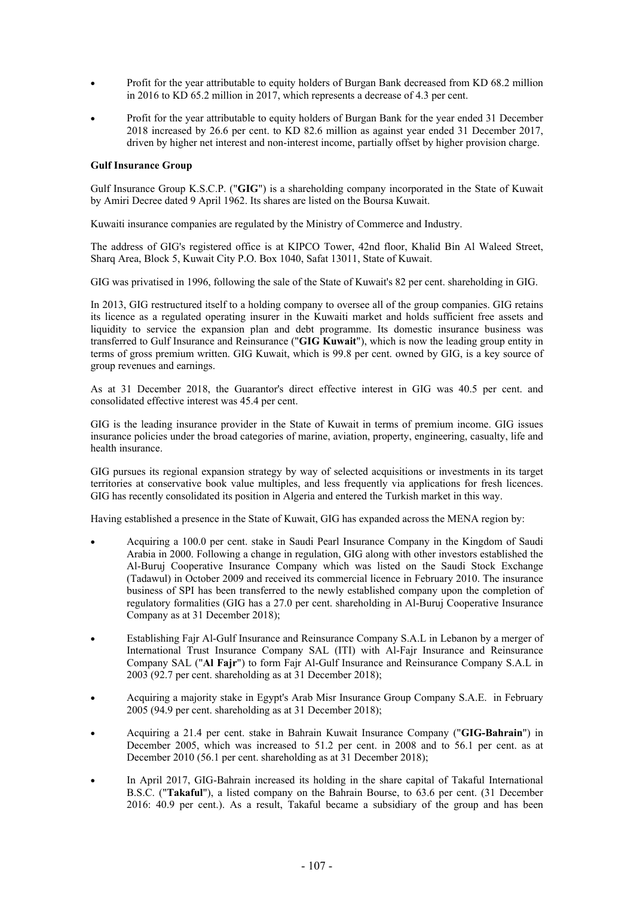- Profit for the year attributable to equity holders of Burgan Bank decreased from KD 68.2 million in 2016 to KD 65.2 million in 2017, which represents a decrease of 4.3 per cent.
- Profit for the year attributable to equity holders of Burgan Bank for the year ended 31 December 2018 increased by 26.6 per cent. to KD 82.6 million as against year ended 31 December 2017, driven by higher net interest and non-interest income, partially offset by higher provision charge.

**Gulf Insurance Group**

Gulf Insurance Group K.S.C.P. ("**GIG**") is a shareholding company incorporated in the State of Kuwait by Amiri Decree dated 9 April 1962. Its shares are listed on the Boursa Kuwait.

Kuwaiti insurance companies are regulated by the Ministry of Commerce and Industry.

The address of GIG's registered office is at KIPCO Tower, 42nd floor, Khalid Bin Al Waleed Street, Sharq Area, Block 5, Kuwait City P.O. Box 1040, Safat 13011, State of Kuwait.

GIG was privatised in 1996, following the sale of the State of Kuwait's 82 per cent. shareholding in GIG.

In 2013, GIG restructured itself to a holding company to oversee all of the group companies. GIG retains its licence as a regulated operating insurer in the Kuwaiti market and holds sufficient free assets and liquidity to service the expansion plan and debt programme. Its domestic insurance business was transferred to Gulf Insurance and Reinsurance ("**GIG Kuwait**"), which is now the leading group entity in terms of gross premium written. GIG Kuwait, which is 99.8 per cent. owned by GIG, is a key source of group revenues and earnings.

As at 31 December 2018, the Guarantor's direct effective interest in GIG was 40.5 per cent. and consolidated effective interest was 45.4 per cent.

GIG is the leading insurance provider in the State of Kuwait in terms of premium income. GIG issues insurance policies under the broad categories of marine, aviation, property, engineering, casualty, life and health insurance.

GIG pursues its regional expansion strategy by way of selected acquisitions or investments in its target territories at conservative book value multiples, and less frequently via applications for fresh licences. GIG has recently consolidated its position in Algeria and entered the Turkish market in this way.

Having established a presence in the State of Kuwait, GIG has expanded across the MENA region by:

- Acquiring a 100.0 per cent. stake in Saudi Pearl Insurance Company in the Kingdom of Saudi Arabia in 2000. Following a change in regulation, GIG along with other investors established the Al-Buruj Cooperative Insurance Company which was listed on the Saudi Stock Exchange (Tadawul) in October 2009 and received its commercial licence in February 2010. The insurance business of SPI has been transferred to the newly established company upon the completion of regulatory formalities (GIG has a 27.0 per cent. shareholding in Al-Buruj Cooperative Insurance Company as at 31 December 2018);
- Establishing Fajr Al-Gulf Insurance and Reinsurance Company S.A.L in Lebanon by a merger of International Trust Insurance Company SAL (ITI) with Al-Fajr Insurance and Reinsurance Company SAL ("**Al Fajr**") to form Fajr Al-Gulf Insurance and Reinsurance Company S.A.L in 2003 (92.7 per cent. shareholding as at 31 December 2018);
- Acquiring a majority stake in Egypt's Arab Misr Insurance Group Company S.A.E. in February 2005 (94.9 per cent. shareholding as at 31 December 2018);
- Acquiring a 21.4 per cent. stake in Bahrain Kuwait Insurance Company ("**GIG-Bahrain**") in December 2005, which was increased to 51.2 per cent. in 2008 and to 56.1 per cent. as at December 2010 (56.1 per cent. shareholding as at 31 December 2018);
- In April 2017, GIG-Bahrain increased its holding in the share capital of Takaful International B.S.C. ("**Takaful**"), a listed company on the Bahrain Bourse, to 63.6 per cent. (31 December 2016: 40.9 per cent.). As a result, Takaful became a subsidiary of the group and has been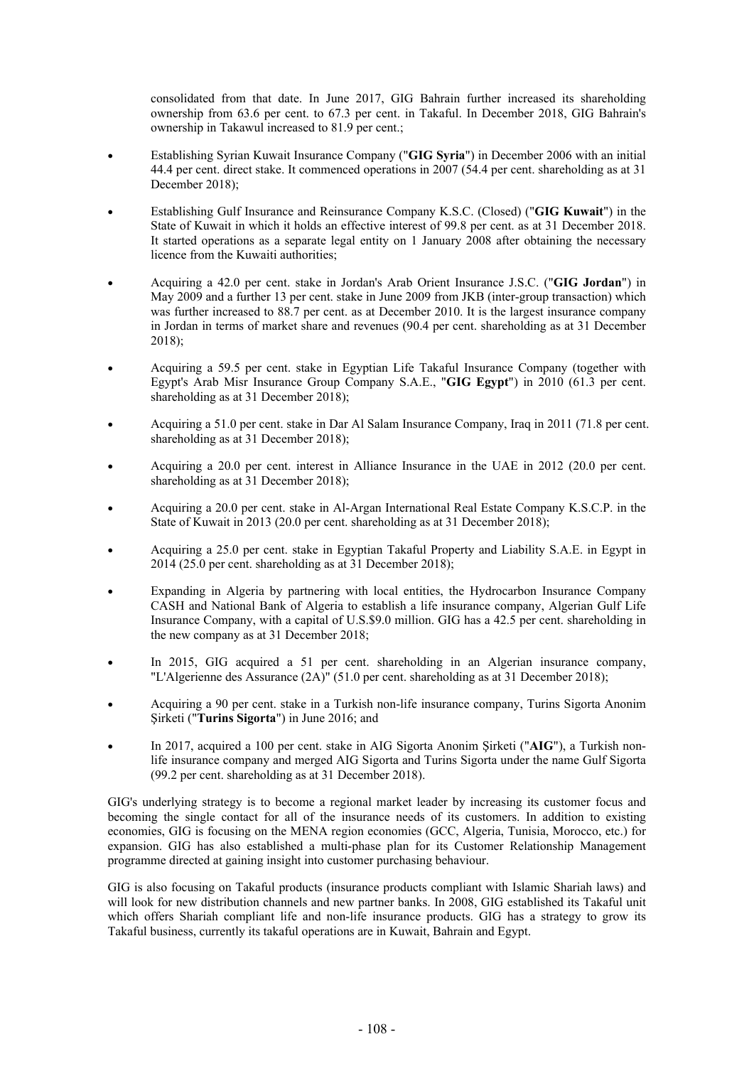consolidated from that date. In June 2017, GIG Bahrain further increased its shareholding ownership from 63.6 per cent. to 67.3 per cent. in Takaful. In December 2018, GIG Bahrain's ownership in Takawul increased to 81.9 per cent.;

- Establishing Syrian Kuwait Insurance Company ("**GIG Syria**") in December 2006 with an initial 44.4 per cent. direct stake. It commenced operations in 2007 (54.4 per cent. shareholding as at 31 December 2018);
- Establishing Gulf Insurance and Reinsurance Company K.S.C. (Closed) ("**GIG Kuwait**") in the State of Kuwait in which it holds an effective interest of 99.8 per cent. as at 31 December 2018. It started operations as a separate legal entity on 1 January 2008 after obtaining the necessary licence from the Kuwaiti authorities;
- Acquiring a 42.0 per cent. stake in Jordan's Arab Orient Insurance J.S.C. ("**GIG Jordan**") in May 2009 and a further 13 per cent. stake in June 2009 from JKB (inter-group transaction) which was further increased to 88.7 per cent. as at December 2010. It is the largest insurance company in Jordan in terms of market share and revenues (90.4 per cent. shareholding as at 31 December 2018);
- Acquiring a 59.5 per cent. stake in Egyptian Life Takaful Insurance Company (together with Egypt's Arab Misr Insurance Group Company S.A.E., "**GIG Egypt**") in 2010 (61.3 per cent. shareholding as at 31 December 2018);
- Acquiring a 51.0 per cent. stake in Dar Al Salam Insurance Company, Iraq in 2011 (71.8 per cent. shareholding as at 31 December 2018);
- Acquiring a 20.0 per cent. interest in Alliance Insurance in the UAE in 2012 (20.0 per cent. shareholding as at 31 December 2018);
- Acquiring a 20.0 per cent. stake in Al-Argan International Real Estate Company K.S.C.P. in the State of Kuwait in 2013 (20.0 per cent. shareholding as at 31 December 2018);
- Acquiring a 25.0 per cent. stake in Egyptian Takaful Property and Liability S.A.E. in Egypt in 2014 (25.0 per cent. shareholding as at 31 December 2018);
- Expanding in Algeria by partnering with local entities, the Hydrocarbon Insurance Company CASH and National Bank of Algeria to establish a life insurance company, Algerian Gulf Life Insurance Company, with a capital of U.S.$9.0 million. GIG has a 42.5 per cent. shareholding in the new company as at 31 December 2018;
- In 2015, GIG acquired a 51 per cent. shareholding in an Algerian insurance company, "L'Algerienne des Assurance (2A)" (51.0 per cent. shareholding as at 31 December 2018);
- Acquiring a 90 per cent. stake in a Turkish non-life insurance company, Turins Sigorta Anonim Şirketi ("**Turins Sigorta**") in June 2016; and
- In 2017, acquired a 100 per cent. stake in AIG Sigorta Anonim Şirketi ("**AIG**"), a Turkish non-life insurance company and merged AIG Sigorta and Turins Sigorta under the name Gulf Sigorta (99.2 per cent. shareholding as at 31 December 2018).

GIG's underlying strategy is to become a regional market leader by increasing its customer focus and becoming the single contact for all of the insurance needs of its customers. In addition to existing economies, GIG is focusing on the MENA region economies (GCC, Algeria, Tunisia, Morocco, etc.) for expansion. GIG has also established a multi-phase plan for its Customer Relationship Management programme directed at gaining insight into customer purchasing behaviour.

GIG is also focusing on Takaful products (insurance products compliant with Islamic Shariah laws) and will look for new distribution channels and new partner banks. In 2008, GIG established its Takaful unit which offers Shariah compliant life and non-life insurance products. GIG has a strategy to grow its Takaful business, currently its takaful operations are in Kuwait, Bahrain and Egypt.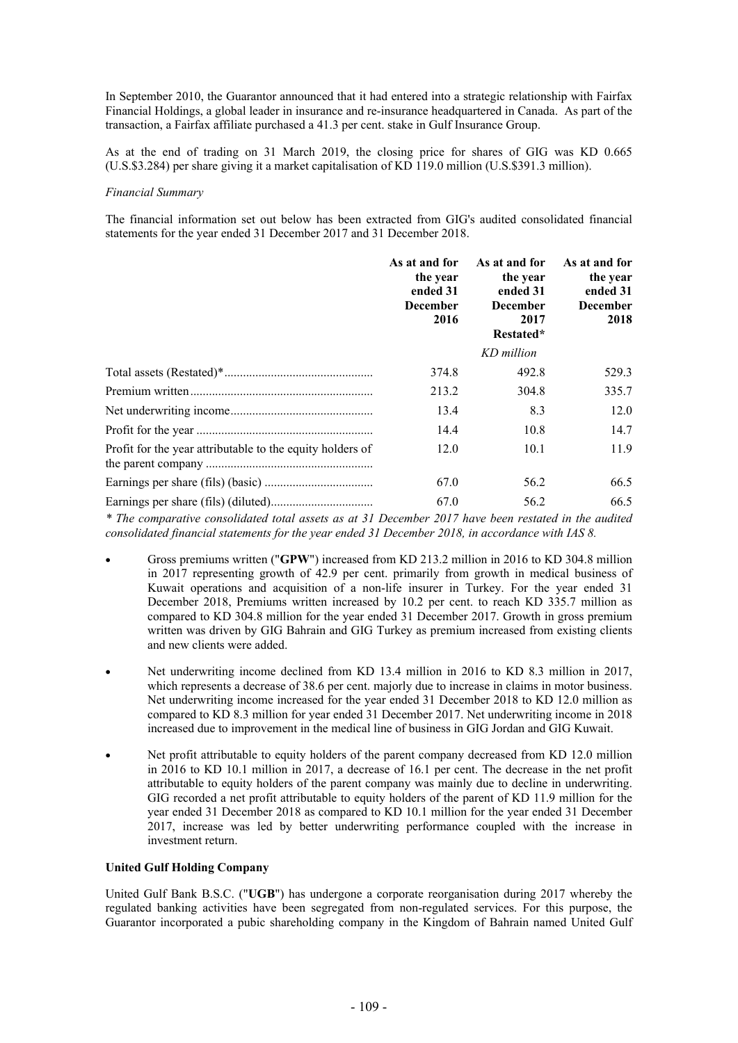In September 2010, the Guarantor announced that it had entered into a strategic relationship with Fairfax Financial Holdings, a global leader in insurance and re-insurance headquartered in Canada. As part of the transaction, a Fairfax affiliate purchased a 41.3 per cent. stake in Gulf Insurance Group.

As at the end of trading on 31 March 2019, the closing price for shares of GIG was KD 0.665 (U.S.$3.284) per share giving it a market capitalisation of KD 119.0 million (U.S.$391.3 million).

*Financial Summary*

The financial information set out below has been extracted from GIG's audited consolidated financial statements for the year ended 31 December 2017 and 31 December 2018.

| | As at and for the year ended 31 December 2016 | As at and for the year ended 31 December 2017 Restated* | As at and for the year ended 31 December 2018 |
|---|---|---|---|
| | | *KD million* | |
| Total assets (Restated)* | 374.8 | 492.8 | 529.3 |
| Premium written | 213.2 | 304.8 | 335.7 |
| Net underwriting income | 13.4 | 8.3 | 12.0 |
| Profit for the year | 14.4 | 10.8 | 14.7 |
| Profit for the year attributable to the equity holders of the parent company | 12.0 | 10.1 | 11.9 |
| Earnings per share (fils) (basic) | 67.0 | 56.2 | 66.5 |
| Earnings per share (fils) (diluted) | 67.0 | 56.2 | 66.5 |

*\* The comparative consolidated total assets as at 31 December 2017 have been restated in the audited consolidated financial statements for the year ended 31 December 2018, in accordance with IAS 8.*

- Gross premiums written ("**GPW**") increased from KD 213.2 million in 2016 to KD 304.8 million in 2017 representing growth of 42.9 per cent. primarily from growth in medical business of Kuwait operations and acquisition of a non-life insurer in Turkey. For the year ended 31 December 2018, Premiums written increased by 10.2 per cent. to reach KD 335.7 million as compared to KD 304.8 million for the year ended 31 December 2017. Growth in gross premium written was driven by GIG Bahrain and GIG Turkey as premium increased from existing clients and new clients were added.

- Net underwriting income declined from KD 13.4 million in 2016 to KD 8.3 million in 2017, which represents a decrease of 38.6 per cent. majorly due to increase in claims in motor business. Net underwriting income increased for the year ended 31 December 2018 to KD 12.0 million as compared to KD 8.3 million for year ended 31 December 2017. Net underwriting income in 2018 increased due to improvement in the medical line of business in GIG Jordan and GIG Kuwait.

- Net profit attributable to equity holders of the parent company decreased from KD 12.0 million in 2016 to KD 10.1 million in 2017, a decrease of 16.1 per cent. The decrease in the net profit attributable to equity holders of the parent company was mainly due to decline in underwriting. GIG recorded a net profit attributable to equity holders of the parent of KD 11.9 million for the year ended 31 December 2018 as compared to KD 10.1 million for the year ended 31 December 2017, increase was led by better underwriting performance coupled with the increase in investment return.

**United Gulf Holding Company**

United Gulf Bank B.S.C. ("**UGB**") has undergone a corporate reorganisation during 2017 whereby the regulated banking activities have been segregated from non-regulated services. For this purpose, the Guarantor incorporated a pubic shareholding company in the Kingdom of Bahrain named United Gulf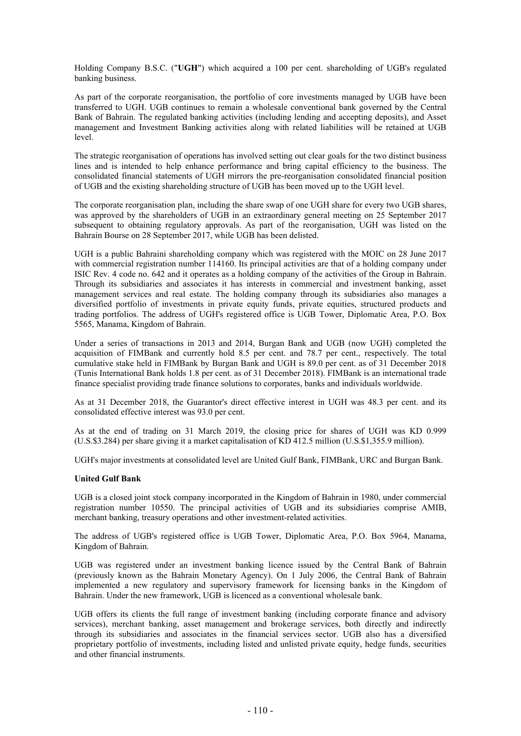Holding Company B.S.C. ("**UGH**") which acquired a 100 per cent. shareholding of UGB's regulated banking business.

As part of the corporate reorganisation, the portfolio of core investments managed by UGB have been transferred to UGH. UGB continues to remain a wholesale conventional bank governed by the Central Bank of Bahrain. The regulated banking activities (including lending and accepting deposits), and Asset management and Investment Banking activities along with related liabilities will be retained at UGB level.

The strategic reorganisation of operations has involved setting out clear goals for the two distinct business lines and is intended to help enhance performance and bring capital efficiency to the business. The consolidated financial statements of UGH mirrors the pre-reorganisation consolidated financial position of UGB and the existing shareholding structure of UGB has been moved up to the UGH level.

The corporate reorganisation plan, including the share swap of one UGH share for every two UGB shares, was approved by the shareholders of UGB in an extraordinary general meeting on 25 September 2017 subsequent to obtaining regulatory approvals. As part of the reorganisation, UGH was listed on the Bahrain Bourse on 28 September 2017, while UGB has been delisted.

UGH is a public Bahraini shareholding company which was registered with the MOIC on 28 June 2017 with commercial registration number 114160. Its principal activities are that of a holding company under ISIC Rev. 4 code no. 642 and it operates as a holding company of the activities of the Group in Bahrain. Through its subsidiaries and associates it has interests in commercial and investment banking, asset management services and real estate. The holding company through its subsidiaries also manages a diversified portfolio of investments in private equity funds, private equities, structured products and trading portfolios. The address of UGH's registered office is UGB Tower, Diplomatic Area, P.O. Box 5565, Manama, Kingdom of Bahrain.

Under a series of transactions in 2013 and 2014, Burgan Bank and UGB (now UGH) completed the acquisition of FIMBank and currently hold 8.5 per cent. and 78.7 per cent., respectively. The total cumulative stake held in FIMBank by Burgan Bank and UGH is 89.0 per cent. as of 31 December 2018 (Tunis International Bank holds 1.8 per cent. as of 31 December 2018). FIMBank is an international trade finance specialist providing trade finance solutions to corporates, banks and individuals worldwide.

As at 31 December 2018, the Guarantor's direct effective interest in UGH was 48.3 per cent. and its consolidated effective interest was 93.0 per cent.

As at the end of trading on 31 March 2019, the closing price for shares of UGH was KD 0.999 (U.S.$3.284) per share giving it a market capitalisation of KD 412.5 million (U.S.$1,355.9 million).

UGH's major investments at consolidated level are United Gulf Bank, FIMBank, URC and Burgan Bank.

**United Gulf Bank**

UGB is a closed joint stock company incorporated in the Kingdom of Bahrain in 1980, under commercial registration number 10550. The principal activities of UGB and its subsidiaries comprise AMIB, merchant banking, treasury operations and other investment-related activities.

The address of UGB's registered office is UGB Tower, Diplomatic Area, P.O. Box 5964, Manama, Kingdom of Bahrain.

UGB was registered under an investment banking licence issued by the Central Bank of Bahrain (previously known as the Bahrain Monetary Agency). On 1 July 2006, the Central Bank of Bahrain implemented a new regulatory and supervisory framework for licensing banks in the Kingdom of Bahrain. Under the new framework, UGB is licenced as a conventional wholesale bank.

UGB offers its clients the full range of investment banking (including corporate finance and advisory services), merchant banking, asset management and brokerage services, both directly and indirectly through its subsidiaries and associates in the financial services sector. UGB also has a diversified proprietary portfolio of investments, including listed and unlisted private equity, hedge funds, securities and other financial instruments.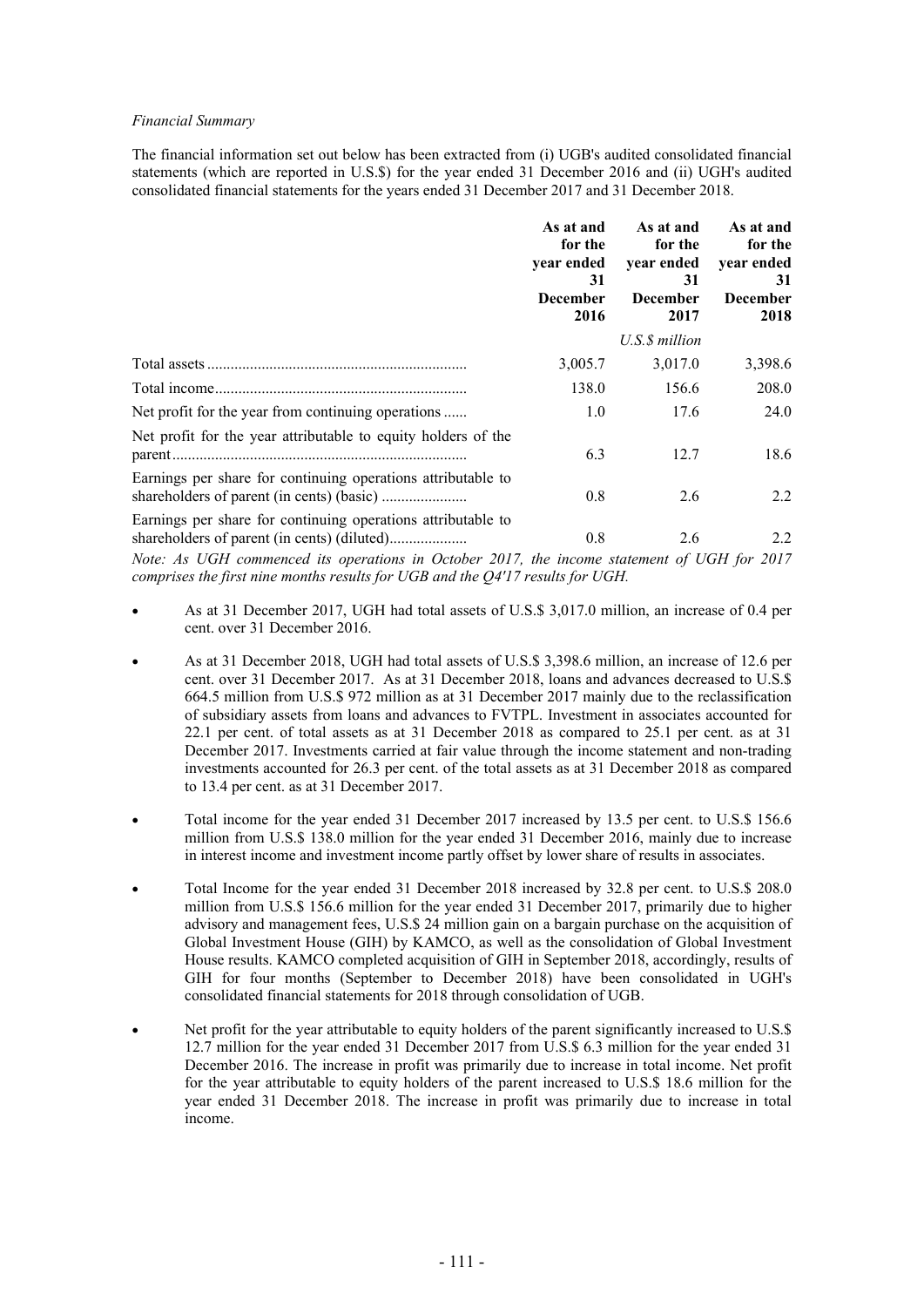*Financial Summary*

The financial information set out below has been extracted from (i) UGB's audited consolidated financial statements (which are reported in U.S.$) for the year ended 31 December 2016 and (ii) UGH's audited consolidated financial statements for the years ended 31 December 2017 and 31 December 2018.

| | **As at and for the year ended 31 December 2016** | **As at and for the year ended 31 December 2017** | **As at and for the year ended 31 December 2018** |
|---|---|---|---|
| | | *U.S.$ million* | |
| Total assets | 3,005.7 | 3,017.0 | 3,398.6 |
| Total income | 138.0 | 156.6 | 208.0 |
| Net profit for the year from continuing operations | 1.0 | 17.6 | 24.0 |
| Net profit for the year attributable to equity holders of the parent | 6.3 | 12.7 | 18.6 |
| Earnings per share for continuing operations attributable to shareholders of parent (in cents) (basic) | 0.8 | 2.6 | 2.2 |
| Earnings per share for continuing operations attributable to shareholders of parent (in cents) (diluted) | 0.8 | 2.6 | 2.2 |

*Note: As UGH commenced its operations in October 2017, the income statement of UGH for 2017 comprises the first nine months results for UGB and the Q4'17 results for UGH.*

- As at 31 December 2017, UGH had total assets of U.S.$ 3,017.0 million, an increase of 0.4 per cent. over 31 December 2016.
- As at 31 December 2018, UGH had total assets of U.S.$ 3,398.6 million, an increase of 12.6 per cent. over 31 December 2017. As at 31 December 2018, loans and advances decreased to U.S.$ 664.5 million from U.S.$ 972 million as at 31 December 2017 mainly due to the reclassification of subsidiary assets from loans and advances to FVTPL. Investment in associates accounted for 22.1 per cent. of total assets as at 31 December 2018 as compared to 25.1 per cent. as at 31 December 2017. Investments carried at fair value through the income statement and non-trading investments accounted for 26.3 per cent. of the total assets as at 31 December 2018 as compared to 13.4 per cent. as at 31 December 2017.
- Total income for the year ended 31 December 2017 increased by 13.5 per cent. to U.S.$ 156.6 million from U.S.$ 138.0 million for the year ended 31 December 2016, mainly due to increase in interest income and investment income partly offset by lower share of results in associates.
- Total Income for the year ended 31 December 2018 increased by 32.8 per cent. to U.S.$ 208.0 million from U.S.$ 156.6 million for the year ended 31 December 2017, primarily due to higher advisory and management fees, U.S.$ 24 million gain on a bargain purchase on the acquisition of Global Investment House (GIH) by KAMCO, as well as the consolidation of Global Investment House results. KAMCO completed acquisition of GIH in September 2018, accordingly, results of GIH for four months (September to December 2018) have been consolidated in UGH's consolidated financial statements for 2018 through consolidation of UGB.
- Net profit for the year attributable to equity holders of the parent significantly increased to U.S.$ 12.7 million for the year ended 31 December 2017 from U.S.$ 6.3 million for the year ended 31 December 2016. The increase in profit was primarily due to increase in total income. Net profit for the year attributable to equity holders of the parent increased to U.S.$ 18.6 million for the year ended 31 December 2018. The increase in profit was primarily due to increase in total income.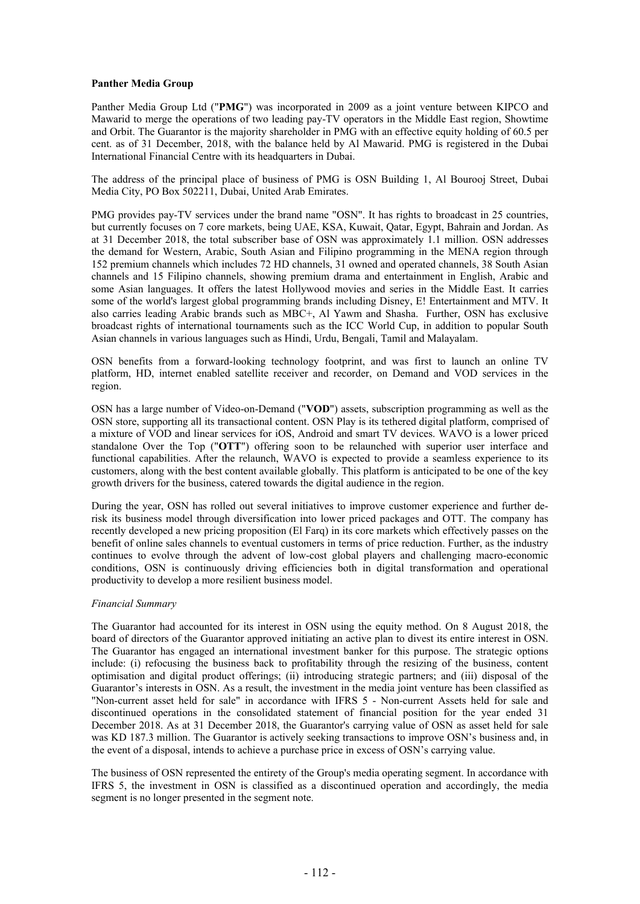**Panther Media Group**

Panther Media Group Ltd ("**PMG**") was incorporated in 2009 as a joint venture between KIPCO and Mawarid to merge the operations of two leading pay-TV operators in the Middle East region, Showtime and Orbit. The Guarantor is the majority shareholder in PMG with an effective equity holding of 60.5 per cent. as of 31 December, 2018, with the balance held by Al Mawarid. PMG is registered in the Dubai International Financial Centre with its headquarters in Dubai.

The address of the principal place of business of PMG is OSN Building 1, Al Bourooj Street, Dubai Media City, PO Box 502211, Dubai, United Arab Emirates.

PMG provides pay-TV services under the brand name "OSN". It has rights to broadcast in 25 countries, but currently focuses on 7 core markets, being UAE, KSA, Kuwait, Qatar, Egypt, Bahrain and Jordan. As at 31 December 2018, the total subscriber base of OSN was approximately 1.1 million. OSN addresses the demand for Western, Arabic, South Asian and Filipino programming in the MENA region through 152 premium channels which includes 72 HD channels, 31 owned and operated channels, 38 South Asian channels and 15 Filipino channels, showing premium drama and entertainment in English, Arabic and some Asian languages. It offers the latest Hollywood movies and series in the Middle East. It carries some of the world's largest global programming brands including Disney, E! Entertainment and MTV. It also carries leading Arabic brands such as MBC+, Al Yawm and Shasha. Further, OSN has exclusive broadcast rights of international tournaments such as the ICC World Cup, in addition to popular South Asian channels in various languages such as Hindi, Urdu, Bengali, Tamil and Malayalam.

OSN benefits from a forward-looking technology footprint, and was first to launch an online TV platform, HD, internet enabled satellite receiver and recorder, on Demand and VOD services in the region.

OSN has a large number of Video-on-Demand ("**VOD**") assets, subscription programming as well as the OSN store, supporting all its transactional content. OSN Play is its tethered digital platform, comprised of a mixture of VOD and linear services for iOS, Android and smart TV devices. WAVO is a lower priced standalone Over the Top ("**OTT**") offering soon to be relaunched with superior user interface and functional capabilities. After the relaunch, WAVO is expected to provide a seamless experience to its customers, along with the best content available globally. This platform is anticipated to be one of the key growth drivers for the business, catered towards the digital audience in the region.

During the year, OSN has rolled out several initiatives to improve customer experience and further de-risk its business model through diversification into lower priced packages and OTT. The company has recently developed a new pricing proposition (El Farq) in its core markets which effectively passes on the benefit of online sales channels to eventual customers in terms of price reduction. Further, as the industry continues to evolve through the advent of low-cost global players and challenging macro-economic conditions, OSN is continuously driving efficiencies both in digital transformation and operational productivity to develop a more resilient business model.

*Financial Summary*

The Guarantor had accounted for its interest in OSN using the equity method. On 8 August 2018, the board of directors of the Guarantor approved initiating an active plan to divest its entire interest in OSN. The Guarantor has engaged an international investment banker for this purpose. The strategic options include: (i) refocusing the business back to profitability through the resizing of the business, content optimisation and digital product offerings; (ii) introducing strategic partners; and (iii) disposal of the Guarantor's interests in OSN. As a result, the investment in the media joint venture has been classified as "Non-current asset held for sale" in accordance with IFRS 5 - Non-current Assets held for sale and discontinued operations in the consolidated statement of financial position for the year ended 31 December 2018. As at 31 December 2018, the Guarantor's carrying value of OSN as asset held for sale was KD 187.3 million. The Guarantor is actively seeking transactions to improve OSN's business and, in the event of a disposal, intends to achieve a purchase price in excess of OSN's carrying value.

The business of OSN represented the entirety of the Group's media operating segment. In accordance with IFRS 5, the investment in OSN is classified as a discontinued operation and accordingly, the media segment is no longer presented in the segment note.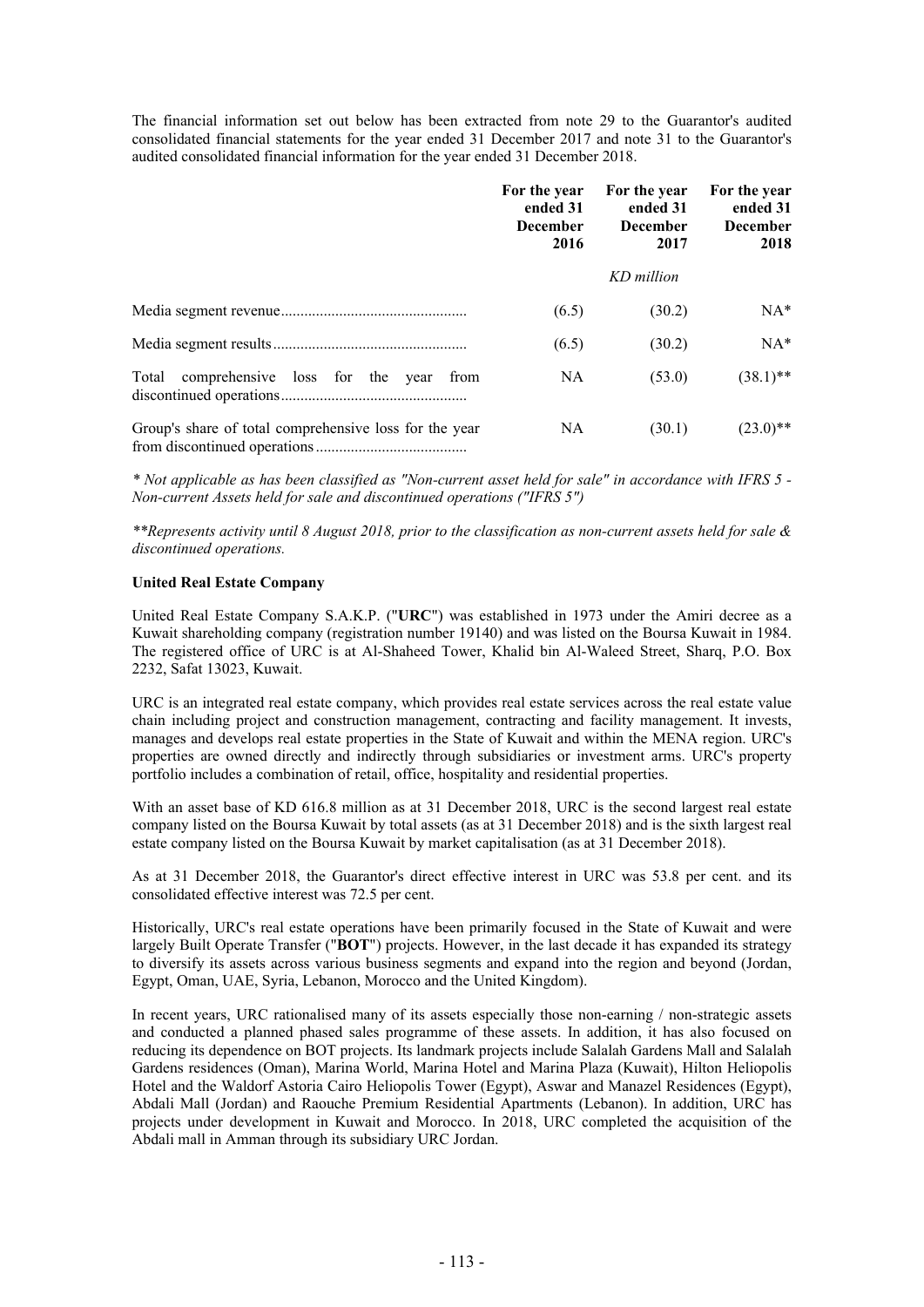The financial information set out below has been extracted from note 29 to the Guarantor's audited consolidated financial statements for the year ended 31 December 2017 and note 31 to the Guarantor's audited consolidated financial information for the year ended 31 December 2018.

| | For the year ended 31 December 2016 | For the year ended 31 December 2017 | For the year ended 31 December 2018 |
|---|---|---|---|
| | | *KD million* | |
| Media segment revenue | (6.5) | (30.2) | NA* |
| Media segment results | (6.5) | (30.2) | NA* |
| Total comprehensive loss for the year from discontinued operations | NA | (53.0) | (38.1)** |
| Group's share of total comprehensive loss for the year from discontinued operations | NA | (30.1) | (23.0)** |

*\* Not applicable as has been classified as "Non-current asset held for sale" in accordance with IFRS 5 - Non-current Assets held for sale and discontinued operations ("IFRS 5")*

*\*\*Represents activity until 8 August 2018, prior to the classification as non-current assets held for sale & discontinued operations.*

**United Real Estate Company**

United Real Estate Company S.A.K.P. ("**URC**") was established in 1973 under the Amiri decree as a Kuwait shareholding company (registration number 19140) and was listed on the Boursa Kuwait in 1984. The registered office of URC is at Al-Shaheed Tower, Khalid bin Al-Waleed Street, Sharq, P.O. Box 2232, Safat 13023, Kuwait.

URC is an integrated real estate company, which provides real estate services across the real estate value chain including project and construction management, contracting and facility management. It invests, manages and develops real estate properties in the State of Kuwait and within the MENA region. URC's properties are owned directly and indirectly through subsidiaries or investment arms. URC's property portfolio includes a combination of retail, office, hospitality and residential properties.

With an asset base of KD 616.8 million as at 31 December 2018, URC is the second largest real estate company listed on the Boursa Kuwait by total assets (as at 31 December 2018) and is the sixth largest real estate company listed on the Boursa Kuwait by market capitalisation (as at 31 December 2018).

As at 31 December 2018, the Guarantor's direct effective interest in URC was 53.8 per cent. and its consolidated effective interest was 72.5 per cent.

Historically, URC's real estate operations have been primarily focused in the State of Kuwait and were largely Built Operate Transfer ("**BOT**") projects. However, in the last decade it has expanded its strategy to diversify its assets across various business segments and expand into the region and beyond (Jordan, Egypt, Oman, UAE, Syria, Lebanon, Morocco and the United Kingdom).

In recent years, URC rationalised many of its assets especially those non-earning / non-strategic assets and conducted a planned phased sales programme of these assets. In addition, it has also focused on reducing its dependence on BOT projects. Its landmark projects include Salalah Gardens Mall and Salalah Gardens residences (Oman), Marina World, Marina Hotel and Marina Plaza (Kuwait), Hilton Heliopolis Hotel and the Waldorf Astoria Cairo Heliopolis Tower (Egypt), Aswar and Manazel Residences (Egypt), Abdali Mall (Jordan) and Raouche Premium Residential Apartments (Lebanon). In addition, URC has projects under development in Kuwait and Morocco. In 2018, URC completed the acquisition of the Abdali mall in Amman through its subsidiary URC Jordan.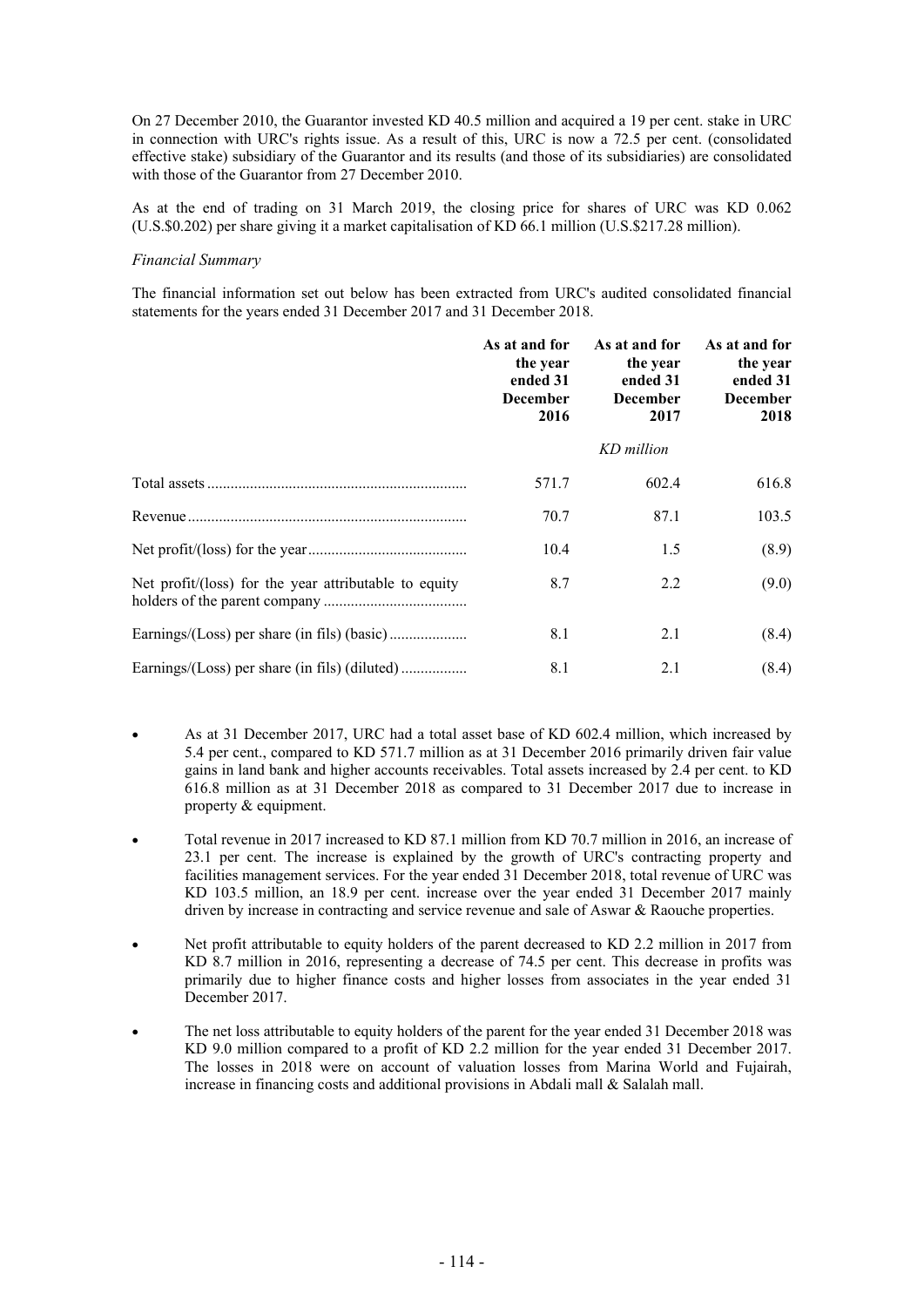On 27 December 2010, the Guarantor invested KD 40.5 million and acquired a 19 per cent. stake in URC in connection with URC's rights issue. As a result of this, URC is now a 72.5 per cent. (consolidated effective stake) subsidiary of the Guarantor and its results (and those of its subsidiaries) are consolidated with those of the Guarantor from 27 December 2010.

As at the end of trading on 31 March 2019, the closing price for shares of URC was KD 0.062 (U.S.$0.202) per share giving it a market capitalisation of KD 66.1 million (U.S.$217.28 million).

*Financial Summary*

The financial information set out below has been extracted from URC's audited consolidated financial statements for the years ended 31 December 2017 and 31 December 2018.

| | **As at and for the year ended 31 December 2016** | **As at and for the year ended 31 December 2017** | **As at and for the year ended 31 December 2018** |
|---|---|---|---|
| | | *KD million* | |
| Total assets | 571.7 | 602.4 | 616.8 |
| Revenue | 70.7 | 87.1 | 103.5 |
| Net profit/(loss) for the year | 10.4 | 1.5 | (8.9) |
| Net profit/(loss) for the year attributable to equity holders of the parent company | 8.7 | 2.2 | (9.0) |
| Earnings/(Loss) per share (in fils) (basic) | 8.1 | 2.1 | (8.4) |
| Earnings/(Loss) per share (in fils) (diluted) | 8.1 | 2.1 | (8.4) |

- As at 31 December 2017, URC had a total asset base of KD 602.4 million, which increased by 5.4 per cent., compared to KD 571.7 million as at 31 December 2016 primarily driven fair value gains in land bank and higher accounts receivables. Total assets increased by 2.4 per cent. to KD 616.8 million as at 31 December 2018 as compared to 31 December 2017 due to increase in property & equipment.

- Total revenue in 2017 increased to KD 87.1 million from KD 70.7 million in 2016, an increase of 23.1 per cent. The increase is explained by the growth of URC's contracting property and facilities management services. For the year ended 31 December 2018, total revenue of URC was KD 103.5 million, an 18.9 per cent. increase over the year ended 31 December 2017 mainly driven by increase in contracting and service revenue and sale of Aswar & Raouche properties.

- Net profit attributable to equity holders of the parent decreased to KD 2.2 million in 2017 from KD 8.7 million in 2016, representing a decrease of 74.5 per cent. This decrease in profits was primarily due to higher finance costs and higher losses from associates in the year ended 31 December 2017.

- The net loss attributable to equity holders of the parent for the year ended 31 December 2018 was KD 9.0 million compared to a profit of KD 2.2 million for the year ended 31 December 2017. The losses in 2018 were on account of valuation losses from Marina World and Fujairah, increase in financing costs and additional provisions in Abdali mall & Salalah mall.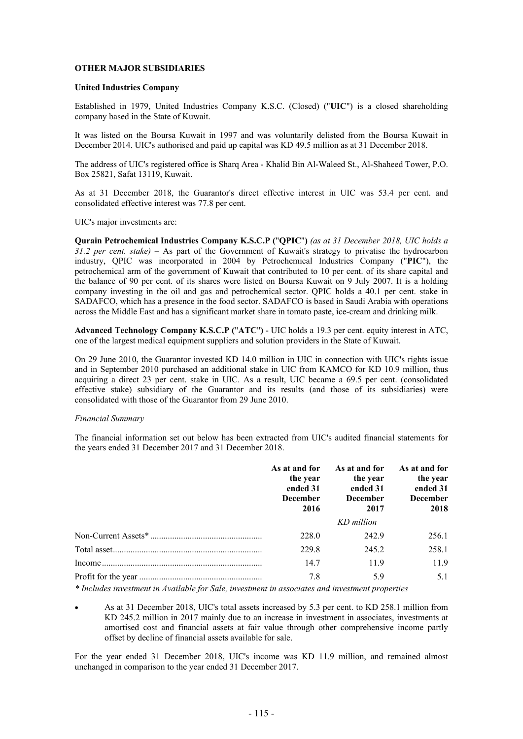## OTHER MAJOR SUBSIDIARIES

### United Industries Company

Established in 1979, United Industries Company K.S.C. (Closed) ("**UIC**") is a closed shareholding company based in the State of Kuwait.

It was listed on the Boursa Kuwait in 1997 and was voluntarily delisted from the Boursa Kuwait in December 2014. UIC's authorised and paid up capital was KD 49.5 million as at 31 December 2018.

The address of UIC's registered office is Sharq Area - Khalid Bin Al-Waleed St., Al-Shaheed Tower, P.O. Box 25821, Safat 13119, Kuwait.

As at 31 December 2018, the Guarantor's direct effective interest in UIC was 53.4 per cent. and consolidated effective interest was 77.8 per cent.

UIC's major investments are:

**Qurain Petrochemical Industries Company K.S.C.P ("QPIC")** *(as at 31 December 2018, UIC holds a 31.2 per cent. stake)* – As part of the Government of Kuwait's strategy to privatise the hydrocarbon industry, QPIC was incorporated in 2004 by Petrochemical Industries Company ("**PIC**"), the petrochemical arm of the government of Kuwait that contributed to 10 per cent. of its share capital and the balance of 90 per cent. of its shares were listed on Boursa Kuwait on 9 July 2007. It is a holding company investing in the oil and gas and petrochemical sector. QPIC holds a 40.1 per cent. stake in SADAFCO, which has a presence in the food sector. SADAFCO is based in Saudi Arabia with operations across the Middle East and has a significant market share in tomato paste, ice-cream and drinking milk.

**Advanced Technology Company K.S.C.P ("ATC")** - UIC holds a 19.3 per cent. equity interest in ATC, one of the largest medical equipment suppliers and solution providers in the State of Kuwait.

On 29 June 2010, the Guarantor invested KD 14.0 million in UIC in connection with UIC's rights issue and in September 2010 purchased an additional stake in UIC from KAMCO for KD 10.9 million, thus acquiring a direct 23 per cent. stake in UIC. As a result, UIC became a 69.5 per cent. (consolidated effective stake) subsidiary of the Guarantor and its results (and those of its subsidiaries) were consolidated with those of the Guarantor from 29 June 2010.

*Financial Summary*

The financial information set out below has been extracted from UIC's audited financial statements for the years ended 31 December 2017 and 31 December 2018.

| | **As at and for the year ended 31 December 2016** | **As at and for the year ended 31 December 2017** | **As at and for the year ended 31 December 2018** |
|---|---|---|---|
| | | *KD million* | |
| Non-Current Assets* | 228.0 | 242.9 | 256.1 |
| Total asset | 229.8 | 245.2 | 258.1 |
| Income | 14.7 | 11.9 | 11.9 |
| Profit for the year | 7.8 | 5.9 | 5.1 |

*\* Includes investment in Available for Sale, investment in associates and investment properties*

- As at 31 December 2018, UIC's total assets increased by 5.3 per cent. to KD 258.1 million from KD 245.2 million in 2017 mainly due to an increase in investment in associates, investments at amortised cost and financial assets at fair value through other comprehensive income partly offset by decline of financial assets available for sale.

For the year ended 31 December 2018, UIC's income was KD 11.9 million, and remained almost unchanged in comparison to the year ended 31 December 2017.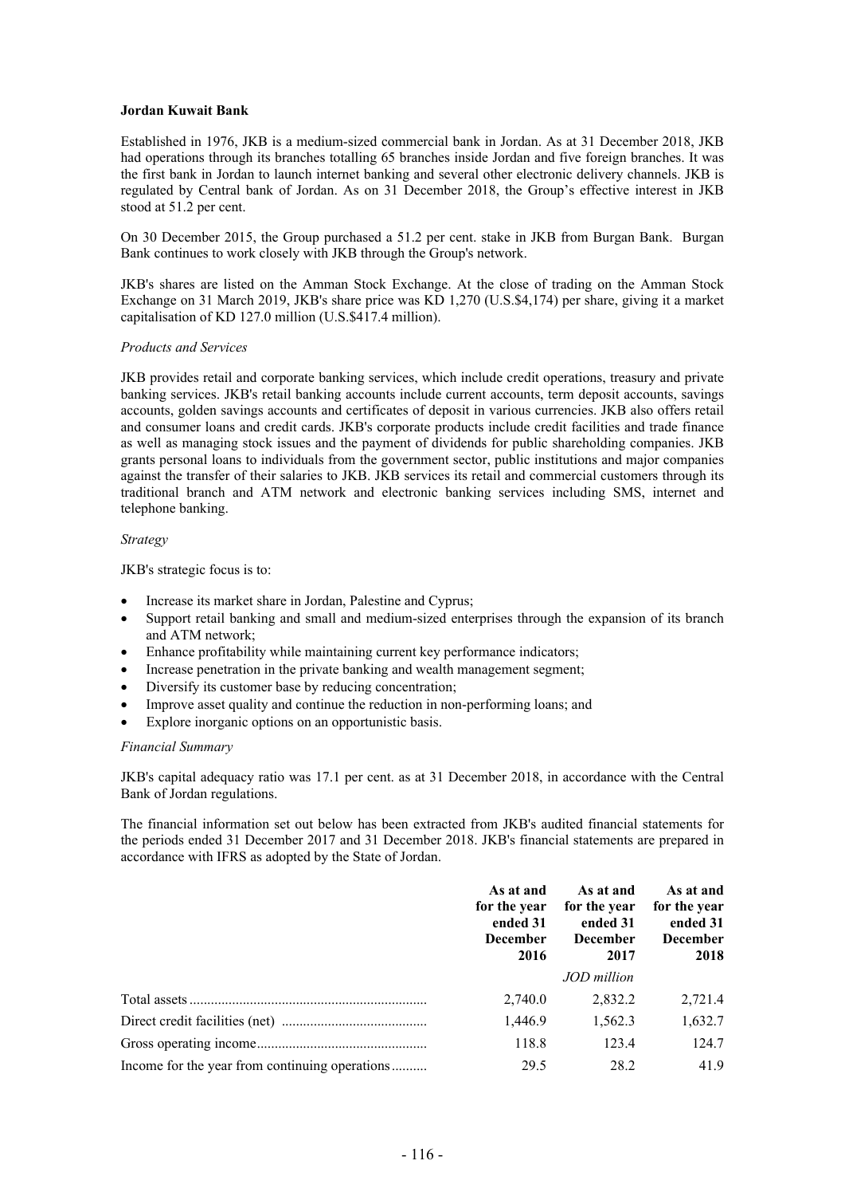**Jordan Kuwait Bank**

Established in 1976, JKB is a medium-sized commercial bank in Jordan. As at 31 December 2018, JKB had operations through its branches totalling 65 branches inside Jordan and five foreign branches. It was the first bank in Jordan to launch internet banking and several other electronic delivery channels. JKB is regulated by Central bank of Jordan. As on 31 December 2018, the Group's effective interest in JKB stood at 51.2 per cent.

On 30 December 2015, the Group purchased a 51.2 per cent. stake in JKB from Burgan Bank. Burgan Bank continues to work closely with JKB through the Group's network.

JKB's shares are listed on the Amman Stock Exchange. At the close of trading on the Amman Stock Exchange on 31 March 2019, JKB's share price was KD 1,270 (U.S.$4,174) per share, giving it a market capitalisation of KD 127.0 million (U.S.$417.4 million).

*Products and Services*

JKB provides retail and corporate banking services, which include credit operations, treasury and private banking services. JKB's retail banking accounts include current accounts, term deposit accounts, savings accounts, golden savings accounts and certificates of deposit in various currencies. JKB also offers retail and consumer loans and credit cards. JKB's corporate products include credit facilities and trade finance as well as managing stock issues and the payment of dividends for public shareholding companies. JKB grants personal loans to individuals from the government sector, public institutions and major companies against the transfer of their salaries to JKB. JKB services its retail and commercial customers through its traditional branch and ATM network and electronic banking services including SMS, internet and telephone banking.

*Strategy*

JKB's strategic focus is to:

- Increase its market share in Jordan, Palestine and Cyprus;
- Support retail banking and small and medium-sized enterprises through the expansion of its branch and ATM network;
- Enhance profitability while maintaining current key performance indicators;
- Increase penetration in the private banking and wealth management segment;
- Diversify its customer base by reducing concentration;
- Improve asset quality and continue the reduction in non-performing loans; and
- Explore inorganic options on an opportunistic basis.

*Financial Summary*

JKB's capital adequacy ratio was 17.1 per cent. as at 31 December 2018, in accordance with the Central Bank of Jordan regulations.

The financial information set out below has been extracted from JKB's audited financial statements for the periods ended 31 December 2017 and 31 December 2018. JKB's financial statements are prepared in accordance with IFRS as adopted by the State of Jordan.

| | **As at and for the year ended 31 December 2016** | **As at and for the year ended 31 December 2017** | **As at and for the year ended 31 December 2018** |
|---|---|---|---|
| | | *JOD million* | |
| Total assets | 2,740.0 | 2,832.2 | 2,721.4 |
| Direct credit facilities (net) | 1,446.9 | 1,562.3 | 1,632.7 |
| Gross operating income | 118.8 | 123.4 | 124.7 |
| Income for the year from continuing operations | 29.5 | 28.2 | 41.9 |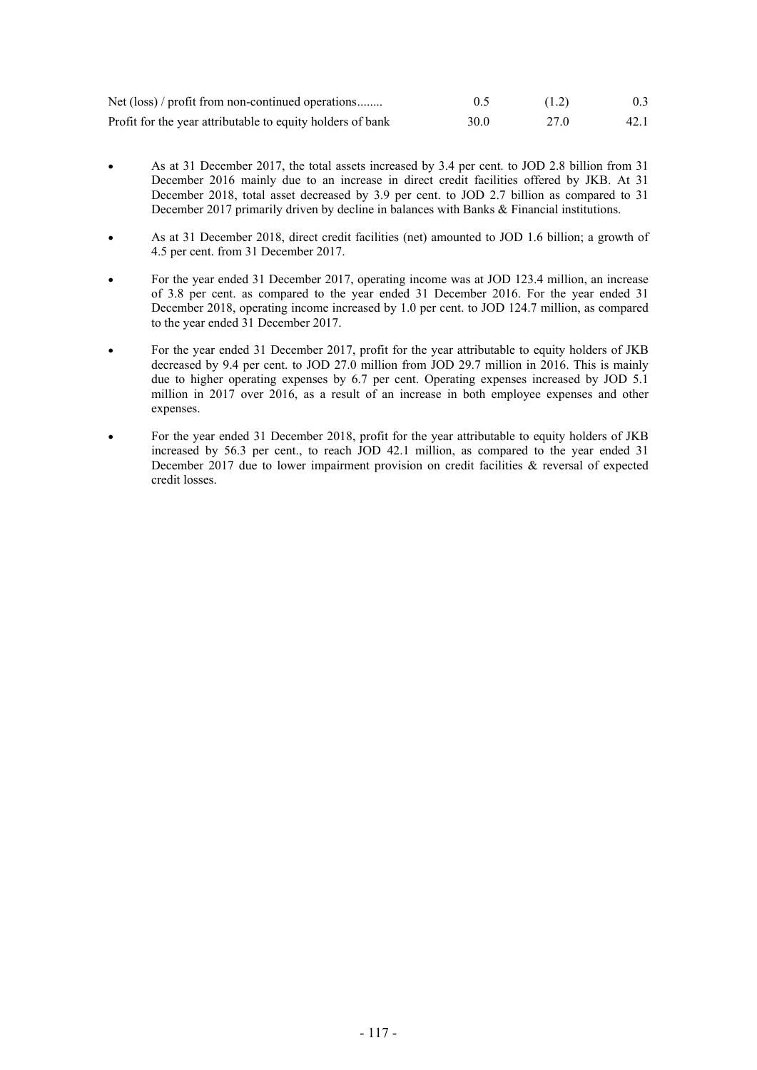| | | | |
|---|---|---|---|
| Net (loss) / profit from non-continued operations........ | 0.5 | (1.2) | 0.3 |
| Profit for the year attributable to equity holders of bank | 30.0 | 27.0 | 42.1 |

- As at 31 December 2017, the total assets increased by 3.4 per cent. to JOD 2.8 billion from 31 December 2016 mainly due to an increase in direct credit facilities offered by JKB. At 31 December 2018, total asset decreased by 3.9 per cent. to JOD 2.7 billion as compared to 31 December 2017 primarily driven by decline in balances with Banks & Financial institutions.
- As at 31 December 2018, direct credit facilities (net) amounted to JOD 1.6 billion; a growth of 4.5 per cent. from 31 December 2017.
- For the year ended 31 December 2017, operating income was at JOD 123.4 million, an increase of 3.8 per cent. as compared to the year ended 31 December 2016. For the year ended 31 December 2018, operating income increased by 1.0 per cent. to JOD 124.7 million, as compared to the year ended 31 December 2017.
- For the year ended 31 December 2017, profit for the year attributable to equity holders of JKB decreased by 9.4 per cent. to JOD 27.0 million from JOD 29.7 million in 2016. This is mainly due to higher operating expenses by 6.7 per cent. Operating expenses increased by JOD 5.1 million in 2017 over 2016, as a result of an increase in both employee expenses and other expenses.
- For the year ended 31 December 2018, profit for the year attributable to equity holders of JKB increased by 56.3 per cent., to reach JOD 42.1 million, as compared to the year ended 31 December 2017 due to lower impairment provision on credit facilities & reversal of expected credit losses.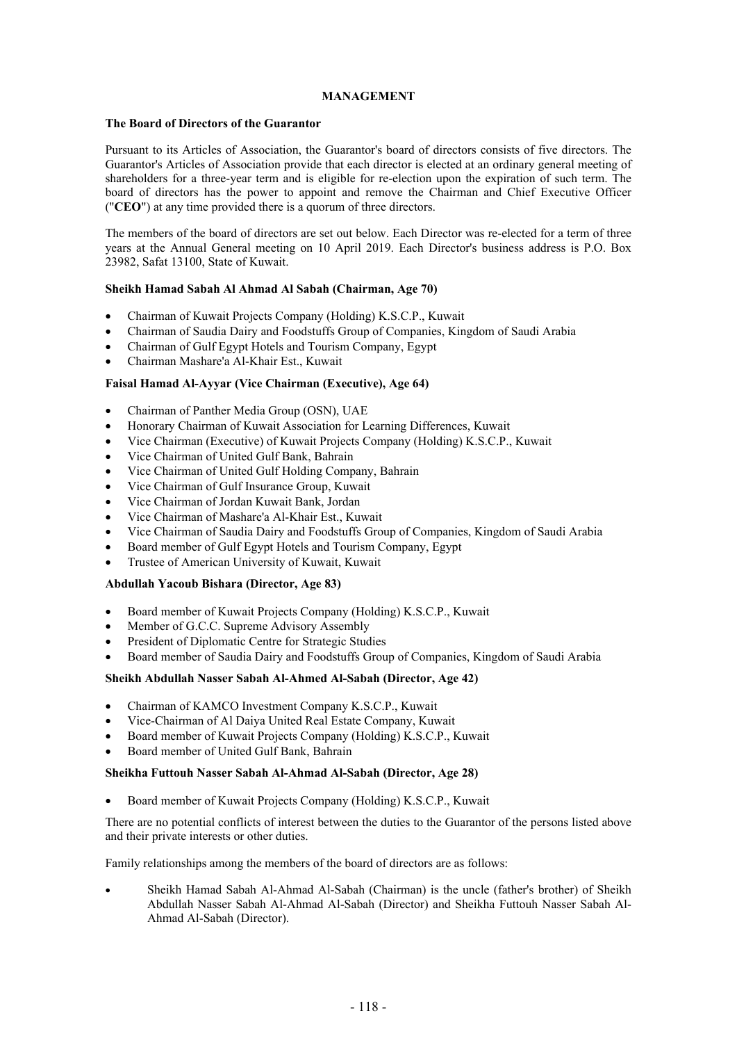# MANAGEMENT

## The Board of Directors of the Guarantor

Pursuant to its Articles of Association, the Guarantor's board of directors consists of five directors. The Guarantor's Articles of Association provide that each director is elected at an ordinary general meeting of shareholders for a three-year term and is eligible for re-election upon the expiration of such term. The board of directors has the power to appoint and remove the Chairman and Chief Executive Officer ("**CEO**") at any time provided there is a quorum of three directors.

The members of the board of directors are set out below. Each Director was re-elected for a term of three years at the Annual General meeting on 10 April 2019. Each Director's business address is P.O. Box 23982, Safat 13100, State of Kuwait.

### Sheikh Hamad Sabah Al Ahmad Al Sabah (Chairman, Age 70)

- Chairman of Kuwait Projects Company (Holding) K.S.C.P., Kuwait
- Chairman of Saudia Dairy and Foodstuffs Group of Companies, Kingdom of Saudi Arabia
- Chairman of Gulf Egypt Hotels and Tourism Company, Egypt
- Chairman Mashare'a Al-Khair Est., Kuwait

### Faisal Hamad Al-Ayyar (Vice Chairman (Executive), Age 64)

- Chairman of Panther Media Group (OSN), UAE
- Honorary Chairman of Kuwait Association for Learning Differences, Kuwait
- Vice Chairman (Executive) of Kuwait Projects Company (Holding) K.S.C.P., Kuwait
- Vice Chairman of United Gulf Bank, Bahrain
- Vice Chairman of United Gulf Holding Company, Bahrain
- Vice Chairman of Gulf Insurance Group, Kuwait
- Vice Chairman of Jordan Kuwait Bank, Jordan
- Vice Chairman of Mashare'a Al-Khair Est., Kuwait
- Vice Chairman of Saudia Dairy and Foodstuffs Group of Companies, Kingdom of Saudi Arabia
- Board member of Gulf Egypt Hotels and Tourism Company, Egypt
- Trustee of American University of Kuwait, Kuwait

### Abdullah Yacoub Bishara (Director, Age 83)

- Board member of Kuwait Projects Company (Holding) K.S.C.P., Kuwait
- Member of G.C.C. Supreme Advisory Assembly
- President of Diplomatic Centre for Strategic Studies
- Board member of Saudia Dairy and Foodstuffs Group of Companies, Kingdom of Saudi Arabia

### Sheikh Abdullah Nasser Sabah Al-Ahmed Al-Sabah (Director, Age 42)

- Chairman of KAMCO Investment Company K.S.C.P., Kuwait
- Vice-Chairman of Al Daiya United Real Estate Company, Kuwait
- Board member of Kuwait Projects Company (Holding) K.S.C.P., Kuwait
- Board member of United Gulf Bank, Bahrain

### Sheikha Futtouh Nasser Sabah Al-Ahmad Al-Sabah (Director, Age 28)

- Board member of Kuwait Projects Company (Holding) K.S.C.P., Kuwait

There are no potential conflicts of interest between the duties to the Guarantor of the persons listed above and their private interests or other duties.

Family relationships among the members of the board of directors are as follows:

- Sheikh Hamad Sabah Al-Ahmad Al-Sabah (Chairman) is the uncle (father's brother) of Sheikh Abdullah Nasser Sabah Al-Ahmad Al-Sabah (Director) and Sheikha Futtouh Nasser Sabah Al-Ahmad Al-Sabah (Director).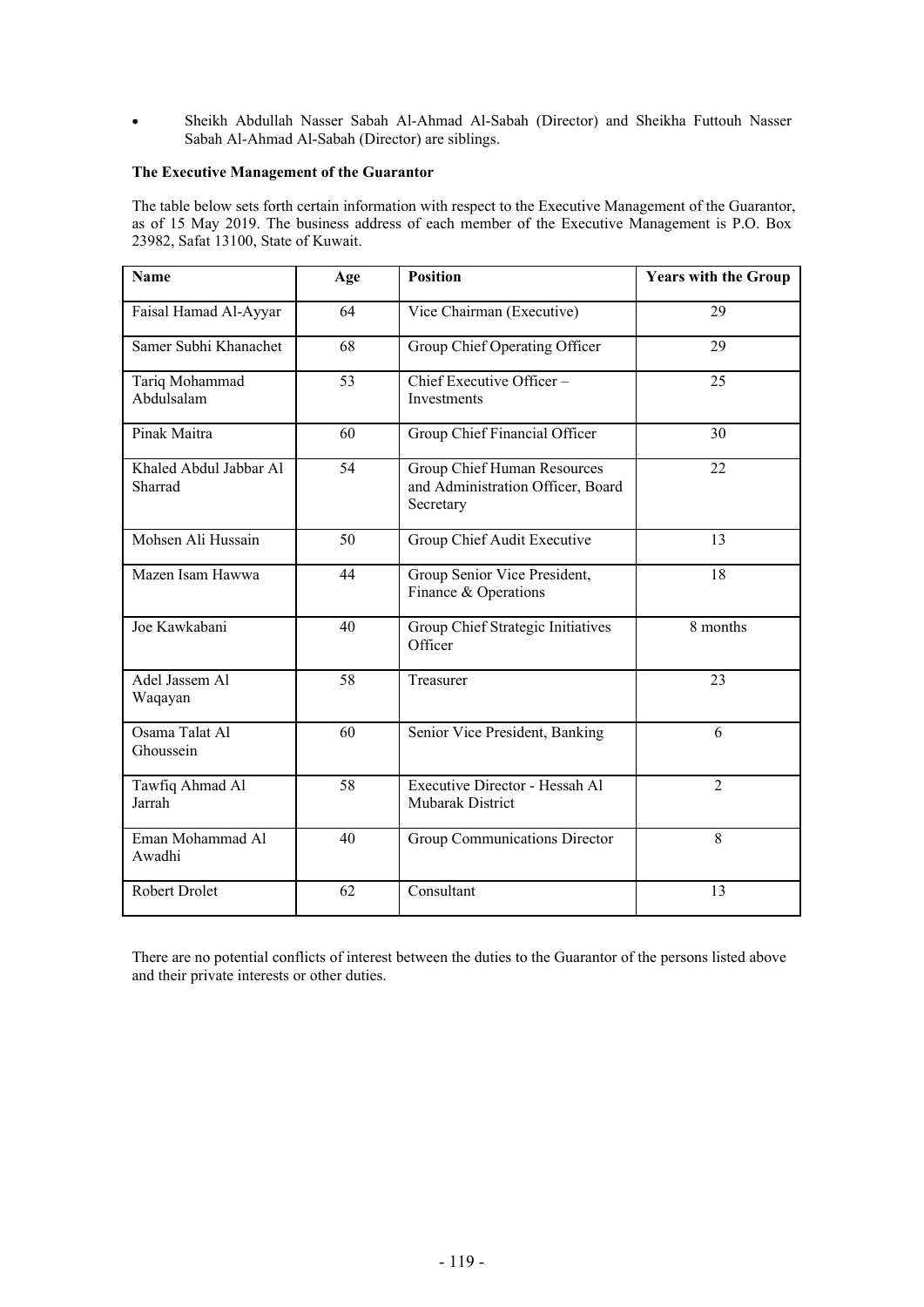- Sheikh Abdullah Nasser Sabah Al-Ahmad Al-Sabah (Director) and Sheikha Futtouh Nasser Sabah Al-Ahmad Al-Sabah (Director) are siblings.

**The Executive Management of the Guarantor**

The table below sets forth certain information with respect to the Executive Management of the Guarantor, as of 15 May 2019. The business address of each member of the Executive Management is P.O. Box 23982, Safat 13100, State of Kuwait.

| Name | Age | Position | Years with the Group |
|---|---|---|---|
| Faisal Hamad Al-Ayyar | 64 | Vice Chairman (Executive) | 29 |
| Samer Subhi Khanachet | 68 | Group Chief Operating Officer | 29 |
| Tariq Mohammad Abdulsalam | 53 | Chief Executive Officer – Investments | 25 |
| Pinak Maitra | 60 | Group Chief Financial Officer | 30 |
| Khaled Abdul Jabbar Al Sharrad | 54 | Group Chief Human Resources and Administration Officer, Board Secretary | 22 |
| Mohsen Ali Hussain | 50 | Group Chief Audit Executive | 13 |
| Mazen Isam Hawwa | 44 | Group Senior Vice President, Finance & Operations | 18 |
| Joe Kawkabani | 40 | Group Chief Strategic Initiatives Officer | 8 months |
| Adel Jassem Al Waqayan | 58 | Treasurer | 23 |
| Osama Talat Al Ghoussein | 60 | Senior Vice President, Banking | 6 |
| Tawfiq Ahmad Al Jarrah | 58 | Executive Director - Hessah Al Mubarak District | 2 |
| Eman Mohammad Al Awadhi | 40 | Group Communications Director | 8 |
| Robert Drolet | 62 | Consultant | 13 |

There are no potential conflicts of interest between the duties to the Guarantor of the persons listed above and their private interests or other duties.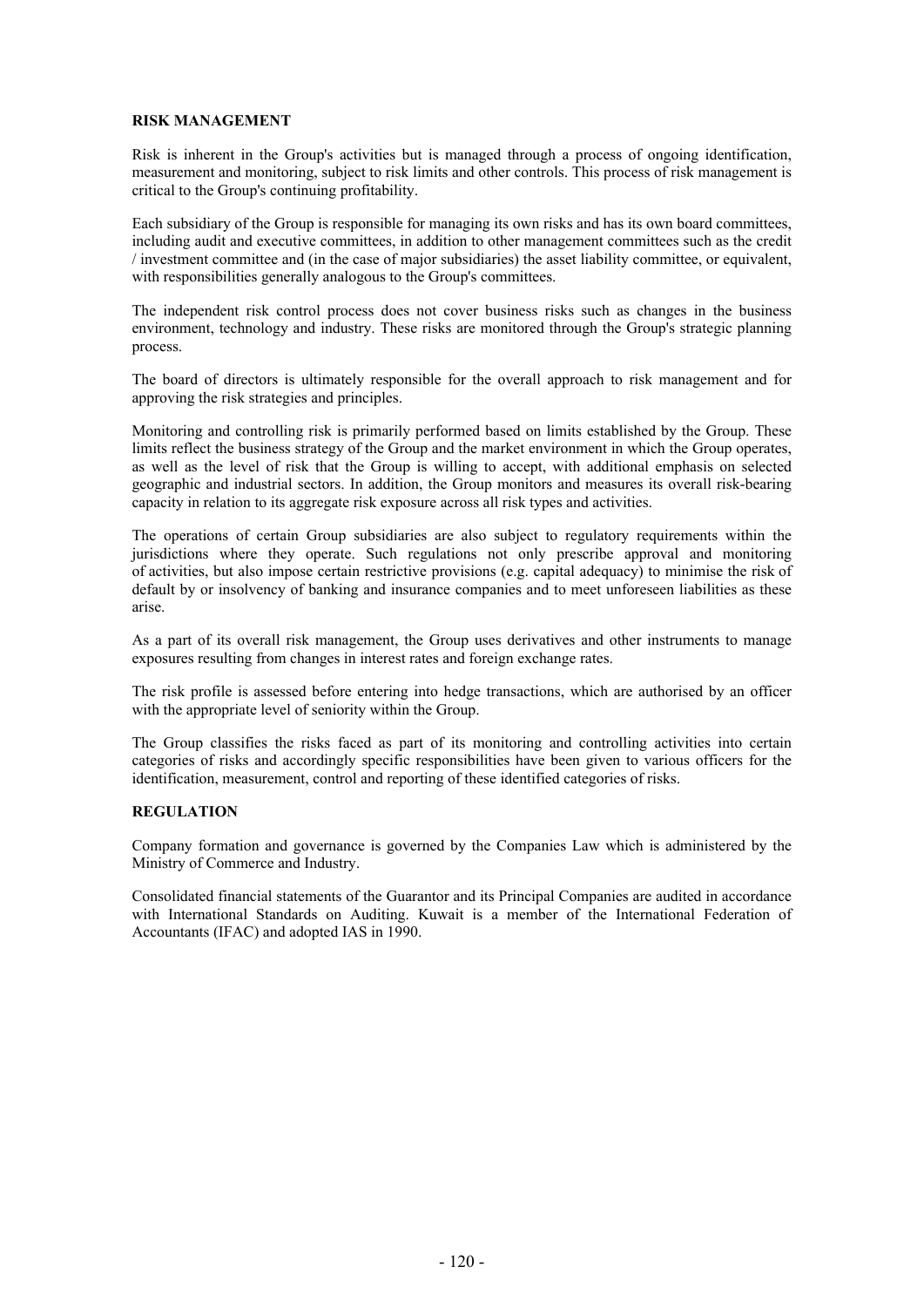**RISK MANAGEMENT**

Risk is inherent in the Group's activities but is managed through a process of ongoing identification, measurement and monitoring, subject to risk limits and other controls. This process of risk management is critical to the Group's continuing profitability.

Each subsidiary of the Group is responsible for managing its own risks and has its own board committees, including audit and executive committees, in addition to other management committees such as the credit / investment committee and (in the case of major subsidiaries) the asset liability committee, or equivalent, with responsibilities generally analogous to the Group's committees.

The independent risk control process does not cover business risks such as changes in the business environment, technology and industry. These risks are monitored through the Group's strategic planning process.

The board of directors is ultimately responsible for the overall approach to risk management and for approving the risk strategies and principles.

Monitoring and controlling risk is primarily performed based on limits established by the Group. These limits reflect the business strategy of the Group and the market environment in which the Group operates, as well as the level of risk that the Group is willing to accept, with additional emphasis on selected geographic and industrial sectors. In addition, the Group monitors and measures its overall risk-bearing capacity in relation to its aggregate risk exposure across all risk types and activities.

The operations of certain Group subsidiaries are also subject to regulatory requirements within the jurisdictions where they operate. Such regulations not only prescribe approval and monitoring of activities, but also impose certain restrictive provisions (e.g. capital adequacy) to minimise the risk of default by or insolvency of banking and insurance companies and to meet unforeseen liabilities as these arise.

As a part of its overall risk management, the Group uses derivatives and other instruments to manage exposures resulting from changes in interest rates and foreign exchange rates.

The risk profile is assessed before entering into hedge transactions, which are authorised by an officer with the appropriate level of seniority within the Group.

The Group classifies the risks faced as part of its monitoring and controlling activities into certain categories of risks and accordingly specific responsibilities have been given to various officers for the identification, measurement, control and reporting of these identified categories of risks.

**REGULATION**

Company formation and governance is governed by the Companies Law which is administered by the Ministry of Commerce and Industry.

Consolidated financial statements of the Guarantor and its Principal Companies are audited in accordance with International Standards on Auditing. Kuwait is a member of the International Federation of Accountants (IFAC) and adopted IAS in 1990.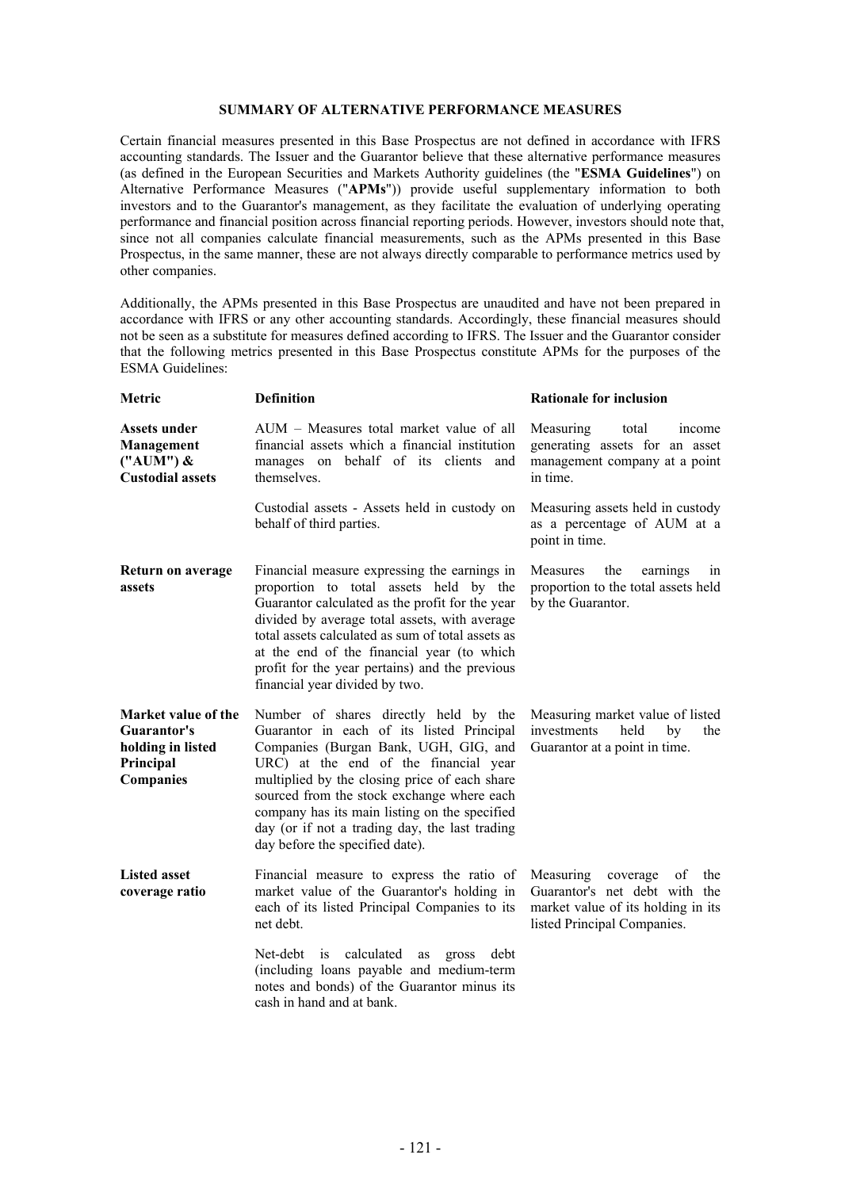# SUMMARY OF ALTERNATIVE PERFORMANCE MEASURES

Certain financial measures presented in this Base Prospectus are not defined in accordance with IFRS accounting standards. The Issuer and the Guarantor believe that these alternative performance measures (as defined in the European Securities and Markets Authority guidelines (the "**ESMA Guidelines**") on Alternative Performance Measures ("**APMs**")) provide useful supplementary information to both investors and to the Guarantor's management, as they facilitate the evaluation of underlying operating performance and financial position across financial reporting periods. However, investors should note that, since not all companies calculate financial measurements, such as the APMs presented in this Base Prospectus, in the same manner, these are not always directly comparable to performance metrics used by other companies.

Additionally, the APMs presented in this Base Prospectus are unaudited and have not been prepared in accordance with IFRS or any other accounting standards. Accordingly, these financial measures should not be seen as a substitute for measures defined according to IFRS. The Issuer and the Guarantor consider that the following metrics presented in this Base Prospectus constitute APMs for the purposes of the ESMA Guidelines:

| Metric | Definition | Rationale for inclusion |
|---|---|---|
| **Assets under Management ("AUM") & Custodial assets** | AUM – Measures total market value of all financial assets which a financial institution manages on behalf of its clients and themselves. | Measuring total income generating assets for an asset management company at a point in time. |
| | Custodial assets - Assets held in custody on behalf of third parties. | Measuring assets held in custody as a percentage of AUM at a point in time. |
| **Return on average assets** | Financial measure expressing the earnings in proportion to total assets held by the Guarantor calculated as the profit for the year divided by average total assets, with average total assets calculated as sum of total assets as at the end of the financial year (to which profit for the year pertains) and the previous financial year divided by two. | Measures the earnings in proportion to the total assets held by the Guarantor. |
| **Market value of the Guarantor's holding in listed Principal Companies** | Number of shares directly held by the Guarantor in each of its listed Principal Companies (Burgan Bank, UGH, GIG, and URC) at the end of the financial year multiplied by the closing price of each share sourced from the stock exchange where each company has its main listing on the specified day (or if not a trading day, the last trading day before the specified date). | Measuring market value of listed investments held by the Guarantor at a point in time. |
| **Listed asset coverage ratio** | Financial measure to express the ratio of market value of the Guarantor's holding in each of its listed Principal Companies to its net debt. | Measuring coverage of the Guarantor's net debt with the market value of its holding in its listed Principal Companies. |
| | Net-debt is calculated as gross debt (including loans payable and medium-term notes and bonds) of the Guarantor minus its cash in hand and at bank. | |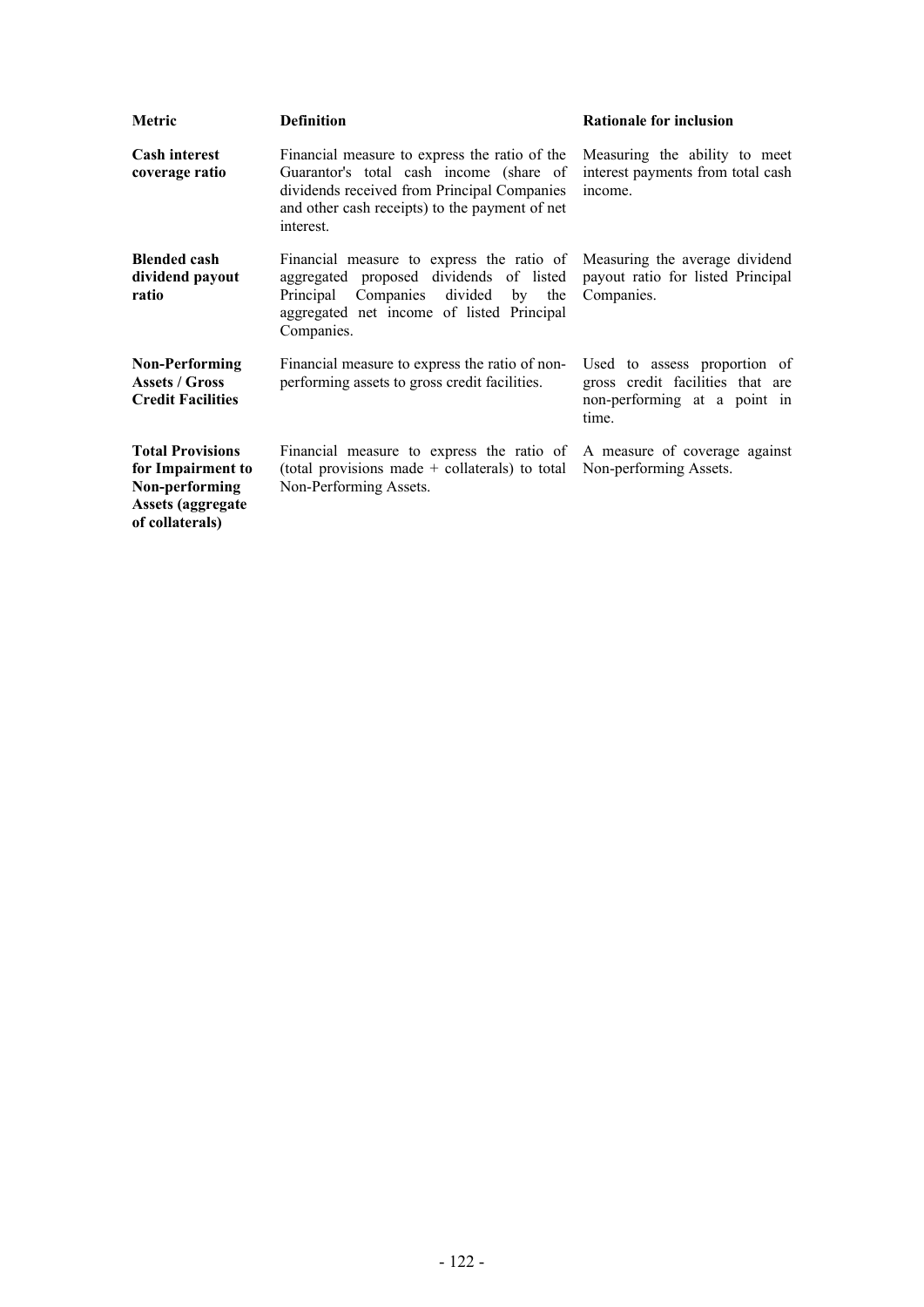| Metric | Definition | Rationale for inclusion |
|---|---|---|
| **Cash interest coverage ratio** | Financial measure to express the ratio of the Guarantor's total cash income (share of dividends received from Principal Companies and other cash receipts) to the payment of net interest. | Measuring the ability to meet interest payments from total cash income. |
| **Blended cash dividend payout ratio** | Financial measure to express the ratio of aggregated proposed dividends of listed Principal Companies divided by the aggregated net income of listed Principal Companies. | Measuring the average dividend payout ratio for listed Principal Companies. |
| **Non-Performing Assets / Gross Credit Facilities** | Financial measure to express the ratio of non-performing assets to gross credit facilities. | Used to assess proportion of gross credit facilities that are non-performing at a point in time. |
| **Total Provisions for Impairment to Non-performing Assets (aggregate of collaterals)** | Financial measure to express the ratio of (total provisions made + collaterals) to total Non-Performing Assets. | A measure of coverage against Non-performing Assets. |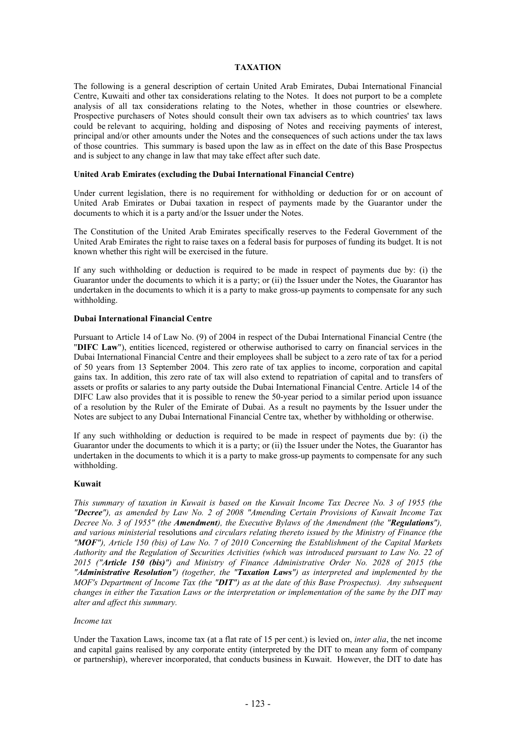# TAXATION

The following is a general description of certain United Arab Emirates, Dubai International Financial Centre, Kuwaiti and other tax considerations relating to the Notes. It does not purport to be a complete analysis of all tax considerations relating to the Notes, whether in those countries or elsewhere. Prospective purchasers of Notes should consult their own tax advisers as to which countries' tax laws could be relevant to acquiring, holding and disposing of Notes and receiving payments of interest, principal and/or other amounts under the Notes and the consequences of such actions under the tax laws of those countries. This summary is based upon the law as in effect on the date of this Base Prospectus and is subject to any change in law that may take effect after such date.

## United Arab Emirates (excluding the Dubai International Financial Centre)

Under current legislation, there is no requirement for withholding or deduction for or on account of United Arab Emirates or Dubai taxation in respect of payments made by the Guarantor under the documents to which it is a party and/or the Issuer under the Notes.

The Constitution of the United Arab Emirates specifically reserves to the Federal Government of the United Arab Emirates the right to raise taxes on a federal basis for purposes of funding its budget. It is not known whether this right will be exercised in the future.

If any such withholding or deduction is required to be made in respect of payments due by: (i) the Guarantor under the documents to which it is a party; or (ii) the Issuer under the Notes, the Guarantor has undertaken in the documents to which it is a party to make gross-up payments to compensate for any such withholding.

## Dubai International Financial Centre

Pursuant to Article 14 of Law No. (9) of 2004 in respect of the Dubai International Financial Centre (the "**DIFC Law**"), entities licenced, registered or otherwise authorised to carry on financial services in the Dubai International Financial Centre and their employees shall be subject to a zero rate of tax for a period of 50 years from 13 September 2004. This zero rate of tax applies to income, corporation and capital gains tax. In addition, this zero rate of tax will also extend to repatriation of capital and to transfers of assets or profits or salaries to any party outside the Dubai International Financial Centre. Article 14 of the DIFC Law also provides that it is possible to renew the 50-year period to a similar period upon issuance of a resolution by the Ruler of the Emirate of Dubai. As a result no payments by the Issuer under the Notes are subject to any Dubai International Financial Centre tax, whether by withholding or otherwise.

If any such withholding or deduction is required to be made in respect of payments due by: (i) the Guarantor under the documents to which it is a party; or (ii) the Issuer under the Notes, the Guarantor has undertaken in the documents to which it is a party to make gross-up payments to compensate for any such withholding.

## Kuwait

*This summary of taxation in Kuwait is based on the Kuwait Income Tax Decree No. 3 of 1955 (the "**Decree**"), as amended by Law No. 2 of 2008 "Amending Certain Provisions of Kuwait Income Tax Decree No. 3 of 1955" (the **Amendment**), the Executive Bylaws of the Amendment (the "**Regulations**"), and various ministerial* resolutions *and circulars relating thereto issued by the Ministry of Finance (the "**MOF**"), Article 150 (bis) of Law No. 7 of 2010 Concerning the Establishment of the Capital Markets Authority and the Regulation of Securities Activities (which was introduced pursuant to Law No. 22 of 2015 ("**Article 150 (bis)**") and Ministry of Finance Administrative Order No. 2028 of 2015 (the "**Administrative Resolution**") (together, the "**Taxation Laws**") as interpreted and implemented by the MOF's Department of Income Tax (the "**DIT**") as at the date of this Base Prospectus). Any subsequent changes in either the Taxation Laws or the interpretation or implementation of the same by the DIT may alter and affect this summary.*

*Income tax*

Under the Taxation Laws, income tax (at a flat rate of 15 per cent.) is levied on, *inter alia*, the net income and capital gains realised by any corporate entity (interpreted by the DIT to mean any form of company or partnership), wherever incorporated, that conducts business in Kuwait. However, the DIT to date has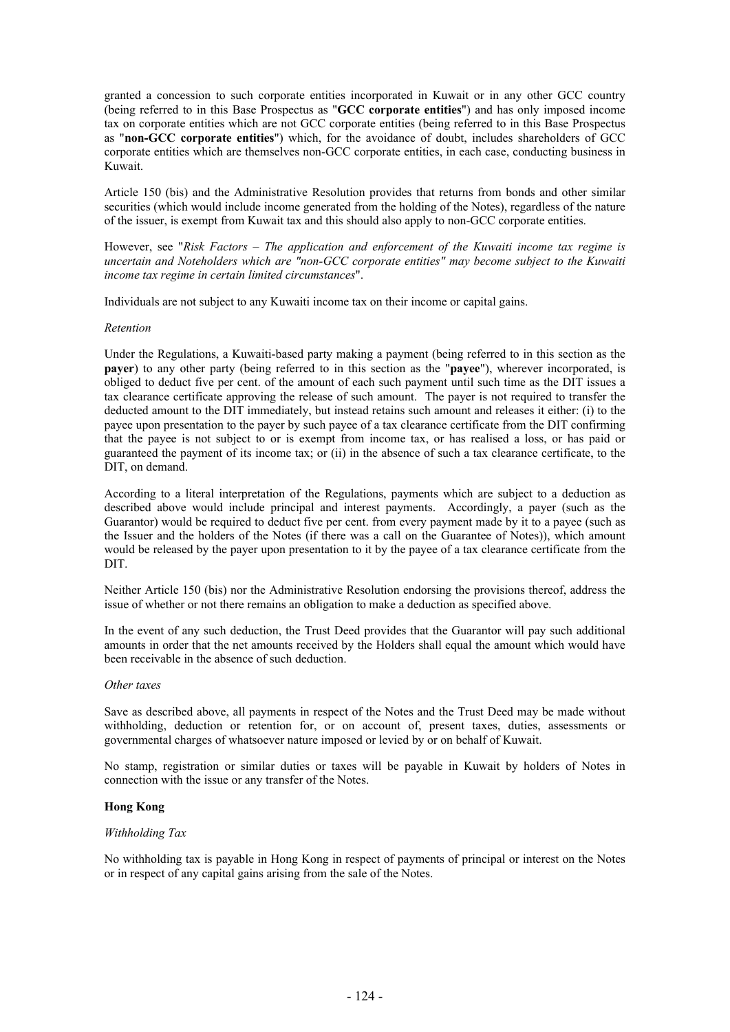granted a concession to such corporate entities incorporated in Kuwait or in any other GCC country (being referred to in this Base Prospectus as "**GCC corporate entities**") and has only imposed income tax on corporate entities which are not GCC corporate entities (being referred to in this Base Prospectus as "**non-GCC corporate entities**") which, for the avoidance of doubt, includes shareholders of GCC corporate entities which are themselves non-GCC corporate entities, in each case, conducting business in Kuwait.

Article 150 (bis) and the Administrative Resolution provides that returns from bonds and other similar securities (which would include income generated from the holding of the Notes), regardless of the nature of the issuer, is exempt from Kuwait tax and this should also apply to non-GCC corporate entities.

However, see "*Risk Factors – The application and enforcement of the Kuwaiti income tax regime is uncertain and Noteholders which are "non-GCC corporate entities" may become subject to the Kuwaiti income tax regime in certain limited circumstances*".

Individuals are not subject to any Kuwaiti income tax on their income or capital gains.

*Retention*

Under the Regulations, a Kuwaiti-based party making a payment (being referred to in this section as the **payer**) to any other party (being referred to in this section as the "**payee**"), wherever incorporated, is obliged to deduct five per cent. of the amount of each such payment until such time as the DIT issues a tax clearance certificate approving the release of such amount. The payer is not required to transfer the deducted amount to the DIT immediately, but instead retains such amount and releases it either: (i) to the payee upon presentation to the payer by such payee of a tax clearance certificate from the DIT confirming that the payee is not subject to or is exempt from income tax, or has realised a loss, or has paid or guaranteed the payment of its income tax; or (ii) in the absence of such a tax clearance certificate, to the DIT, on demand.

According to a literal interpretation of the Regulations, payments which are subject to a deduction as described above would include principal and interest payments. Accordingly, a payer (such as the Guarantor) would be required to deduct five per cent. from every payment made by it to a payee (such as the Issuer and the holders of the Notes (if there was a call on the Guarantee of Notes)), which amount would be released by the payer upon presentation to it by the payee of a tax clearance certificate from the DIT.

Neither Article 150 (bis) nor the Administrative Resolution endorsing the provisions thereof, address the issue of whether or not there remains an obligation to make a deduction as specified above.

In the event of any such deduction, the Trust Deed provides that the Guarantor will pay such additional amounts in order that the net amounts received by the Holders shall equal the amount which would have been receivable in the absence of such deduction.

*Other taxes*

Save as described above, all payments in respect of the Notes and the Trust Deed may be made without withholding, deduction or retention for, or on account of, present taxes, duties, assessments or governmental charges of whatsoever nature imposed or levied by or on behalf of Kuwait.

No stamp, registration or similar duties or taxes will be payable in Kuwait by holders of Notes in connection with the issue or any transfer of the Notes.

**Hong Kong**

*Withholding Tax*

No withholding tax is payable in Hong Kong in respect of payments of principal or interest on the Notes or in respect of any capital gains arising from the sale of the Notes.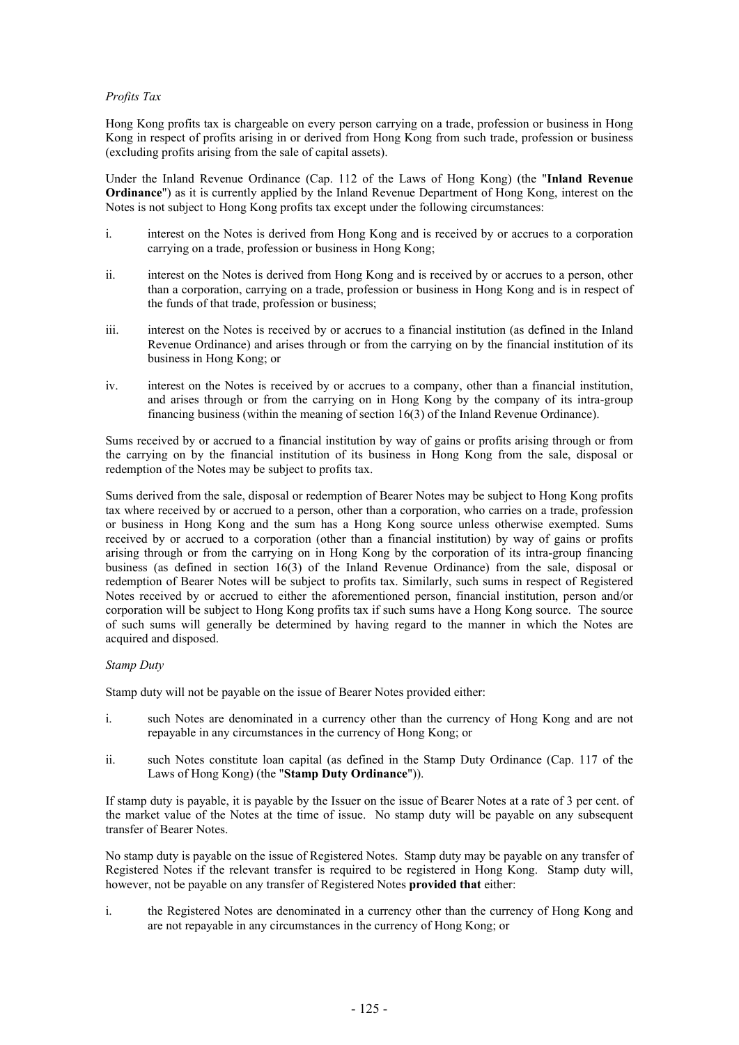*Profits Tax*

Hong Kong profits tax is chargeable on every person carrying on a trade, profession or business in Hong Kong in respect of profits arising in or derived from Hong Kong from such trade, profession or business (excluding profits arising from the sale of capital assets).

Under the Inland Revenue Ordinance (Cap. 112 of the Laws of Hong Kong) (the "**Inland Revenue Ordinance**") as it is currently applied by the Inland Revenue Department of Hong Kong, interest on the Notes is not subject to Hong Kong profits tax except under the following circumstances:

i. interest on the Notes is derived from Hong Kong and is received by or accrues to a corporation carrying on a trade, profession or business in Hong Kong;

ii. interest on the Notes is derived from Hong Kong and is received by or accrues to a person, other than a corporation, carrying on a trade, profession or business in Hong Kong and is in respect of the funds of that trade, profession or business;

iii. interest on the Notes is received by or accrues to a financial institution (as defined in the Inland Revenue Ordinance) and arises through or from the carrying on by the financial institution of its business in Hong Kong; or

iv. interest on the Notes is received by or accrues to a company, other than a financial institution, and arises through or from the carrying on in Hong Kong by the company of its intra-group financing business (within the meaning of section 16(3) of the Inland Revenue Ordinance).

Sums received by or accrued to a financial institution by way of gains or profits arising through or from the carrying on by the financial institution of its business in Hong Kong from the sale, disposal or redemption of the Notes may be subject to profits tax.

Sums derived from the sale, disposal or redemption of Bearer Notes may be subject to Hong Kong profits tax where received by or accrued to a person, other than a corporation, who carries on a trade, profession or business in Hong Kong and the sum has a Hong Kong source unless otherwise exempted. Sums received by or accrued to a corporation (other than a financial institution) by way of gains or profits arising through or from the carrying on in Hong Kong by the corporation of its intra-group financing business (as defined in section 16(3) of the Inland Revenue Ordinance) from the sale, disposal or redemption of Bearer Notes will be subject to profits tax. Similarly, such sums in respect of Registered Notes received by or accrued to either the aforementioned person, financial institution, person and/or corporation will be subject to Hong Kong profits tax if such sums have a Hong Kong source. The source of such sums will generally be determined by having regard to the manner in which the Notes are acquired and disposed.

*Stamp Duty*

Stamp duty will not be payable on the issue of Bearer Notes provided either:

i. such Notes are denominated in a currency other than the currency of Hong Kong and are not repayable in any circumstances in the currency of Hong Kong; or

ii. such Notes constitute loan capital (as defined in the Stamp Duty Ordinance (Cap. 117 of the Laws of Hong Kong) (the "**Stamp Duty Ordinance**")).

If stamp duty is payable, it is payable by the Issuer on the issue of Bearer Notes at a rate of 3 per cent. of the market value of the Notes at the time of issue. No stamp duty will be payable on any subsequent transfer of Bearer Notes.

No stamp duty is payable on the issue of Registered Notes. Stamp duty may be payable on any transfer of Registered Notes if the relevant transfer is required to be registered in Hong Kong. Stamp duty will, however, not be payable on any transfer of Registered Notes **provided that** either:

i. the Registered Notes are denominated in a currency other than the currency of Hong Kong and are not repayable in any circumstances in the currency of Hong Kong; or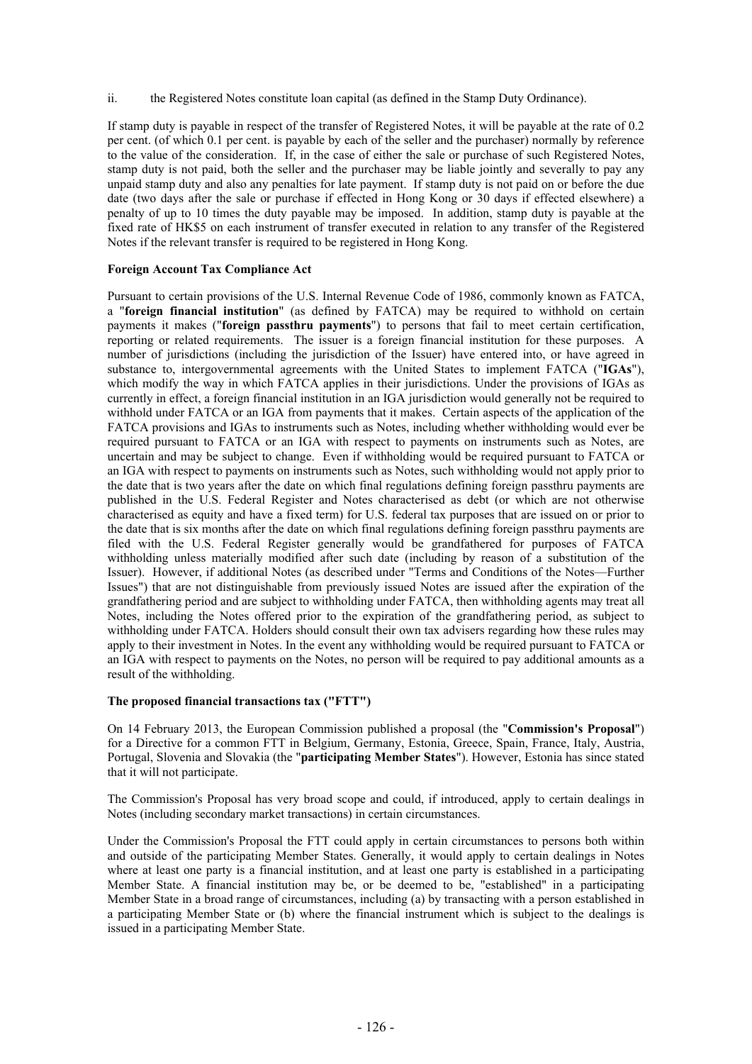ii. the Registered Notes constitute loan capital (as defined in the Stamp Duty Ordinance).

If stamp duty is payable in respect of the transfer of Registered Notes, it will be payable at the rate of 0.2 per cent. (of which 0.1 per cent. is payable by each of the seller and the purchaser) normally by reference to the value of the consideration. If, in the case of either the sale or purchase of such Registered Notes, stamp duty is not paid, both the seller and the purchaser may be liable jointly and severally to pay any unpaid stamp duty and also any penalties for late payment. If stamp duty is not paid on or before the due date (two days after the sale or purchase if effected in Hong Kong or 30 days if effected elsewhere) a penalty of up to 10 times the duty payable may be imposed. In addition, stamp duty is payable at the fixed rate of HK$5 on each instrument of transfer executed in relation to any transfer of the Registered Notes if the relevant transfer is required to be registered in Hong Kong.

**Foreign Account Tax Compliance Act**

Pursuant to certain provisions of the U.S. Internal Revenue Code of 1986, commonly known as FATCA, a "**foreign financial institution**" (as defined by FATCA) may be required to withhold on certain payments it makes ("**foreign passthru payments**") to persons that fail to meet certain certification, reporting or related requirements. The issuer is a foreign financial institution for these purposes. A number of jurisdictions (including the jurisdiction of the Issuer) have entered into, or have agreed in substance to, intergovernmental agreements with the United States to implement FATCA ("**IGAs**"), which modify the way in which FATCA applies in their jurisdictions. Under the provisions of IGAs as currently in effect, a foreign financial institution in an IGA jurisdiction would generally not be required to withhold under FATCA or an IGA from payments that it makes. Certain aspects of the application of the FATCA provisions and IGAs to instruments such as Notes, including whether withholding would ever be required pursuant to FATCA or an IGA with respect to payments on instruments such as Notes, are uncertain and may be subject to change. Even if withholding would be required pursuant to FATCA or an IGA with respect to payments on instruments such as Notes, such withholding would not apply prior to the date that is two years after the date on which final regulations defining foreign passthru payments are published in the U.S. Federal Register and Notes characterised as debt (or which are not otherwise characterised as equity and have a fixed term) for U.S. federal tax purposes that are issued on or prior to the date that is six months after the date on which final regulations defining foreign passthru payments are filed with the U.S. Federal Register generally would be grandfathered for purposes of FATCA withholding unless materially modified after such date (including by reason of a substitution of the Issuer). However, if additional Notes (as described under "Terms and Conditions of the Notes—Further Issues") that are not distinguishable from previously issued Notes are issued after the expiration of the grandfathering period and are subject to withholding under FATCA, then withholding agents may treat all Notes, including the Notes offered prior to the expiration of the grandfathering period, as subject to withholding under FATCA. Holders should consult their own tax advisers regarding how these rules may apply to their investment in Notes. In the event any withholding would be required pursuant to FATCA or an IGA with respect to payments on the Notes, no person will be required to pay additional amounts as a result of the withholding.

**The proposed financial transactions tax ("FTT")**

On 14 February 2013, the European Commission published a proposal (the "**Commission's Proposal**") for a Directive for a common FTT in Belgium, Germany, Estonia, Greece, Spain, France, Italy, Austria, Portugal, Slovenia and Slovakia (the "**participating Member States**"). However, Estonia has since stated that it will not participate.

The Commission's Proposal has very broad scope and could, if introduced, apply to certain dealings in Notes (including secondary market transactions) in certain circumstances.

Under the Commission's Proposal the FTT could apply in certain circumstances to persons both within and outside of the participating Member States. Generally, it would apply to certain dealings in Notes where at least one party is a financial institution, and at least one party is established in a participating Member State. A financial institution may be, or be deemed to be, "established" in a participating Member State in a broad range of circumstances, including (a) by transacting with a person established in a participating Member State or (b) where the financial instrument which is subject to the dealings is issued in a participating Member State.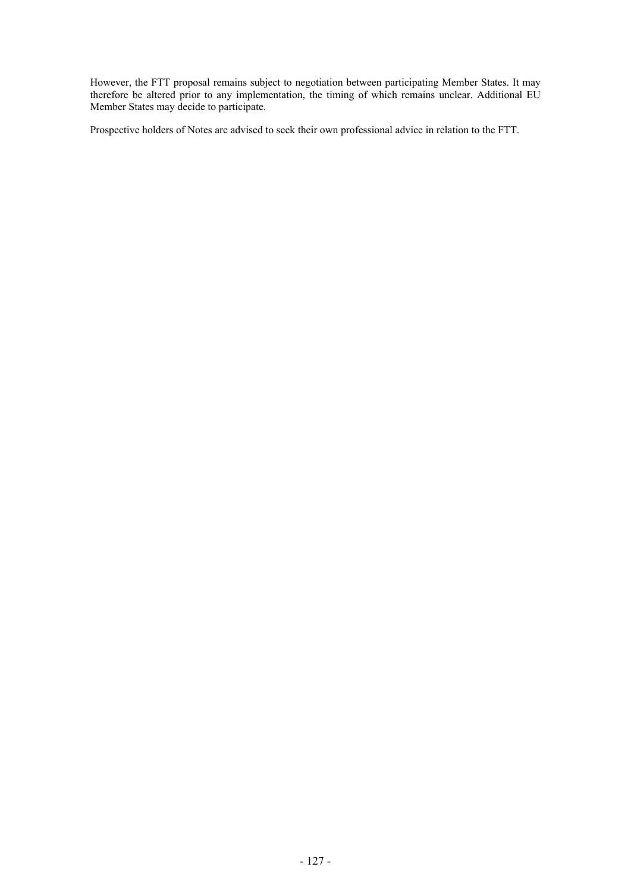However, the FTT proposal remains subject to negotiation between participating Member States. It may therefore be altered prior to any implementation, the timing of which remains unclear. Additional EU Member States may decide to participate.

Prospective holders of Notes are advised to seek their own professional advice in relation to the FTT.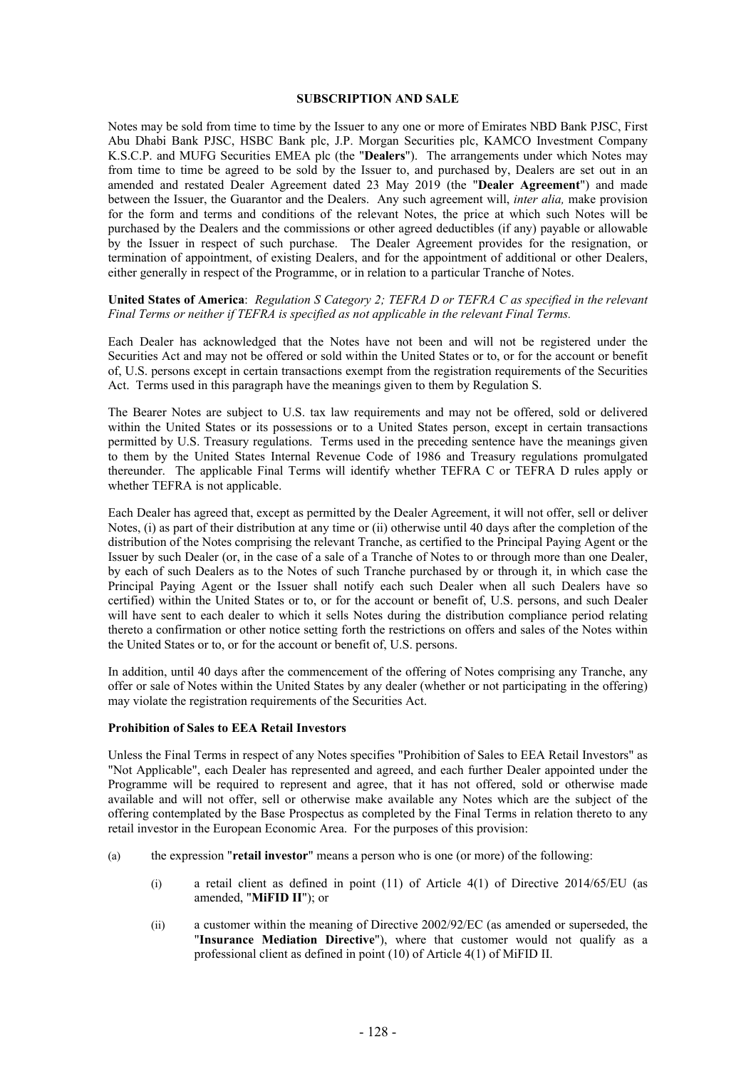# SUBSCRIPTION AND SALE

Notes may be sold from time to time by the Issuer to any one or more of Emirates NBD Bank PJSC, First Abu Dhabi Bank PJSC, HSBC Bank plc, J.P. Morgan Securities plc, KAMCO Investment Company K.S.C.P. and MUFG Securities EMEA plc (the "**Dealers**"). The arrangements under which Notes may from time to time be agreed to be sold by the Issuer to, and purchased by, Dealers are set out in an amended and restated Dealer Agreement dated 23 May 2019 (the "**Dealer Agreement**") and made between the Issuer, the Guarantor and the Dealers. Any such agreement will, *inter alia,* make provision for the form and terms and conditions of the relevant Notes, the price at which such Notes will be purchased by the Dealers and the commissions or other agreed deductibles (if any) payable or allowable by the Issuer in respect of such purchase. The Dealer Agreement provides for the resignation, or termination of appointment, of existing Dealers, and for the appointment of additional or other Dealers, either generally in respect of the Programme, or in relation to a particular Tranche of Notes.

**United States of America**: *Regulation S Category 2; TEFRA D or TEFRA C as specified in the relevant Final Terms or neither if TEFRA is specified as not applicable in the relevant Final Terms.*

Each Dealer has acknowledged that the Notes have not been and will not be registered under the Securities Act and may not be offered or sold within the United States or to, or for the account or benefit of, U.S. persons except in certain transactions exempt from the registration requirements of the Securities Act. Terms used in this paragraph have the meanings given to them by Regulation S.

The Bearer Notes are subject to U.S. tax law requirements and may not be offered, sold or delivered within the United States or its possessions or to a United States person, except in certain transactions permitted by U.S. Treasury regulations. Terms used in the preceding sentence have the meanings given to them by the United States Internal Revenue Code of 1986 and Treasury regulations promulgated thereunder. The applicable Final Terms will identify whether TEFRA C or TEFRA D rules apply or whether TEFRA is not applicable.

Each Dealer has agreed that, except as permitted by the Dealer Agreement, it will not offer, sell or deliver Notes, (i) as part of their distribution at any time or (ii) otherwise until 40 days after the completion of the distribution of the Notes comprising the relevant Tranche, as certified to the Principal Paying Agent or the Issuer by such Dealer (or, in the case of a sale of a Tranche of Notes to or through more than one Dealer, by each of such Dealers as to the Notes of such Tranche purchased by or through it, in which case the Principal Paying Agent or the Issuer shall notify each such Dealer when all such Dealers have so certified) within the United States or to, or for the account or benefit of, U.S. persons, and such Dealer will have sent to each dealer to which it sells Notes during the distribution compliance period relating thereto a confirmation or other notice setting forth the restrictions on offers and sales of the Notes within the United States or to, or for the account or benefit of, U.S. persons.

In addition, until 40 days after the commencement of the offering of Notes comprising any Tranche, any offer or sale of Notes within the United States by any dealer (whether or not participating in the offering) may violate the registration requirements of the Securities Act.

**Prohibition of Sales to EEA Retail Investors**

Unless the Final Terms in respect of any Notes specifies "Prohibition of Sales to EEA Retail Investors" as "Not Applicable", each Dealer has represented and agreed, and each further Dealer appointed under the Programme will be required to represent and agree, that it has not offered, sold or otherwise made available and will not offer, sell or otherwise make available any Notes which are the subject of the offering contemplated by the Base Prospectus as completed by the Final Terms in relation thereto to any retail investor in the European Economic Area. For the purposes of this provision:

(a) the expression "**retail investor**" means a person who is one (or more) of the following:

  (i) a retail client as defined in point (11) of Article 4(1) of Directive 2014/65/EU (as amended, "**MiFID II**"); or

  (ii) a customer within the meaning of Directive 2002/92/EC (as amended or superseded, the "**Insurance Mediation Directive**"), where that customer would not qualify as a professional client as defined in point (10) of Article 4(1) of MiFID II.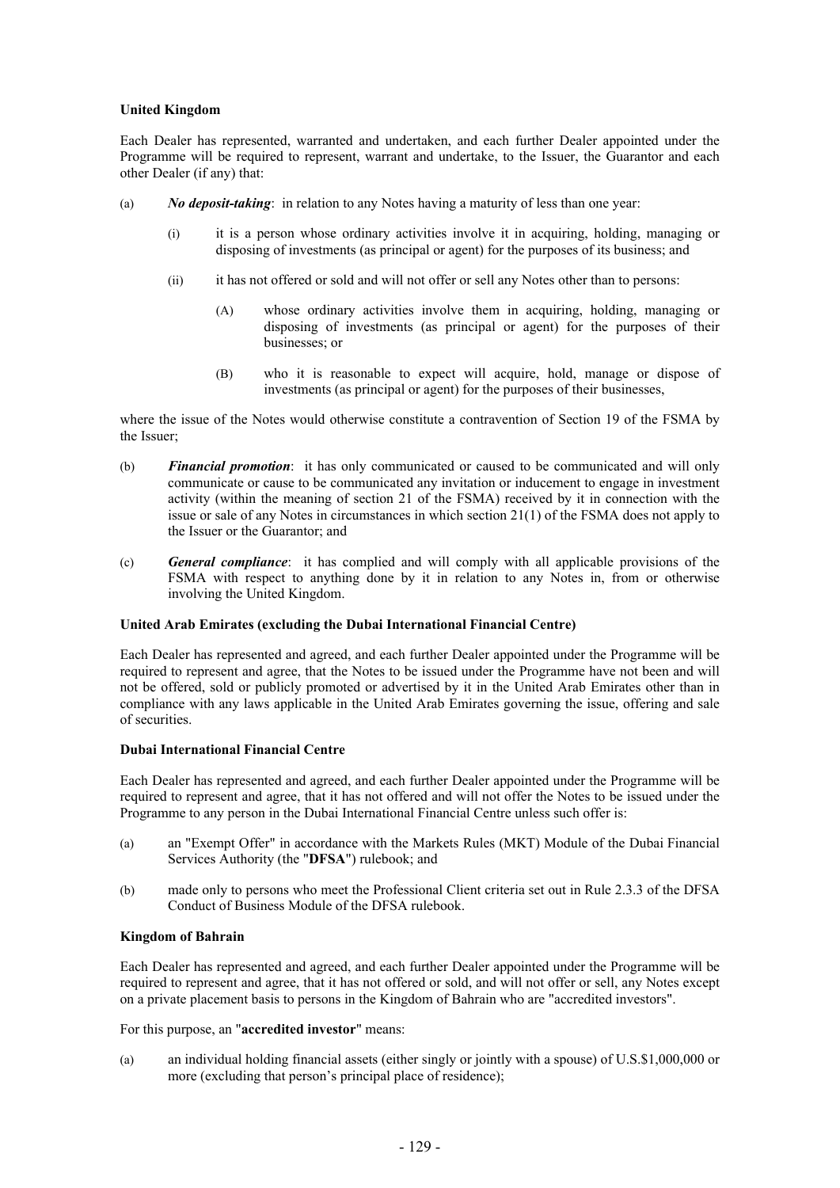**United Kingdom**

Each Dealer has represented, warranted and undertaken, and each further Dealer appointed under the Programme will be required to represent, warrant and undertake, to the Issuer, the Guarantor and each other Dealer (if any) that:

(a) ***No deposit-taking***: in relation to any Notes having a maturity of less than one year:

  (i) it is a person whose ordinary activities involve it in acquiring, holding, managing or disposing of investments (as principal or agent) for the purposes of its business; and

  (ii) it has not offered or sold and will not offer or sell any Notes other than to persons:

    (A) whose ordinary activities involve them in acquiring, holding, managing or disposing of investments (as principal or agent) for the purposes of their businesses; or

    (B) who it is reasonable to expect will acquire, hold, manage or dispose of investments (as principal or agent) for the purposes of their businesses,

where the issue of the Notes would otherwise constitute a contravention of Section 19 of the FSMA by the Issuer;

(b) ***Financial promotion***: it has only communicated or caused to be communicated and will only communicate or cause to be communicated any invitation or inducement to engage in investment activity (within the meaning of section 21 of the FSMA) received by it in connection with the issue or sale of any Notes in circumstances in which section 21(1) of the FSMA does not apply to the Issuer or the Guarantor; and

(c) ***General compliance***: it has complied and will comply with all applicable provisions of the FSMA with respect to anything done by it in relation to any Notes in, from or otherwise involving the United Kingdom.

**United Arab Emirates (excluding the Dubai International Financial Centre)**

Each Dealer has represented and agreed, and each further Dealer appointed under the Programme will be required to represent and agree, that the Notes to be issued under the Programme have not been and will not be offered, sold or publicly promoted or advertised by it in the United Arab Emirates other than in compliance with any laws applicable in the United Arab Emirates governing the issue, offering and sale of securities.

**Dubai International Financial Centre**

Each Dealer has represented and agreed, and each further Dealer appointed under the Programme will be required to represent and agree, that it has not offered and will not offer the Notes to be issued under the Programme to any person in the Dubai International Financial Centre unless such offer is:

(a) an "Exempt Offer" in accordance with the Markets Rules (MKT) Module of the Dubai Financial Services Authority (the "**DFSA**") rulebook; and

(b) made only to persons who meet the Professional Client criteria set out in Rule 2.3.3 of the DFSA Conduct of Business Module of the DFSA rulebook.

**Kingdom of Bahrain**

Each Dealer has represented and agreed, and each further Dealer appointed under the Programme will be required to represent and agree, that it has not offered or sold, and will not offer or sell, any Notes except on a private placement basis to persons in the Kingdom of Bahrain who are "accredited investors".

For this purpose, an "**accredited investor**" means:

(a) an individual holding financial assets (either singly or jointly with a spouse) of U.S.$1,000,000 or more (excluding that person's principal place of residence);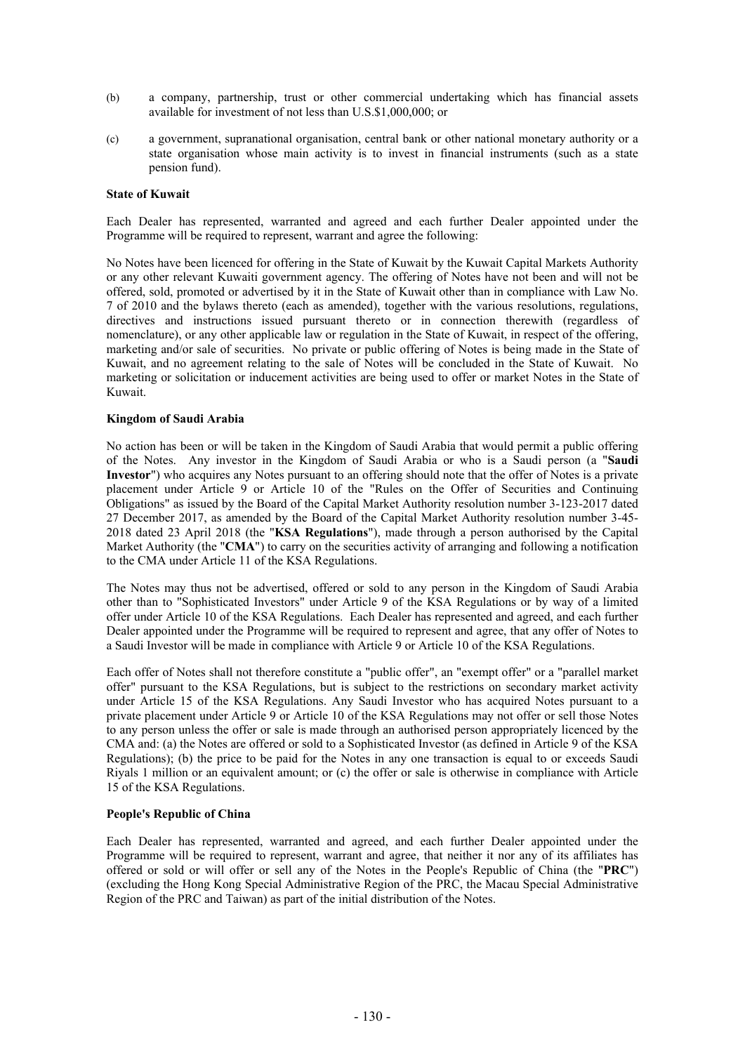(b) a company, partnership, trust or other commercial undertaking which has financial assets available for investment of not less than U.S.$1,000,000; or

(c) a government, supranational organisation, central bank or other national monetary authority or a state organisation whose main activity is to invest in financial instruments (such as a state pension fund).

**State of Kuwait**

Each Dealer has represented, warranted and agreed and each further Dealer appointed under the Programme will be required to represent, warrant and agree the following:

No Notes have been licenced for offering in the State of Kuwait by the Kuwait Capital Markets Authority or any other relevant Kuwaiti government agency. The offering of Notes have not been and will not be offered, sold, promoted or advertised by it in the State of Kuwait other than in compliance with Law No. 7 of 2010 and the bylaws thereto (each as amended), together with the various resolutions, regulations, directives and instructions issued pursuant thereto or in connection therewith (regardless of nomenclature), or any other applicable law or regulation in the State of Kuwait, in respect of the offering, marketing and/or sale of securities. No private or public offering of Notes is being made in the State of Kuwait, and no agreement relating to the sale of Notes will be concluded in the State of Kuwait. No marketing or solicitation or inducement activities are being used to offer or market Notes in the State of Kuwait.

**Kingdom of Saudi Arabia**

No action has been or will be taken in the Kingdom of Saudi Arabia that would permit a public offering of the Notes. Any investor in the Kingdom of Saudi Arabia or who is a Saudi person (a "**Saudi Investor**") who acquires any Notes pursuant to an offering should note that the offer of Notes is a private placement under Article 9 or Article 10 of the "Rules on the Offer of Securities and Continuing Obligations" as issued by the Board of the Capital Market Authority resolution number 3-123-2017 dated 27 December 2017, as amended by the Board of the Capital Market Authority resolution number 3-45-2018 dated 23 April 2018 (the "**KSA Regulations**"), made through a person authorised by the Capital Market Authority (the "**CMA**") to carry on the securities activity of arranging and following a notification to the CMA under Article 11 of the KSA Regulations.

The Notes may thus not be advertised, offered or sold to any person in the Kingdom of Saudi Arabia other than to "Sophisticated Investors" under Article 9 of the KSA Regulations or by way of a limited offer under Article 10 of the KSA Regulations. Each Dealer has represented and agreed, and each further Dealer appointed under the Programme will be required to represent and agree, that any offer of Notes to a Saudi Investor will be made in compliance with Article 9 or Article 10 of the KSA Regulations.

Each offer of Notes shall not therefore constitute a "public offer", an "exempt offer" or a "parallel market offer" pursuant to the KSA Regulations, but is subject to the restrictions on secondary market activity under Article 15 of the KSA Regulations. Any Saudi Investor who has acquired Notes pursuant to a private placement under Article 9 or Article 10 of the KSA Regulations may not offer or sell those Notes to any person unless the offer or sale is made through an authorised person appropriately licenced by the CMA and: (a) the Notes are offered or sold to a Sophisticated Investor (as defined in Article 9 of the KSA Regulations); (b) the price to be paid for the Notes in any one transaction is equal to or exceeds Saudi Riyals 1 million or an equivalent amount; or (c) the offer or sale is otherwise in compliance with Article 15 of the KSA Regulations.

**People's Republic of China**

Each Dealer has represented, warranted and agreed, and each further Dealer appointed under the Programme will be required to represent, warrant and agree, that neither it nor any of its affiliates has offered or sold or will offer or sell any of the Notes in the People's Republic of China (the "**PRC**") (excluding the Hong Kong Special Administrative Region of the PRC, the Macau Special Administrative Region of the PRC and Taiwan) as part of the initial distribution of the Notes.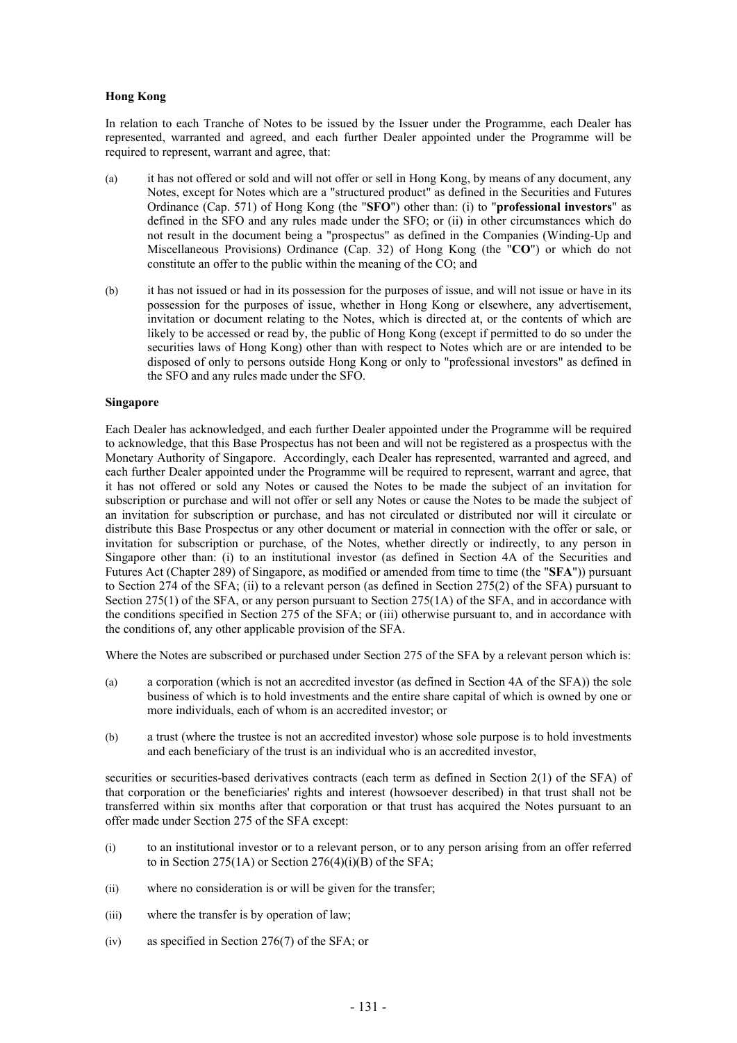**Hong Kong**

In relation to each Tranche of Notes to be issued by the Issuer under the Programme, each Dealer has represented, warranted and agreed, and each further Dealer appointed under the Programme will be required to represent, warrant and agree, that:

(a) it has not offered or sold and will not offer or sell in Hong Kong, by means of any document, any Notes, except for Notes which are a "structured product" as defined in the Securities and Futures Ordinance (Cap. 571) of Hong Kong (the "**SFO**") other than: (i) to "**professional investors**" as defined in the SFO and any rules made under the SFO; or (ii) in other circumstances which do not result in the document being a "prospectus" as defined in the Companies (Winding-Up and Miscellaneous Provisions) Ordinance (Cap. 32) of Hong Kong (the "**CO**") or which do not constitute an offer to the public within the meaning of the CO; and

(b) it has not issued or had in its possession for the purposes of issue, and will not issue or have in its possession for the purposes of issue, whether in Hong Kong or elsewhere, any advertisement, invitation or document relating to the Notes, which is directed at, or the contents of which are likely to be accessed or read by, the public of Hong Kong (except if permitted to do so under the securities laws of Hong Kong) other than with respect to Notes which are or are intended to be disposed of only to persons outside Hong Kong or only to "professional investors" as defined in the SFO and any rules made under the SFO.

**Singapore**

Each Dealer has acknowledged, and each further Dealer appointed under the Programme will be required to acknowledge, that this Base Prospectus has not been and will not be registered as a prospectus with the Monetary Authority of Singapore. Accordingly, each Dealer has represented, warranted and agreed, and each further Dealer appointed under the Programme will be required to represent, warrant and agree, that it has not offered or sold any Notes or caused the Notes to be made the subject of an invitation for subscription or purchase and will not offer or sell any Notes or cause the Notes to be made the subject of an invitation for subscription or purchase, and has not circulated or distributed nor will it circulate or distribute this Base Prospectus or any other document or material in connection with the offer or sale, or invitation for subscription or purchase, of the Notes, whether directly or indirectly, to any person in Singapore other than: (i) to an institutional investor (as defined in Section 4A of the Securities and Futures Act (Chapter 289) of Singapore, as modified or amended from time to time (the "**SFA**")) pursuant to Section 274 of the SFA; (ii) to a relevant person (as defined in Section 275(2) of the SFA) pursuant to Section 275(1) of the SFA, or any person pursuant to Section 275(1A) of the SFA, and in accordance with the conditions specified in Section 275 of the SFA; or (iii) otherwise pursuant to, and in accordance with the conditions of, any other applicable provision of the SFA.

Where the Notes are subscribed or purchased under Section 275 of the SFA by a relevant person which is:

(a) a corporation (which is not an accredited investor (as defined in Section 4A of the SFA)) the sole business of which is to hold investments and the entire share capital of which is owned by one or more individuals, each of whom is an accredited investor; or

(b) a trust (where the trustee is not an accredited investor) whose sole purpose is to hold investments and each beneficiary of the trust is an individual who is an accredited investor,

securities or securities-based derivatives contracts (each term as defined in Section 2(1) of the SFA) of that corporation or the beneficiaries' rights and interest (howsoever described) in that trust shall not be transferred within six months after that corporation or that trust has acquired the Notes pursuant to an offer made under Section 275 of the SFA except:

(i) to an institutional investor or to a relevant person, or to any person arising from an offer referred to in Section 275(1A) or Section 276(4)(i)(B) of the SFA;

(ii) where no consideration is or will be given for the transfer;

(iii) where the transfer is by operation of law;

(iv) as specified in Section 276(7) of the SFA; or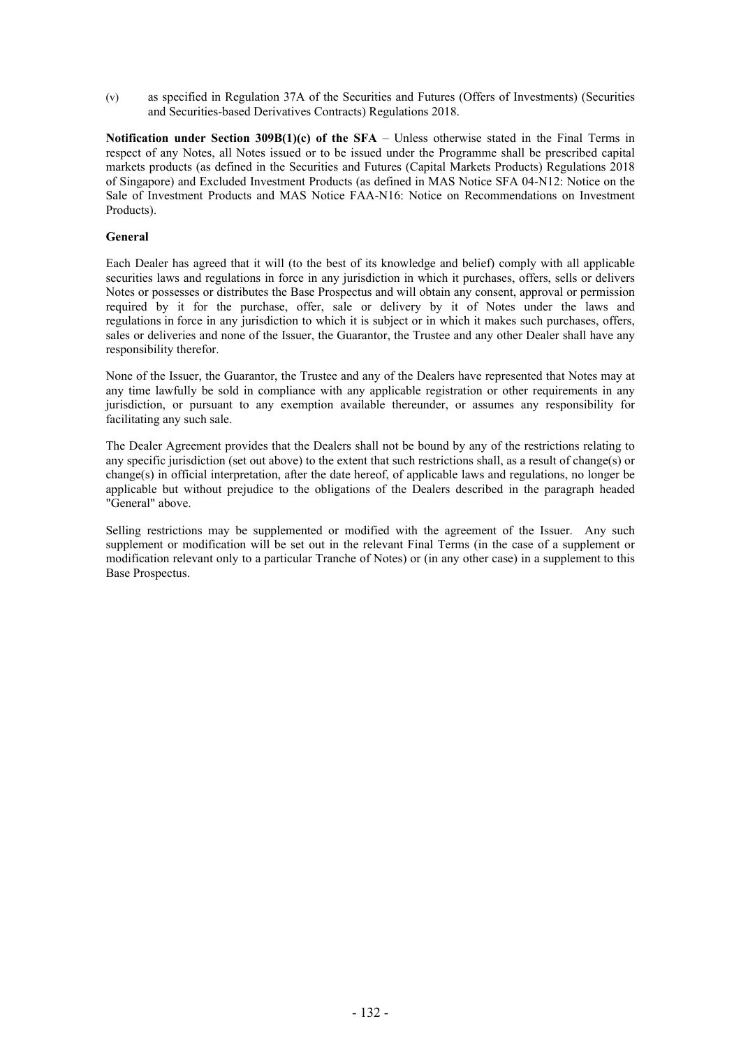(v) as specified in Regulation 37A of the Securities and Futures (Offers of Investments) (Securities and Securities-based Derivatives Contracts) Regulations 2018.

**Notification under Section 309B(1)(c) of the SFA** – Unless otherwise stated in the Final Terms in respect of any Notes, all Notes issued or to be issued under the Programme shall be prescribed capital markets products (as defined in the Securities and Futures (Capital Markets Products) Regulations 2018 of Singapore) and Excluded Investment Products (as defined in MAS Notice SFA 04-N12: Notice on the Sale of Investment Products and MAS Notice FAA-N16: Notice on Recommendations on Investment Products).

**General**

Each Dealer has agreed that it will (to the best of its knowledge and belief) comply with all applicable securities laws and regulations in force in any jurisdiction in which it purchases, offers, sells or delivers Notes or possesses or distributes the Base Prospectus and will obtain any consent, approval or permission required by it for the purchase, offer, sale or delivery by it of Notes under the laws and regulations in force in any jurisdiction to which it is subject or in which it makes such purchases, offers, sales or deliveries and none of the Issuer, the Guarantor, the Trustee and any other Dealer shall have any responsibility therefor.

None of the Issuer, the Guarantor, the Trustee and any of the Dealers have represented that Notes may at any time lawfully be sold in compliance with any applicable registration or other requirements in any jurisdiction, or pursuant to any exemption available thereunder, or assumes any responsibility for facilitating any such sale.

The Dealer Agreement provides that the Dealers shall not be bound by any of the restrictions relating to any specific jurisdiction (set out above) to the extent that such restrictions shall, as a result of change(s) or change(s) in official interpretation, after the date hereof, of applicable laws and regulations, no longer be applicable but without prejudice to the obligations of the Dealers described in the paragraph headed "General" above.

Selling restrictions may be supplemented or modified with the agreement of the Issuer. Any such supplement or modification will be set out in the relevant Final Terms (in the case of a supplement or modification relevant only to a particular Tranche of Notes) or (in any other case) in a supplement to this Base Prospectus.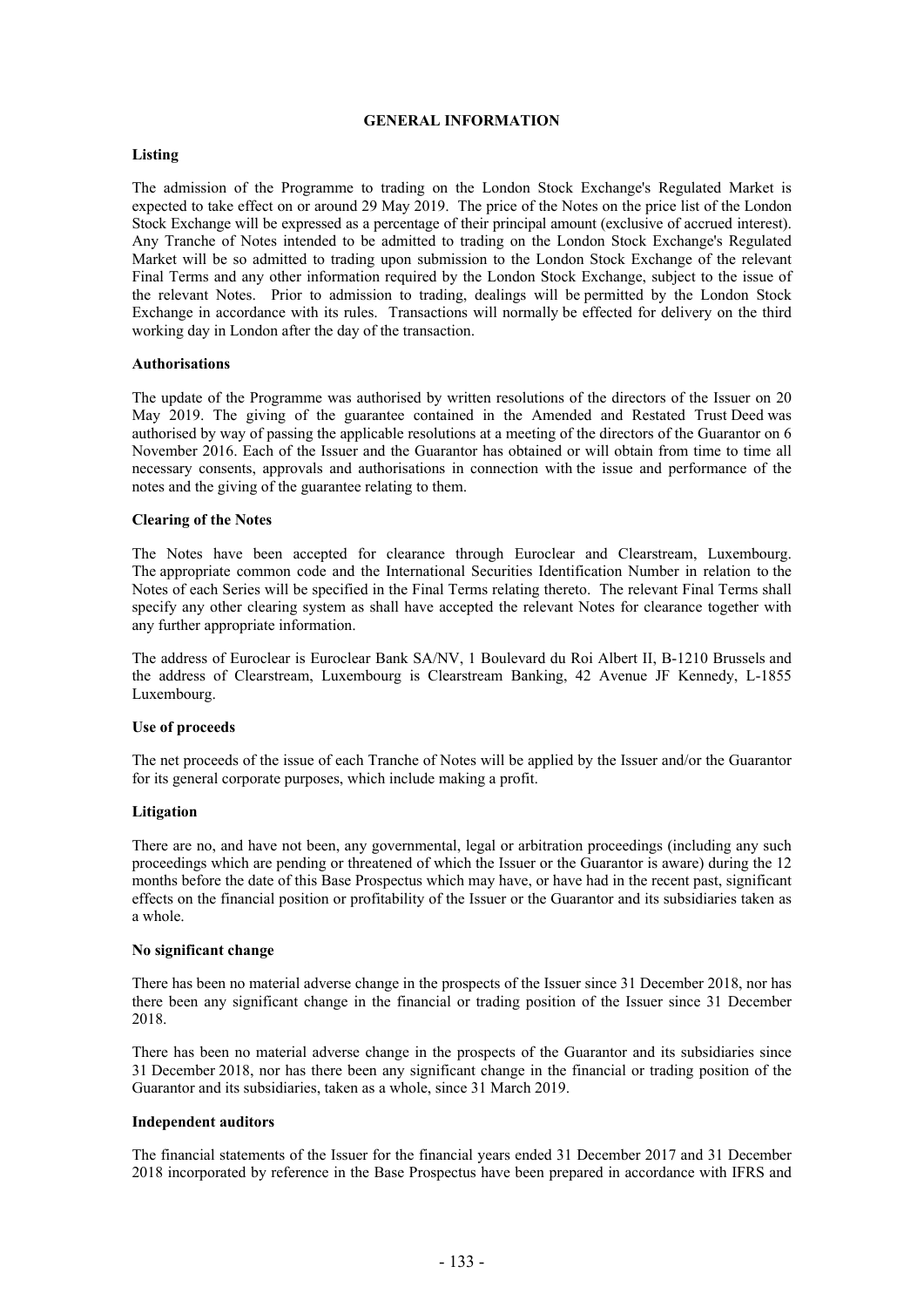## GENERAL INFORMATION

### Listing

The admission of the Programme to trading on the London Stock Exchange's Regulated Market is expected to take effect on or around 29 May 2019. The price of the Notes on the price list of the London Stock Exchange will be expressed as a percentage of their principal amount (exclusive of accrued interest). Any Tranche of Notes intended to be admitted to trading on the London Stock Exchange's Regulated Market will be so admitted to trading upon submission to the London Stock Exchange of the relevant Final Terms and any other information required by the London Stock Exchange, subject to the issue of the relevant Notes. Prior to admission to trading, dealings will be permitted by the London Stock Exchange in accordance with its rules. Transactions will normally be effected for delivery on the third working day in London after the day of the transaction.

### Authorisations

The update of the Programme was authorised by written resolutions of the directors of the Issuer on 20 May 2019. The giving of the guarantee contained in the Amended and Restated Trust Deed was authorised by way of passing the applicable resolutions at a meeting of the directors of the Guarantor on 6 November 2016. Each of the Issuer and the Guarantor has obtained or will obtain from time to time all necessary consents, approvals and authorisations in connection with the issue and performance of the notes and the giving of the guarantee relating to them.

### Clearing of the Notes

The Notes have been accepted for clearance through Euroclear and Clearstream, Luxembourg. The appropriate common code and the International Securities Identification Number in relation to the Notes of each Series will be specified in the Final Terms relating thereto. The relevant Final Terms shall specify any other clearing system as shall have accepted the relevant Notes for clearance together with any further appropriate information.

The address of Euroclear is Euroclear Bank SA/NV, 1 Boulevard du Roi Albert II, B-1210 Brussels and the address of Clearstream, Luxembourg is Clearstream Banking, 42 Avenue JF Kennedy, L-1855 Luxembourg.

### Use of proceeds

The net proceeds of the issue of each Tranche of Notes will be applied by the Issuer and/or the Guarantor for its general corporate purposes, which include making a profit.

### Litigation

There are no, and have not been, any governmental, legal or arbitration proceedings (including any such proceedings which are pending or threatened of which the Issuer or the Guarantor is aware) during the 12 months before the date of this Base Prospectus which may have, or have had in the recent past, significant effects on the financial position or profitability of the Issuer or the Guarantor and its subsidiaries taken as a whole.

### No significant change

There has been no material adverse change in the prospects of the Issuer since 31 December 2018, nor has there been any significant change in the financial or trading position of the Issuer since 31 December 2018.

There has been no material adverse change in the prospects of the Guarantor and its subsidiaries since 31 December 2018, nor has there been any significant change in the financial or trading position of the Guarantor and its subsidiaries, taken as a whole, since 31 March 2019.

### Independent auditors

The financial statements of the Issuer for the financial years ended 31 December 2017 and 31 December 2018 incorporated by reference in the Base Prospectus have been prepared in accordance with IFRS and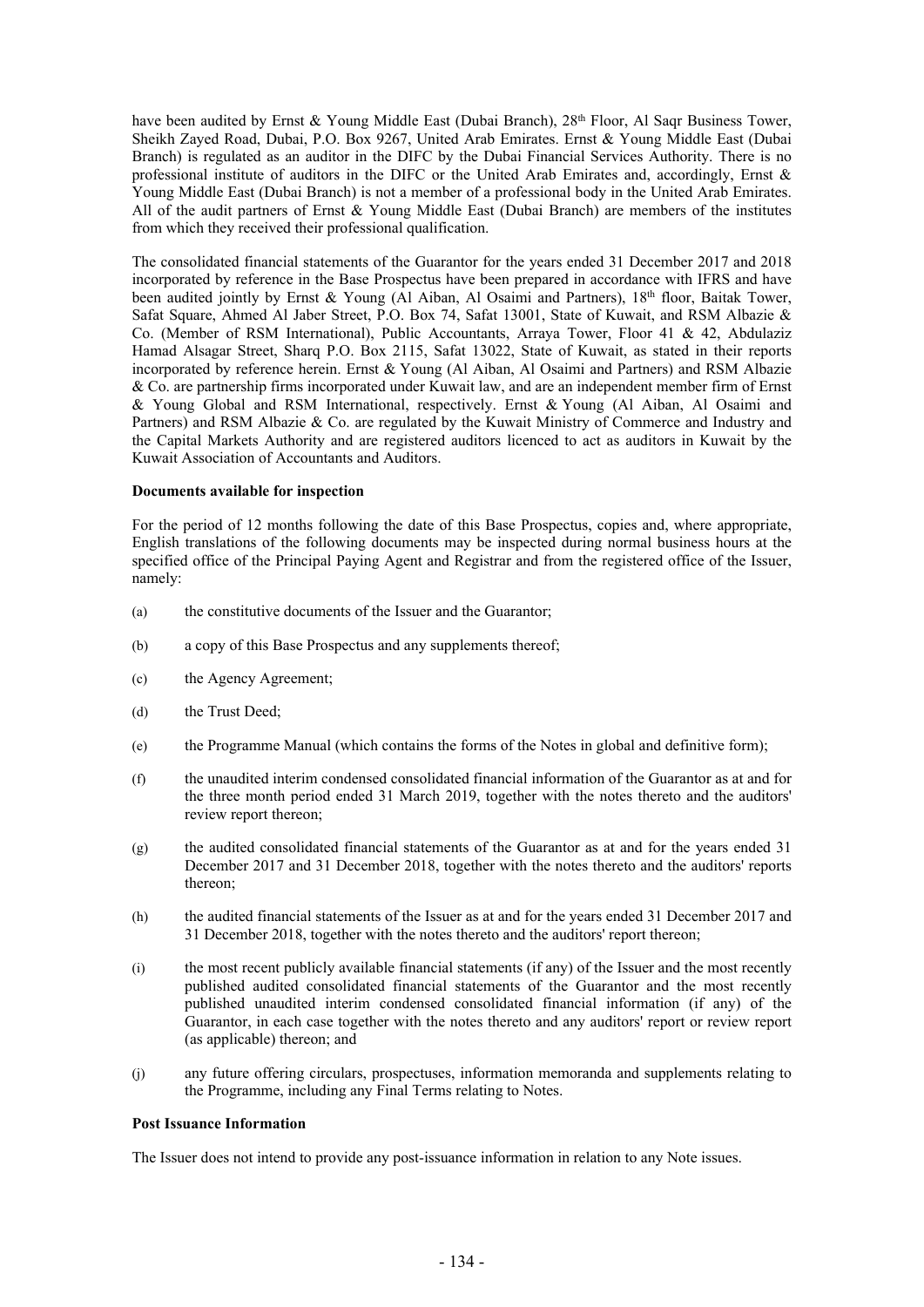have been audited by Ernst & Young Middle East (Dubai Branch), 28th Floor, Al Saqr Business Tower, Sheikh Zayed Road, Dubai, P.O. Box 9267, United Arab Emirates. Ernst & Young Middle East (Dubai Branch) is regulated as an auditor in the DIFC by the Dubai Financial Services Authority. There is no professional institute of auditors in the DIFC or the United Arab Emirates and, accordingly, Ernst & Young Middle East (Dubai Branch) is not a member of a professional body in the United Arab Emirates. All of the audit partners of Ernst & Young Middle East (Dubai Branch) are members of the institutes from which they received their professional qualification.

The consolidated financial statements of the Guarantor for the years ended 31 December 2017 and 2018 incorporated by reference in the Base Prospectus have been prepared in accordance with IFRS and have been audited jointly by Ernst & Young (Al Aiban, Al Osaimi and Partners), 18th floor, Baitak Tower, Safat Square, Ahmed Al Jaber Street, P.O. Box 74, Safat 13001, State of Kuwait, and RSM Albazie & Co. (Member of RSM International), Public Accountants, Arraya Tower, Floor 41 & 42, Abdulaziz Hamad Alsagar Street, Sharq P.O. Box 2115, Safat 13022, State of Kuwait, as stated in their reports incorporated by reference herein. Ernst & Young (Al Aiban, Al Osaimi and Partners) and RSM Albazie & Co. are partnership firms incorporated under Kuwait law, and are an independent member firm of Ernst & Young Global and RSM International, respectively. Ernst & Young (Al Aiban, Al Osaimi and Partners) and RSM Albazie & Co. are regulated by the Kuwait Ministry of Commerce and Industry and the Capital Markets Authority and are registered auditors licenced to act as auditors in Kuwait by the Kuwait Association of Accountants and Auditors.

**Documents available for inspection**

For the period of 12 months following the date of this Base Prospectus, copies and, where appropriate, English translations of the following documents may be inspected during normal business hours at the specified office of the Principal Paying Agent and Registrar and from the registered office of the Issuer, namely:

(a) the constitutive documents of the Issuer and the Guarantor;

(b) a copy of this Base Prospectus and any supplements thereof;

(c) the Agency Agreement;

(d) the Trust Deed;

(e) the Programme Manual (which contains the forms of the Notes in global and definitive form);

(f) the unaudited interim condensed consolidated financial information of the Guarantor as at and for the three month period ended 31 March 2019, together with the notes thereto and the auditors' review report thereon;

(g) the audited consolidated financial statements of the Guarantor as at and for the years ended 31 December 2017 and 31 December 2018, together with the notes thereto and the auditors' reports thereon;

(h) the audited financial statements of the Issuer as at and for the years ended 31 December 2017 and 31 December 2018, together with the notes thereto and the auditors' report thereon;

(i) the most recent publicly available financial statements (if any) of the Issuer and the most recently published audited consolidated financial statements of the Guarantor and the most recently published unaudited interim condensed consolidated financial information (if any) of the Guarantor, in each case together with the notes thereto and any auditors' report or review report (as applicable) thereon; and

(j) any future offering circulars, prospectuses, information memoranda and supplements relating to the Programme, including any Final Terms relating to Notes.

**Post Issuance Information**

The Issuer does not intend to provide any post-issuance information in relation to any Note issues.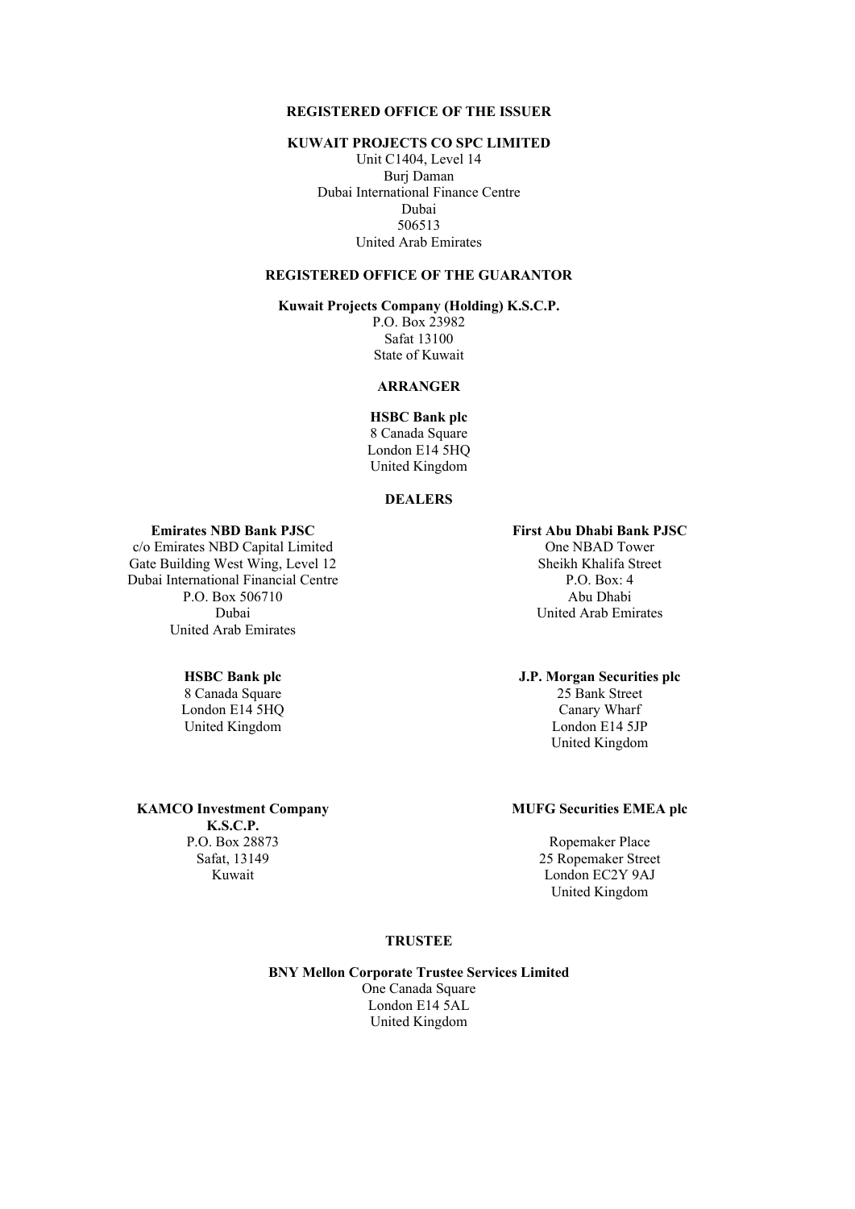**REGISTERED OFFICE OF THE ISSUER**

**KUWAIT PROJECTS CO SPC LIMITED**
Unit C1404, Level 14
Burj Daman
Dubai International Finance Centre
Dubai
506513
United Arab Emirates

**REGISTERED OFFICE OF THE GUARANTOR**

**Kuwait Projects Company (Holding) K.S.C.P.**
P.O. Box 23982
Safat 13100
State of Kuwait

**ARRANGER**

**HSBC Bank plc**
8 Canada Square
London E14 5HQ
United Kingdom

**DEALERS**

**Emirates NBD Bank PJSC**
c/o Emirates NBD Capital Limited
Gate Building West Wing, Level 12
Dubai International Financial Centre
P.O. Box 506710
Dubai
United Arab Emirates

**First Abu Dhabi Bank PJSC**
One NBAD Tower
Sheikh Khalifa Street
P.O. Box: 4
Abu Dhabi
United Arab Emirates

**HSBC Bank plc**
8 Canada Square
London E14 5HQ
United Kingdom

**J.P. Morgan Securities plc**
25 Bank Street
Canary Wharf
London E14 5JP
United Kingdom

**KAMCO Investment Company K.S.C.P.**
P.O. Box 28873
Safat, 13149
Kuwait

**MUFG Securities EMEA plc**
Ropemaker Place
25 Ropemaker Street
London EC2Y 9AJ
United Kingdom

**TRUSTEE**

**BNY Mellon Corporate Trustee Services Limited**
One Canada Square
London E14 5AL
United Kingdom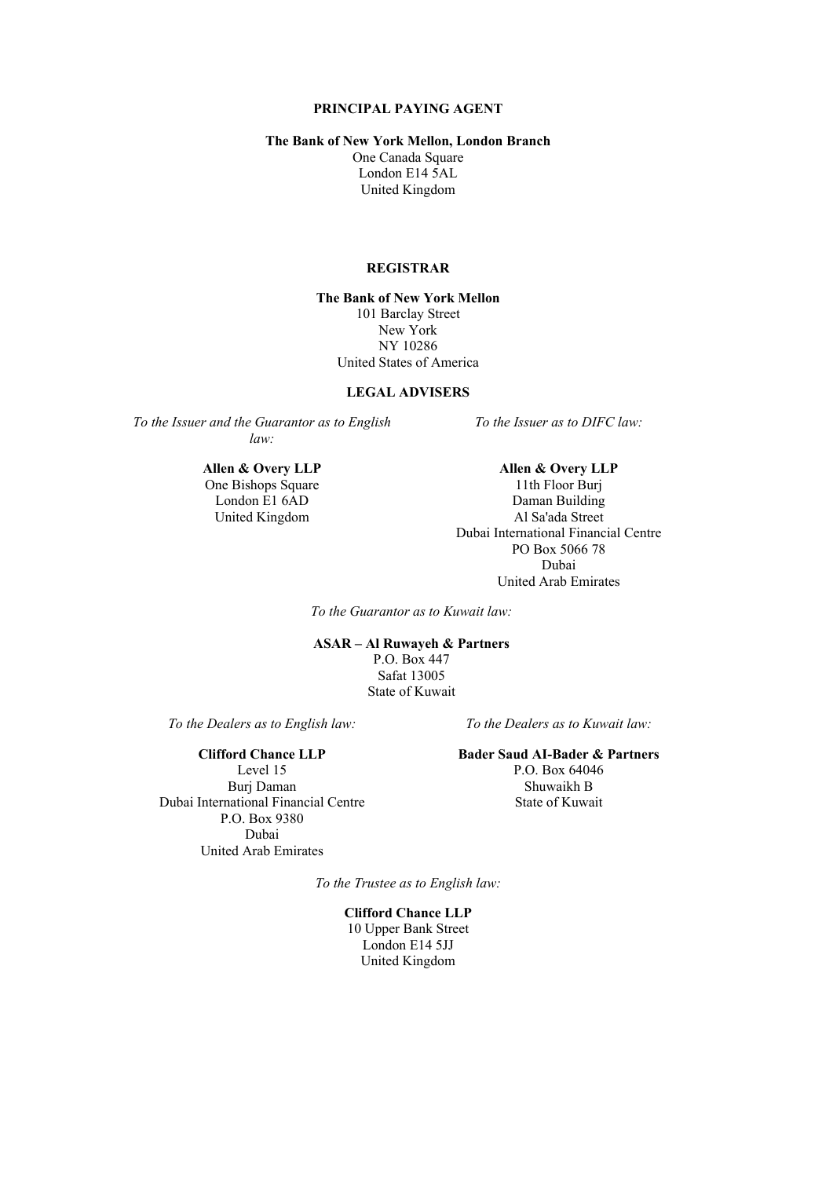## PRINCIPAL PAYING AGENT

**The Bank of New York Mellon, London Branch**
One Canada Square
London E14 5AL
United Kingdom

## REGISTRAR

**The Bank of New York Mellon**
101 Barclay Street
New York
NY 10286
United States of America

## LEGAL ADVISERS

*To the Issuer and the Guarantor as to English law:*

**Allen & Overy LLP**
One Bishops Square
London E1 6AD
United Kingdom

*To the Issuer as to DIFC law:*

**Allen & Overy LLP**
11th Floor Burj
Daman Building
Al Sa'ada Street
Dubai International Financial Centre
PO Box 5066 78
Dubai
United Arab Emirates

*To the Guarantor as to Kuwait law:*

**ASAR – Al Ruwayeh & Partners**
P.O. Box 447
Safat 13005
State of Kuwait

*To the Dealers as to English law:*

**Clifford Chance LLP**
Level 15
Burj Daman
Dubai International Financial Centre
P.O. Box 9380
Dubai
United Arab Emirates

*To the Dealers as to Kuwait law:*

**Bader Saud AI-Bader & Partners**
P.O. Box 64046
Shuwaikh B
State of Kuwait

*To the Trustee as to English law:*

**Clifford Chance LLP**
10 Upper Bank Street
London E14 5JJ
United Kingdom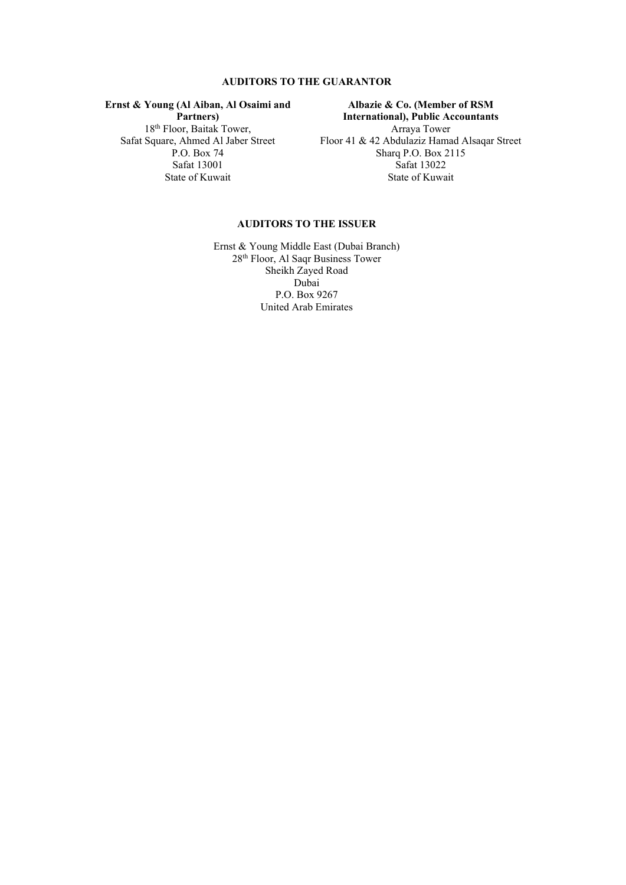## AUDITORS TO THE GUARANTOR

**Ernst & Young (Al Aiban, Al Osaimi and Partners)**
18th Floor, Baitak Tower,
Safat Square, Ahmed Al Jaber Street
P.O. Box 74
Safat 13001
State of Kuwait

**Albazie & Co. (Member of RSM International), Public Accountants**
Arraya Tower
Floor 41 & 42 Abdulaziz Hamad Alsaqar Street
Sharq P.O. Box 2115
Safat 13022
State of Kuwait

## AUDITORS TO THE ISSUER

Ernst & Young Middle East (Dubai Branch)
28th Floor, Al Saqr Business Tower
Sheikh Zayed Road
Dubai
P.O. Box 9267
United Arab Emirates